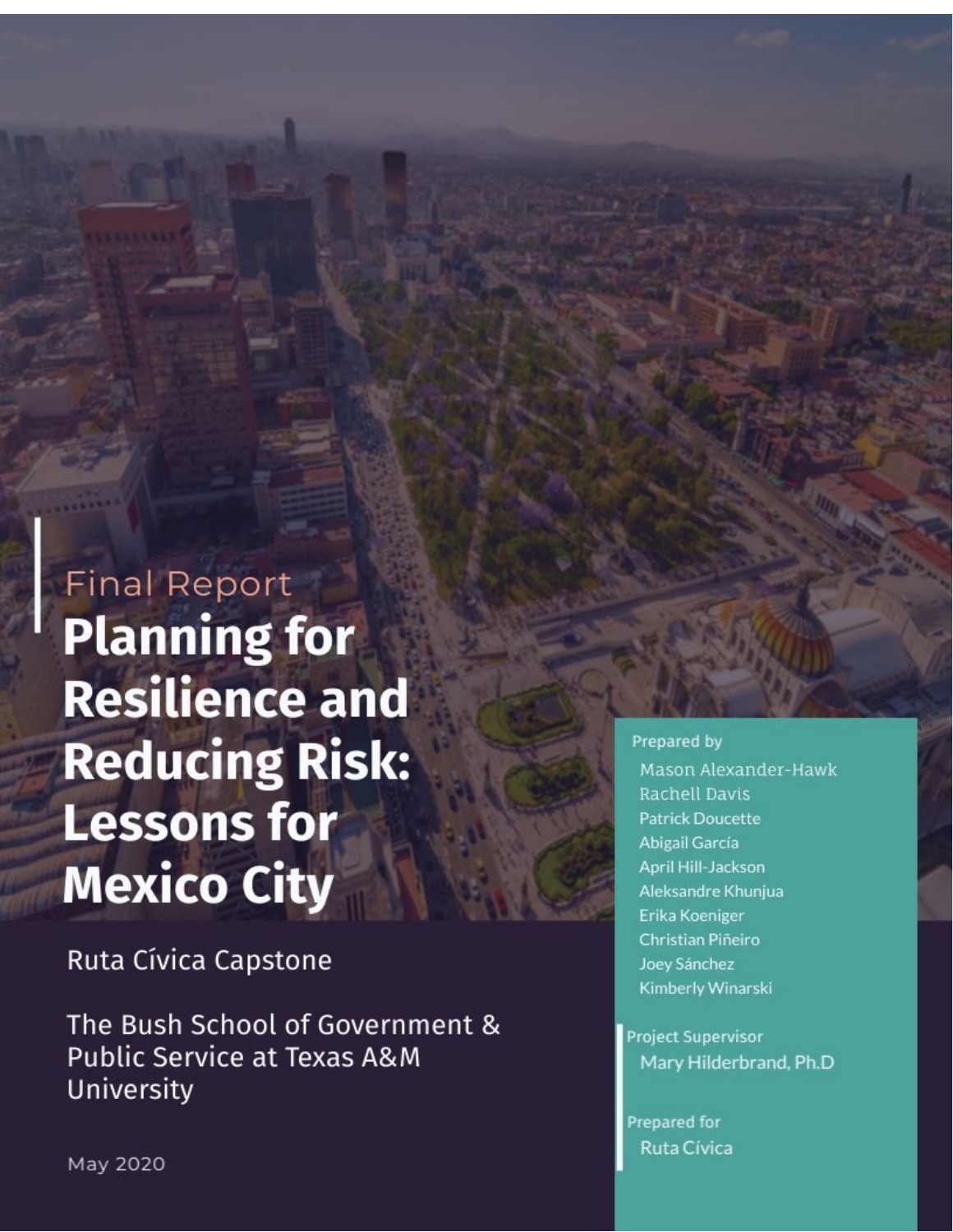Final Report

# Planning for Resilience and Reducing Risk: Lessons for Mexico City

Ruta Cívica Capstone

The Bush School of Government & Public Service at Texas A&M University

May 2020

Prepared by

Mason Alexander-Hawk
Rachell Davis
Patrick Doucette
Abigail García
April Hill-Jackson
Aleksandre Khunjua
Erika Koeniger
Christian Piñeiro
Joey Sánchez
Kimberly Winarski

Project Supervisor

Mary Hilderbrand, Ph.D

Prepared for

Ruta Cívica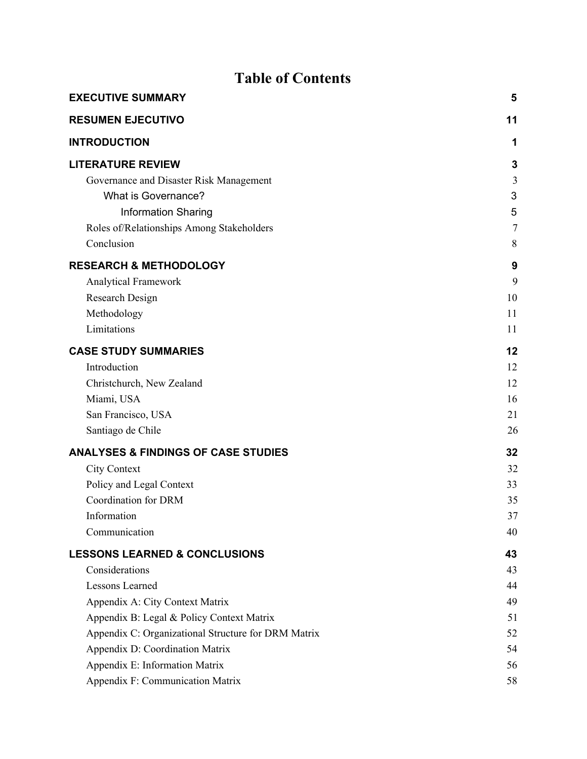# Table of Contents

| | |
|---|---|
| **EXECUTIVE SUMMARY** | **5** |
| **RESUMEN EJECUTIVO** | **11** |
| **INTRODUCTION** | **1** |
| **LITERATURE REVIEW** | **3** |
| Governance and Disaster Risk Management | 3 |
| What is Governance? | 3 |
| Information Sharing | 5 |
| Roles of/Relationships Among Stakeholders | 7 |
| Conclusion | 8 |
| **RESEARCH & METHODOLOGY** | **9** |
| Analytical Framework | 9 |
| Research Design | 10 |
| Methodology | 11 |
| Limitations | 11 |
| **CASE STUDY SUMMARIES** | **12** |
| Introduction | 12 |
| Christchurch, New Zealand | 12 |
| Miami, USA | 16 |
| San Francisco, USA | 21 |
| Santiago de Chile | 26 |
| **ANALYSES & FINDINGS OF CASE STUDIES** | **32** |
| City Context | 32 |
| Policy and Legal Context | 33 |
| Coordination for DRM | 35 |
| Information | 37 |
| Communication | 40 |
| **LESSONS LEARNED & CONCLUSIONS** | **43** |
| Considerations | 43 |
| Lessons Learned | 44 |
| Appendix A: City Context Matrix | 49 |
| Appendix B: Legal & Policy Context Matrix | 51 |
| Appendix C: Organizational Structure for DRM Matrix | 52 |
| Appendix D: Coordination Matrix | 54 |
| Appendix E: Information Matrix | 56 |
| Appendix F: Communication Matrix | 58 |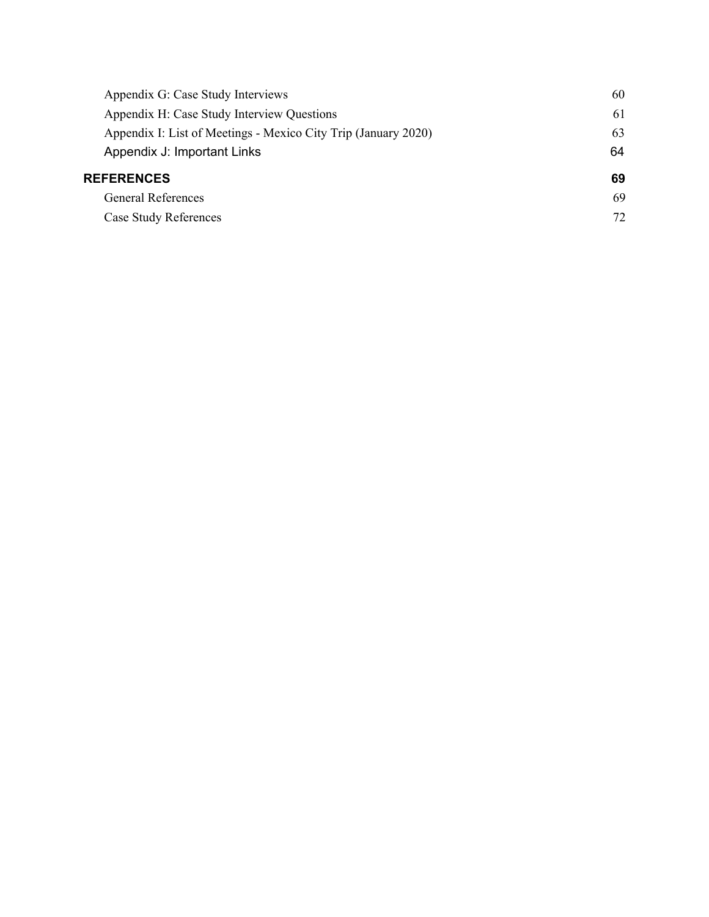- Appendix G: Case Study Interviews 60
- Appendix H: Case Study Interview Questions 61
- Appendix I: List of Meetings - Mexico City Trip (January 2020) 63
- Appendix J: Important Links 64

**REFERENCES 69**

- General References 69
- Case Study References 72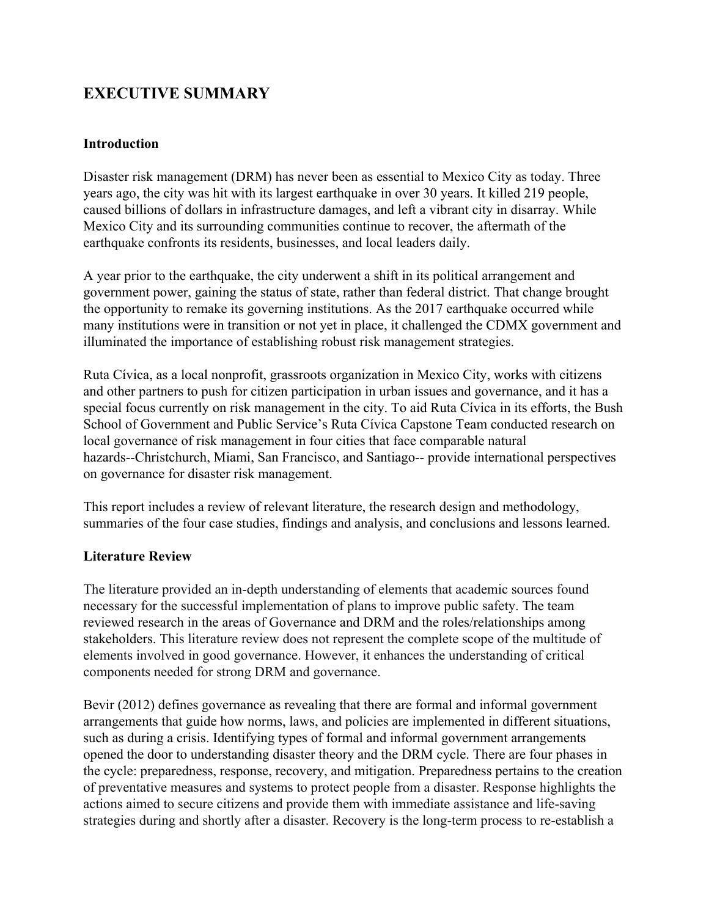## EXECUTIVE SUMMARY

### Introduction

Disaster risk management (DRM) has never been as essential to Mexico City as today. Three years ago, the city was hit with its largest earthquake in over 30 years. It killed 219 people, caused billions of dollars in infrastructure damages, and left a vibrant city in disarray. While Mexico City and its surrounding communities continue to recover, the aftermath of the earthquake confronts its residents, businesses, and local leaders daily.

A year prior to the earthquake, the city underwent a shift in its political arrangement and government power, gaining the status of state, rather than federal district. That change brought the opportunity to remake its governing institutions. As the 2017 earthquake occurred while many institutions were in transition or not yet in place, it challenged the CDMX government and illuminated the importance of establishing robust risk management strategies.

Ruta Cívica, as a local nonprofit, grassroots organization in Mexico City, works with citizens and other partners to push for citizen participation in urban issues and governance, and it has a special focus currently on risk management in the city. To aid Ruta Cívica in its efforts, the Bush School of Government and Public Service's Ruta Cívica Capstone Team conducted research on local governance of risk management in four cities that face comparable natural hazards--Christchurch, Miami, San Francisco, and Santiago-- provide international perspectives on governance for disaster risk management.

This report includes a review of relevant literature, the research design and methodology, summaries of the four case studies, findings and analysis, and conclusions and lessons learned.

### Literature Review

The literature provided an in-depth understanding of elements that academic sources found necessary for the successful implementation of plans to improve public safety. The team reviewed research in the areas of Governance and DRM and the roles/relationships among stakeholders. This literature review does not represent the complete scope of the multitude of elements involved in good governance. However, it enhances the understanding of critical components needed for strong DRM and governance.

Bevir (2012) defines governance as revealing that there are formal and informal government arrangements that guide how norms, laws, and policies are implemented in different situations, such as during a crisis. Identifying types of formal and informal government arrangements opened the door to understanding disaster theory and the DRM cycle. There are four phases in the cycle: preparedness, response, recovery, and mitigation. Preparedness pertains to the creation of preventative measures and systems to protect people from a disaster. Response highlights the actions aimed to secure citizens and provide them with immediate assistance and life-saving strategies during and shortly after a disaster. Recovery is the long-term process to re-establish a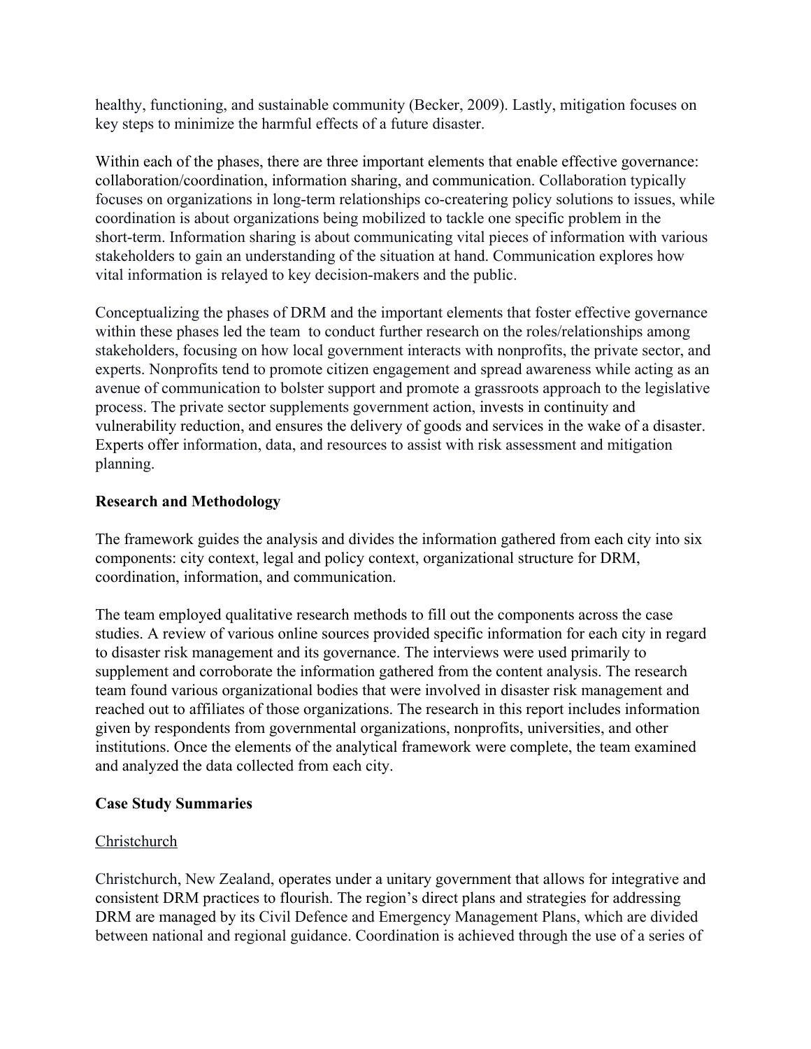healthy, functioning, and sustainable community (Becker, 2009). Lastly, mitigation focuses on key steps to minimize the harmful effects of a future disaster.

Within each of the phases, there are three important elements that enable effective governance: collaboration/coordination, information sharing, and communication. Collaboration typically focuses on organizations in long-term relationships co-createring policy solutions to issues, while coordination is about organizations being mobilized to tackle one specific problem in the short-term. Information sharing is about communicating vital pieces of information with various stakeholders to gain an understanding of the situation at hand. Communication explores how vital information is relayed to key decision-makers and the public.

Conceptualizing the phases of DRM and the important elements that foster effective governance within these phases led the team to conduct further research on the roles/relationships among stakeholders, focusing on how local government interacts with nonprofits, the private sector, and experts. Nonprofits tend to promote citizen engagement and spread awareness while acting as an avenue of communication to bolster support and promote a grassroots approach to the legislative process. The private sector supplements government action, invests in continuity and vulnerability reduction, and ensures the delivery of goods and services in the wake of a disaster. Experts offer information, data, and resources to assist with risk assessment and mitigation planning.

**Research and Methodology**

The framework guides the analysis and divides the information gathered from each city into six components: city context, legal and policy context, organizational structure for DRM, coordination, information, and communication.

The team employed qualitative research methods to fill out the components across the case studies. A review of various online sources provided specific information for each city in regard to disaster risk management and its governance. The interviews were used primarily to supplement and corroborate the information gathered from the content analysis. The research team found various organizational bodies that were involved in disaster risk management and reached out to affiliates of those organizations. The research in this report includes information given by respondents from governmental organizations, nonprofits, universities, and other institutions. Once the elements of the analytical framework were complete, the team examined and analyzed the data collected from each city.

**Case Study Summaries**

<u>Christchurch</u>

Christchurch, New Zealand, operates under a unitary government that allows for integrative and consistent DRM practices to flourish. The region's direct plans and strategies for addressing DRM are managed by its Civil Defence and Emergency Management Plans, which are divided between national and regional guidance. Coordination is achieved through the use of a series of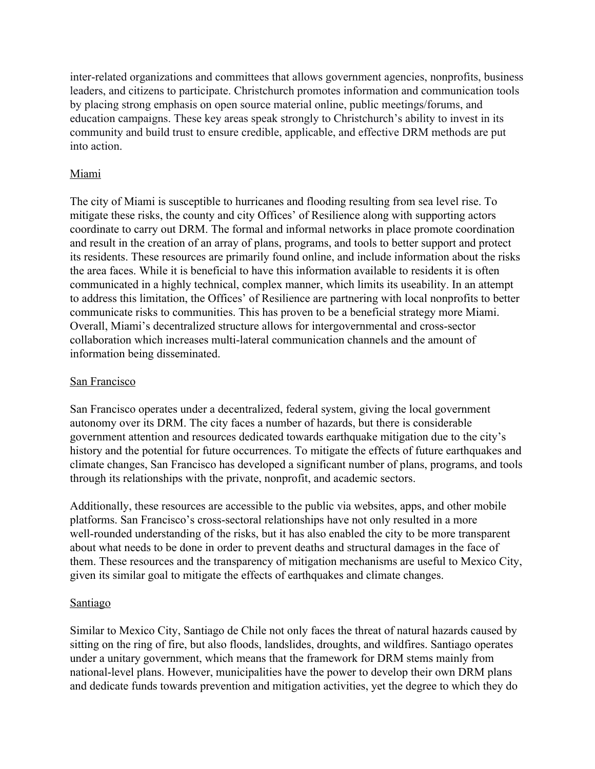inter-related organizations and committees that allows government agencies, nonprofits, business leaders, and citizens to participate. Christchurch promotes information and communication tools by placing strong emphasis on open source material online, public meetings/forums, and education campaigns. These key areas speak strongly to Christchurch's ability to invest in its community and build trust to ensure credible, applicable, and effective DRM methods are put into action.

<u>Miami</u>

The city of Miami is susceptible to hurricanes and flooding resulting from sea level rise. To mitigate these risks, the county and city Offices' of Resilience along with supporting actors coordinate to carry out DRM. The formal and informal networks in place promote coordination and result in the creation of an array of plans, programs, and tools to better support and protect its residents. These resources are primarily found online, and include information about the risks the area faces. While it is beneficial to have this information available to residents it is often communicated in a highly technical, complex manner, which limits its useability. In an attempt to address this limitation, the Offices' of Resilience are partnering with local nonprofits to better communicate risks to communities. This has proven to be a beneficial strategy more Miami. Overall, Miami's decentralized structure allows for intergovernmental and cross-sector collaboration which increases multi-lateral communication channels and the amount of information being disseminated.

<u>San Francisco</u>

San Francisco operates under a decentralized, federal system, giving the local government autonomy over its DRM. The city faces a number of hazards, but there is considerable government attention and resources dedicated towards earthquake mitigation due to the city's history and the potential for future occurrences. To mitigate the effects of future earthquakes and climate changes, San Francisco has developed a significant number of plans, programs, and tools through its relationships with the private, nonprofit, and academic sectors.

Additionally, these resources are accessible to the public via websites, apps, and other mobile platforms. San Francisco's cross-sectoral relationships have not only resulted in a more well-rounded understanding of the risks, but it has also enabled the city to be more transparent about what needs to be done in order to prevent deaths and structural damages in the face of them. These resources and the transparency of mitigation mechanisms are useful to Mexico City, given its similar goal to mitigate the effects of earthquakes and climate changes.

<u>Santiago</u>

Similar to Mexico City, Santiago de Chile not only faces the threat of natural hazards caused by sitting on the ring of fire, but also floods, landslides, droughts, and wildfires. Santiago operates under a unitary government, which means that the framework for DRM stems mainly from national-level plans. However, municipalities have the power to develop their own DRM plans and dedicate funds towards prevention and mitigation activities, yet the degree to which they do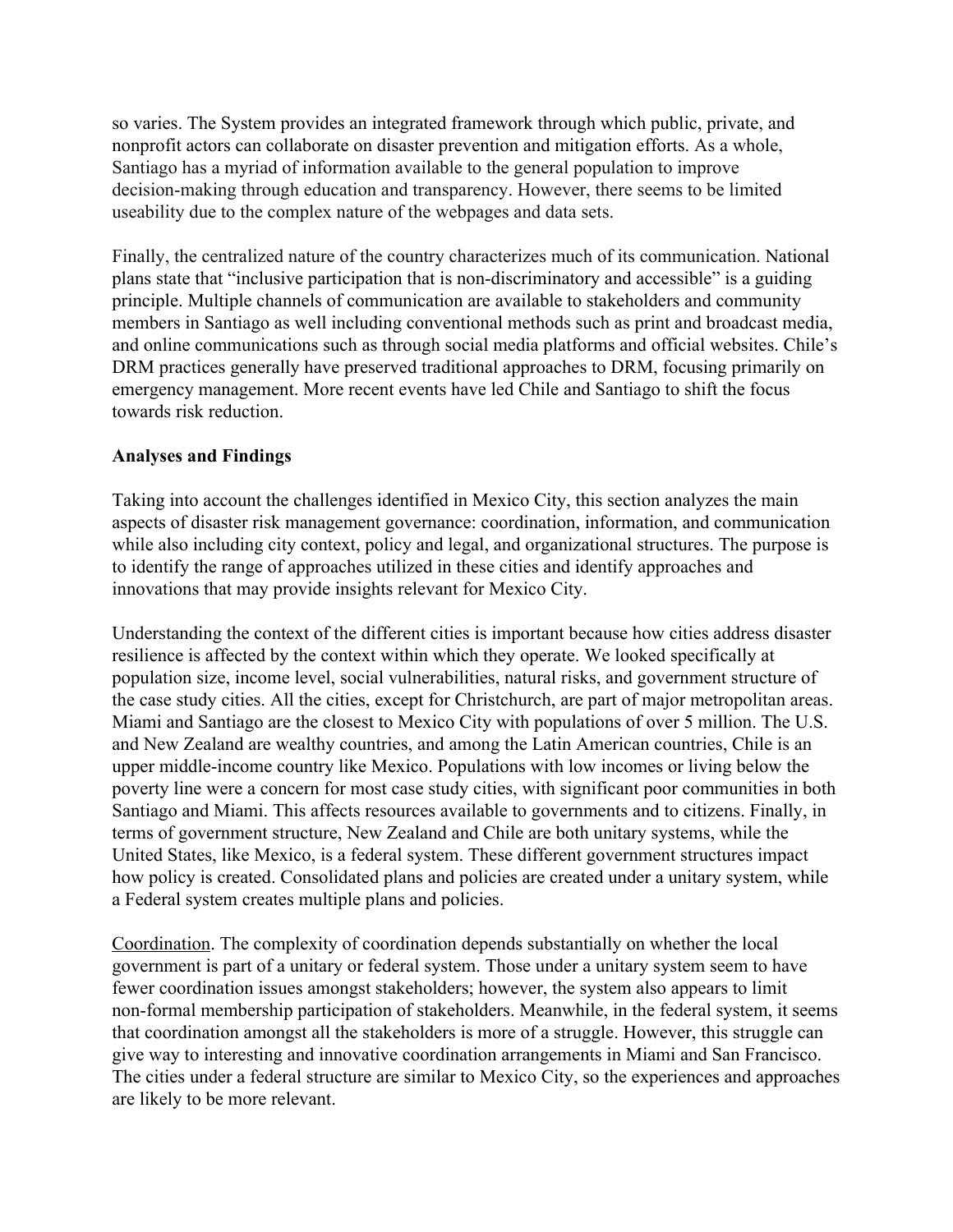so varies. The System provides an integrated framework through which public, private, and nonprofit actors can collaborate on disaster prevention and mitigation efforts. As a whole, Santiago has a myriad of information available to the general population to improve decision-making through education and transparency. However, there seems to be limited useability due to the complex nature of the webpages and data sets.

Finally, the centralized nature of the country characterizes much of its communication. National plans state that "inclusive participation that is non-discriminatory and accessible" is a guiding principle. Multiple channels of communication are available to stakeholders and community members in Santiago as well including conventional methods such as print and broadcast media, and online communications such as through social media platforms and official websites. Chile's DRM practices generally have preserved traditional approaches to DRM, focusing primarily on emergency management. More recent events have led Chile and Santiago to shift the focus towards risk reduction.

**Analyses and Findings**

Taking into account the challenges identified in Mexico City, this section analyzes the main aspects of disaster risk management governance: coordination, information, and communication while also including city context, policy and legal, and organizational structures. The purpose is to identify the range of approaches utilized in these cities and identify approaches and innovations that may provide insights relevant for Mexico City.

Understanding the context of the different cities is important because how cities address disaster resilience is affected by the context within which they operate. We looked specifically at population size, income level, social vulnerabilities, natural risks, and government structure of the case study cities. All the cities, except for Christchurch, are part of major metropolitan areas. Miami and Santiago are the closest to Mexico City with populations of over 5 million. The U.S. and New Zealand are wealthy countries, and among the Latin American countries, Chile is an upper middle-income country like Mexico. Populations with low incomes or living below the poverty line were a concern for most case study cities, with significant poor communities in both Santiago and Miami. This affects resources available to governments and to citizens. Finally, in terms of government structure, New Zealand and Chile are both unitary systems, while the United States, like Mexico, is a federal system. These different government structures impact how policy is created. Consolidated plans and policies are created under a unitary system, while a Federal system creates multiple plans and policies.

<u>Coordination</u>. The complexity of coordination depends substantially on whether the local government is part of a unitary or federal system. Those under a unitary system seem to have fewer coordination issues amongst stakeholders; however, the system also appears to limit non-formal membership participation of stakeholders. Meanwhile, in the federal system, it seems that coordination amongst all the stakeholders is more of a struggle. However, this struggle can give way to interesting and innovative coordination arrangements in Miami and San Francisco. The cities under a federal structure are similar to Mexico City, so the experiences and approaches are likely to be more relevant.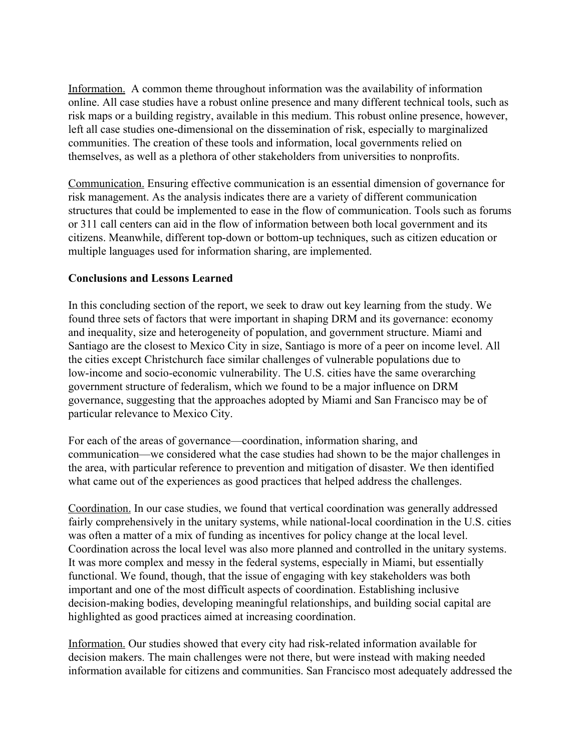Information. A common theme throughout information was the availability of information online. All case studies have a robust online presence and many different technical tools, such as risk maps or a building registry, available in this medium. This robust online presence, however, left all case studies one-dimensional on the dissemination of risk, especially to marginalized communities. The creation of these tools and information, local governments relied on themselves, as well as a plethora of other stakeholders from universities to nonprofits.

Communication. Ensuring effective communication is an essential dimension of governance for risk management. As the analysis indicates there are a variety of different communication structures that could be implemented to ease in the flow of communication. Tools such as forums or 311 call centers can aid in the flow of information between both local government and its citizens. Meanwhile, different top-down or bottom-up techniques, such as citizen education or multiple languages used for information sharing, are implemented.

**Conclusions and Lessons Learned**

In this concluding section of the report, we seek to draw out key learning from the study. We found three sets of factors that were important in shaping DRM and its governance: economy and inequality, size and heterogeneity of population, and government structure. Miami and Santiago are the closest to Mexico City in size, Santiago is more of a peer on income level. All the cities except Christchurch face similar challenges of vulnerable populations due to low-income and socio-economic vulnerability. The U.S. cities have the same overarching government structure of federalism, which we found to be a major influence on DRM governance, suggesting that the approaches adopted by Miami and San Francisco may be of particular relevance to Mexico City.

For each of the areas of governance—coordination, information sharing, and communication—we considered what the case studies had shown to be the major challenges in the area, with particular reference to prevention and mitigation of disaster. We then identified what came out of the experiences as good practices that helped address the challenges.

Coordination. In our case studies, we found that vertical coordination was generally addressed fairly comprehensively in the unitary systems, while national-local coordination in the U.S. cities was often a matter of a mix of funding as incentives for policy change at the local level. Coordination across the local level was also more planned and controlled in the unitary systems. It was more complex and messy in the federal systems, especially in Miami, but essentially functional. We found, though, that the issue of engaging with key stakeholders was both important and one of the most difficult aspects of coordination. Establishing inclusive decision-making bodies, developing meaningful relationships, and building social capital are highlighted as good practices aimed at increasing coordination.

Information. Our studies showed that every city had risk-related information available for decision makers. The main challenges were not there, but were instead with making needed information available for citizens and communities. San Francisco most adequately addressed the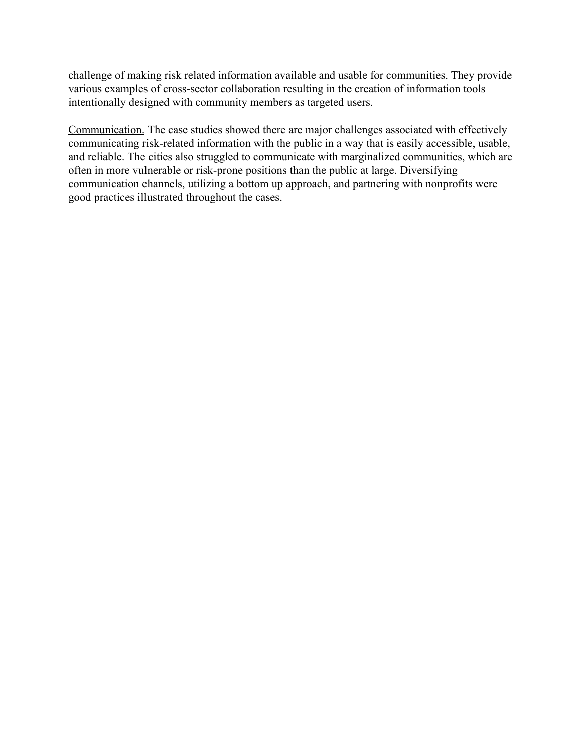challenge of making risk related information available and usable for communities. They provide various examples of cross-sector collaboration resulting in the creation of information tools intentionally designed with community members as targeted users.

<u>Communication.</u> The case studies showed there are major challenges associated with effectively communicating risk-related information with the public in a way that is easily accessible, usable, and reliable. The cities also struggled to communicate with marginalized communities, which are often in more vulnerable or risk-prone positions than the public at large. Diversifying communication channels, utilizing a bottom up approach, and partnering with nonprofits were good practices illustrated throughout the cases.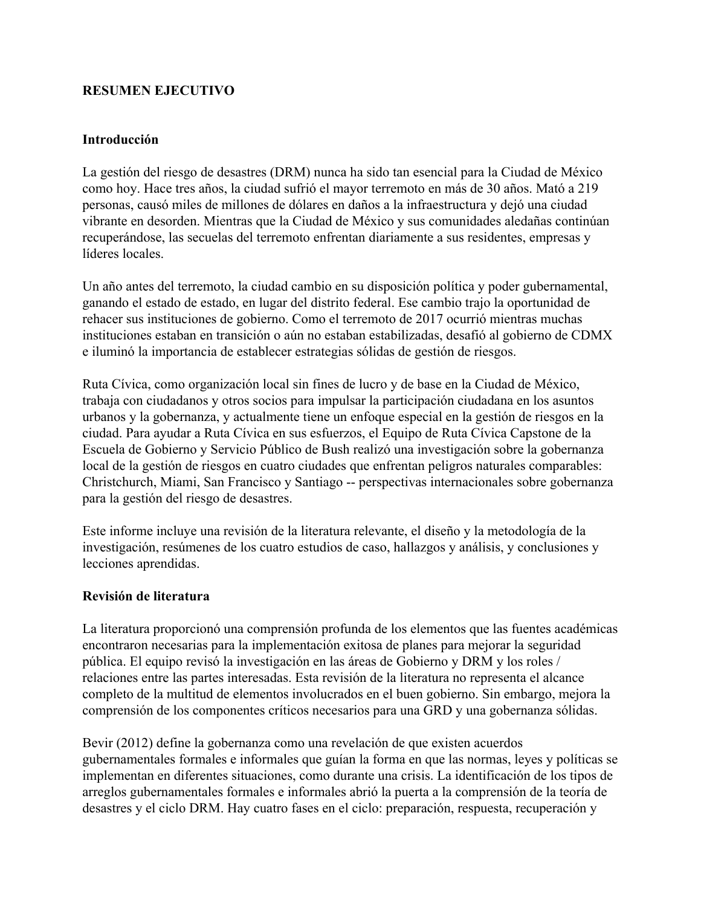## RESUMEN EJECUTIVO

### Introducción

La gestión del riesgo de desastres (DRM) nunca ha sido tan esencial para la Ciudad de México como hoy. Hace tres años, la ciudad sufrió el mayor terremoto en más de 30 años. Mató a 219 personas, causó miles de millones de dólares en daños a la infraestructura y dejó una ciudad vibrante en desorden. Mientras que la Ciudad de México y sus comunidades aledañas continúan recuperándose, las secuelas del terremoto enfrentan diariamente a sus residentes, empresas y líderes locales.

Un año antes del terremoto, la ciudad cambio en su disposición política y poder gubernamental, ganando el estado de estado, en lugar del distrito federal. Ese cambio trajo la oportunidad de rehacer sus instituciones de gobierno. Como el terremoto de 2017 ocurrió mientras muchas instituciones estaban en transición o aún no estaban estabilizadas, desafió al gobierno de CDMX e iluminó la importancia de establecer estrategias sólidas de gestión de riesgos.

Ruta Cívica, como organización local sin fines de lucro y de base en la Ciudad de México, trabaja con ciudadanos y otros socios para impulsar la participación ciudadana en los asuntos urbanos y la gobernanza, y actualmente tiene un enfoque especial en la gestión de riesgos en la ciudad. Para ayudar a Ruta Cívica en sus esfuerzos, el Equipo de Ruta Cívica Capstone de la Escuela de Gobierno y Servicio Público de Bush realizó una investigación sobre la gobernanza local de la gestión de riesgos en cuatro ciudades que enfrentan peligros naturales comparables: Christchurch, Miami, San Francisco y Santiago -- perspectivas internacionales sobre gobernanza para la gestión del riesgo de desastres.

Este informe incluye una revisión de la literatura relevante, el diseño y la metodología de la investigación, resúmenes de los cuatro estudios de caso, hallazgos y análisis, y conclusiones y lecciones aprendidas.

### Revisión de literatura

La literatura proporcionó una comprensión profunda de los elementos que las fuentes académicas encontraron necesarias para la implementación exitosa de planes para mejorar la seguridad pública. El equipo revisó la investigación en las áreas de Gobierno y DRM y los roles / relaciones entre las partes interesadas. Esta revisión de la literatura no representa el alcance completo de la multitud de elementos involucrados en el buen gobierno. Sin embargo, mejora la comprensión de los componentes críticos necesarios para una GRD y una gobernanza sólidas.

Bevir (2012) define la gobernanza como una revelación de que existen acuerdos gubernamentales formales e informales que guían la forma en que las normas, leyes y políticas se implementan en diferentes situaciones, como durante una crisis. La identificación de los tipos de arreglos gubernamentales formales e informales abrió la puerta a la comprensión de la teoría de desastres y el ciclo DRM. Hay cuatro fases en el ciclo: preparación, respuesta, recuperación y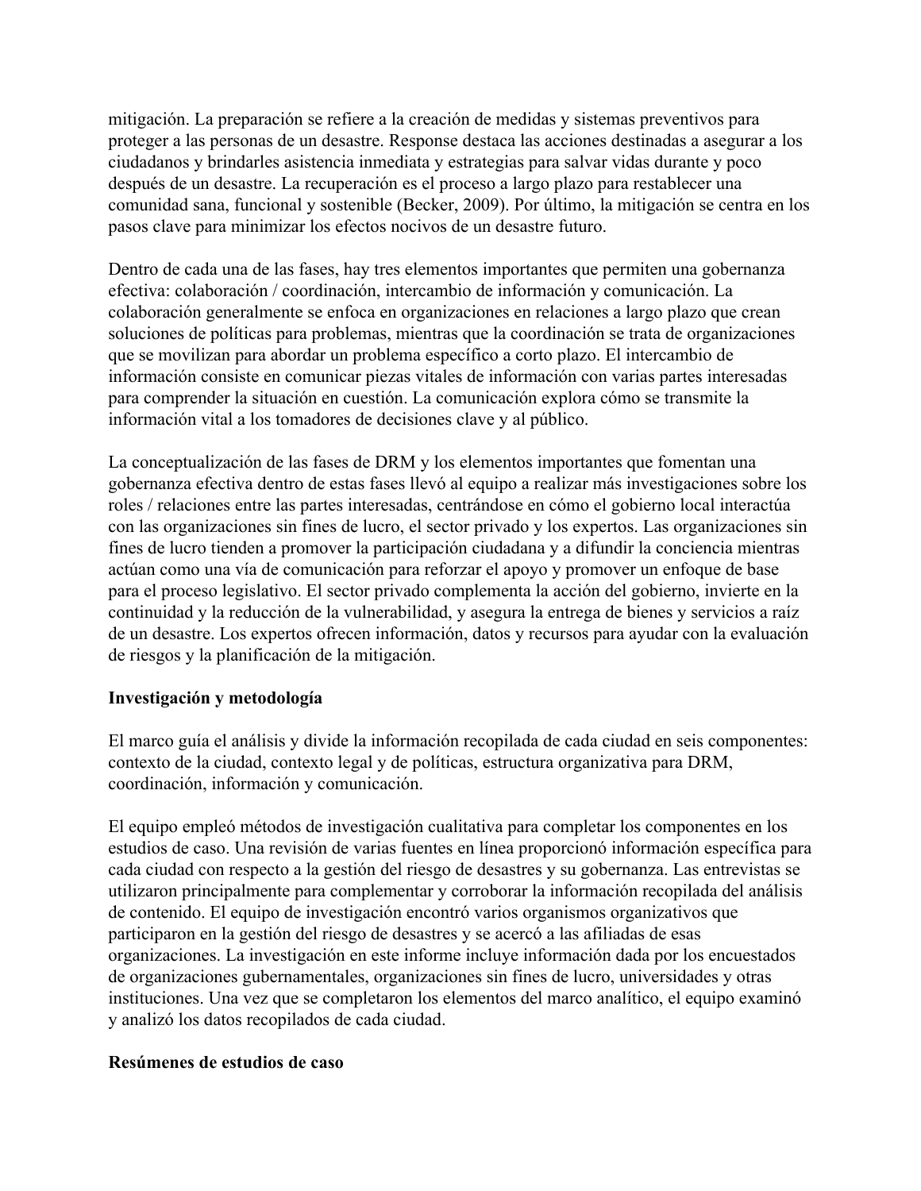mitigación. La preparación se refiere a la creación de medidas y sistemas preventivos para proteger a las personas de un desastre. Response destaca las acciones destinadas a asegurar a los ciudadanos y brindarles asistencia inmediata y estrategias para salvar vidas durante y poco después de un desastre. La recuperación es el proceso a largo plazo para restablecer una comunidad sana, funcional y sostenible (Becker, 2009). Por último, la mitigación se centra en los pasos clave para minimizar los efectos nocivos de un desastre futuro.

Dentro de cada una de las fases, hay tres elementos importantes que permiten una gobernanza efectiva: colaboración / coordinación, intercambio de información y comunicación. La colaboración generalmente se enfoca en organizaciones en relaciones a largo plazo que crean soluciones de políticas para problemas, mientras que la coordinación se trata de organizaciones que se movilizan para abordar un problema específico a corto plazo. El intercambio de información consiste en comunicar piezas vitales de información con varias partes interesadas para comprender la situación en cuestión. La comunicación explora cómo se transmite la información vital a los tomadores de decisiones clave y al público.

La conceptualización de las fases de DRM y los elementos importantes que fomentan una gobernanza efectiva dentro de estas fases llevó al equipo a realizar más investigaciones sobre los roles / relaciones entre las partes interesadas, centrándose en cómo el gobierno local interactúa con las organizaciones sin fines de lucro, el sector privado y los expertos. Las organizaciones sin fines de lucro tienden a promover la participación ciudadana y a difundir la conciencia mientras actúan como una vía de comunicación para reforzar el apoyo y promover un enfoque de base para el proceso legislativo. El sector privado complementa la acción del gobierno, invierte en la continuidad y la reducción de la vulnerabilidad, y asegura la entrega de bienes y servicios a raíz de un desastre. Los expertos ofrecen información, datos y recursos para ayudar con la evaluación de riesgos y la planificación de la mitigación.

**Investigación y metodología**

El marco guía el análisis y divide la información recopilada de cada ciudad en seis componentes: contexto de la ciudad, contexto legal y de políticas, estructura organizativa para DRM, coordinación, información y comunicación.

El equipo empleó métodos de investigación cualitativa para completar los componentes en los estudios de caso. Una revisión de varias fuentes en línea proporcionó información específica para cada ciudad con respecto a la gestión del riesgo de desastres y su gobernanza. Las entrevistas se utilizaron principalmente para complementar y corroborar la información recopilada del análisis de contenido. El equipo de investigación encontró varios organismos organizativos que participaron en la gestión del riesgo de desastres y se acercó a las afiliadas de esas organizaciones. La investigación en este informe incluye información dada por los encuestados de organizaciones gubernamentales, organizaciones sin fines de lucro, universidades y otras instituciones. Una vez que se completaron los elementos del marco analítico, el equipo examinó y analizó los datos recopilados de cada ciudad.

**Resúmenes de estudios de caso**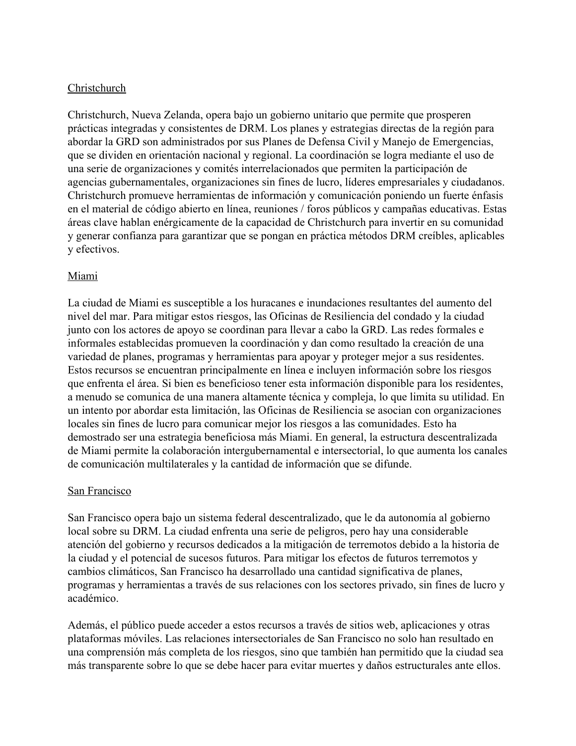<u>Christchurch</u>

Christchurch, Nueva Zelanda, opera bajo un gobierno unitario que permite que prosperen prácticas integradas y consistentes de DRM. Los planes y estrategias directas de la región para abordar la GRD son administrados por sus Planes de Defensa Civil y Manejo de Emergencias, que se dividen en orientación nacional y regional. La coordinación se logra mediante el uso de una serie de organizaciones y comités interrelacionados que permiten la participación de agencias gubernamentales, organizaciones sin fines de lucro, líderes empresariales y ciudadanos. Christchurch promueve herramientas de información y comunicación poniendo un fuerte énfasis en el material de código abierto en línea, reuniones / foros públicos y campañas educativas. Estas áreas clave hablan enérgicamente de la capacidad de Christchurch para invertir en su comunidad y generar confianza para garantizar que se pongan en práctica métodos DRM creíbles, aplicables y efectivos.

<u>Miami</u>

La ciudad de Miami es susceptible a los huracanes e inundaciones resultantes del aumento del nivel del mar. Para mitigar estos riesgos, las Oficinas de Resiliencia del condado y la ciudad junto con los actores de apoyo se coordinan para llevar a cabo la GRD. Las redes formales e informales establecidas promueven la coordinación y dan como resultado la creación de una variedad de planes, programas y herramientas para apoyar y proteger mejor a sus residentes. Estos recursos se encuentran principalmente en línea e incluyen información sobre los riesgos que enfrenta el área. Si bien es beneficioso tener esta información disponible para los residentes, a menudo se comunica de una manera altamente técnica y compleja, lo que limita su utilidad. En un intento por abordar esta limitación, las Oficinas de Resiliencia se asocian con organizaciones locales sin fines de lucro para comunicar mejor los riesgos a las comunidades. Esto ha demostrado ser una estrategia beneficiosa más Miami. En general, la estructura descentralizada de Miami permite la colaboración intergubernamental e intersectorial, lo que aumenta los canales de comunicación multilaterales y la cantidad de información que se difunde.

<u>San Francisco</u>

San Francisco opera bajo un sistema federal descentralizado, que le da autonomía al gobierno local sobre su DRM. La ciudad enfrenta una serie de peligros, pero hay una considerable atención del gobierno y recursos dedicados a la mitigación de terremotos debido a la historia de la ciudad y el potencial de sucesos futuros. Para mitigar los efectos de futuros terremotos y cambios climáticos, San Francisco ha desarrollado una cantidad significativa de planes, programas y herramientas a través de sus relaciones con los sectores privado, sin fines de lucro y académico.

Además, el público puede acceder a estos recursos a través de sitios web, aplicaciones y otras plataformas móviles. Las relaciones intersectoriales de San Francisco no solo han resultado en una comprensión más completa de los riesgos, sino que también han permitido que la ciudad sea más transparente sobre lo que se debe hacer para evitar muertes y daños estructurales ante ellos.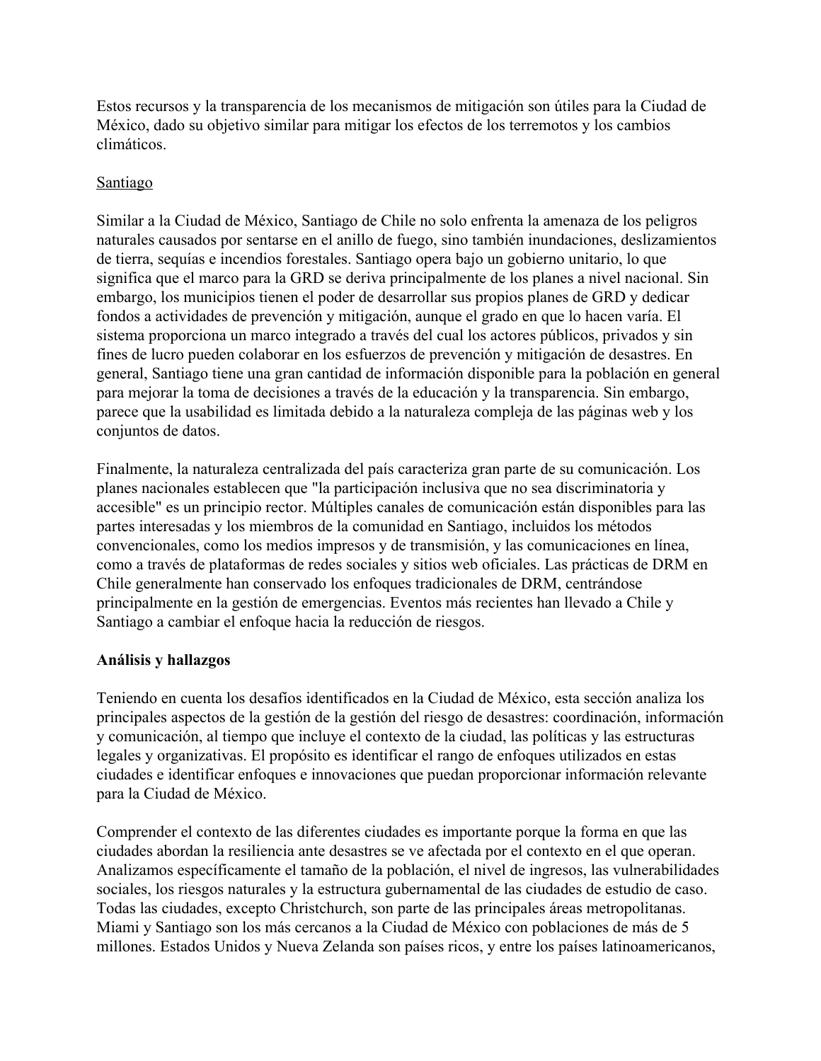Estos recursos y la transparencia de los mecanismos de mitigación son útiles para la Ciudad de México, dado su objetivo similar para mitigar los efectos de los terremotos y los cambios climáticos.

Santiago

Similar a la Ciudad de México, Santiago de Chile no solo enfrenta la amenaza de los peligros naturales causados por sentarse en el anillo de fuego, sino también inundaciones, deslizamientos de tierra, sequías e incendios forestales. Santiago opera bajo un gobierno unitario, lo que significa que el marco para la GRD se deriva principalmente de los planes a nivel nacional. Sin embargo, los municipios tienen el poder de desarrollar sus propios planes de GRD y dedicar fondos a actividades de prevención y mitigación, aunque el grado en que lo hacen varía. El sistema proporciona un marco integrado a través del cual los actores públicos, privados y sin fines de lucro pueden colaborar en los esfuerzos de prevención y mitigación de desastres. En general, Santiago tiene una gran cantidad de información disponible para la población en general para mejorar la toma de decisiones a través de la educación y la transparencia. Sin embargo, parece que la usabilidad es limitada debido a la naturaleza compleja de las páginas web y los conjuntos de datos.

Finalmente, la naturaleza centralizada del país caracteriza gran parte de su comunicación. Los planes nacionales establecen que "la participación inclusiva que no sea discriminatoria y accesible" es un principio rector. Múltiples canales de comunicación están disponibles para las partes interesadas y los miembros de la comunidad en Santiago, incluidos los métodos convencionales, como los medios impresos y de transmisión, y las comunicaciones en línea, como a través de plataformas de redes sociales y sitios web oficiales. Las prácticas de DRM en Chile generalmente han conservado los enfoques tradicionales de DRM, centrándose principalmente en la gestión de emergencias. Eventos más recientes han llevado a Chile y Santiago a cambiar el enfoque hacia la reducción de riesgos.

**Análisis y hallazgos**

Teniendo en cuenta los desafíos identificados en la Ciudad de México, esta sección analiza los principales aspectos de la gestión de la gestión del riesgo de desastres: coordinación, información y comunicación, al tiempo que incluye el contexto de la ciudad, las políticas y las estructuras legales y organizativas. El propósito es identificar el rango de enfoques utilizados en estas ciudades e identificar enfoques e innovaciones que puedan proporcionar información relevante para la Ciudad de México.

Comprender el contexto de las diferentes ciudades es importante porque la forma en que las ciudades abordan la resiliencia ante desastres se ve afectada por el contexto en el que operan. Analizamos específicamente el tamaño de la población, el nivel de ingresos, las vulnerabilidades sociales, los riesgos naturales y la estructura gubernamental de las ciudades de estudio de caso. Todas las ciudades, excepto Christchurch, son parte de las principales áreas metropolitanas. Miami y Santiago son los más cercanos a la Ciudad de México con poblaciones de más de 5 millones. Estados Unidos y Nueva Zelanda son países ricos, y entre los países latinoamericanos,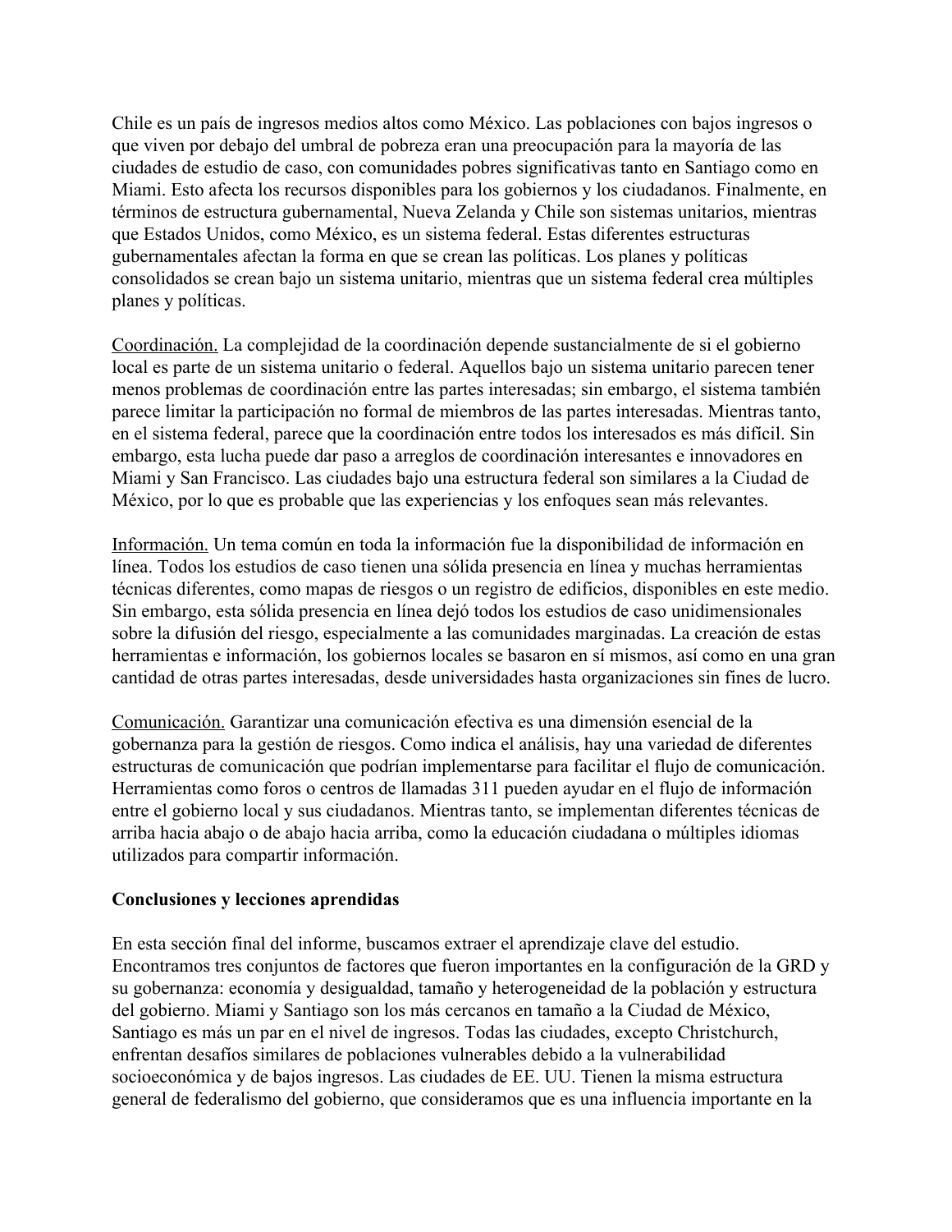Chile es un país de ingresos medios altos como México. Las poblaciones con bajos ingresos o que viven por debajo del umbral de pobreza eran una preocupación para la mayoría de las ciudades de estudio de caso, con comunidades pobres significativas tanto en Santiago como en Miami. Esto afecta los recursos disponibles para los gobiernos y los ciudadanos. Finalmente, en términos de estructura gubernamental, Nueva Zelanda y Chile son sistemas unitarios, mientras que Estados Unidos, como México, es un sistema federal. Estas diferentes estructuras gubernamentales afectan la forma en que se crean las políticas. Los planes y políticas consolidados se crean bajo un sistema unitario, mientras que un sistema federal crea múltiples planes y políticas.

<u>Coordinación.</u> La complejidad de la coordinación depende sustancialmente de si el gobierno local es parte de un sistema unitario o federal. Aquellos bajo un sistema unitario parecen tener menos problemas de coordinación entre las partes interesadas; sin embargo, el sistema también parece limitar la participación no formal de miembros de las partes interesadas. Mientras tanto, en el sistema federal, parece que la coordinación entre todos los interesados es más difícil. Sin embargo, esta lucha puede dar paso a arreglos de coordinación interesantes e innovadores en Miami y San Francisco. Las ciudades bajo una estructura federal son similares a la Ciudad de México, por lo que es probable que las experiencias y los enfoques sean más relevantes.

<u>Información.</u> Un tema común en toda la información fue la disponibilidad de información en línea. Todos los estudios de caso tienen una sólida presencia en línea y muchas herramientas técnicas diferentes, como mapas de riesgos o un registro de edificios, disponibles en este medio. Sin embargo, esta sólida presencia en línea dejó todos los estudios de caso unidimensionales sobre la difusión del riesgo, especialmente a las comunidades marginadas. La creación de estas herramientas e información, los gobiernos locales se basaron en sí mismos, así como en una gran cantidad de otras partes interesadas, desde universidades hasta organizaciones sin fines de lucro.

<u>Comunicación.</u> Garantizar una comunicación efectiva es una dimensión esencial de la gobernanza para la gestión de riesgos. Como indica el análisis, hay una variedad de diferentes estructuras de comunicación que podrían implementarse para facilitar el flujo de comunicación. Herramientas como foros o centros de llamadas 311 pueden ayudar en el flujo de información entre el gobierno local y sus ciudadanos. Mientras tanto, se implementan diferentes técnicas de arriba hacia abajo o de abajo hacia arriba, como la educación ciudadana o múltiples idiomas utilizados para compartir información.

**Conclusiones y lecciones aprendidas**

En esta sección final del informe, buscamos extraer el aprendizaje clave del estudio. Encontramos tres conjuntos de factores que fueron importantes en la configuración de la GRD y su gobernanza: economía y desigualdad, tamaño y heterogeneidad de la población y estructura del gobierno. Miami y Santiago son los más cercanos en tamaño a la Ciudad de México, Santiago es más un par en el nivel de ingresos. Todas las ciudades, excepto Christchurch, enfrentan desafíos similares de poblaciones vulnerables debido a la vulnerabilidad socioeconómica y de bajos ingresos. Las ciudades de EE. UU. Tienen la misma estructura general de federalismo del gobierno, que consideramos que es una influencia importante en la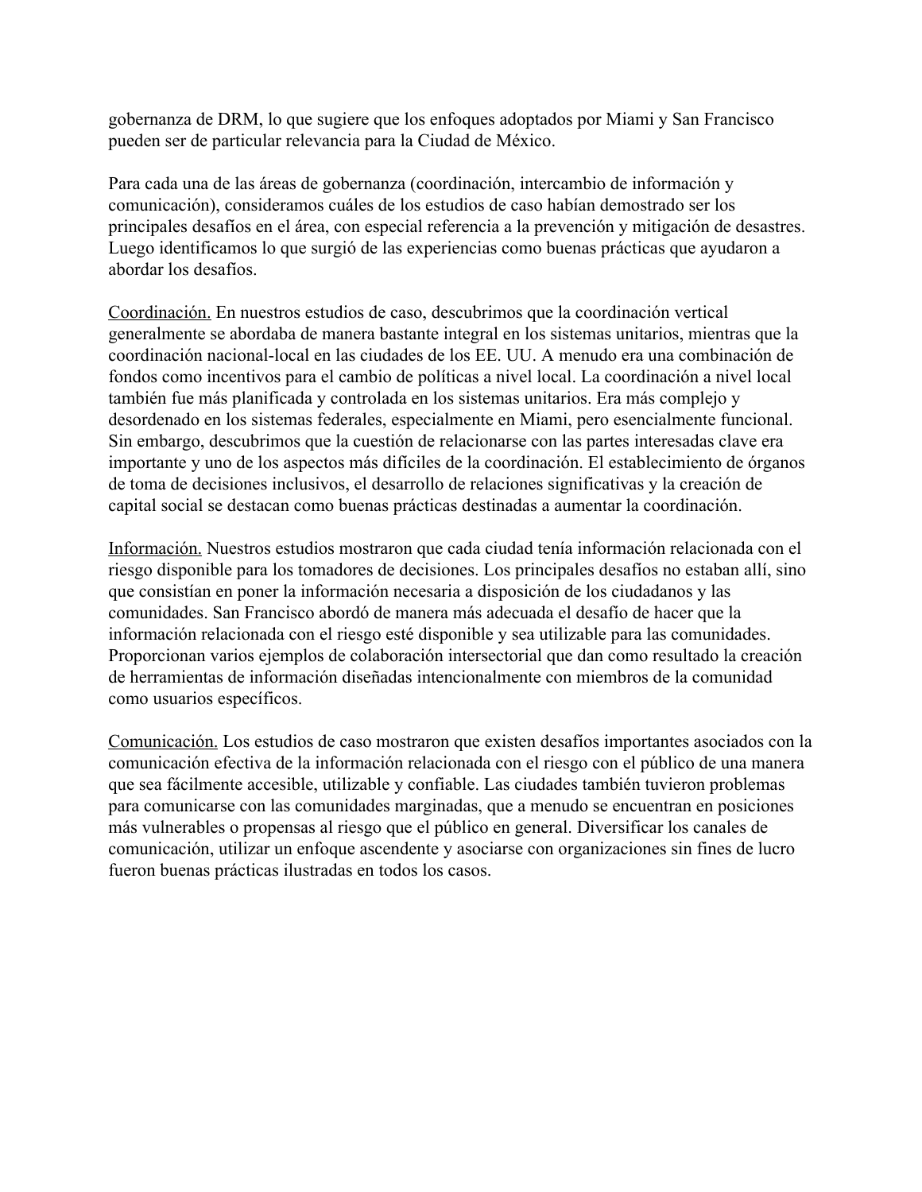gobernanza de DRM, lo que sugiere que los enfoques adoptados por Miami y San Francisco pueden ser de particular relevancia para la Ciudad de México.

Para cada una de las áreas de gobernanza (coordinación, intercambio de información y comunicación), consideramos cuáles de los estudios de caso habían demostrado ser los principales desafíos en el área, con especial referencia a la prevención y mitigación de desastres. Luego identificamos lo que surgió de las experiencias como buenas prácticas que ayudaron a abordar los desafíos.

<u>Coordinación.</u> En nuestros estudios de caso, descubrimos que la coordinación vertical generalmente se abordaba de manera bastante integral en los sistemas unitarios, mientras que la coordinación nacional-local en las ciudades de los EE. UU. A menudo era una combinación de fondos como incentivos para el cambio de políticas a nivel local. La coordinación a nivel local también fue más planificada y controlada en los sistemas unitarios. Era más complejo y desordenado en los sistemas federales, especialmente en Miami, pero esencialmente funcional. Sin embargo, descubrimos que la cuestión de relacionarse con las partes interesadas clave era importante y uno de los aspectos más difíciles de la coordinación. El establecimiento de órganos de toma de decisiones inclusivos, el desarrollo de relaciones significativas y la creación de capital social se destacan como buenas prácticas destinadas a aumentar la coordinación.

<u>Información.</u> Nuestros estudios mostraron que cada ciudad tenía información relacionada con el riesgo disponible para los tomadores de decisiones. Los principales desafíos no estaban allí, sino que consistían en poner la información necesaria a disposición de los ciudadanos y las comunidades. San Francisco abordó de manera más adecuada el desafío de hacer que la información relacionada con el riesgo esté disponible y sea utilizable para las comunidades. Proporcionan varios ejemplos de colaboración intersectorial que dan como resultado la creación de herramientas de información diseñadas intencionalmente con miembros de la comunidad como usuarios específicos.

<u>Comunicación.</u> Los estudios de caso mostraron que existen desafíos importantes asociados con la comunicación efectiva de la información relacionada con el riesgo con el público de una manera que sea fácilmente accesible, utilizable y confiable. Las ciudades también tuvieron problemas para comunicarse con las comunidades marginadas, que a menudo se encuentran en posiciones más vulnerables o propensas al riesgo que el público en general. Diversificar los canales de comunicación, utilizar un enfoque ascendente y asociarse con organizaciones sin fines de lucro fueron buenas prácticas ilustradas en todos los casos.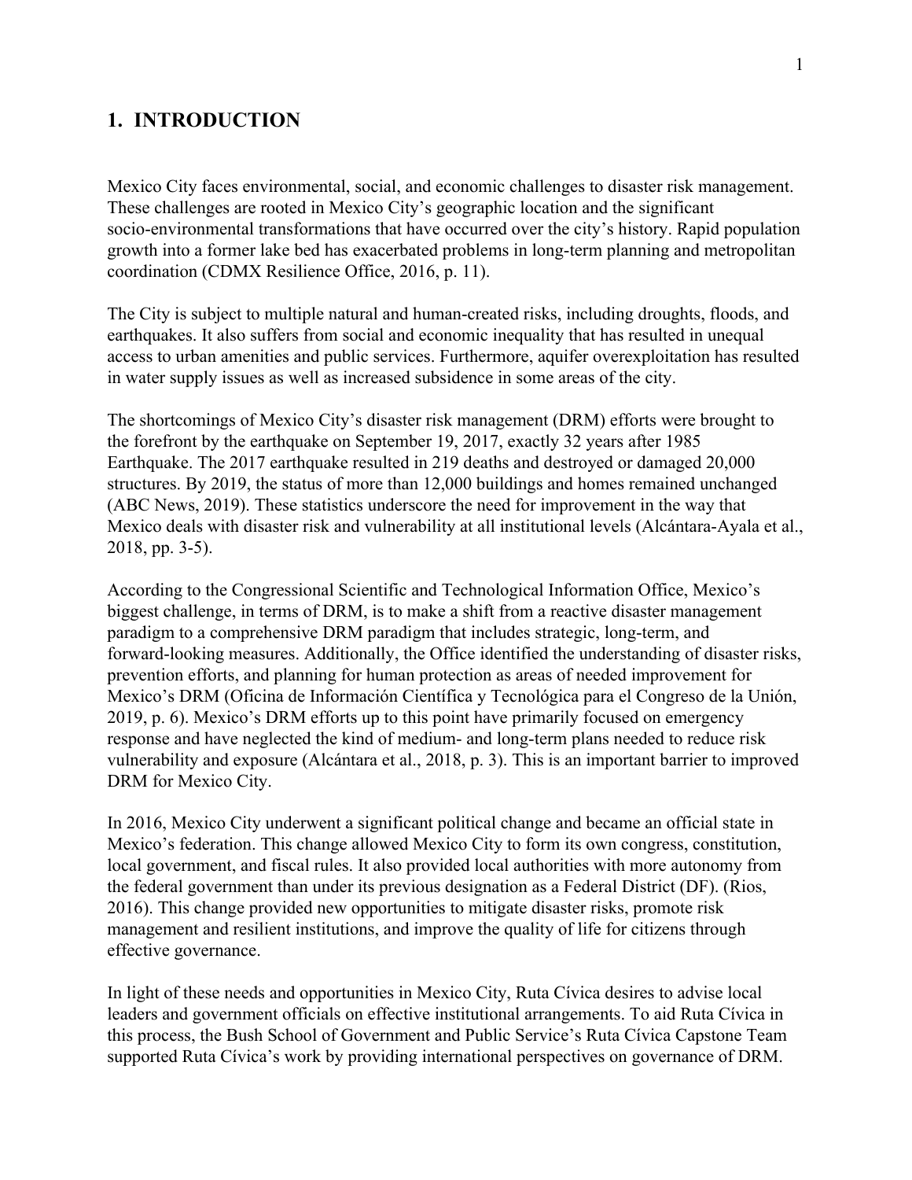# 1. INTRODUCTION

Mexico City faces environmental, social, and economic challenges to disaster risk management. These challenges are rooted in Mexico City's geographic location and the significant socio-environmental transformations that have occurred over the city's history. Rapid population growth into a former lake bed has exacerbated problems in long-term planning and metropolitan coordination (CDMX Resilience Office, 2016, p. 11).

The City is subject to multiple natural and human-created risks, including droughts, floods, and earthquakes. It also suffers from social and economic inequality that has resulted in unequal access to urban amenities and public services. Furthermore, aquifer overexploitation has resulted in water supply issues as well as increased subsidence in some areas of the city.

The shortcomings of Mexico City's disaster risk management (DRM) efforts were brought to the forefront by the earthquake on September 19, 2017, exactly 32 years after 1985 Earthquake. The 2017 earthquake resulted in 219 deaths and destroyed or damaged 20,000 structures. By 2019, the status of more than 12,000 buildings and homes remained unchanged (ABC News, 2019). These statistics underscore the need for improvement in the way that Mexico deals with disaster risk and vulnerability at all institutional levels (Alcántara-Ayala et al., 2018, pp. 3-5).

According to the Congressional Scientific and Technological Information Office, Mexico's biggest challenge, in terms of DRM, is to make a shift from a reactive disaster management paradigm to a comprehensive DRM paradigm that includes strategic, long-term, and forward-looking measures. Additionally, the Office identified the understanding of disaster risks, prevention efforts, and planning for human protection as areas of needed improvement for Mexico's DRM (Oficina de Información Científica y Tecnológica para el Congreso de la Unión, 2019, p. 6). Mexico's DRM efforts up to this point have primarily focused on emergency response and have neglected the kind of medium- and long-term plans needed to reduce risk vulnerability and exposure (Alcántara et al., 2018, p. 3). This is an important barrier to improved DRM for Mexico City.

In 2016, Mexico City underwent a significant political change and became an official state in Mexico's federation. This change allowed Mexico City to form its own congress, constitution, local government, and fiscal rules. It also provided local authorities with more autonomy from the federal government than under its previous designation as a Federal District (DF). (Rios, 2016). This change provided new opportunities to mitigate disaster risks, promote risk management and resilient institutions, and improve the quality of life for citizens through effective governance.

In light of these needs and opportunities in Mexico City, Ruta Cívica desires to advise local leaders and government officials on effective institutional arrangements. To aid Ruta Cívica in this process, the Bush School of Government and Public Service's Ruta Cívica Capstone Team supported Ruta Cívica's work by providing international perspectives on governance of DRM.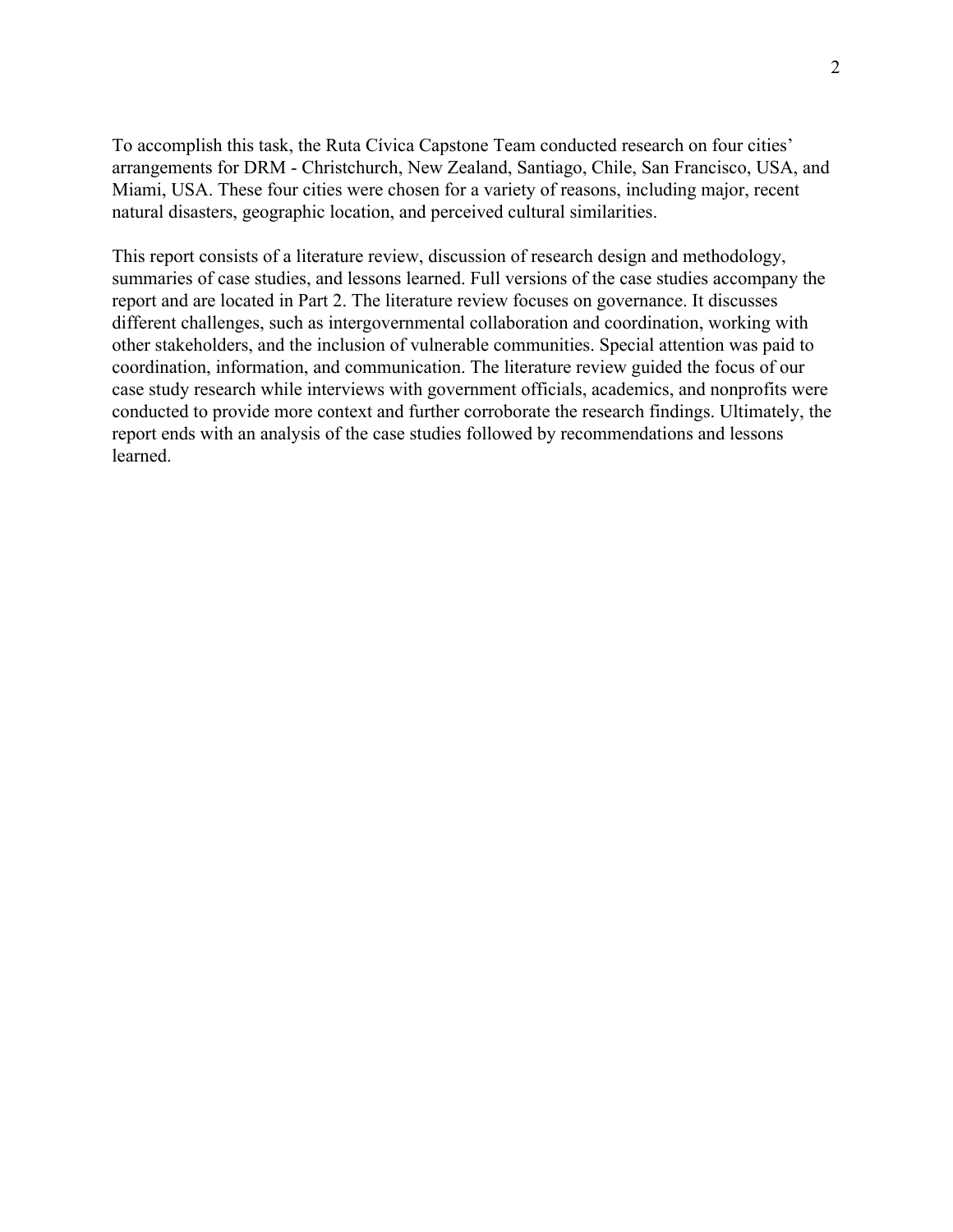To accomplish this task, the Ruta Cívica Capstone Team conducted research on four cities' arrangements for DRM - Christchurch, New Zealand, Santiago, Chile, San Francisco, USA, and Miami, USA. These four cities were chosen for a variety of reasons, including major, recent natural disasters, geographic location, and perceived cultural similarities.

This report consists of a literature review, discussion of research design and methodology, summaries of case studies, and lessons learned. Full versions of the case studies accompany the report and are located in Part 2. The literature review focuses on governance. It discusses different challenges, such as intergovernmental collaboration and coordination, working with other stakeholders, and the inclusion of vulnerable communities. Special attention was paid to coordination, information, and communication. The literature review guided the focus of our case study research while interviews with government officials, academics, and nonprofits were conducted to provide more context and further corroborate the research findings. Ultimately, the report ends with an analysis of the case studies followed by recommendations and lessons learned.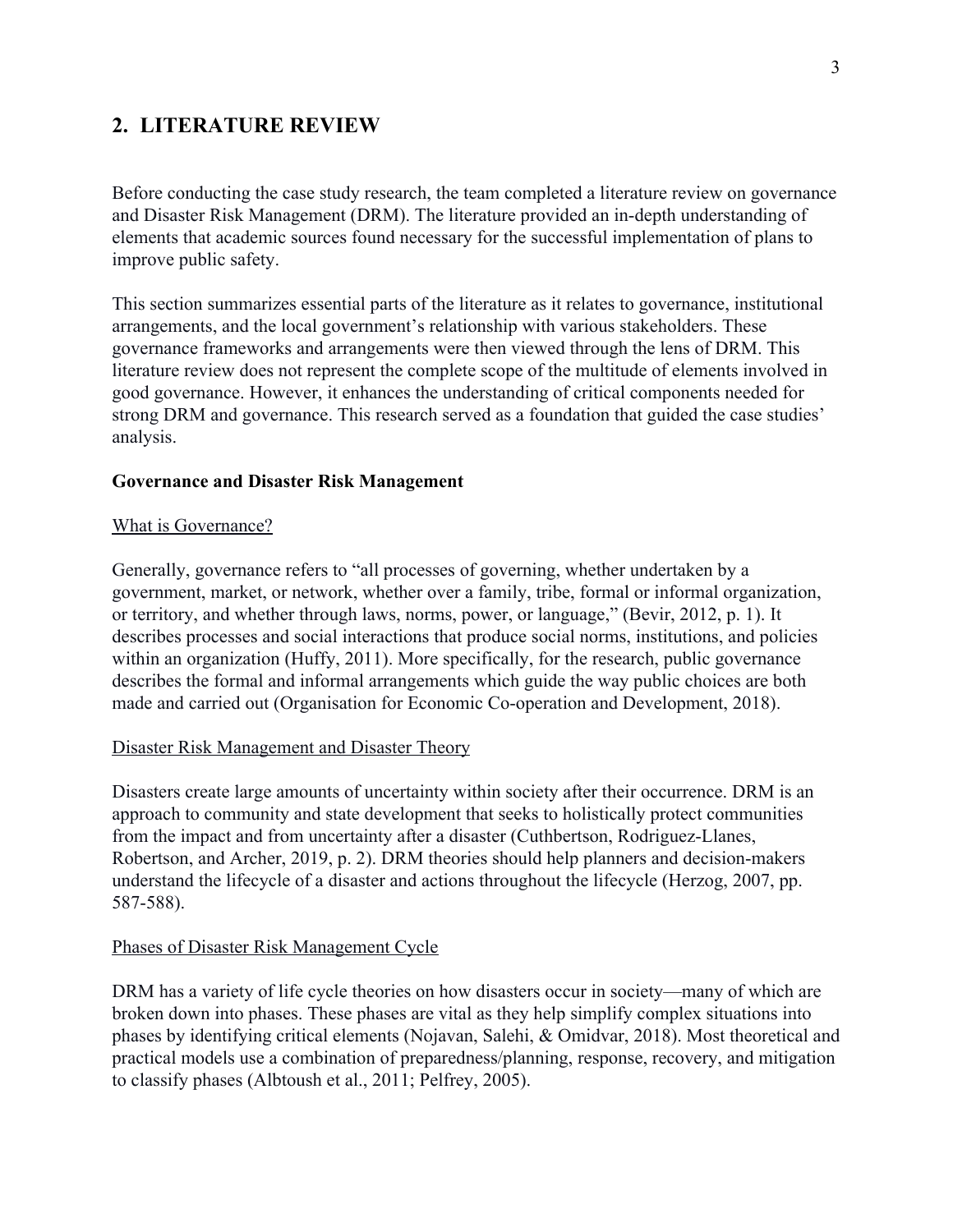## 2. LITERATURE REVIEW

Before conducting the case study research, the team completed a literature review on governance and Disaster Risk Management (DRM). The literature provided an in-depth understanding of elements that academic sources found necessary for the successful implementation of plans to improve public safety.

This section summarizes essential parts of the literature as it relates to governance, institutional arrangements, and the local government's relationship with various stakeholders. These governance frameworks and arrangements were then viewed through the lens of DRM. This literature review does not represent the complete scope of the multitude of elements involved in good governance. However, it enhances the understanding of critical components needed for strong DRM and governance. This research served as a foundation that guided the case studies' analysis.

### Governance and Disaster Risk Management

#### What is Governance?

Generally, governance refers to "all processes of governing, whether undertaken by a government, market, or network, whether over a family, tribe, formal or informal organization, or territory, and whether through laws, norms, power, or language," (Bevir, 2012, p. 1). It describes processes and social interactions that produce social norms, institutions, and policies within an organization (Huffy, 2011). More specifically, for the research, public governance describes the formal and informal arrangements which guide the way public choices are both made and carried out (Organisation for Economic Co-operation and Development, 2018).

#### Disaster Risk Management and Disaster Theory

Disasters create large amounts of uncertainty within society after their occurrence. DRM is an approach to community and state development that seeks to holistically protect communities from the impact and from uncertainty after a disaster (Cuthbertson, Rodriguez-Llanes, Robertson, and Archer, 2019, p. 2). DRM theories should help planners and decision-makers understand the lifecycle of a disaster and actions throughout the lifecycle (Herzog, 2007, pp. 587-588).

#### Phases of Disaster Risk Management Cycle

DRM has a variety of life cycle theories on how disasters occur in society—many of which are broken down into phases. These phases are vital as they help simplify complex situations into phases by identifying critical elements (Nojavan, Salehi, & Omidvar, 2018). Most theoretical and practical models use a combination of preparedness/planning, response, recovery, and mitigation to classify phases (Albtoush et al., 2011; Pelfrey, 2005).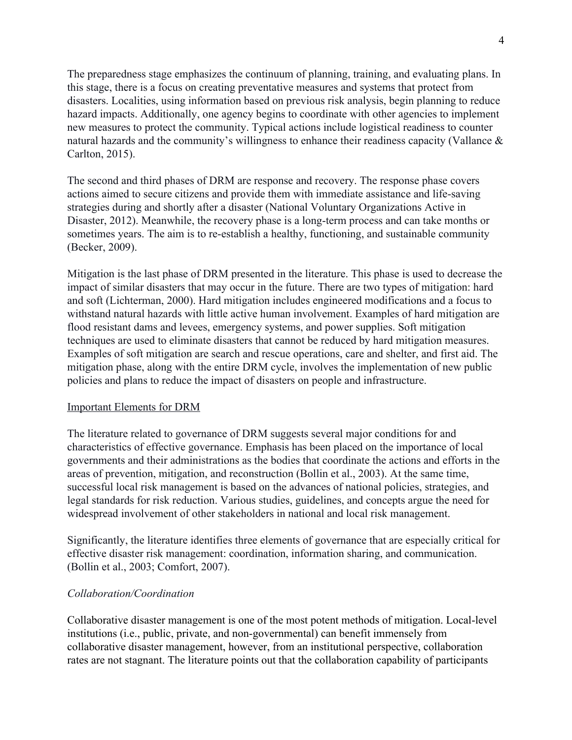The preparedness stage emphasizes the continuum of planning, training, and evaluating plans. In this stage, there is a focus on creating preventative measures and systems that protect from disasters. Localities, using information based on previous risk analysis, begin planning to reduce hazard impacts. Additionally, one agency begins to coordinate with other agencies to implement new measures to protect the community. Typical actions include logistical readiness to counter natural hazards and the community's willingness to enhance their readiness capacity (Vallance & Carlton, 2015).

The second and third phases of DRM are response and recovery. The response phase covers actions aimed to secure citizens and provide them with immediate assistance and life-saving strategies during and shortly after a disaster (National Voluntary Organizations Active in Disaster, 2012). Meanwhile, the recovery phase is a long-term process and can take months or sometimes years. The aim is to re-establish a healthy, functioning, and sustainable community (Becker, 2009).

Mitigation is the last phase of DRM presented in the literature. This phase is used to decrease the impact of similar disasters that may occur in the future. There are two types of mitigation: hard and soft (Lichterman, 2000). Hard mitigation includes engineered modifications and a focus to withstand natural hazards with little active human involvement. Examples of hard mitigation are flood resistant dams and levees, emergency systems, and power supplies. Soft mitigation techniques are used to eliminate disasters that cannot be reduced by hard mitigation measures. Examples of soft mitigation are search and rescue operations, care and shelter, and first aid. The mitigation phase, along with the entire DRM cycle, involves the implementation of new public policies and plans to reduce the impact of disasters on people and infrastructure.

## Important Elements for DRM

The literature related to governance of DRM suggests several major conditions for and characteristics of effective governance. Emphasis has been placed on the importance of local governments and their administrations as the bodies that coordinate the actions and efforts in the areas of prevention, mitigation, and reconstruction (Bollin et al., 2003). At the same time, successful local risk management is based on the advances of national policies, strategies, and legal standards for risk reduction. Various studies, guidelines, and concepts argue the need for widespread involvement of other stakeholders in national and local risk management.

Significantly, the literature identifies three elements of governance that are especially critical for effective disaster risk management: coordination, information sharing, and communication. (Bollin et al., 2003; Comfort, 2007).

### *Collaboration/Coordination*

Collaborative disaster management is one of the most potent methods of mitigation. Local-level institutions (i.e., public, private, and non-governmental) can benefit immensely from collaborative disaster management, however, from an institutional perspective, collaboration rates are not stagnant. The literature points out that the collaboration capability of participants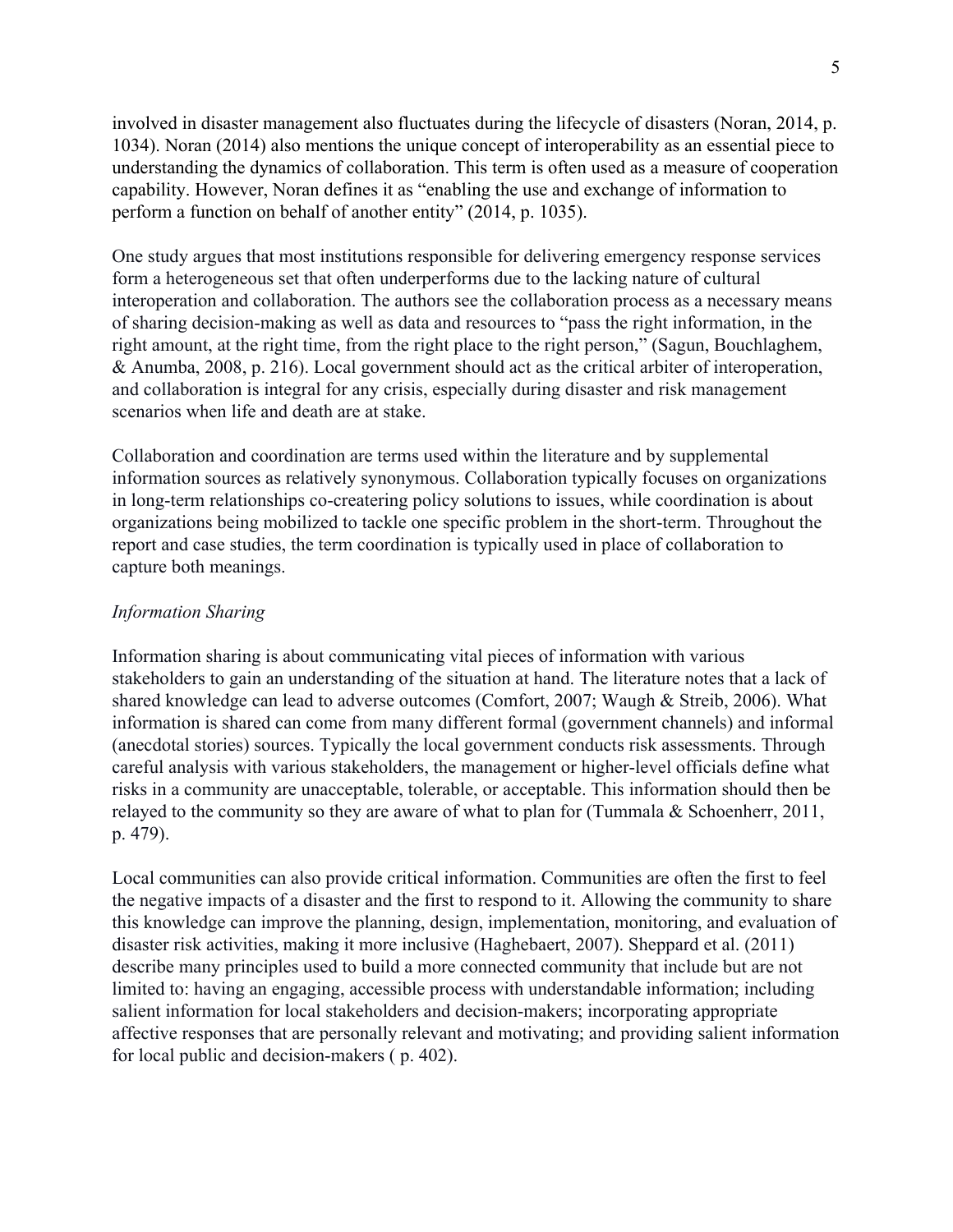involved in disaster management also fluctuates during the lifecycle of disasters (Noran, 2014, p. 1034). Noran (2014) also mentions the unique concept of interoperability as an essential piece to understanding the dynamics of collaboration. This term is often used as a measure of cooperation capability. However, Noran defines it as "enabling the use and exchange of information to perform a function on behalf of another entity" (2014, p. 1035).

One study argues that most institutions responsible for delivering emergency response services form a heterogeneous set that often underperforms due to the lacking nature of cultural interoperation and collaboration. The authors see the collaboration process as a necessary means of sharing decision-making as well as data and resources to "pass the right information, in the right amount, at the right time, from the right place to the right person," (Sagun, Bouchlaghem, & Anumba, 2008, p. 216). Local government should act as the critical arbiter of interoperation, and collaboration is integral for any crisis, especially during disaster and risk management scenarios when life and death are at stake.

Collaboration and coordination are terms used within the literature and by supplemental information sources as relatively synonymous. Collaboration typically focuses on organizations in long-term relationships co-createring policy solutions to issues, while coordination is about organizations being mobilized to tackle one specific problem in the short-term. Throughout the report and case studies, the term coordination is typically used in place of collaboration to capture both meanings.

*Information Sharing*

Information sharing is about communicating vital pieces of information with various stakeholders to gain an understanding of the situation at hand. The literature notes that a lack of shared knowledge can lead to adverse outcomes (Comfort, 2007; Waugh & Streib, 2006). What information is shared can come from many different formal (government channels) and informal (anecdotal stories) sources. Typically the local government conducts risk assessments. Through careful analysis with various stakeholders, the management or higher-level officials define what risks in a community are unacceptable, tolerable, or acceptable. This information should then be relayed to the community so they are aware of what to plan for (Tummala & Schoenherr, 2011, p. 479).

Local communities can also provide critical information. Communities are often the first to feel the negative impacts of a disaster and the first to respond to it. Allowing the community to share this knowledge can improve the planning, design, implementation, monitoring, and evaluation of disaster risk activities, making it more inclusive (Haghebaert, 2007). Sheppard et al. (2011) describe many principles used to build a more connected community that include but are not limited to: having an engaging, accessible process with understandable information; including salient information for local stakeholders and decision-makers; incorporating appropriate affective responses that are personally relevant and motivating; and providing salient information for local public and decision-makers ( p. 402).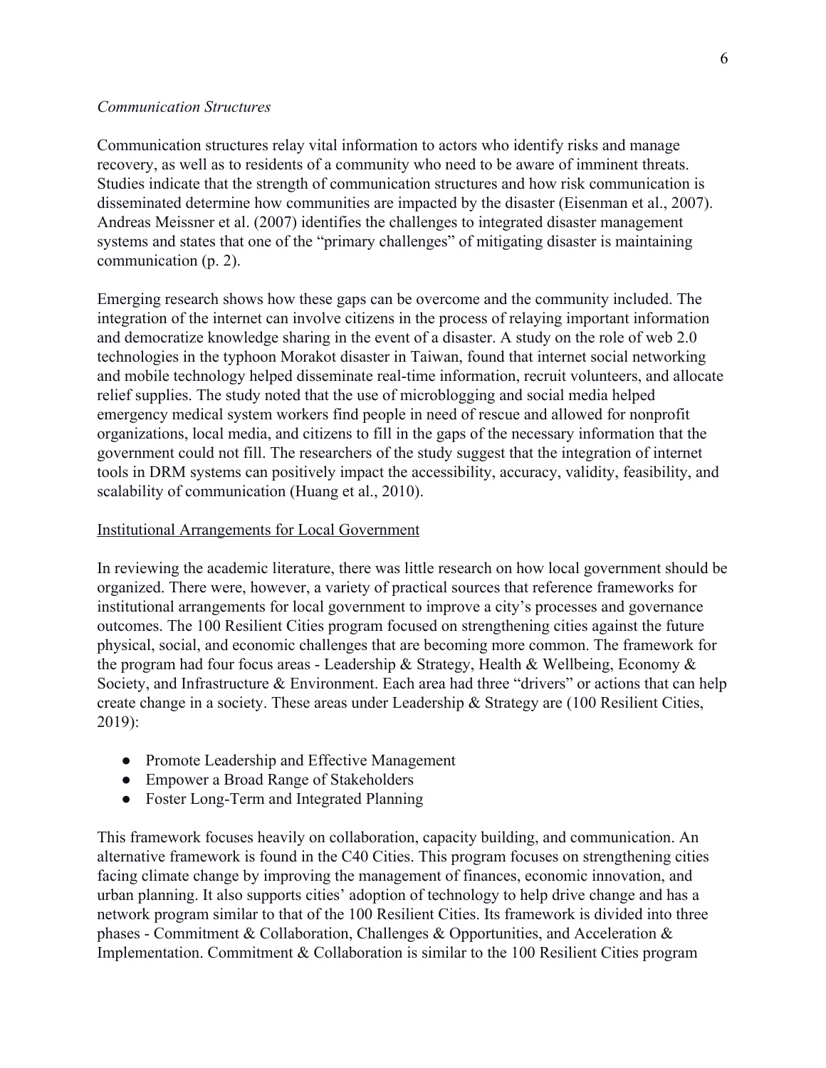*Communication Structures*

Communication structures relay vital information to actors who identify risks and manage recovery, as well as to residents of a community who need to be aware of imminent threats. Studies indicate that the strength of communication structures and how risk communication is disseminated determine how communities are impacted by the disaster (Eisenman et al., 2007). Andreas Meissner et al. (2007) identifies the challenges to integrated disaster management systems and states that one of the "primary challenges" of mitigating disaster is maintaining communication (p. 2).

Emerging research shows how these gaps can be overcome and the community included. The integration of the internet can involve citizens in the process of relaying important information and democratize knowledge sharing in the event of a disaster. A study on the role of web 2.0 technologies in the typhoon Morakot disaster in Taiwan, found that internet social networking and mobile technology helped disseminate real-time information, recruit volunteers, and allocate relief supplies. The study noted that the use of microblogging and social media helped emergency medical system workers find people in need of rescue and allowed for nonprofit organizations, local media, and citizens to fill in the gaps of the necessary information that the government could not fill. The researchers of the study suggest that the integration of internet tools in DRM systems can positively impact the accessibility, accuracy, validity, feasibility, and scalability of communication (Huang et al., 2010).

Institutional Arrangements for Local Government

In reviewing the academic literature, there was little research on how local government should be organized. There were, however, a variety of practical sources that reference frameworks for institutional arrangements for local government to improve a city's processes and governance outcomes. The 100 Resilient Cities program focused on strengthening cities against the future physical, social, and economic challenges that are becoming more common. The framework for the program had four focus areas - Leadership & Strategy, Health & Wellbeing, Economy & Society, and Infrastructure & Environment. Each area had three "drivers" or actions that can help create change in a society. These areas under Leadership & Strategy are (100 Resilient Cities, 2019):

- Promote Leadership and Effective Management
- Empower a Broad Range of Stakeholders
- Foster Long-Term and Integrated Planning

This framework focuses heavily on collaboration, capacity building, and communication. An alternative framework is found in the C40 Cities. This program focuses on strengthening cities facing climate change by improving the management of finances, economic innovation, and urban planning. It also supports cities' adoption of technology to help drive change and has a network program similar to that of the 100 Resilient Cities. Its framework is divided into three phases - Commitment & Collaboration, Challenges & Opportunities, and Acceleration & Implementation. Commitment & Collaboration is similar to the 100 Resilient Cities program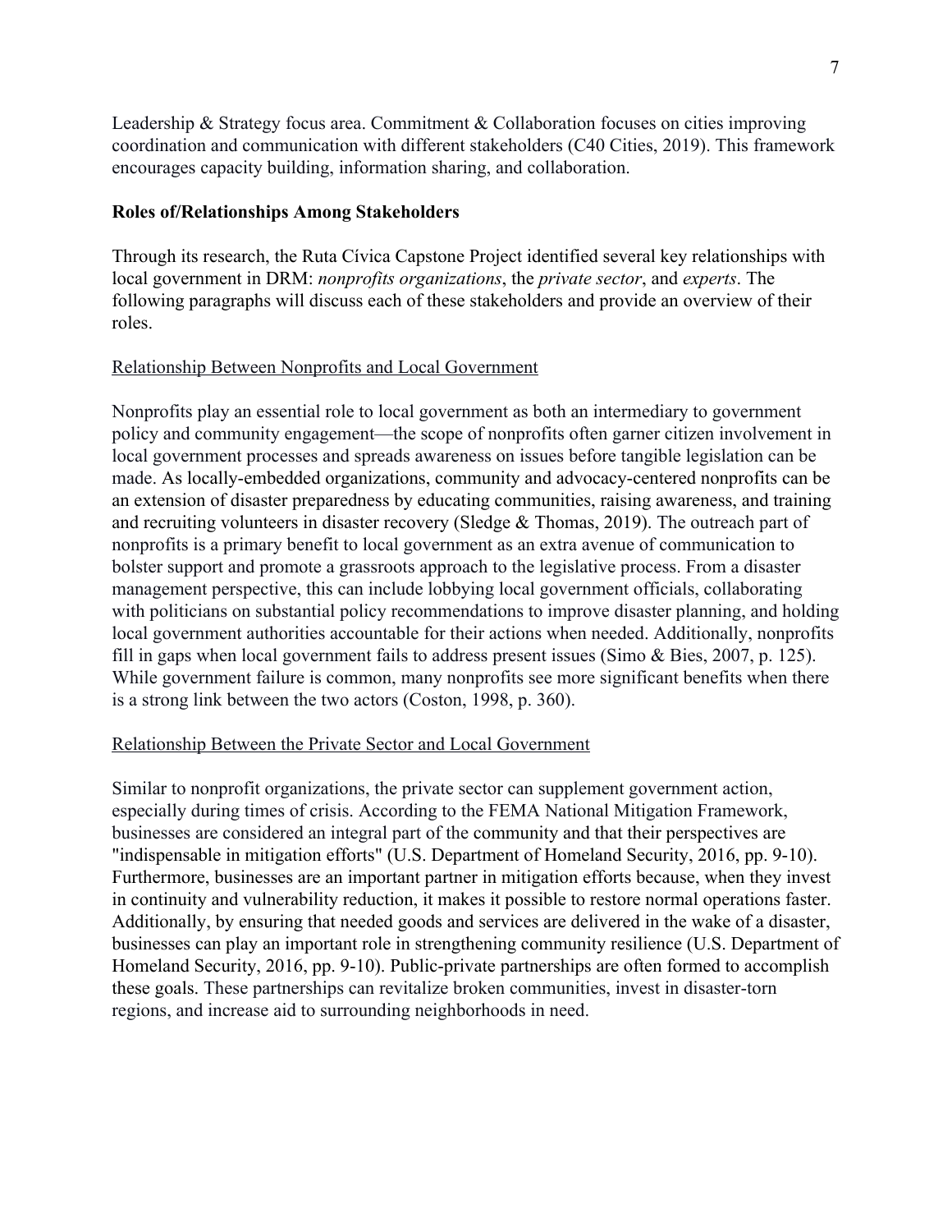Leadership & Strategy focus area. Commitment & Collaboration focuses on cities improving coordination and communication with different stakeholders (C40 Cities, 2019). This framework encourages capacity building, information sharing, and collaboration.

**Roles of/Relationships Among Stakeholders**

Through its research, the Ruta Cívica Capstone Project identified several key relationships with local government in DRM: *nonprofits organizations*, the *private sector*, and *experts*. The following paragraphs will discuss each of these stakeholders and provide an overview of their roles.

<u>Relationship Between Nonprofits and Local Government</u>

Nonprofits play an essential role to local government as both an intermediary to government policy and community engagement—the scope of nonprofits often garner citizen involvement in local government processes and spreads awareness on issues before tangible legislation can be made. As locally-embedded organizations, community and advocacy-centered nonprofits can be an extension of disaster preparedness by educating communities, raising awareness, and training and recruiting volunteers in disaster recovery (Sledge & Thomas, 2019). The outreach part of nonprofits is a primary benefit to local government as an extra avenue of communication to bolster support and promote a grassroots approach to the legislative process. From a disaster management perspective, this can include lobbying local government officials, collaborating with politicians on substantial policy recommendations to improve disaster planning, and holding local government authorities accountable for their actions when needed. Additionally, nonprofits fill in gaps when local government fails to address present issues (Simo & Bies, 2007, p. 125). While government failure is common, many nonprofits see more significant benefits when there is a strong link between the two actors (Coston, 1998, p. 360).

<u>Relationship Between the Private Sector and Local Government</u>

Similar to nonprofit organizations, the private sector can supplement government action, especially during times of crisis. According to the FEMA National Mitigation Framework, businesses are considered an integral part of the community and that their perspectives are "indispensable in mitigation efforts" (U.S. Department of Homeland Security, 2016, pp. 9-10). Furthermore, businesses are an important partner in mitigation efforts because, when they invest in continuity and vulnerability reduction, it makes it possible to restore normal operations faster. Additionally, by ensuring that needed goods and services are delivered in the wake of a disaster, businesses can play an important role in strengthening community resilience (U.S. Department of Homeland Security, 2016, pp. 9-10). Public-private partnerships are often formed to accomplish these goals. These partnerships can revitalize broken communities, invest in disaster-torn regions, and increase aid to surrounding neighborhoods in need.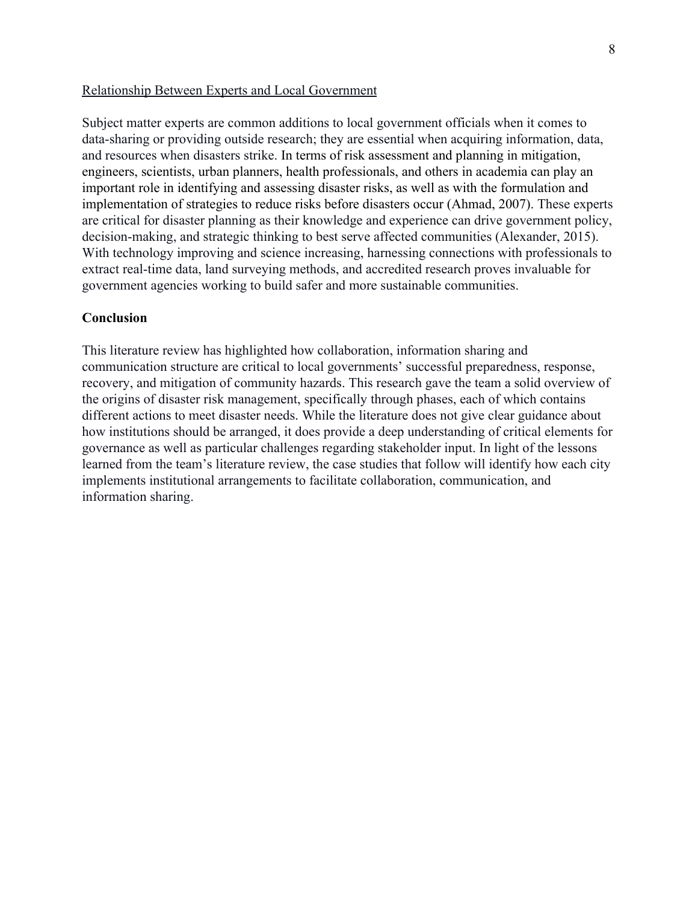Relationship Between Experts and Local Government

Subject matter experts are common additions to local government officials when it comes to data-sharing or providing outside research; they are essential when acquiring information, data, and resources when disasters strike. In terms of risk assessment and planning in mitigation, engineers, scientists, urban planners, health professionals, and others in academia can play an important role in identifying and assessing disaster risks, as well as with the formulation and implementation of strategies to reduce risks before disasters occur (Ahmad, 2007). These experts are critical for disaster planning as their knowledge and experience can drive government policy, decision-making, and strategic thinking to best serve affected communities (Alexander, 2015). With technology improving and science increasing, harnessing connections with professionals to extract real-time data, land surveying methods, and accredited research proves invaluable for government agencies working to build safer and more sustainable communities.

## Conclusion

This literature review has highlighted how collaboration, information sharing and communication structure are critical to local governments' successful preparedness, response, recovery, and mitigation of community hazards. This research gave the team a solid overview of the origins of disaster risk management, specifically through phases, each of which contains different actions to meet disaster needs. While the literature does not give clear guidance about how institutions should be arranged, it does provide a deep understanding of critical elements for governance as well as particular challenges regarding stakeholder input. In light of the lessons learned from the team's literature review, the case studies that follow will identify how each city implements institutional arrangements to facilitate collaboration, communication, and information sharing.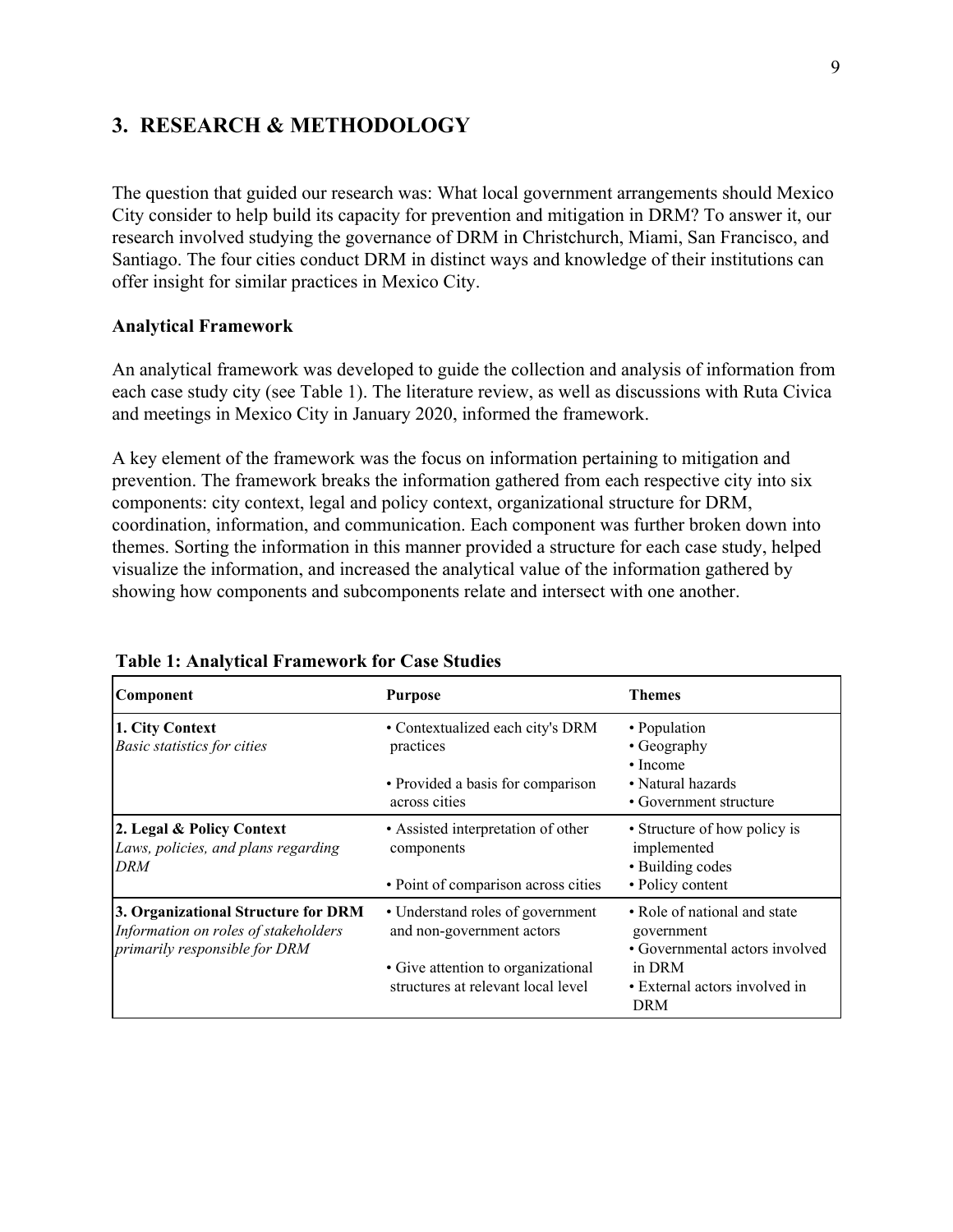## 3. RESEARCH & METHODOLOGY

The question that guided our research was: What local government arrangements should Mexico City consider to help build its capacity for prevention and mitigation in DRM? To answer it, our research involved studying the governance of DRM in Christchurch, Miami, San Francisco, and Santiago. The four cities conduct DRM in distinct ways and knowledge of their institutions can offer insight for similar practices in Mexico City.

### Analytical Framework

An analytical framework was developed to guide the collection and analysis of information from each case study city (see Table 1). The literature review, as well as discussions with Ruta Civica and meetings in Mexico City in January 2020, informed the framework.

A key element of the framework was the focus on information pertaining to mitigation and prevention. The framework breaks the information gathered from each respective city into six components: city context, legal and policy context, organizational structure for DRM, coordination, information, and communication. Each component was further broken down into themes. Sorting the information in this manner provided a structure for each case study, helped visualize the information, and increased the analytical value of the information gathered by showing how components and subcomponents relate and intersect with one another.

**Table 1: Analytical Framework for Case Studies**

| Component | Purpose | Themes |
|---|---|---|
| **1. City Context**<br>*Basic statistics for cities* | • Contextualized each city's DRM practices<br><br>• Provided a basis for comparison across cities | • Population<br>• Geography<br>• Income<br>• Natural hazards<br>• Government structure |
| **2. Legal & Policy Context**<br>*Laws, policies, and plans regarding DRM* | • Assisted interpretation of other components<br><br>• Point of comparison across cities | • Structure of how policy is implemented<br>• Building codes<br>• Policy content |
| **3. Organizational Structure for DRM**<br>*Information on roles of stakeholders primarily responsible for DRM* | • Understand roles of government and non-government actors<br><br>• Give attention to organizational structures at relevant local level | • Role of national and state government<br>• Governmental actors involved in DRM<br>• External actors involved in DRM |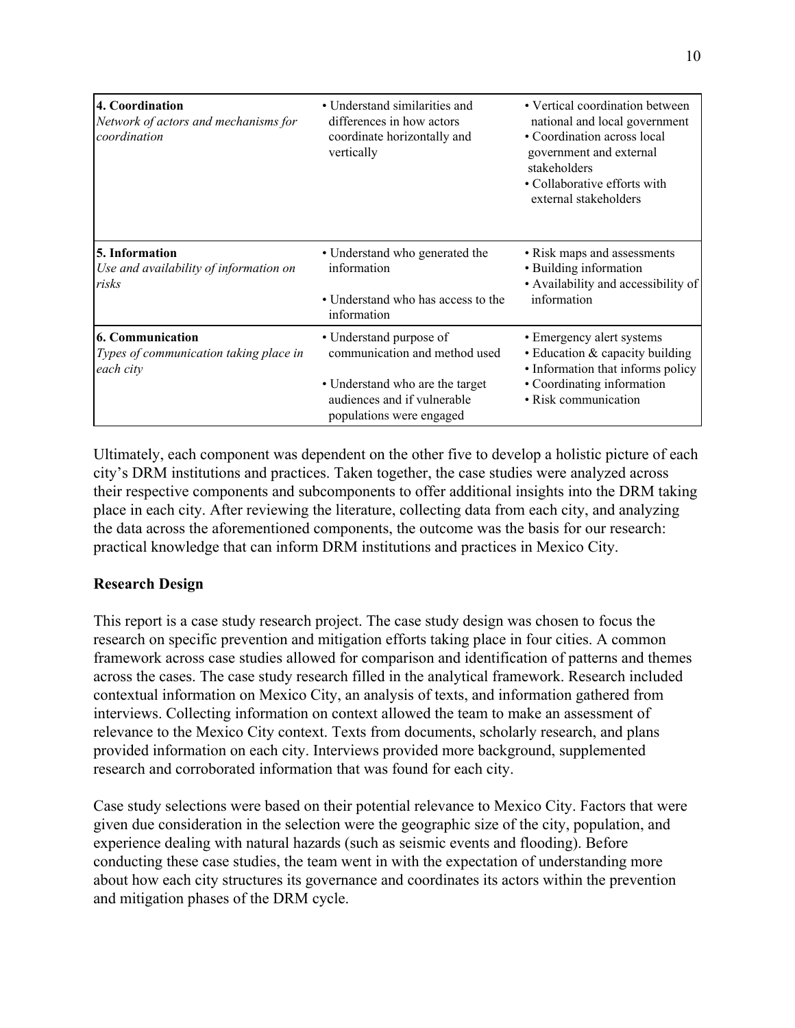| | | |
|---|---|---|
| **4. Coordination**<br>*Network of actors and mechanisms for coordination* | • Understand similarities and differences in how actors coordinate horizontally and vertically | • Vertical coordination between national and local government<br>• Coordination across local government and external stakeholders<br>• Collaborative efforts with external stakeholders |
| **5. Information**<br>*Use and availability of information on risks* | • Understand who generated the information<br>• Understand who has access to the information | • Risk maps and assessments<br>• Building information<br>• Availability and accessibility of information |
| **6. Communication**<br>*Types of communication taking place in each city* | • Understand purpose of communication and method used<br>• Understand who are the target audiences and if vulnerable populations were engaged | • Emergency alert systems<br>• Education & capacity building<br>• Information that informs policy<br>• Coordinating information<br>• Risk communication |

Ultimately, each component was dependent on the other five to develop a holistic picture of each city's DRM institutions and practices. Taken together, the case studies were analyzed across their respective components and subcomponents to offer additional insights into the DRM taking place in each city. After reviewing the literature, collecting data from each city, and analyzing the data across the aforementioned components, the outcome was the basis for our research: practical knowledge that can inform DRM institutions and practices in Mexico City.

**Research Design**

This report is a case study research project. The case study design was chosen to focus the research on specific prevention and mitigation efforts taking place in four cities. A common framework across case studies allowed for comparison and identification of patterns and themes across the cases. The case study research filled in the analytical framework. Research included contextual information on Mexico City, an analysis of texts, and information gathered from interviews. Collecting information on context allowed the team to make an assessment of relevance to the Mexico City context. Texts from documents, scholarly research, and plans provided information on each city. Interviews provided more background, supplemented research and corroborated information that was found for each city.

Case study selections were based on their potential relevance to Mexico City. Factors that were given due consideration in the selection were the geographic size of the city, population, and experience dealing with natural hazards (such as seismic events and flooding). Before conducting these case studies, the team went in with the expectation of understanding more about how each city structures its governance and coordinates its actors within the prevention and mitigation phases of the DRM cycle.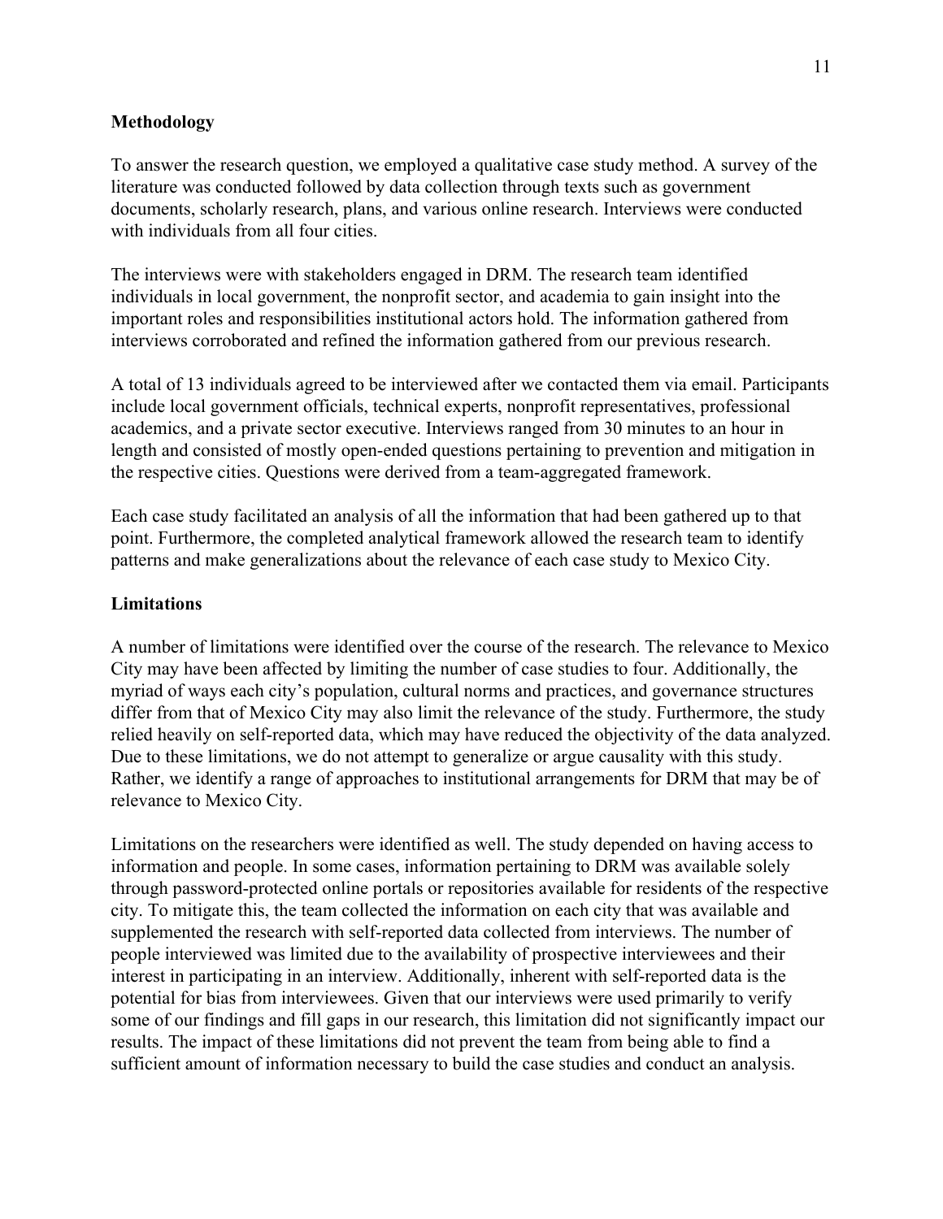## Methodology

To answer the research question, we employed a qualitative case study method. A survey of the literature was conducted followed by data collection through texts such as government documents, scholarly research, plans, and various online research. Interviews were conducted with individuals from all four cities.

The interviews were with stakeholders engaged in DRM. The research team identified individuals in local government, the nonprofit sector, and academia to gain insight into the important roles and responsibilities institutional actors hold. The information gathered from interviews corroborated and refined the information gathered from our previous research.

A total of 13 individuals agreed to be interviewed after we contacted them via email. Participants include local government officials, technical experts, nonprofit representatives, professional academics, and a private sector executive. Interviews ranged from 30 minutes to an hour in length and consisted of mostly open-ended questions pertaining to prevention and mitigation in the respective cities. Questions were derived from a team-aggregated framework.

Each case study facilitated an analysis of all the information that had been gathered up to that point. Furthermore, the completed analytical framework allowed the research team to identify patterns and make generalizations about the relevance of each case study to Mexico City.

## Limitations

A number of limitations were identified over the course of the research. The relevance to Mexico City may have been affected by limiting the number of case studies to four. Additionally, the myriad of ways each city's population, cultural norms and practices, and governance structures differ from that of Mexico City may also limit the relevance of the study. Furthermore, the study relied heavily on self-reported data, which may have reduced the objectivity of the data analyzed. Due to these limitations, we do not attempt to generalize or argue causality with this study. Rather, we identify a range of approaches to institutional arrangements for DRM that may be of relevance to Mexico City.

Limitations on the researchers were identified as well. The study depended on having access to information and people. In some cases, information pertaining to DRM was available solely through password-protected online portals or repositories available for residents of the respective city. To mitigate this, the team collected the information on each city that was available and supplemented the research with self-reported data collected from interviews. The number of people interviewed was limited due to the availability of prospective interviewees and their interest in participating in an interview. Additionally, inherent with self-reported data is the potential for bias from interviewees. Given that our interviews were used primarily to verify some of our findings and fill gaps in our research, this limitation did not significantly impact our results. The impact of these limitations did not prevent the team from being able to find a sufficient amount of information necessary to build the case studies and conduct an analysis.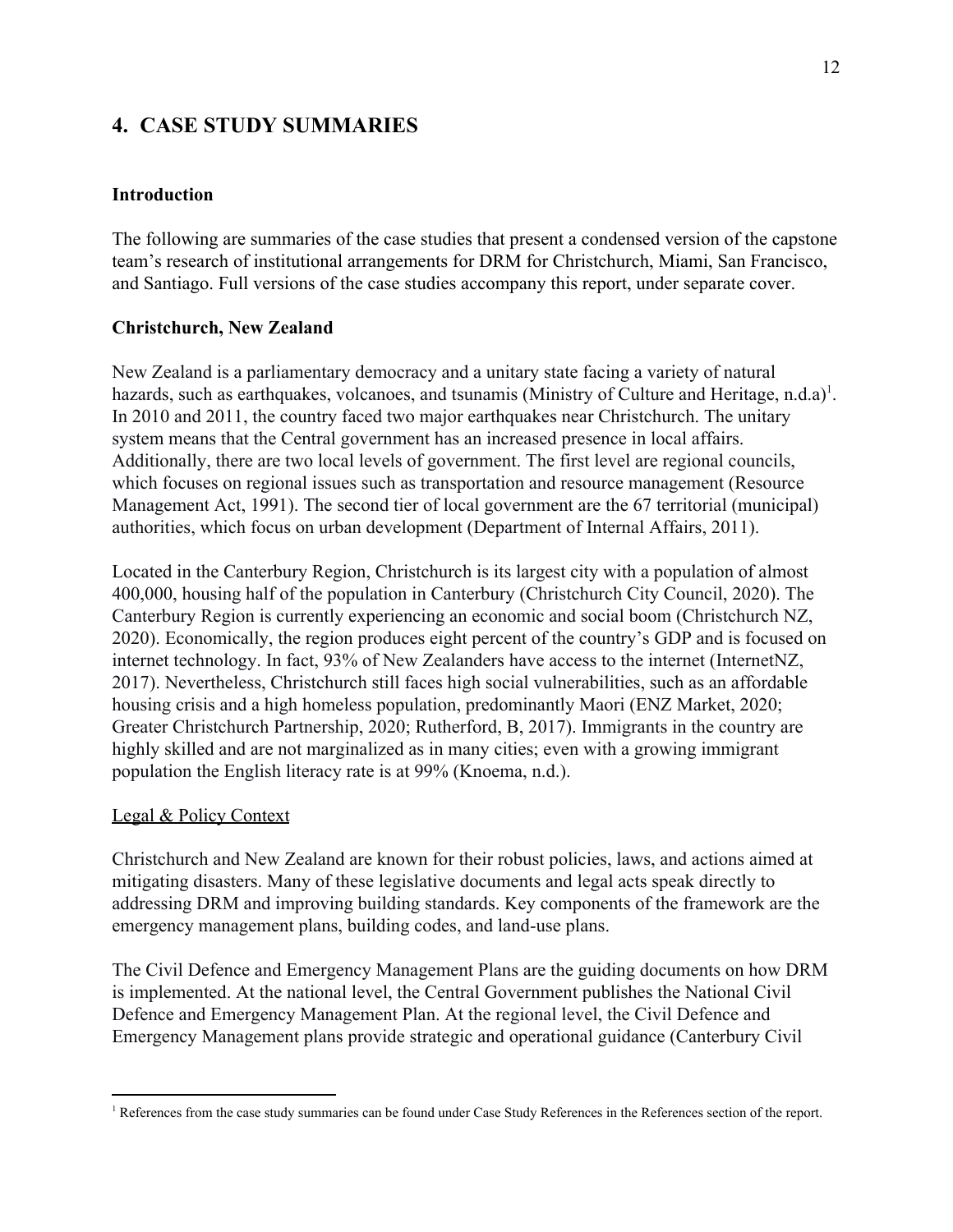## 4. CASE STUDY SUMMARIES

### Introduction

The following are summaries of the case studies that present a condensed version of the capstone team's research of institutional arrangements for DRM for Christchurch, Miami, San Francisco, and Santiago. Full versions of the case studies accompany this report, under separate cover.

### Christchurch, New Zealand

New Zealand is a parliamentary democracy and a unitary state facing a variety of natural hazards, such as earthquakes, volcanoes, and tsunamis (Ministry of Culture and Heritage, n.d.a)[1]. In 2010 and 2011, the country faced two major earthquakes near Christchurch. The unitary system means that the Central government has an increased presence in local affairs. Additionally, there are two local levels of government. The first level are regional councils, which focuses on regional issues such as transportation and resource management (Resource Management Act, 1991). The second tier of local government are the 67 territorial (municipal) authorities, which focus on urban development (Department of Internal Affairs, 2011).

Located in the Canterbury Region, Christchurch is its largest city with a population of almost 400,000, housing half of the population in Canterbury (Christchurch City Council, 2020). The Canterbury Region is currently experiencing an economic and social boom (Christchurch NZ, 2020). Economically, the region produces eight percent of the country's GDP and is focused on internet technology. In fact, 93% of New Zealanders have access to the internet (InternetNZ, 2017). Nevertheless, Christchurch still faces high social vulnerabilities, such as an affordable housing crisis and a high homeless population, predominantly Maori (ENZ Market, 2020; Greater Christchurch Partnership, 2020; Rutherford, B, 2017). Immigrants in the country are highly skilled and are not marginalized as in many cities; even with a growing immigrant population the English literacy rate is at 99% (Knoema, n.d.).

<u>Legal & Policy Context</u>

Christchurch and New Zealand are known for their robust policies, laws, and actions aimed at mitigating disasters. Many of these legislative documents and legal acts speak directly to addressing DRM and improving building standards. Key components of the framework are the emergency management plans, building codes, and land-use plans.

The Civil Defence and Emergency Management Plans are the guiding documents on how DRM is implemented. At the national level, the Central Government publishes the National Civil Defence and Emergency Management Plan. At the regional level, the Civil Defence and Emergency Management plans provide strategic and operational guidance (Canterbury Civil

---

[1] References from the case study summaries can be found under Case Study References in the References section of the report.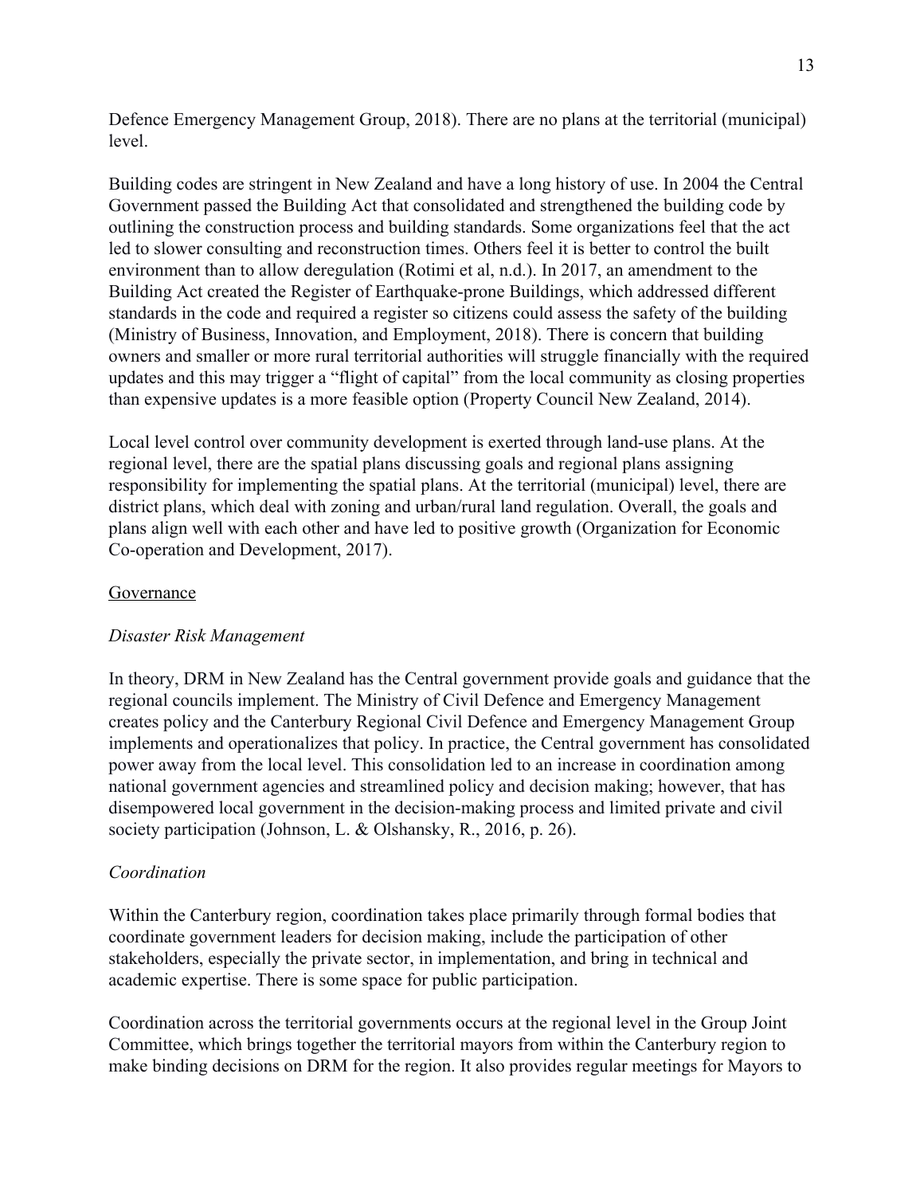Defence Emergency Management Group, 2018). There are no plans at the territorial (municipal) level.

Building codes are stringent in New Zealand and have a long history of use. In 2004 the Central Government passed the Building Act that consolidated and strengthened the building code by outlining the construction process and building standards. Some organizations feel that the act led to slower consulting and reconstruction times. Others feel it is better to control the built environment than to allow deregulation (Rotimi et al, n.d.). In 2017, an amendment to the Building Act created the Register of Earthquake-prone Buildings, which addressed different standards in the code and required a register so citizens could assess the safety of the building (Ministry of Business, Innovation, and Employment, 2018). There is concern that building owners and smaller or more rural territorial authorities will struggle financially with the required updates and this may trigger a "flight of capital" from the local community as closing properties than expensive updates is a more feasible option (Property Council New Zealand, 2014).

Local level control over community development is exerted through land-use plans. At the regional level, there are the spatial plans discussing goals and regional plans assigning responsibility for implementing the spatial plans. At the territorial (municipal) level, there are district plans, which deal with zoning and urban/rural land regulation. Overall, the goals and plans align well with each other and have led to positive growth (Organization for Economic Co-operation and Development, 2017).

## Governance

### *Disaster Risk Management*

In theory, DRM in New Zealand has the Central government provide goals and guidance that the regional councils implement. The Ministry of Civil Defence and Emergency Management creates policy and the Canterbury Regional Civil Defence and Emergency Management Group implements and operationalizes that policy. In practice, the Central government has consolidated power away from the local level. This consolidation led to an increase in coordination among national government agencies and streamlined policy and decision making; however, that has disempowered local government in the decision-making process and limited private and civil society participation (Johnson, L. & Olshansky, R., 2016, p. 26).

### *Coordination*

Within the Canterbury region, coordination takes place primarily through formal bodies that coordinate government leaders for decision making, include the participation of other stakeholders, especially the private sector, in implementation, and bring in technical and academic expertise. There is some space for public participation.

Coordination across the territorial governments occurs at the regional level in the Group Joint Committee, which brings together the territorial mayors from within the Canterbury region to make binding decisions on DRM for the region. It also provides regular meetings for Mayors to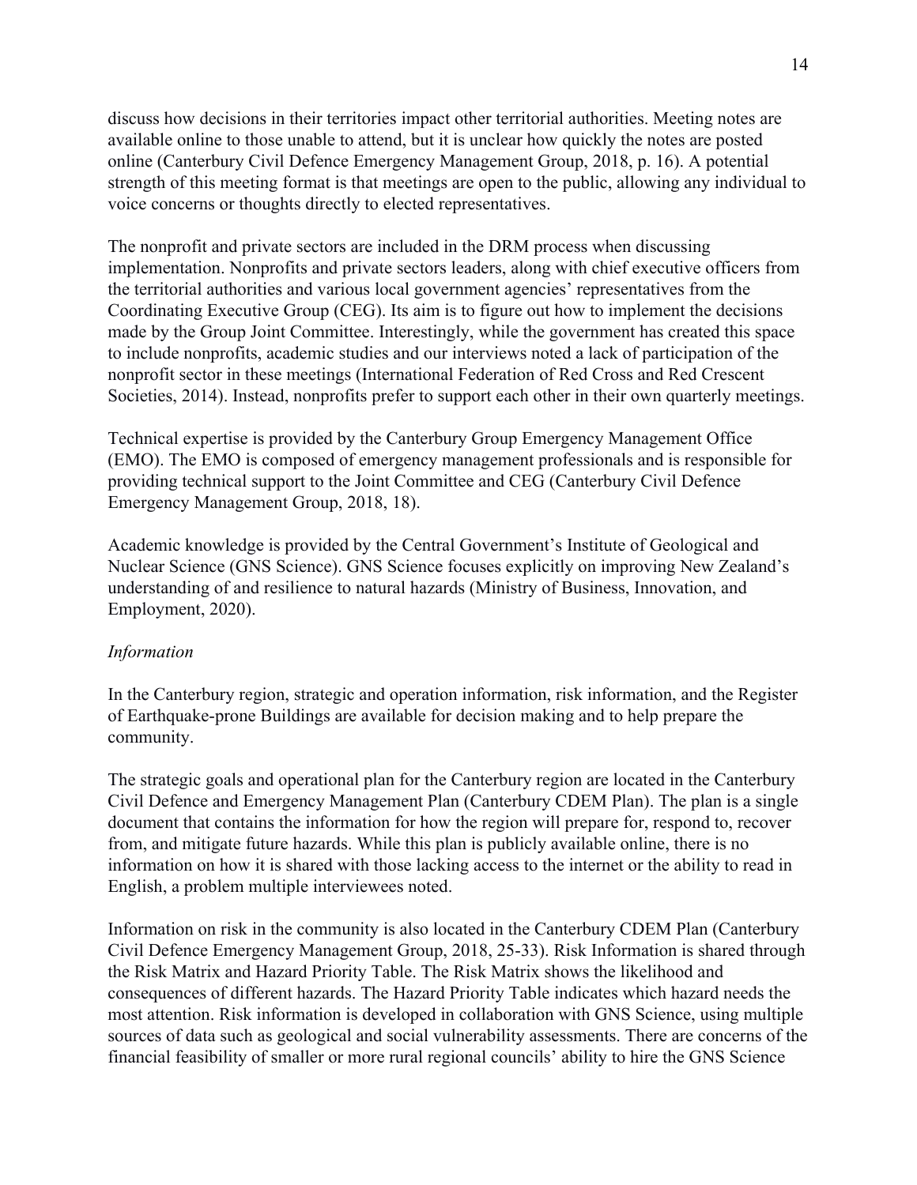discuss how decisions in their territories impact other territorial authorities. Meeting notes are available online to those unable to attend, but it is unclear how quickly the notes are posted online (Canterbury Civil Defence Emergency Management Group, 2018, p. 16). A potential strength of this meeting format is that meetings are open to the public, allowing any individual to voice concerns or thoughts directly to elected representatives.

The nonprofit and private sectors are included in the DRM process when discussing implementation. Nonprofits and private sectors leaders, along with chief executive officers from the territorial authorities and various local government agencies' representatives from the Coordinating Executive Group (CEG). Its aim is to figure out how to implement the decisions made by the Group Joint Committee. Interestingly, while the government has created this space to include nonprofits, academic studies and our interviews noted a lack of participation of the nonprofit sector in these meetings (International Federation of Red Cross and Red Crescent Societies, 2014). Instead, nonprofits prefer to support each other in their own quarterly meetings.

Technical expertise is provided by the Canterbury Group Emergency Management Office (EMO). The EMO is composed of emergency management professionals and is responsible for providing technical support to the Joint Committee and CEG (Canterbury Civil Defence Emergency Management Group, 2018, 18).

Academic knowledge is provided by the Central Government's Institute of Geological and Nuclear Science (GNS Science). GNS Science focuses explicitly on improving New Zealand's understanding of and resilience to natural hazards (Ministry of Business, Innovation, and Employment, 2020).

*Information*

In the Canterbury region, strategic and operation information, risk information, and the Register of Earthquake-prone Buildings are available for decision making and to help prepare the community.

The strategic goals and operational plan for the Canterbury region are located in the Canterbury Civil Defence and Emergency Management Plan (Canterbury CDEM Plan). The plan is a single document that contains the information for how the region will prepare for, respond to, recover from, and mitigate future hazards. While this plan is publicly available online, there is no information on how it is shared with those lacking access to the internet or the ability to read in English, a problem multiple interviewees noted.

Information on risk in the community is also located in the Canterbury CDEM Plan (Canterbury Civil Defence Emergency Management Group, 2018, 25-33). Risk Information is shared through the Risk Matrix and Hazard Priority Table. The Risk Matrix shows the likelihood and consequences of different hazards. The Hazard Priority Table indicates which hazard needs the most attention. Risk information is developed in collaboration with GNS Science, using multiple sources of data such as geological and social vulnerability assessments. There are concerns of the financial feasibility of smaller or more rural regional councils' ability to hire the GNS Science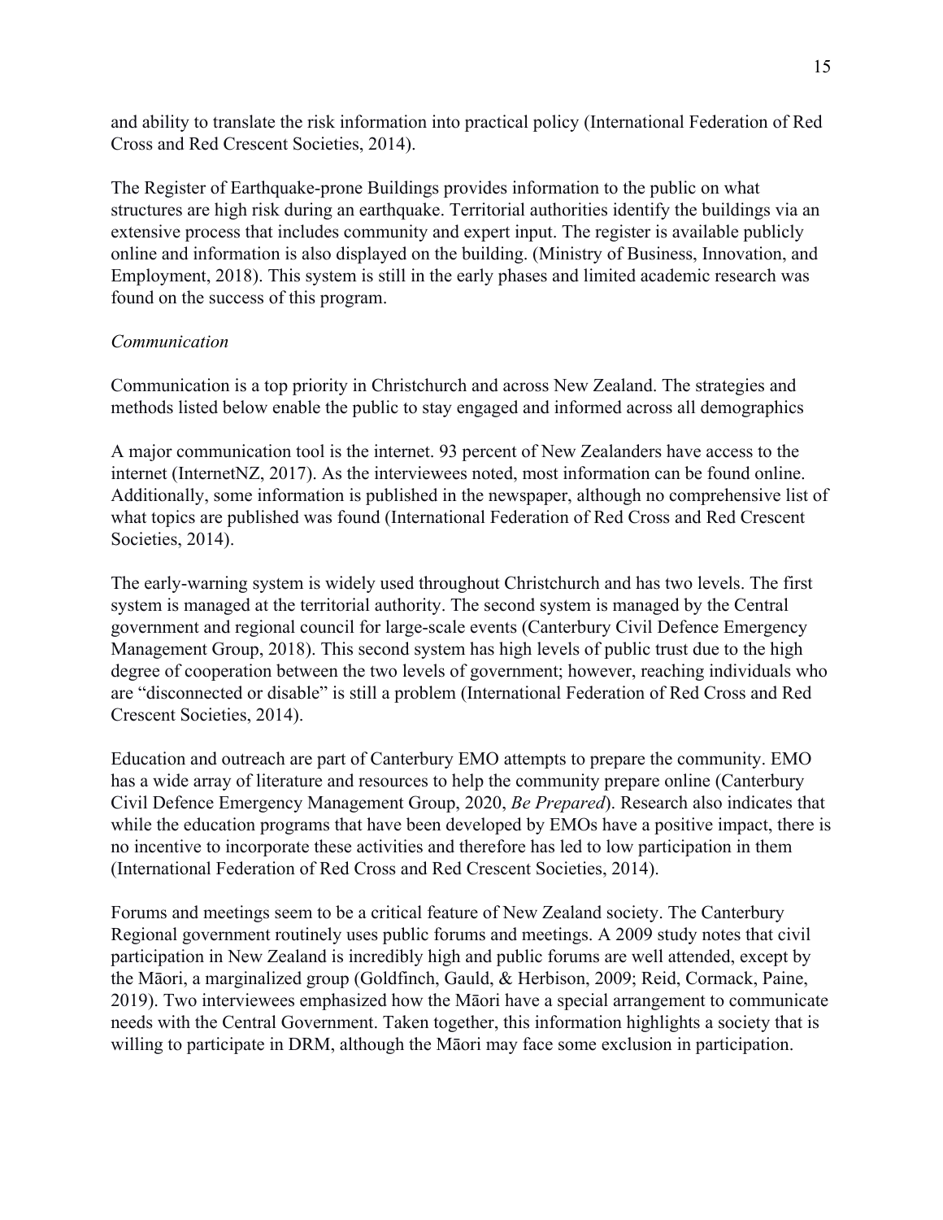and ability to translate the risk information into practical policy (International Federation of Red Cross and Red Crescent Societies, 2014).

The Register of Earthquake-prone Buildings provides information to the public on what structures are high risk during an earthquake. Territorial authorities identify the buildings via an extensive process that includes community and expert input. The register is available publicly online and information is also displayed on the building. (Ministry of Business, Innovation, and Employment, 2018). This system is still in the early phases and limited academic research was found on the success of this program.

*Communication*

Communication is a top priority in Christchurch and across New Zealand. The strategies and methods listed below enable the public to stay engaged and informed across all demographics

A major communication tool is the internet. 93 percent of New Zealanders have access to the internet (InternetNZ, 2017). As the interviewees noted, most information can be found online. Additionally, some information is published in the newspaper, although no comprehensive list of what topics are published was found (International Federation of Red Cross and Red Crescent Societies, 2014).

The early-warning system is widely used throughout Christchurch and has two levels. The first system is managed at the territorial authority. The second system is managed by the Central government and regional council for large-scale events (Canterbury Civil Defence Emergency Management Group, 2018). This second system has high levels of public trust due to the high degree of cooperation between the two levels of government; however, reaching individuals who are "disconnected or disable" is still a problem (International Federation of Red Cross and Red Crescent Societies, 2014).

Education and outreach are part of Canterbury EMO attempts to prepare the community. EMO has a wide array of literature and resources to help the community prepare online (Canterbury Civil Defence Emergency Management Group, 2020, *Be Prepared*). Research also indicates that while the education programs that have been developed by EMOs have a positive impact, there is no incentive to incorporate these activities and therefore has led to low participation in them (International Federation of Red Cross and Red Crescent Societies, 2014).

Forums and meetings seem to be a critical feature of New Zealand society. The Canterbury Regional government routinely uses public forums and meetings. A 2009 study notes that civil participation in New Zealand is incredibly high and public forums are well attended, except by the Māori, a marginalized group (Goldfinch, Gauld, & Herbison, 2009; Reid, Cormack, Paine, 2019). Two interviewees emphasized how the Māori have a special arrangement to communicate needs with the Central Government. Taken together, this information highlights a society that is willing to participate in DRM, although the Māori may face some exclusion in participation.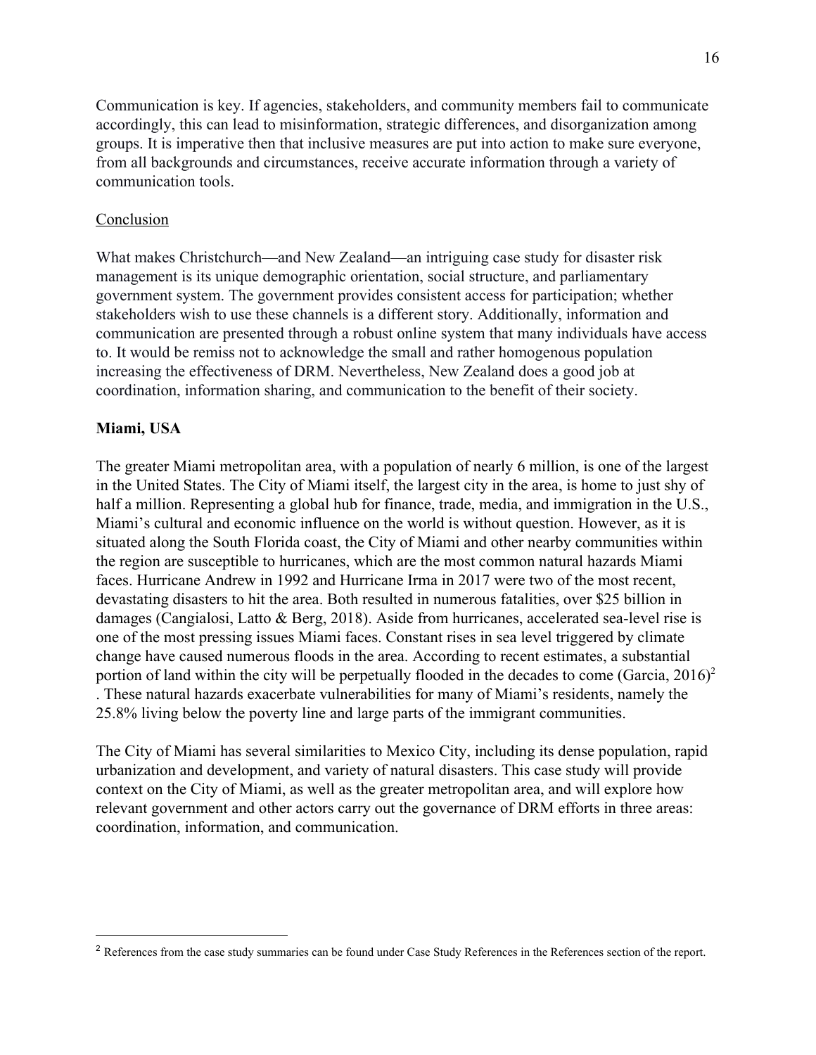Communication is key. If agencies, stakeholders, and community members fail to communicate accordingly, this can lead to misinformation, strategic differences, and disorganization among groups. It is imperative then that inclusive measures are put into action to make sure everyone, from all backgrounds and circumstances, receive accurate information through a variety of communication tools.

Conclusion

What makes Christchurch—and New Zealand—an intriguing case study for disaster risk management is its unique demographic orientation, social structure, and parliamentary government system. The government provides consistent access for participation; whether stakeholders wish to use these channels is a different story. Additionally, information and communication are presented through a robust online system that many individuals have access to. It would be remiss not to acknowledge the small and rather homogenous population increasing the effectiveness of DRM. Nevertheless, New Zealand does a good job at coordination, information sharing, and communication to the benefit of their society.

**Miami, USA**

The greater Miami metropolitan area, with a population of nearly 6 million, is one of the largest in the United States. The City of Miami itself, the largest city in the area, is home to just shy of half a million. Representing a global hub for finance, trade, media, and immigration in the U.S., Miami's cultural and economic influence on the world is without question. However, as it is situated along the South Florida coast, the City of Miami and other nearby communities within the region are susceptible to hurricanes, which are the most common natural hazards Miami faces. Hurricane Andrew in 1992 and Hurricane Irma in 2017 were two of the most recent, devastating disasters to hit the area. Both resulted in numerous fatalities, over $25 billion in damages (Cangialosi, Latto & Berg, 2018). Aside from hurricanes, accelerated sea-level rise is one of the most pressing issues Miami faces. Constant rises in sea level triggered by climate change have caused numerous floods in the area. According to recent estimates, a substantial portion of land within the city will be perpetually flooded in the decades to come (Garcia, 2016)[2]. These natural hazards exacerbate vulnerabilities for many of Miami's residents, namely the 25.8% living below the poverty line and large parts of the immigrant communities.

The City of Miami has several similarities to Mexico City, including its dense population, rapid urbanization and development, and variety of natural disasters. This case study will provide context on the City of Miami, as well as the greater metropolitan area, and will explore how relevant government and other actors carry out the governance of DRM efforts in three areas: coordination, information, and communication.

[2] References from the case study summaries can be found under Case Study References in the References section of the report.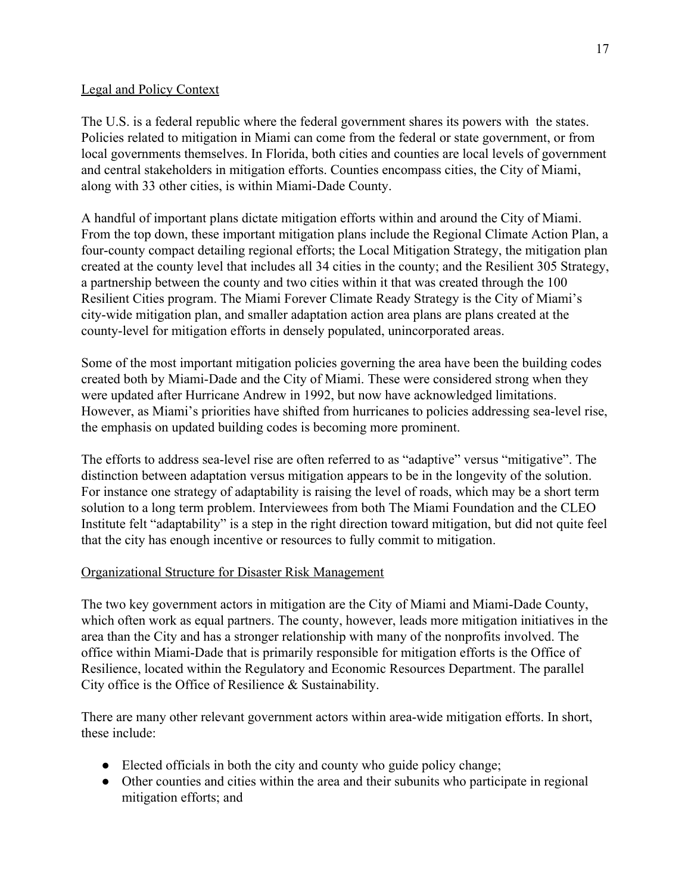## Legal and Policy Context

The U.S. is a federal republic where the federal government shares its powers with the states. Policies related to mitigation in Miami can come from the federal or state government, or from local governments themselves. In Florida, both cities and counties are local levels of government and central stakeholders in mitigation efforts. Counties encompass cities, the City of Miami, along with 33 other cities, is within Miami-Dade County.

A handful of important plans dictate mitigation efforts within and around the City of Miami. From the top down, these important mitigation plans include the Regional Climate Action Plan, a four-county compact detailing regional efforts; the Local Mitigation Strategy, the mitigation plan created at the county level that includes all 34 cities in the county; and the Resilient 305 Strategy, a partnership between the county and two cities within it that was created through the 100 Resilient Cities program. The Miami Forever Climate Ready Strategy is the City of Miami's city-wide mitigation plan, and smaller adaptation action area plans are plans created at the county-level for mitigation efforts in densely populated, unincorporated areas.

Some of the most important mitigation policies governing the area have been the building codes created both by Miami-Dade and the City of Miami. These were considered strong when they were updated after Hurricane Andrew in 1992, but now have acknowledged limitations. However, as Miami's priorities have shifted from hurricanes to policies addressing sea-level rise, the emphasis on updated building codes is becoming more prominent.

The efforts to address sea-level rise are often referred to as "adaptive" versus "mitigative". The distinction between adaptation versus mitigation appears to be in the longevity of the solution. For instance one strategy of adaptability is raising the level of roads, which may be a short term solution to a long term problem. Interviewees from both The Miami Foundation and the CLEO Institute felt "adaptability" is a step in the right direction toward mitigation, but did not quite feel that the city has enough incentive or resources to fully commit to mitigation.

## Organizational Structure for Disaster Risk Management

The two key government actors in mitigation are the City of Miami and Miami-Dade County, which often work as equal partners. The county, however, leads more mitigation initiatives in the area than the City and has a stronger relationship with many of the nonprofits involved. The office within Miami-Dade that is primarily responsible for mitigation efforts is the Office of Resilience, located within the Regulatory and Economic Resources Department. The parallel City office is the Office of Resilience & Sustainability.

There are many other relevant government actors within area-wide mitigation efforts. In short, these include:

- Elected officials in both the city and county who guide policy change;
- Other counties and cities within the area and their subunits who participate in regional mitigation efforts; and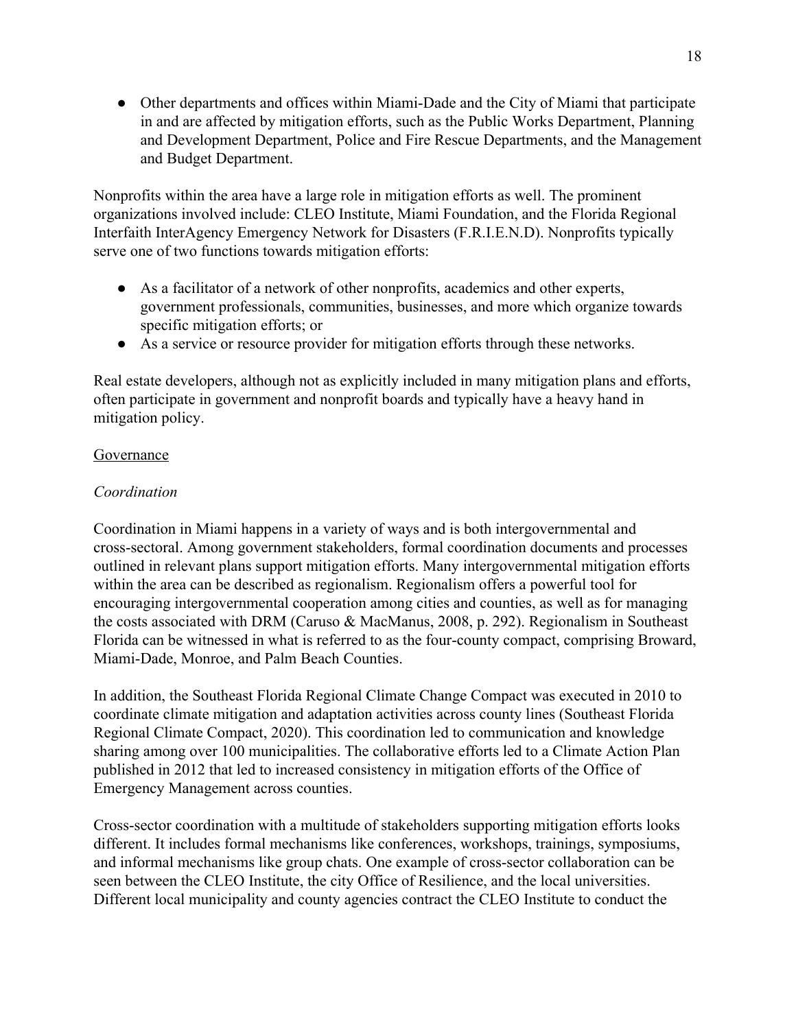- Other departments and offices within Miami-Dade and the City of Miami that participate in and are affected by mitigation efforts, such as the Public Works Department, Planning and Development Department, Police and Fire Rescue Departments, and the Management and Budget Department.

Nonprofits within the area have a large role in mitigation efforts as well. The prominent organizations involved include: CLEO Institute, Miami Foundation, and the Florida Regional Interfaith InterAgency Emergency Network for Disasters (F.R.I.E.N.D). Nonprofits typically serve one of two functions towards mitigation efforts:

- As a facilitator of a network of other nonprofits, academics and other experts, government professionals, communities, businesses, and more which organize towards specific mitigation efforts; or
- As a service or resource provider for mitigation efforts through these networks.

Real estate developers, although not as explicitly included in many mitigation plans and efforts, often participate in government and nonprofit boards and typically have a heavy hand in mitigation policy.

<u>Governance</u>

*Coordination*

Coordination in Miami happens in a variety of ways and is both intergovernmental and cross-sectoral. Among government stakeholders, formal coordination documents and processes outlined in relevant plans support mitigation efforts. Many intergovernmental mitigation efforts within the area can be described as regionalism. Regionalism offers a powerful tool for encouraging intergovernmental cooperation among cities and counties, as well as for managing the costs associated with DRM (Caruso & MacManus, 2008, p. 292). Regionalism in Southeast Florida can be witnessed in what is referred to as the four-county compact, comprising Broward, Miami-Dade, Monroe, and Palm Beach Counties.

In addition, the Southeast Florida Regional Climate Change Compact was executed in 2010 to coordinate climate mitigation and adaptation activities across county lines (Southeast Florida Regional Climate Compact, 2020). This coordination led to communication and knowledge sharing among over 100 municipalities. The collaborative efforts led to a Climate Action Plan published in 2012 that led to increased consistency in mitigation efforts of the Office of Emergency Management across counties.

Cross-sector coordination with a multitude of stakeholders supporting mitigation efforts looks different. It includes formal mechanisms like conferences, workshops, trainings, symposiums, and informal mechanisms like group chats. One example of cross-sector collaboration can be seen between the CLEO Institute, the city Office of Resilience, and the local universities. Different local municipality and county agencies contract the CLEO Institute to conduct the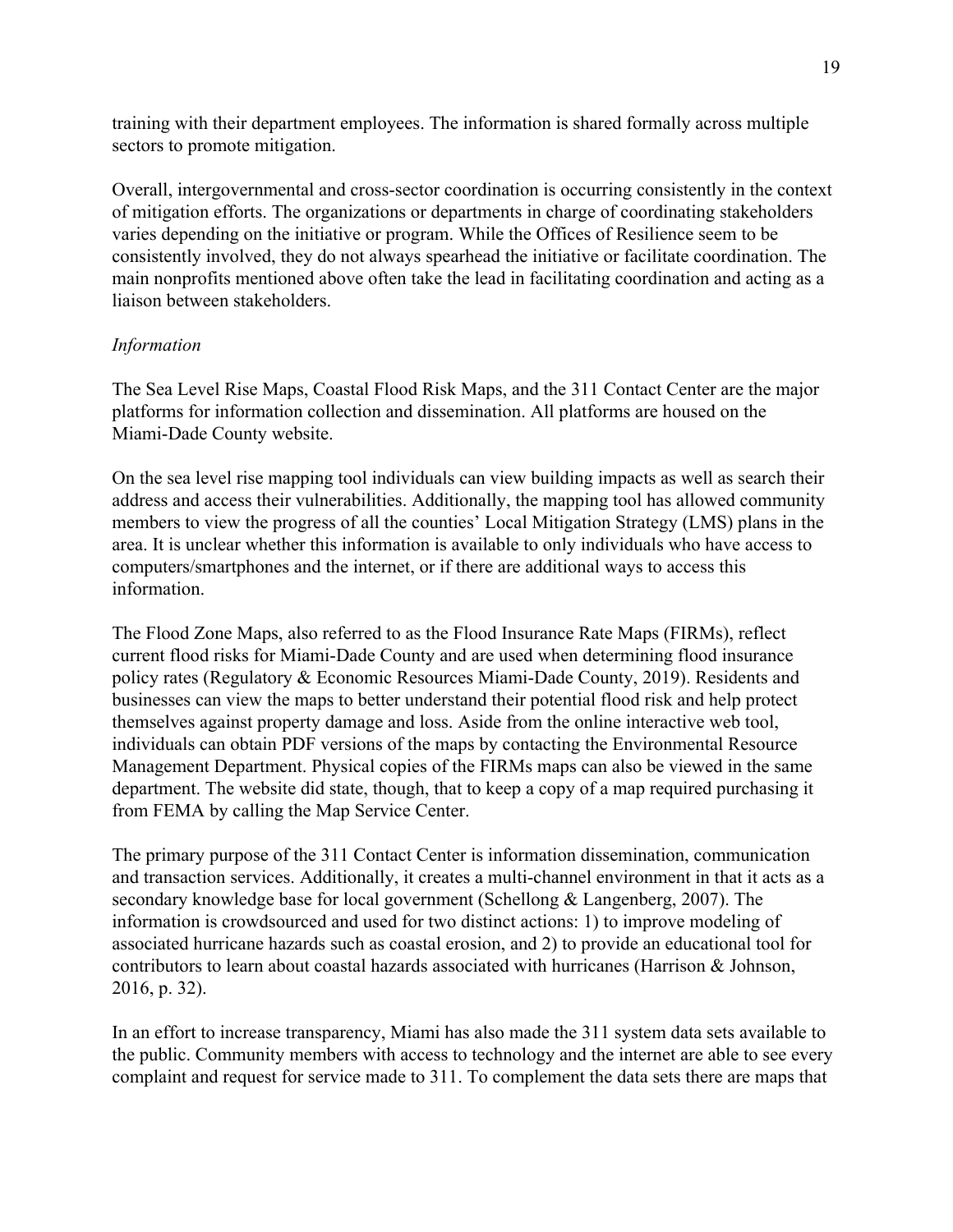training with their department employees. The information is shared formally across multiple sectors to promote mitigation.

Overall, intergovernmental and cross-sector coordination is occurring consistently in the context of mitigation efforts. The organizations or departments in charge of coordinating stakeholders varies depending on the initiative or program. While the Offices of Resilience seem to be consistently involved, they do not always spearhead the initiative or facilitate coordination. The main nonprofits mentioned above often take the lead in facilitating coordination and acting as a liaison between stakeholders.

*Information*

The Sea Level Rise Maps, Coastal Flood Risk Maps, and the 311 Contact Center are the major platforms for information collection and dissemination. All platforms are housed on the Miami-Dade County website.

On the sea level rise mapping tool individuals can view building impacts as well as search their address and access their vulnerabilities. Additionally, the mapping tool has allowed community members to view the progress of all the counties' Local Mitigation Strategy (LMS) plans in the area. It is unclear whether this information is available to only individuals who have access to computers/smartphones and the internet, or if there are additional ways to access this information.

The Flood Zone Maps, also referred to as the Flood Insurance Rate Maps (FIRMs), reflect current flood risks for Miami-Dade County and are used when determining flood insurance policy rates (Regulatory & Economic Resources Miami-Dade County, 2019). Residents and businesses can view the maps to better understand their potential flood risk and help protect themselves against property damage and loss. Aside from the online interactive web tool, individuals can obtain PDF versions of the maps by contacting the Environmental Resource Management Department. Physical copies of the FIRMs maps can also be viewed in the same department. The website did state, though, that to keep a copy of a map required purchasing it from FEMA by calling the Map Service Center.

The primary purpose of the 311 Contact Center is information dissemination, communication and transaction services. Additionally, it creates a multi-channel environment in that it acts as a secondary knowledge base for local government (Schellong & Langenberg, 2007). The information is crowdsourced and used for two distinct actions: 1) to improve modeling of associated hurricane hazards such as coastal erosion, and 2) to provide an educational tool for contributors to learn about coastal hazards associated with hurricanes (Harrison & Johnson, 2016, p. 32).

In an effort to increase transparency, Miami has also made the 311 system data sets available to the public. Community members with access to technology and the internet are able to see every complaint and request for service made to 311. To complement the data sets there are maps that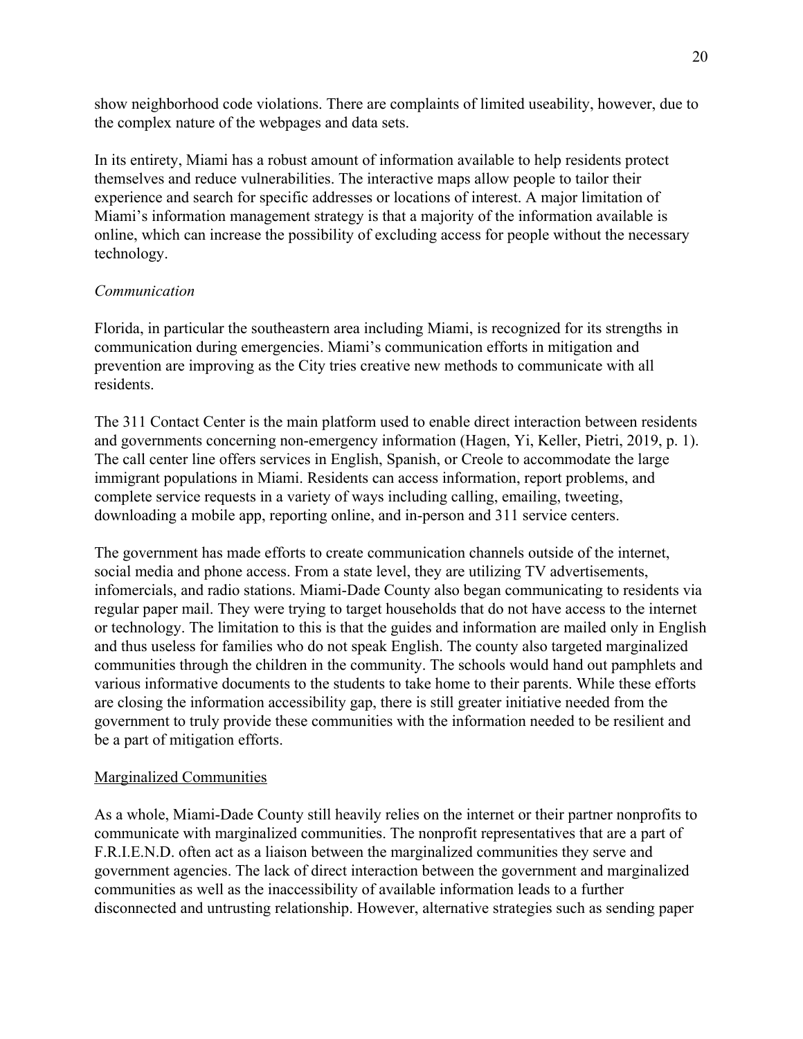show neighborhood code violations. There are complaints of limited useability, however, due to the complex nature of the webpages and data sets.

In its entirety, Miami has a robust amount of information available to help residents protect themselves and reduce vulnerabilities. The interactive maps allow people to tailor their experience and search for specific addresses or locations of interest. A major limitation of Miami's information management strategy is that a majority of the information available is online, which can increase the possibility of excluding access for people without the necessary technology.

*Communication*

Florida, in particular the southeastern area including Miami, is recognized for its strengths in communication during emergencies. Miami's communication efforts in mitigation and prevention are improving as the City tries creative new methods to communicate with all residents.

The 311 Contact Center is the main platform used to enable direct interaction between residents and governments concerning non-emergency information (Hagen, Yi, Keller, Pietri, 2019, p. 1). The call center line offers services in English, Spanish, or Creole to accommodate the large immigrant populations in Miami. Residents can access information, report problems, and complete service requests in a variety of ways including calling, emailing, tweeting, downloading a mobile app, reporting online, and in-person and 311 service centers.

The government has made efforts to create communication channels outside of the internet, social media and phone access. From a state level, they are utilizing TV advertisements, infomercials, and radio stations. Miami-Dade County also began communicating to residents via regular paper mail. They were trying to target households that do not have access to the internet or technology. The limitation to this is that the guides and information are mailed only in English and thus useless for families who do not speak English. The county also targeted marginalized communities through the children in the community. The schools would hand out pamphlets and various informative documents to the students to take home to their parents. While these efforts are closing the information accessibility gap, there is still greater initiative needed from the government to truly provide these communities with the information needed to be resilient and be a part of mitigation efforts.

<u>Marginalized Communities</u>

As a whole, Miami-Dade County still heavily relies on the internet or their partner nonprofits to communicate with marginalized communities. The nonprofit representatives that are a part of F.R.I.E.N.D. often act as a liaison between the marginalized communities they serve and government agencies. The lack of direct interaction between the government and marginalized communities as well as the inaccessibility of available information leads to a further disconnected and untrusting relationship. However, alternative strategies such as sending paper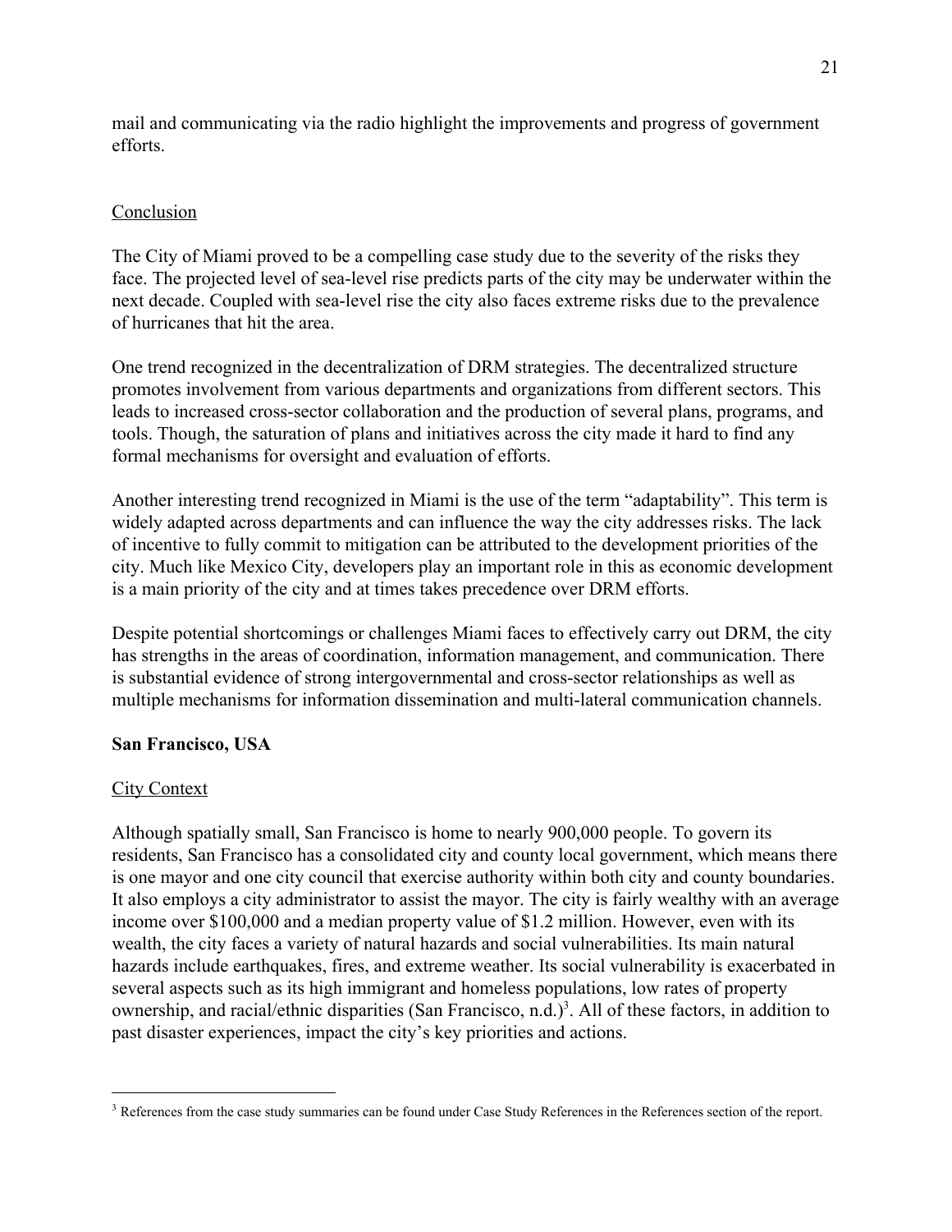mail and communicating via the radio highlight the improvements and progress of government efforts.

### Conclusion

The City of Miami proved to be a compelling case study due to the severity of the risks they face. The projected level of sea-level rise predicts parts of the city may be underwater within the next decade. Coupled with sea-level rise the city also faces extreme risks due to the prevalence of hurricanes that hit the area.

One trend recognized in the decentralization of DRM strategies. The decentralized structure promotes involvement from various departments and organizations from different sectors. This leads to increased cross-sector collaboration and the production of several plans, programs, and tools. Though, the saturation of plans and initiatives across the city made it hard to find any formal mechanisms for oversight and evaluation of efforts.

Another interesting trend recognized in Miami is the use of the term "adaptability". This term is widely adapted across departments and can influence the way the city addresses risks. The lack of incentive to fully commit to mitigation can be attributed to the development priorities of the city. Much like Mexico City, developers play an important role in this as economic development is a main priority of the city and at times takes precedence over DRM efforts.

Despite potential shortcomings or challenges Miami faces to effectively carry out DRM, the city has strengths in the areas of coordination, information management, and communication. There is substantial evidence of strong intergovernmental and cross-sector relationships as well as multiple mechanisms for information dissemination and multi-lateral communication channels.

## San Francisco, USA

### City Context

Although spatially small, San Francisco is home to nearly 900,000 people. To govern its residents, San Francisco has a consolidated city and county local government, which means there is one mayor and one city council that exercise authority within both city and county boundaries. It also employs a city administrator to assist the mayor. The city is fairly wealthy with an average income over $100,000 and a median property value of $1.2 million. However, even with its wealth, the city faces a variety of natural hazards and social vulnerabilities. Its main natural hazards include earthquakes, fires, and extreme weather. Its social vulnerability is exacerbated in several aspects such as its high immigrant and homeless populations, low rates of property ownership, and racial/ethnic disparities (San Francisco, n.d.)[3]. All of these factors, in addition to past disaster experiences, impact the city's key priorities and actions.

---

[3] References from the case study summaries can be found under Case Study References in the References section of the report.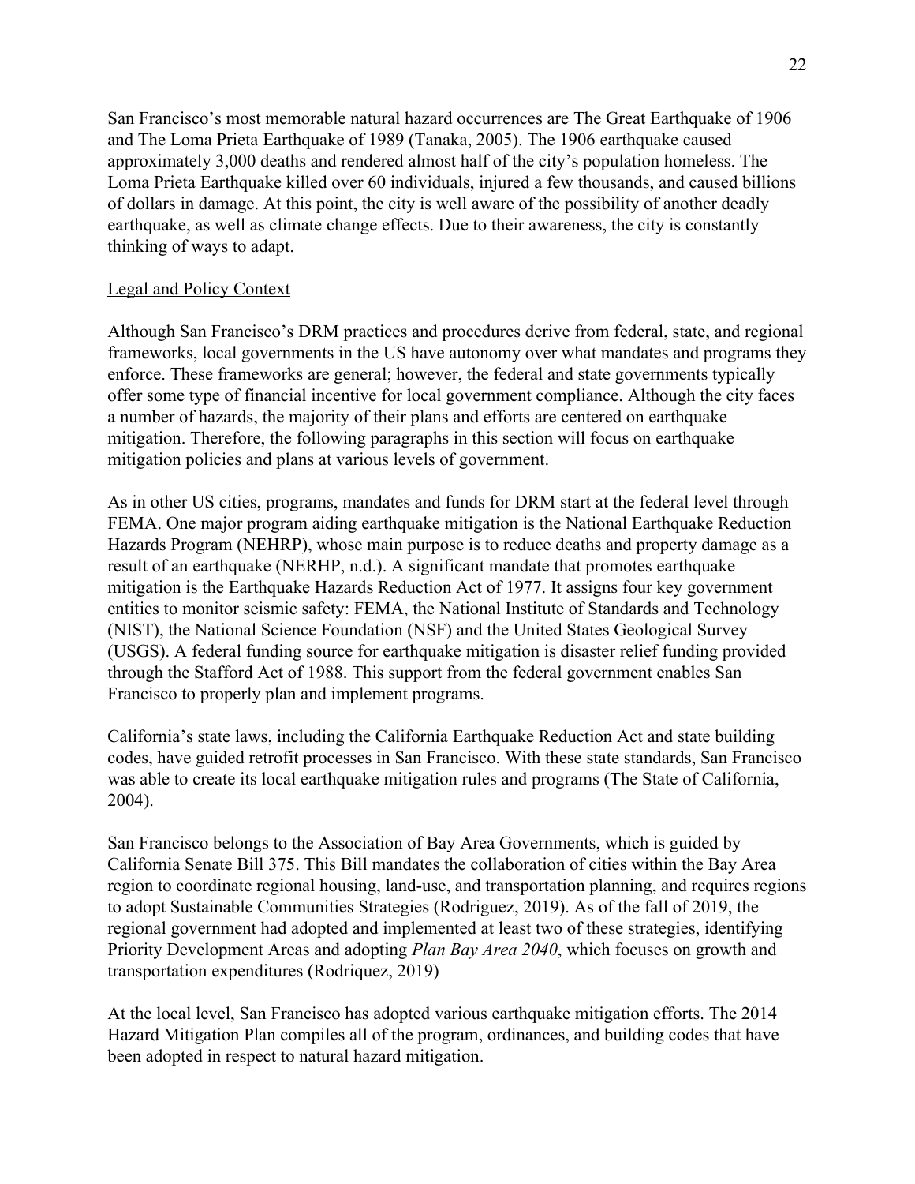San Francisco's most memorable natural hazard occurrences are The Great Earthquake of 1906 and The Loma Prieta Earthquake of 1989 (Tanaka, 2005). The 1906 earthquake caused approximately 3,000 deaths and rendered almost half of the city's population homeless. The Loma Prieta Earthquake killed over 60 individuals, injured a few thousands, and caused billions of dollars in damage. At this point, the city is well aware of the possibility of another deadly earthquake, as well as climate change effects. Due to their awareness, the city is constantly thinking of ways to adapt.

<u>Legal and Policy Context</u>

Although San Francisco's DRM practices and procedures derive from federal, state, and regional frameworks, local governments in the US have autonomy over what mandates and programs they enforce. These frameworks are general; however, the federal and state governments typically offer some type of financial incentive for local government compliance. Although the city faces a number of hazards, the majority of their plans and efforts are centered on earthquake mitigation. Therefore, the following paragraphs in this section will focus on earthquake mitigation policies and plans at various levels of government.

As in other US cities, programs, mandates and funds for DRM start at the federal level through FEMA. One major program aiding earthquake mitigation is the National Earthquake Reduction Hazards Program (NEHRP), whose main purpose is to reduce deaths and property damage as a result of an earthquake (NERHP, n.d.). A significant mandate that promotes earthquake mitigation is the Earthquake Hazards Reduction Act of 1977. It assigns four key government entities to monitor seismic safety: FEMA, the National Institute of Standards and Technology (NIST), the National Science Foundation (NSF) and the United States Geological Survey (USGS). A federal funding source for earthquake mitigation is disaster relief funding provided through the Stafford Act of 1988. This support from the federal government enables San Francisco to properly plan and implement programs.

California's state laws, including the California Earthquake Reduction Act and state building codes, have guided retrofit processes in San Francisco. With these state standards, San Francisco was able to create its local earthquake mitigation rules and programs (The State of California, 2004).

San Francisco belongs to the Association of Bay Area Governments, which is guided by California Senate Bill 375. This Bill mandates the collaboration of cities within the Bay Area region to coordinate regional housing, land-use, and transportation planning, and requires regions to adopt Sustainable Communities Strategies (Rodriguez, 2019). As of the fall of 2019, the regional government had adopted and implemented at least two of these strategies, identifying Priority Development Areas and adopting *Plan Bay Area 2040*, which focuses on growth and transportation expenditures (Rodriquez, 2019)

At the local level, San Francisco has adopted various earthquake mitigation efforts. The 2014 Hazard Mitigation Plan compiles all of the program, ordinances, and building codes that have been adopted in respect to natural hazard mitigation.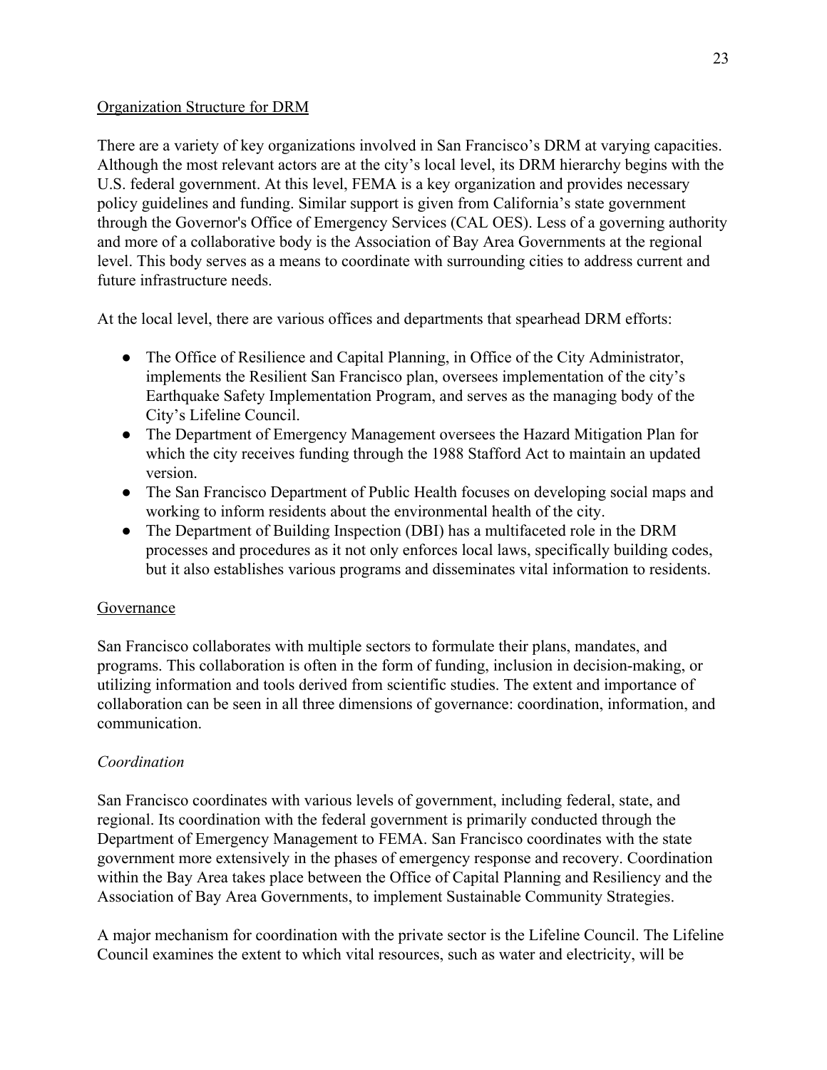Organization Structure for DRM

There are a variety of key organizations involved in San Francisco's DRM at varying capacities. Although the most relevant actors are at the city's local level, its DRM hierarchy begins with the U.S. federal government. At this level, FEMA is a key organization and provides necessary policy guidelines and funding. Similar support is given from California's state government through the Governor's Office of Emergency Services (CAL OES). Less of a governing authority and more of a collaborative body is the Association of Bay Area Governments at the regional level. This body serves as a means to coordinate with surrounding cities to address current and future infrastructure needs.

At the local level, there are various offices and departments that spearhead DRM efforts:

- The Office of Resilience and Capital Planning, in Office of the City Administrator, implements the Resilient San Francisco plan, oversees implementation of the city's Earthquake Safety Implementation Program, and serves as the managing body of the City's Lifeline Council.
- The Department of Emergency Management oversees the Hazard Mitigation Plan for which the city receives funding through the 1988 Stafford Act to maintain an updated version.
- The San Francisco Department of Public Health focuses on developing social maps and working to inform residents about the environmental health of the city.
- The Department of Building Inspection (DBI) has a multifaceted role in the DRM processes and procedures as it not only enforces local laws, specifically building codes, but it also establishes various programs and disseminates vital information to residents.

Governance

San Francisco collaborates with multiple sectors to formulate their plans, mandates, and programs. This collaboration is often in the form of funding, inclusion in decision-making, or utilizing information and tools derived from scientific studies. The extent and importance of collaboration can be seen in all three dimensions of governance: coordination, information, and communication.

*Coordination*

San Francisco coordinates with various levels of government, including federal, state, and regional. Its coordination with the federal government is primarily conducted through the Department of Emergency Management to FEMA. San Francisco coordinates with the state government more extensively in the phases of emergency response and recovery. Coordination within the Bay Area takes place between the Office of Capital Planning and Resiliency and the Association of Bay Area Governments, to implement Sustainable Community Strategies.

A major mechanism for coordination with the private sector is the Lifeline Council. The Lifeline Council examines the extent to which vital resources, such as water and electricity, will be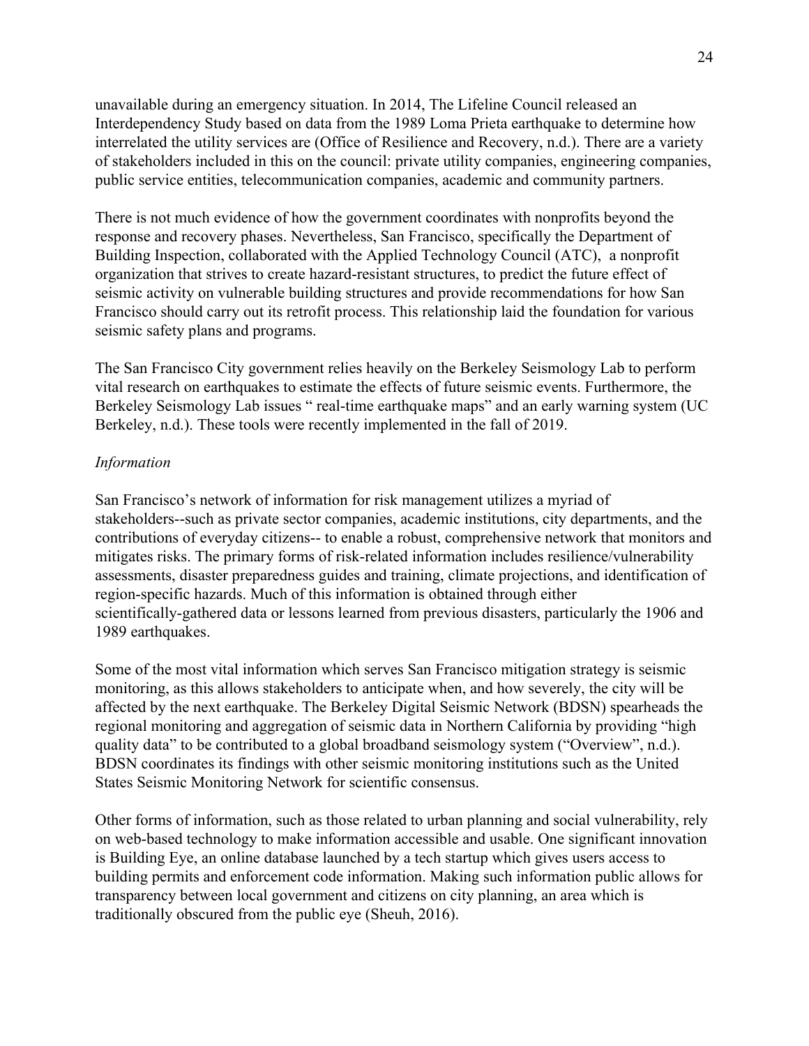unavailable during an emergency situation. In 2014, The Lifeline Council released an Interdependency Study based on data from the 1989 Loma Prieta earthquake to determine how interrelated the utility services are (Office of Resilience and Recovery, n.d.). There are a variety of stakeholders included in this on the council: private utility companies, engineering companies, public service entities, telecommunication companies, academic and community partners.

There is not much evidence of how the government coordinates with nonprofits beyond the response and recovery phases. Nevertheless, San Francisco, specifically the Department of Building Inspection, collaborated with the Applied Technology Council (ATC),  a nonprofit organization that strives to create hazard-resistant structures, to predict the future effect of seismic activity on vulnerable building structures and provide recommendations for how San Francisco should carry out its retrofit process. This relationship laid the foundation for various seismic safety plans and programs.

The San Francisco City government relies heavily on the Berkeley Seismology Lab to perform vital research on earthquakes to estimate the effects of future seismic events. Furthermore, the Berkeley Seismology Lab issues " real-time earthquake maps" and an early warning system (UC Berkeley, n.d.). These tools were recently implemented in the fall of 2019.

*Information*

San Francisco's network of information for risk management utilizes a myriad of stakeholders--such as private sector companies, academic institutions, city departments, and the contributions of everyday citizens-- to enable a robust, comprehensive network that monitors and mitigates risks. The primary forms of risk-related information includes resilience/vulnerability assessments, disaster preparedness guides and training, climate projections, and identification of region-specific hazards. Much of this information is obtained through either scientifically-gathered data or lessons learned from previous disasters, particularly the 1906 and 1989 earthquakes.

Some of the most vital information which serves San Francisco mitigation strategy is seismic monitoring, as this allows stakeholders to anticipate when, and how severely, the city will be affected by the next earthquake. The Berkeley Digital Seismic Network (BDSN) spearheads the regional monitoring and aggregation of seismic data in Northern California by providing "high quality data" to be contributed to a global broadband seismology system ("Overview", n.d.). BDSN coordinates its findings with other seismic monitoring institutions such as the United States Seismic Monitoring Network for scientific consensus.

Other forms of information, such as those related to urban planning and social vulnerability, rely on web-based technology to make information accessible and usable. One significant innovation is Building Eye, an online database launched by a tech startup which gives users access to building permits and enforcement code information. Making such information public allows for transparency between local government and citizens on city planning, an area which is traditionally obscured from the public eye (Sheuh, 2016).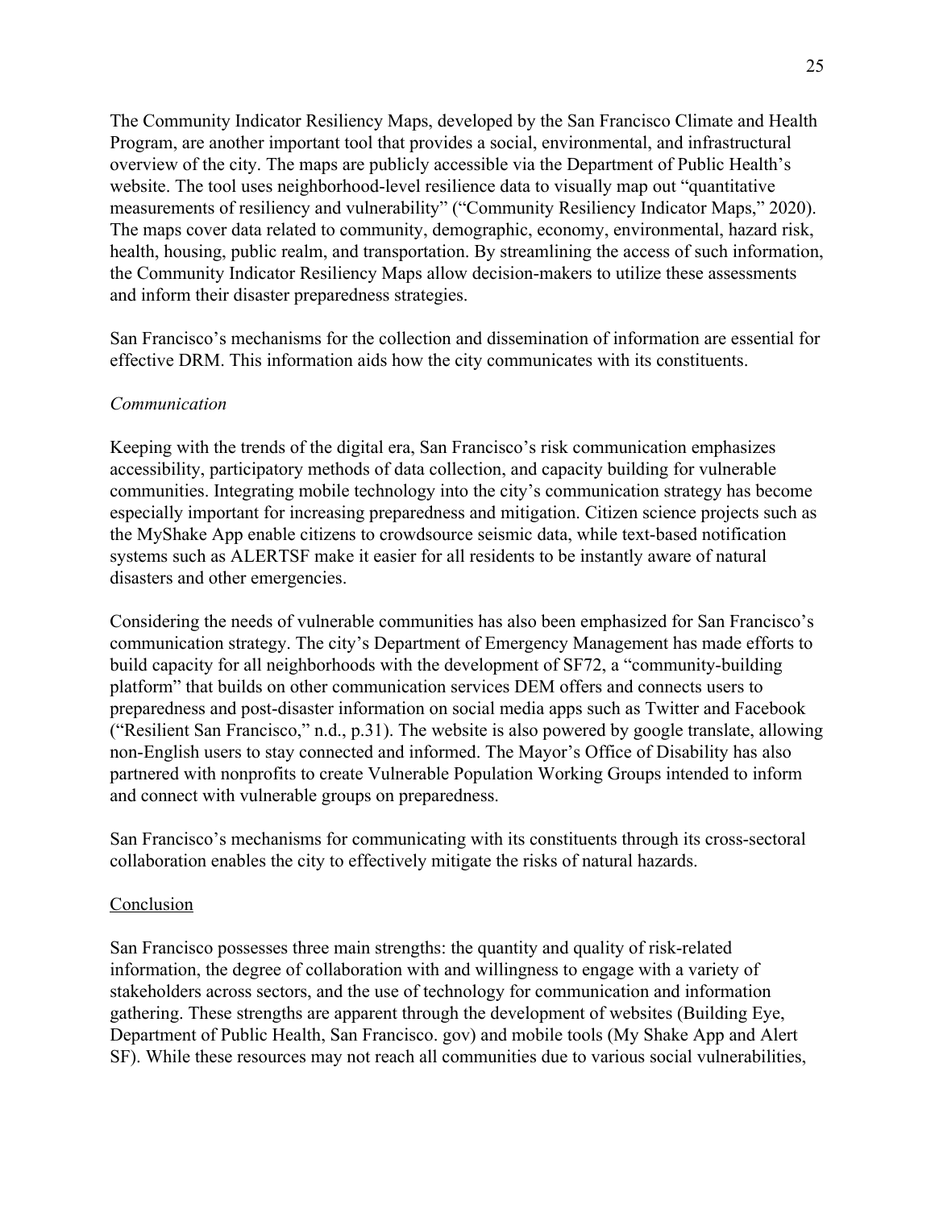The Community Indicator Resiliency Maps, developed by the San Francisco Climate and Health Program, are another important tool that provides a social, environmental, and infrastructural overview of the city. The maps are publicly accessible via the Department of Public Health's website. The tool uses neighborhood-level resilience data to visually map out "quantitative measurements of resiliency and vulnerability" ("Community Resiliency Indicator Maps," 2020). The maps cover data related to community, demographic, economy, environmental, hazard risk, health, housing, public realm, and transportation. By streamlining the access of such information, the Community Indicator Resiliency Maps allow decision-makers to utilize these assessments and inform their disaster preparedness strategies.

San Francisco's mechanisms for the collection and dissemination of information are essential for effective DRM. This information aids how the city communicates with its constituents.

*Communication*

Keeping with the trends of the digital era, San Francisco's risk communication emphasizes accessibility, participatory methods of data collection, and capacity building for vulnerable communities. Integrating mobile technology into the city's communication strategy has become especially important for increasing preparedness and mitigation. Citizen science projects such as the MyShake App enable citizens to crowdsource seismic data, while text-based notification systems such as ALERTSF make it easier for all residents to be instantly aware of natural disasters and other emergencies.

Considering the needs of vulnerable communities has also been emphasized for San Francisco's communication strategy. The city's Department of Emergency Management has made efforts to build capacity for all neighborhoods with the development of SF72, a "community-building platform" that builds on other communication services DEM offers and connects users to preparedness and post-disaster information on social media apps such as Twitter and Facebook ("Resilient San Francisco," n.d., p.31). The website is also powered by google translate, allowing non-English users to stay connected and informed. The Mayor's Office of Disability has also partnered with nonprofits to create Vulnerable Population Working Groups intended to inform and connect with vulnerable groups on preparedness.

San Francisco's mechanisms for communicating with its constituents through its cross-sectoral collaboration enables the city to effectively mitigate the risks of natural hazards.

Conclusion

San Francisco possesses three main strengths: the quantity and quality of risk-related information, the degree of collaboration with and willingness to engage with a variety of stakeholders across sectors, and the use of technology for communication and information gathering. These strengths are apparent through the development of websites (Building Eye, Department of Public Health, San Francisco. gov) and mobile tools (My Shake App and Alert SF). While these resources may not reach all communities due to various social vulnerabilities,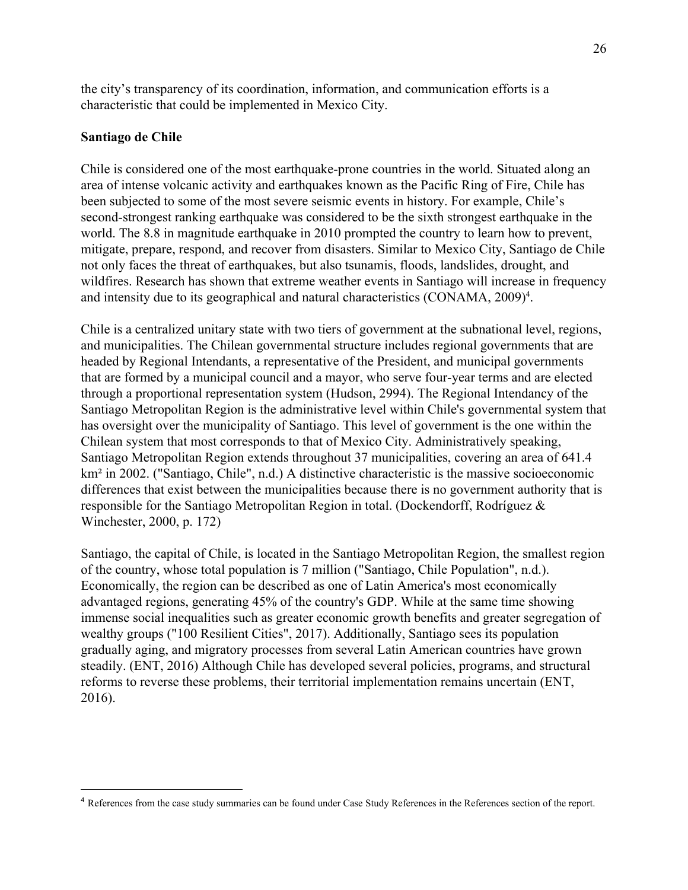the city's transparency of its coordination, information, and communication efforts is a characteristic that could be implemented in Mexico City.

**Santiago de Chile**

Chile is considered one of the most earthquake-prone countries in the world. Situated along an area of intense volcanic activity and earthquakes known as the Pacific Ring of Fire, Chile has been subjected to some of the most severe seismic events in history. For example, Chile's second-strongest ranking earthquake was considered to be the sixth strongest earthquake in the world. The 8.8 in magnitude earthquake in 2010 prompted the country to learn how to prevent, mitigate, prepare, respond, and recover from disasters. Similar to Mexico City, Santiago de Chile not only faces the threat of earthquakes, but also tsunamis, floods, landslides, drought, and wildfires. Research has shown that extreme weather events in Santiago will increase in frequency and intensity due to its geographical and natural characteristics (CONAMA, 2009)[4].

Chile is a centralized unitary state with two tiers of government at the subnational level, regions, and municipalities. The Chilean governmental structure includes regional governments that are headed by Regional Intendants, a representative of the President, and municipal governments that are formed by a municipal council and a mayor, who serve four-year terms and are elected through a proportional representation system (Hudson, 2994). The Regional Intendancy of the Santiago Metropolitan Region is the administrative level within Chile's governmental system that has oversight over the municipality of Santiago. This level of government is the one within the Chilean system that most corresponds to that of Mexico City. Administratively speaking, Santiago Metropolitan Region extends throughout 37 municipalities, covering an area of 641.4 km² in 2002. ("Santiago, Chile", n.d.) A distinctive characteristic is the massive socioeconomic differences that exist between the municipalities because there is no government authority that is responsible for the Santiago Metropolitan Region in total. (Dockendorff, Rodríguez & Winchester, 2000, p. 172)

Santiago, the capital of Chile, is located in the Santiago Metropolitan Region, the smallest region of the country, whose total population is 7 million ("Santiago, Chile Population", n.d.). Economically, the region can be described as one of Latin America's most economically advantaged regions, generating 45% of the country's GDP. While at the same time showing immense social inequalities such as greater economic growth benefits and greater segregation of wealthy groups ("100 Resilient Cities", 2017). Additionally, Santiago sees its population gradually aging, and migratory processes from several Latin American countries have grown steadily. (ENT, 2016) Although Chile has developed several policies, programs, and structural reforms to reverse these problems, their territorial implementation remains uncertain (ENT, 2016).

---

[4] References from the case study summaries can be found under Case Study References in the References section of the report.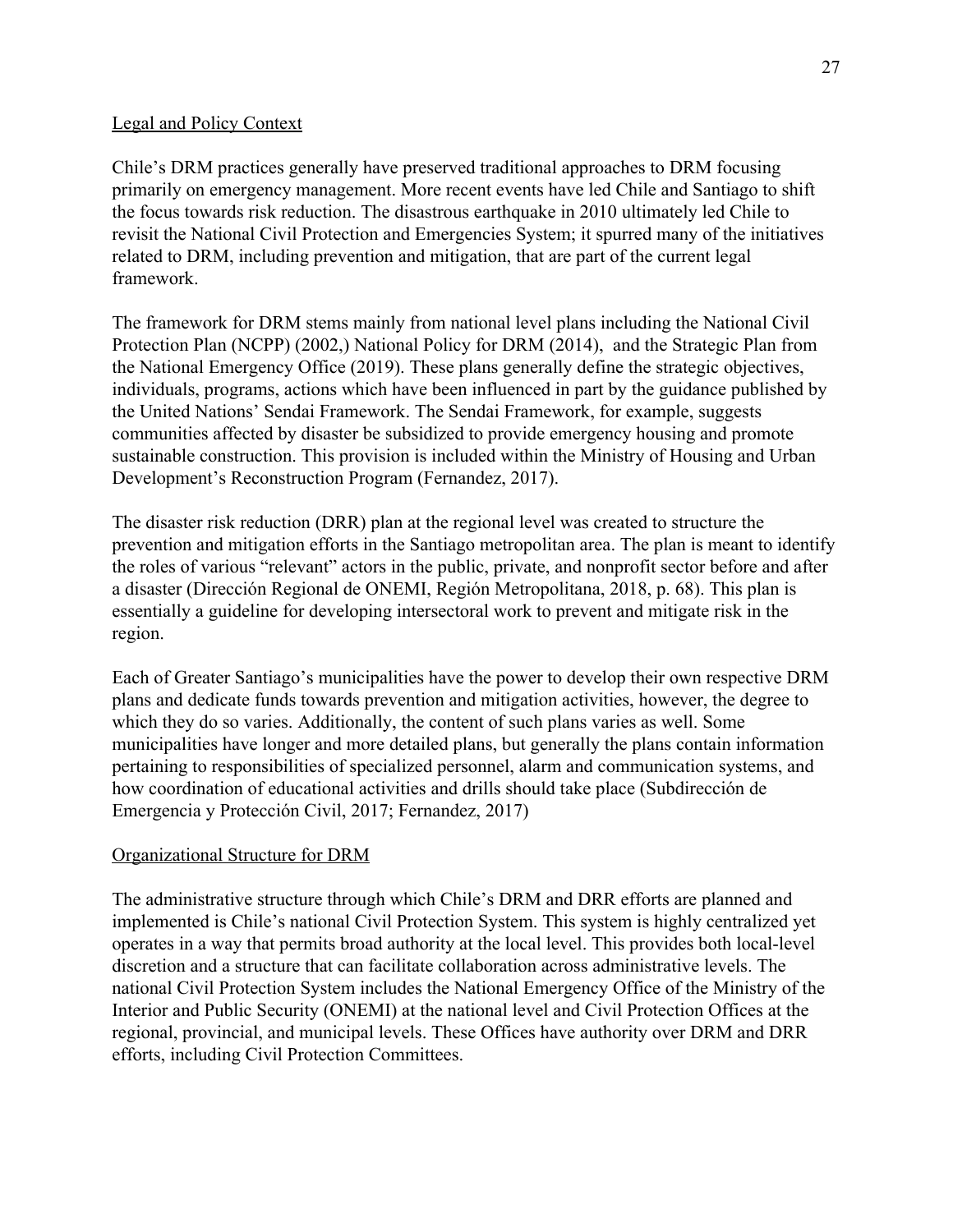## Legal and Policy Context

Chile's DRM practices generally have preserved traditional approaches to DRM focusing primarily on emergency management. More recent events have led Chile and Santiago to shift the focus towards risk reduction. The disastrous earthquake in 2010 ultimately led Chile to revisit the National Civil Protection and Emergencies System; it spurred many of the initiatives related to DRM, including prevention and mitigation, that are part of the current legal framework.

The framework for DRM stems mainly from national level plans including the National Civil Protection Plan (NCPP) (2002,) National Policy for DRM (2014), and the Strategic Plan from the National Emergency Office (2019). These plans generally define the strategic objectives, individuals, programs, actions which have been influenced in part by the guidance published by the United Nations' Sendai Framework. The Sendai Framework, for example, suggests communities affected by disaster be subsidized to provide emergency housing and promote sustainable construction. This provision is included within the Ministry of Housing and Urban Development's Reconstruction Program (Fernandez, 2017).

The disaster risk reduction (DRR) plan at the regional level was created to structure the prevention and mitigation efforts in the Santiago metropolitan area. The plan is meant to identify the roles of various "relevant" actors in the public, private, and nonprofit sector before and after a disaster (Dirección Regional de ONEMI, Región Metropolitana, 2018, p. 68). This plan is essentially a guideline for developing intersectoral work to prevent and mitigate risk in the region.

Each of Greater Santiago's municipalities have the power to develop their own respective DRM plans and dedicate funds towards prevention and mitigation activities, however, the degree to which they do so varies. Additionally, the content of such plans varies as well. Some municipalities have longer and more detailed plans, but generally the plans contain information pertaining to responsibilities of specialized personnel, alarm and communication systems, and how coordination of educational activities and drills should take place (Subdirección de Emergencia y Protección Civil, 2017; Fernandez, 2017)

## Organizational Structure for DRM

The administrative structure through which Chile's DRM and DRR efforts are planned and implemented is Chile's national Civil Protection System. This system is highly centralized yet operates in a way that permits broad authority at the local level. This provides both local-level discretion and a structure that can facilitate collaboration across administrative levels. The national Civil Protection System includes the National Emergency Office of the Ministry of the Interior and Public Security (ONEMI) at the national level and Civil Protection Offices at the regional, provincial, and municipal levels. These Offices have authority over DRM and DRR efforts, including Civil Protection Committees.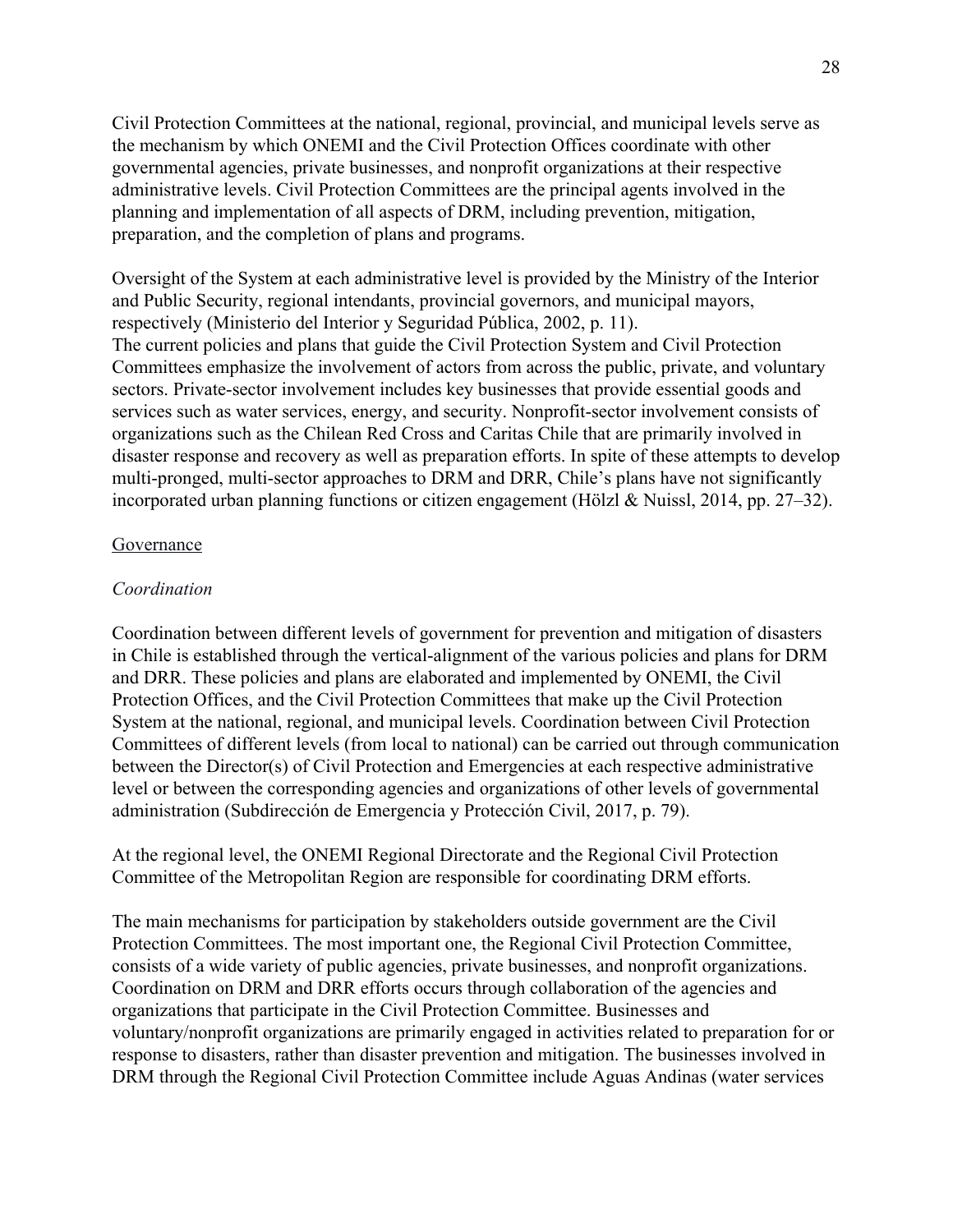Civil Protection Committees at the national, regional, provincial, and municipal levels serve as the mechanism by which ONEMI and the Civil Protection Offices coordinate with other governmental agencies, private businesses, and nonprofit organizations at their respective administrative levels. Civil Protection Committees are the principal agents involved in the planning and implementation of all aspects of DRM, including prevention, mitigation, preparation, and the completion of plans and programs.

Oversight of the System at each administrative level is provided by the Ministry of the Interior and Public Security, regional intendants, provincial governors, and municipal mayors, respectively (Ministerio del Interior y Seguridad Pública, 2002, p. 11).
The current policies and plans that guide the Civil Protection System and Civil Protection Committees emphasize the involvement of actors from across the public, private, and voluntary sectors. Private-sector involvement includes key businesses that provide essential goods and services such as water services, energy, and security. Nonprofit-sector involvement consists of organizations such as the Chilean Red Cross and Caritas Chile that are primarily involved in disaster response and recovery as well as preparation efforts. In spite of these attempts to develop multi-pronged, multi-sector approaches to DRM and DRR, Chile's plans have not significantly incorporated urban planning functions or citizen engagement (Hölzl & Nuissl, 2014, pp. 27–32).

## Governance

### *Coordination*

Coordination between different levels of government for prevention and mitigation of disasters in Chile is established through the vertical-alignment of the various policies and plans for DRM and DRR. These policies and plans are elaborated and implemented by ONEMI, the Civil Protection Offices, and the Civil Protection Committees that make up the Civil Protection System at the national, regional, and municipal levels. Coordination between Civil Protection Committees of different levels (from local to national) can be carried out through communication between the Director(s) of Civil Protection and Emergencies at each respective administrative level or between the corresponding agencies and organizations of other levels of governmental administration (Subdirección de Emergencia y Protección Civil, 2017, p. 79).

At the regional level, the ONEMI Regional Directorate and the Regional Civil Protection Committee of the Metropolitan Region are responsible for coordinating DRM efforts.

The main mechanisms for participation by stakeholders outside government are the Civil Protection Committees. The most important one, the Regional Civil Protection Committee, consists of a wide variety of public agencies, private businesses, and nonprofit organizations. Coordination on DRM and DRR efforts occurs through collaboration of the agencies and organizations that participate in the Civil Protection Committee. Businesses and voluntary/nonprofit organizations are primarily engaged in activities related to preparation for or response to disasters, rather than disaster prevention and mitigation. The businesses involved in DRM through the Regional Civil Protection Committee include Aguas Andinas (water services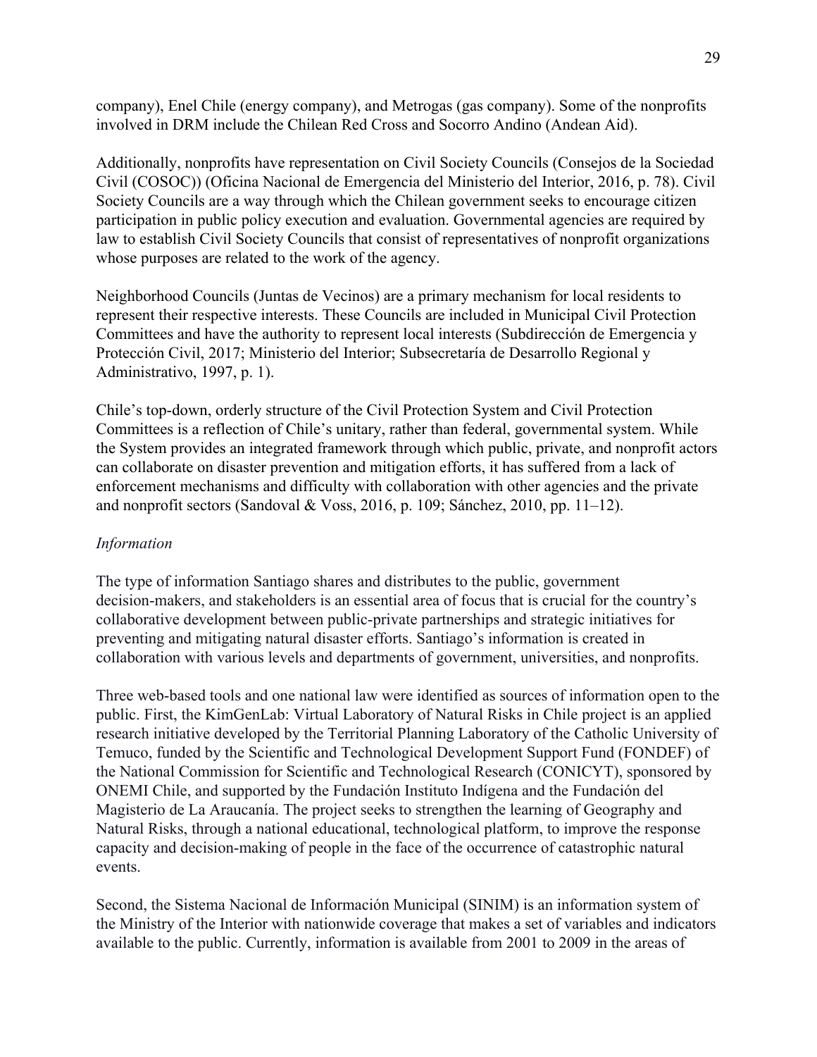company), Enel Chile (energy company), and Metrogas (gas company). Some of the nonprofits involved in DRM include the Chilean Red Cross and Socorro Andino (Andean Aid).

Additionally, nonprofits have representation on Civil Society Councils (Consejos de la Sociedad Civil (COSOC)) (Oficina Nacional de Emergencia del Ministerio del Interior, 2016, p. 78). Civil Society Councils are a way through which the Chilean government seeks to encourage citizen participation in public policy execution and evaluation. Governmental agencies are required by law to establish Civil Society Councils that consist of representatives of nonprofit organizations whose purposes are related to the work of the agency.

Neighborhood Councils (Juntas de Vecinos) are a primary mechanism for local residents to represent their respective interests. These Councils are included in Municipal Civil Protection Committees and have the authority to represent local interests (Subdirección de Emergencia y Protección Civil, 2017; Ministerio del Interior; Subsecretaría de Desarrollo Regional y Administrativo, 1997, p. 1).

Chile's top-down, orderly structure of the Civil Protection System and Civil Protection Committees is a reflection of Chile's unitary, rather than federal, governmental system. While the System provides an integrated framework through which public, private, and nonprofit actors can collaborate on disaster prevention and mitigation efforts, it has suffered from a lack of enforcement mechanisms and difficulty with collaboration with other agencies and the private and nonprofit sectors (Sandoval & Voss, 2016, p. 109; Sánchez, 2010, pp. 11–12).

*Information*

The type of information Santiago shares and distributes to the public, government decision-makers, and stakeholders is an essential area of focus that is crucial for the country's collaborative development between public-private partnerships and strategic initiatives for preventing and mitigating natural disaster efforts. Santiago's information is created in collaboration with various levels and departments of government, universities, and nonprofits.

Three web-based tools and one national law were identified as sources of information open to the public. First, the KimGenLab: Virtual Laboratory of Natural Risks in Chile project is an applied research initiative developed by the Territorial Planning Laboratory of the Catholic University of Temuco, funded by the Scientific and Technological Development Support Fund (FONDEF) of the National Commission for Scientific and Technological Research (CONICYT), sponsored by ONEMI Chile, and supported by the Fundación Instituto Indígena and the Fundación del Magisterio de La Araucanía. The project seeks to strengthen the learning of Geography and Natural Risks, through a national educational, technological platform, to improve the response capacity and decision-making of people in the face of the occurrence of catastrophic natural events.

Second, the Sistema Nacional de Información Municipal (SINIM) is an information system of the Ministry of the Interior with nationwide coverage that makes a set of variables and indicators available to the public. Currently, information is available from 2001 to 2009 in the areas of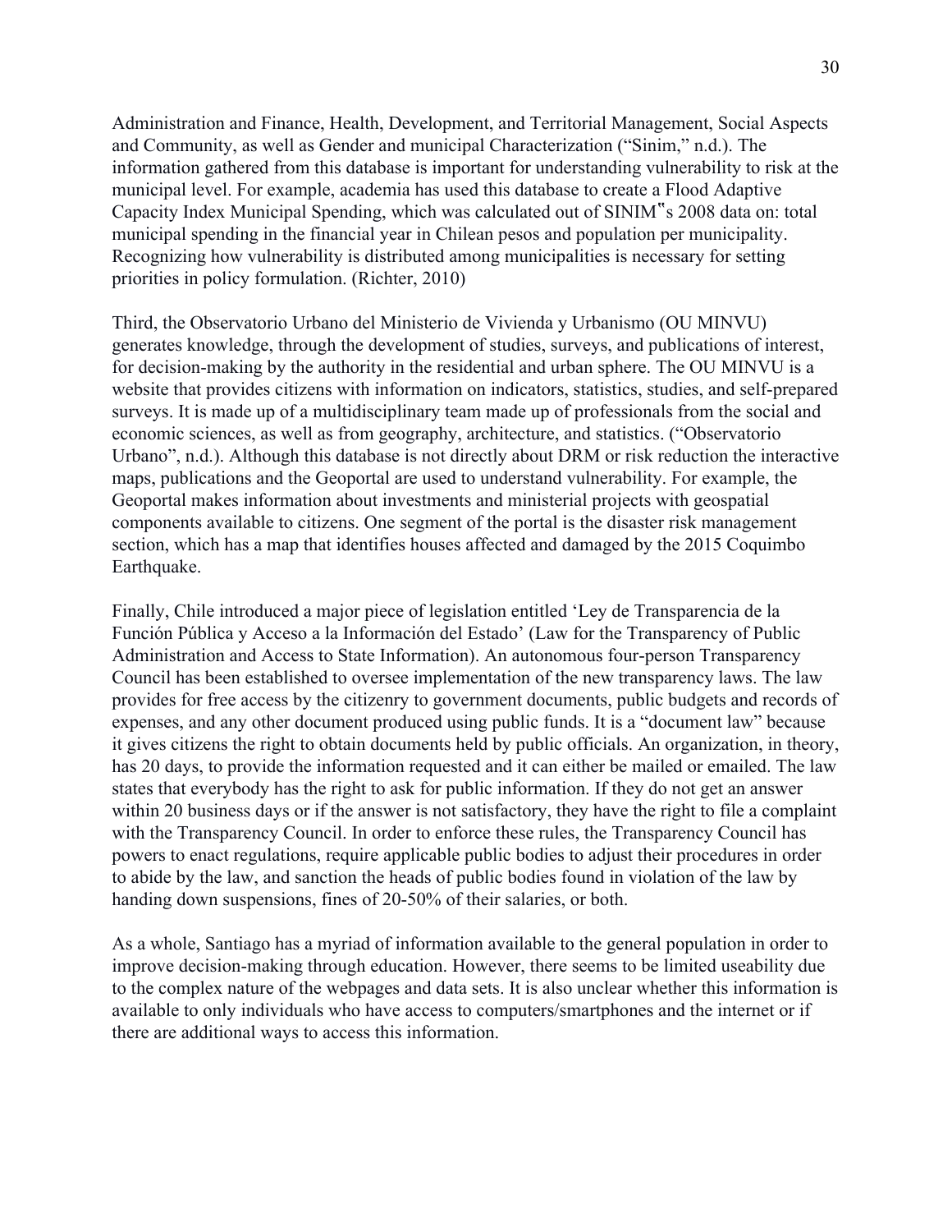Administration and Finance, Health, Development, and Territorial Management, Social Aspects and Community, as well as Gender and municipal Characterization ("Sinim," n.d.). The information gathered from this database is important for understanding vulnerability to risk at the municipal level. For example, academia has used this database to create a Flood Adaptive Capacity Index Municipal Spending, which was calculated out of SINIM‟s 2008 data on: total municipal spending in the financial year in Chilean pesos and population per municipality. Recognizing how vulnerability is distributed among municipalities is necessary for setting priorities in policy formulation. (Richter, 2010)

Third, the Observatorio Urbano del Ministerio de Vivienda y Urbanismo (OU MINVU) generates knowledge, through the development of studies, surveys, and publications of interest, for decision-making by the authority in the residential and urban sphere. The OU MINVU is a website that provides citizens with information on indicators, statistics, studies, and self-prepared surveys. It is made up of a multidisciplinary team made up of professionals from the social and economic sciences, as well as from geography, architecture, and statistics. ("Observatorio Urbano", n.d.). Although this database is not directly about DRM or risk reduction the interactive maps, publications and the Geoportal are used to understand vulnerability. For example, the Geoportal makes information about investments and ministerial projects with geospatial components available to citizens. One segment of the portal is the disaster risk management section, which has a map that identifies houses affected and damaged by the 2015 Coquimbo Earthquake.

Finally, Chile introduced a major piece of legislation entitled 'Ley de Transparencia de la Función Pública y Acceso a la Información del Estado' (Law for the Transparency of Public Administration and Access to State Information). An autonomous four-person Transparency Council has been established to oversee implementation of the new transparency laws. The law provides for free access by the citizenry to government documents, public budgets and records of expenses, and any other document produced using public funds. It is a "document law" because it gives citizens the right to obtain documents held by public officials. An organization, in theory, has 20 days, to provide the information requested and it can either be mailed or emailed. The law states that everybody has the right to ask for public information. If they do not get an answer within 20 business days or if the answer is not satisfactory, they have the right to file a complaint with the Transparency Council. In order to enforce these rules, the Transparency Council has powers to enact regulations, require applicable public bodies to adjust their procedures in order to abide by the law, and sanction the heads of public bodies found in violation of the law by handing down suspensions, fines of 20-50% of their salaries, or both.

As a whole, Santiago has a myriad of information available to the general population in order to improve decision-making through education. However, there seems to be limited useability due to the complex nature of the webpages and data sets. It is also unclear whether this information is available to only individuals who have access to computers/smartphones and the internet or if there are additional ways to access this information.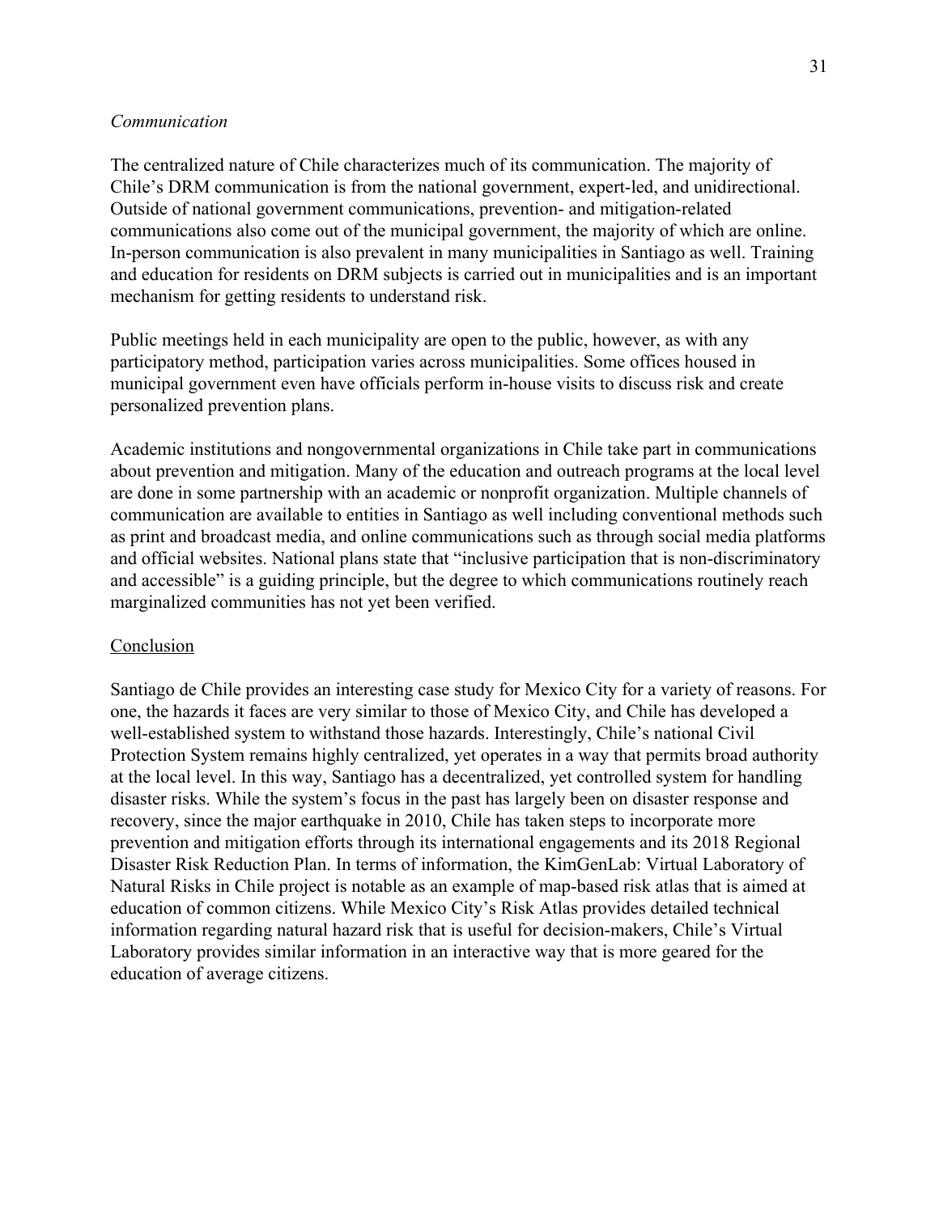*Communication*

The centralized nature of Chile characterizes much of its communication. The majority of Chile's DRM communication is from the national government, expert-led, and unidirectional. Outside of national government communications, prevention- and mitigation-related communications also come out of the municipal government, the majority of which are online. In-person communication is also prevalent in many municipalities in Santiago as well. Training and education for residents on DRM subjects is carried out in municipalities and is an important mechanism for getting residents to understand risk.

Public meetings held in each municipality are open to the public, however, as with any participatory method, participation varies across municipalities. Some offices housed in municipal government even have officials perform in-house visits to discuss risk and create personalized prevention plans.

Academic institutions and nongovernmental organizations in Chile take part in communications about prevention and mitigation. Many of the education and outreach programs at the local level are done in some partnership with an academic or nonprofit organization. Multiple channels of communication are available to entities in Santiago as well including conventional methods such as print and broadcast media, and online communications such as through social media platforms and official websites. National plans state that "inclusive participation that is non-discriminatory and accessible" is a guiding principle, but the degree to which communications routinely reach marginalized communities has not yet been verified.

## Conclusion

Santiago de Chile provides an interesting case study for Mexico City for a variety of reasons. For one, the hazards it faces are very similar to those of Mexico City, and Chile has developed a well-established system to withstand those hazards. Interestingly, Chile's national Civil Protection System remains highly centralized, yet operates in a way that permits broad authority at the local level. In this way, Santiago has a decentralized, yet controlled system for handling disaster risks. While the system's focus in the past has largely been on disaster response and recovery, since the major earthquake in 2010, Chile has taken steps to incorporate more prevention and mitigation efforts through its international engagements and its 2018 Regional Disaster Risk Reduction Plan. In terms of information, the KimGenLab: Virtual Laboratory of Natural Risks in Chile project is notable as an example of map-based risk atlas that is aimed at education of common citizens. While Mexico City's Risk Atlas provides detailed technical information regarding natural hazard risk that is useful for decision-makers, Chile's Virtual Laboratory provides similar information in an interactive way that is more geared for the education of average citizens.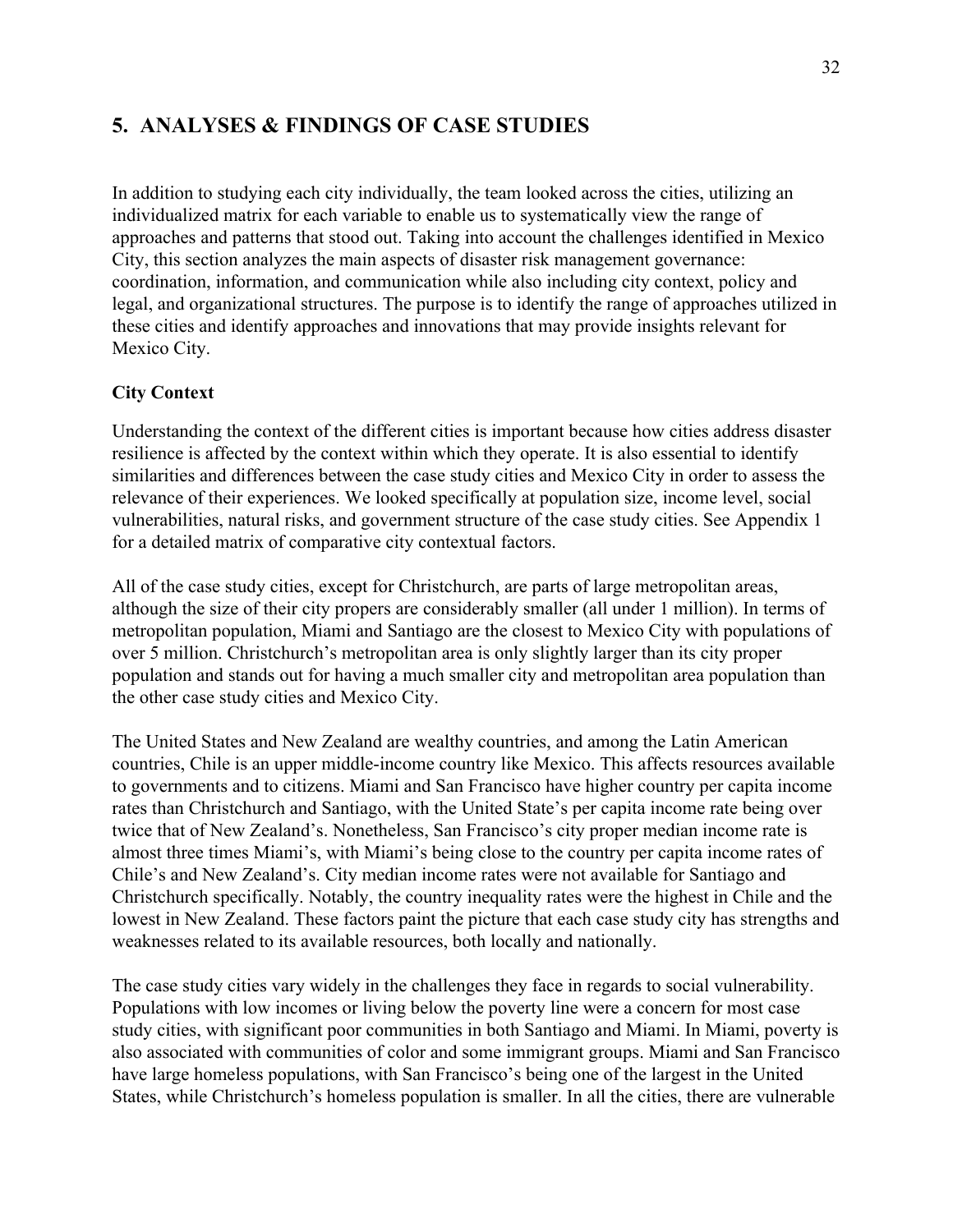## 5. ANALYSES & FINDINGS OF CASE STUDIES

In addition to studying each city individually, the team looked across the cities, utilizing an individualized matrix for each variable to enable us to systematically view the range of approaches and patterns that stood out. Taking into account the challenges identified in Mexico City, this section analyzes the main aspects of disaster risk management governance: coordination, information, and communication while also including city context, policy and legal, and organizational structures. The purpose is to identify the range of approaches utilized in these cities and identify approaches and innovations that may provide insights relevant for Mexico City.

**City Context**

Understanding the context of the different cities is important because how cities address disaster resilience is affected by the context within which they operate. It is also essential to identify similarities and differences between the case study cities and Mexico City in order to assess the relevance of their experiences. We looked specifically at population size, income level, social vulnerabilities, natural risks, and government structure of the case study cities. See Appendix 1 for a detailed matrix of comparative city contextual factors.

All of the case study cities, except for Christchurch, are parts of large metropolitan areas, although the size of their city propers are considerably smaller (all under 1 million). In terms of metropolitan population, Miami and Santiago are the closest to Mexico City with populations of over 5 million. Christchurch's metropolitan area is only slightly larger than its city proper population and stands out for having a much smaller city and metropolitan area population than the other case study cities and Mexico City.

The United States and New Zealand are wealthy countries, and among the Latin American countries, Chile is an upper middle-income country like Mexico. This affects resources available to governments and to citizens. Miami and San Francisco have higher country per capita income rates than Christchurch and Santiago, with the United State's per capita income rate being over twice that of New Zealand's. Nonetheless, San Francisco's city proper median income rate is almost three times Miami's, with Miami's being close to the country per capita income rates of Chile's and New Zealand's. City median income rates were not available for Santiago and Christchurch specifically. Notably, the country inequality rates were the highest in Chile and the lowest in New Zealand. These factors paint the picture that each case study city has strengths and weaknesses related to its available resources, both locally and nationally.

The case study cities vary widely in the challenges they face in regards to social vulnerability. Populations with low incomes or living below the poverty line were a concern for most case study cities, with significant poor communities in both Santiago and Miami. In Miami, poverty is also associated with communities of color and some immigrant groups. Miami and San Francisco have large homeless populations, with San Francisco's being one of the largest in the United States, while Christchurch's homeless population is smaller. In all the cities, there are vulnerable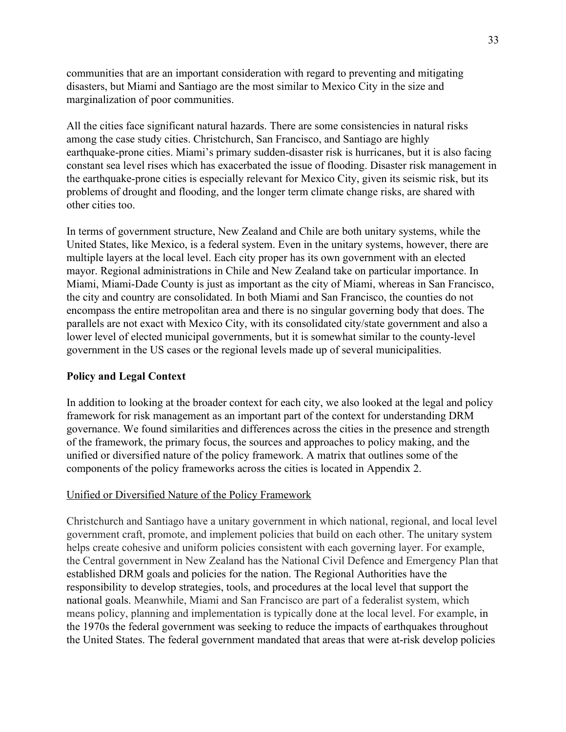communities that are an important consideration with regard to preventing and mitigating disasters, but Miami and Santiago are the most similar to Mexico City in the size and marginalization of poor communities.

All the cities face significant natural hazards. There are some consistencies in natural risks among the case study cities. Christchurch, San Francisco, and Santiago are highly earthquake-prone cities. Miami's primary sudden-disaster risk is hurricanes, but it is also facing constant sea level rises which has exacerbated the issue of flooding. Disaster risk management in the earthquake-prone cities is especially relevant for Mexico City, given its seismic risk, but its problems of drought and flooding, and the longer term climate change risks, are shared with other cities too.

In terms of government structure, New Zealand and Chile are both unitary systems, while the United States, like Mexico, is a federal system. Even in the unitary systems, however, there are multiple layers at the local level. Each city proper has its own government with an elected mayor. Regional administrations in Chile and New Zealand take on particular importance. In Miami, Miami-Dade County is just as important as the city of Miami, whereas in San Francisco, the city and country are consolidated. In both Miami and San Francisco, the counties do not encompass the entire metropolitan area and there is no singular governing body that does. The parallels are not exact with Mexico City, with its consolidated city/state government and also a lower level of elected municipal governments, but it is somewhat similar to the county-level government in the US cases or the regional levels made up of several municipalities.

## Policy and Legal Context

In addition to looking at the broader context for each city, we also looked at the legal and policy framework for risk management as an important part of the context for understanding DRM governance. We found similarities and differences across the cities in the presence and strength of the framework, the primary focus, the sources and approaches to policy making, and the unified or diversified nature of the policy framework. A matrix that outlines some of the components of the policy frameworks across the cities is located in Appendix 2.

### Unified or Diversified Nature of the Policy Framework

Christchurch and Santiago have a unitary government in which national, regional, and local level government craft, promote, and implement policies that build on each other. The unitary system helps create cohesive and uniform policies consistent with each governing layer. For example, the Central government in New Zealand has the National Civil Defence and Emergency Plan that established DRM goals and policies for the nation. The Regional Authorities have the responsibility to develop strategies, tools, and procedures at the local level that support the national goals. Meanwhile, Miami and San Francisco are part of a federalist system, which means policy, planning and implementation is typically done at the local level. For example, in the 1970s the federal government was seeking to reduce the impacts of earthquakes throughout the United States. The federal government mandated that areas that were at-risk develop policies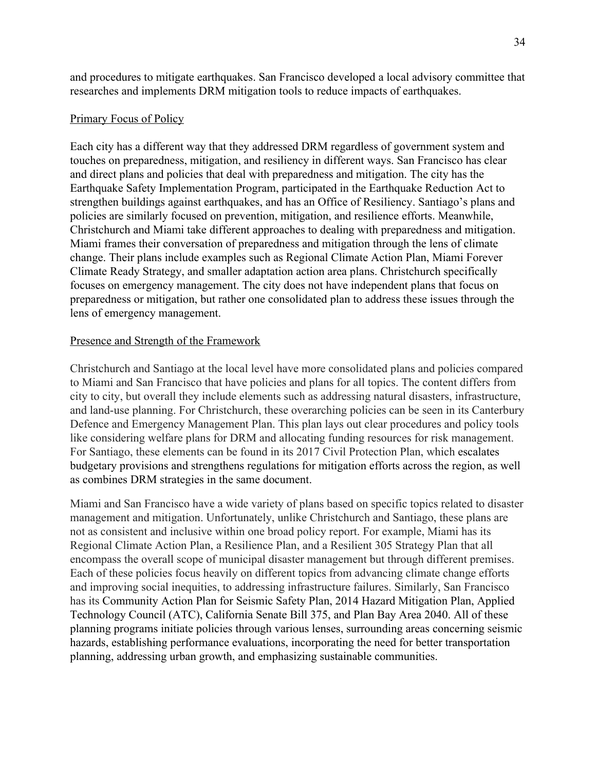and procedures to mitigate earthquakes. San Francisco developed a local advisory committee that researches and implements DRM mitigation tools to reduce impacts of earthquakes.

<u>Primary Focus of Policy</u>

Each city has a different way that they addressed DRM regardless of government system and touches on preparedness, mitigation, and resiliency in different ways. San Francisco has clear and direct plans and policies that deal with preparedness and mitigation. The city has the Earthquake Safety Implementation Program, participated in the Earthquake Reduction Act to strengthen buildings against earthquakes, and has an Office of Resiliency. Santiago's plans and policies are similarly focused on prevention, mitigation, and resilience efforts. Meanwhile, Christchurch and Miami take different approaches to dealing with preparedness and mitigation. Miami frames their conversation of preparedness and mitigation through the lens of climate change. Their plans include examples such as Regional Climate Action Plan, Miami Forever Climate Ready Strategy, and smaller adaptation action area plans. Christchurch specifically focuses on emergency management. The city does not have independent plans that focus on preparedness or mitigation, but rather one consolidated plan to address these issues through the lens of emergency management.

<u>Presence and Strength of the Framework</u>

Christchurch and Santiago at the local level have more consolidated plans and policies compared to Miami and San Francisco that have policies and plans for all topics. The content differs from city to city, but overall they include elements such as addressing natural disasters, infrastructure, and land-use planning. For Christchurch, these overarching policies can be seen in its Canterbury Defence and Emergency Management Plan. This plan lays out clear procedures and policy tools like considering welfare plans for DRM and allocating funding resources for risk management. For Santiago, these elements can be found in its 2017 Civil Protection Plan, which escalates budgetary provisions and strengthens regulations for mitigation efforts across the region, as well as combines DRM strategies in the same document.

Miami and San Francisco have a wide variety of plans based on specific topics related to disaster management and mitigation. Unfortunately, unlike Christchurch and Santiago, these plans are not as consistent and inclusive within one broad policy report. For example, Miami has its Regional Climate Action Plan, a Resilience Plan, and a Resilient 305 Strategy Plan that all encompass the overall scope of municipal disaster management but through different premises. Each of these policies focus heavily on different topics from advancing climate change efforts and improving social inequities, to addressing infrastructure failures. Similarly, San Francisco has its Community Action Plan for Seismic Safety Plan, 2014 Hazard Mitigation Plan, Applied Technology Council (ATC), California Senate Bill 375, and Plan Bay Area 2040. All of these planning programs initiate policies through various lenses, surrounding areas concerning seismic hazards, establishing performance evaluations, incorporating the need for better transportation planning, addressing urban growth, and emphasizing sustainable communities.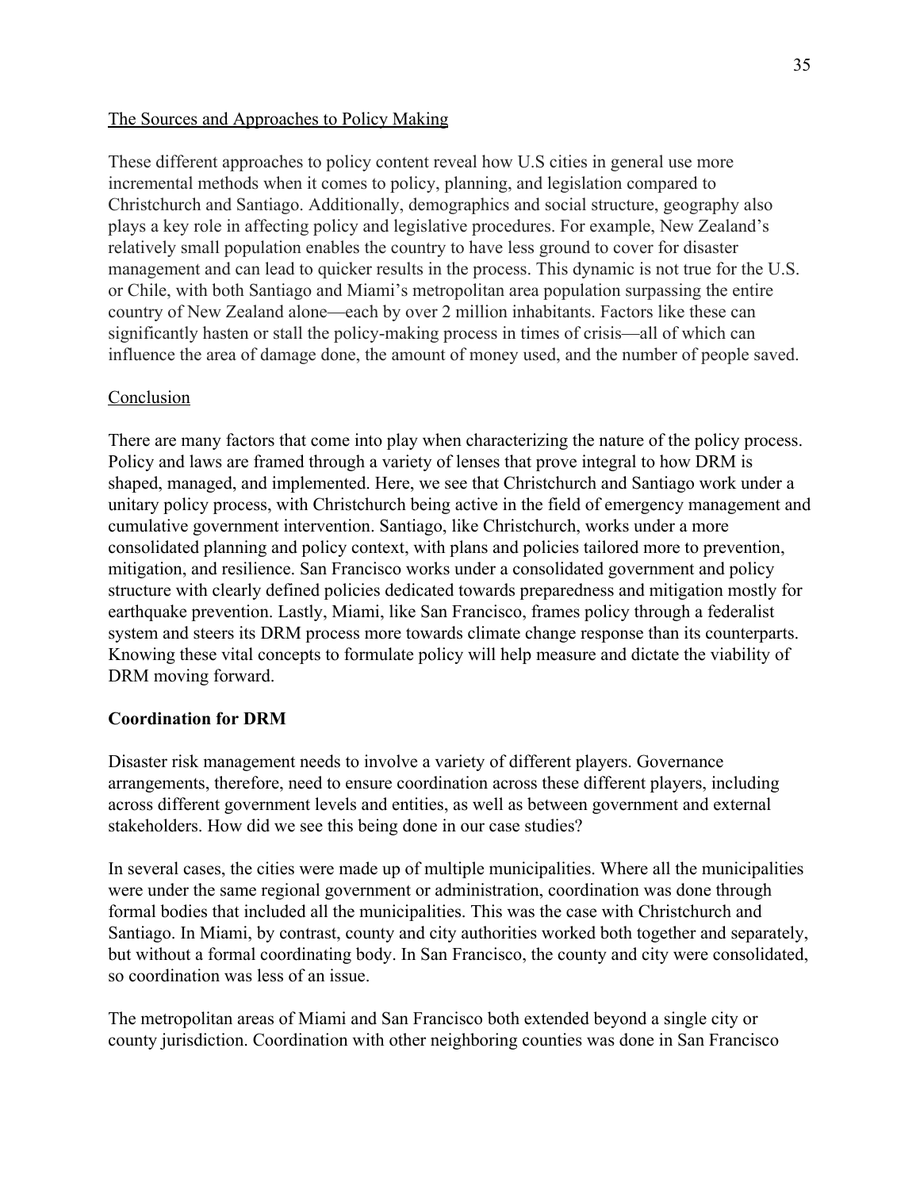The Sources and Approaches to Policy Making

These different approaches to policy content reveal how U.S cities in general use more incremental methods when it comes to policy, planning, and legislation compared to Christchurch and Santiago. Additionally, demographics and social structure, geography also plays a key role in affecting policy and legislative procedures. For example, New Zealand's relatively small population enables the country to have less ground to cover for disaster management and can lead to quicker results in the process. This dynamic is not true for the U.S. or Chile, with both Santiago and Miami's metropolitan area population surpassing the entire country of New Zealand alone—each by over 2 million inhabitants. Factors like these can significantly hasten or stall the policy-making process in times of crisis—all of which can influence the area of damage done, the amount of money used, and the number of people saved.

Conclusion

There are many factors that come into play when characterizing the nature of the policy process. Policy and laws are framed through a variety of lenses that prove integral to how DRM is shaped, managed, and implemented. Here, we see that Christchurch and Santiago work under a unitary policy process, with Christchurch being active in the field of emergency management and cumulative government intervention. Santiago, like Christchurch, works under a more consolidated planning and policy context, with plans and policies tailored more to prevention, mitigation, and resilience. San Francisco works under a consolidated government and policy structure with clearly defined policies dedicated towards preparedness and mitigation mostly for earthquake prevention. Lastly, Miami, like San Francisco, frames policy through a federalist system and steers its DRM process more towards climate change response than its counterparts. Knowing these vital concepts to formulate policy will help measure and dictate the viability of DRM moving forward.

**Coordination for DRM**

Disaster risk management needs to involve a variety of different players. Governance arrangements, therefore, need to ensure coordination across these different players, including across different government levels and entities, as well as between government and external stakeholders. How did we see this being done in our case studies?

In several cases, the cities were made up of multiple municipalities. Where all the municipalities were under the same regional government or administration, coordination was done through formal bodies that included all the municipalities. This was the case with Christchurch and Santiago. In Miami, by contrast, county and city authorities worked both together and separately, but without a formal coordinating body. In San Francisco, the county and city were consolidated, so coordination was less of an issue.

The metropolitan areas of Miami and San Francisco both extended beyond a single city or county jurisdiction. Coordination with other neighboring counties was done in San Francisco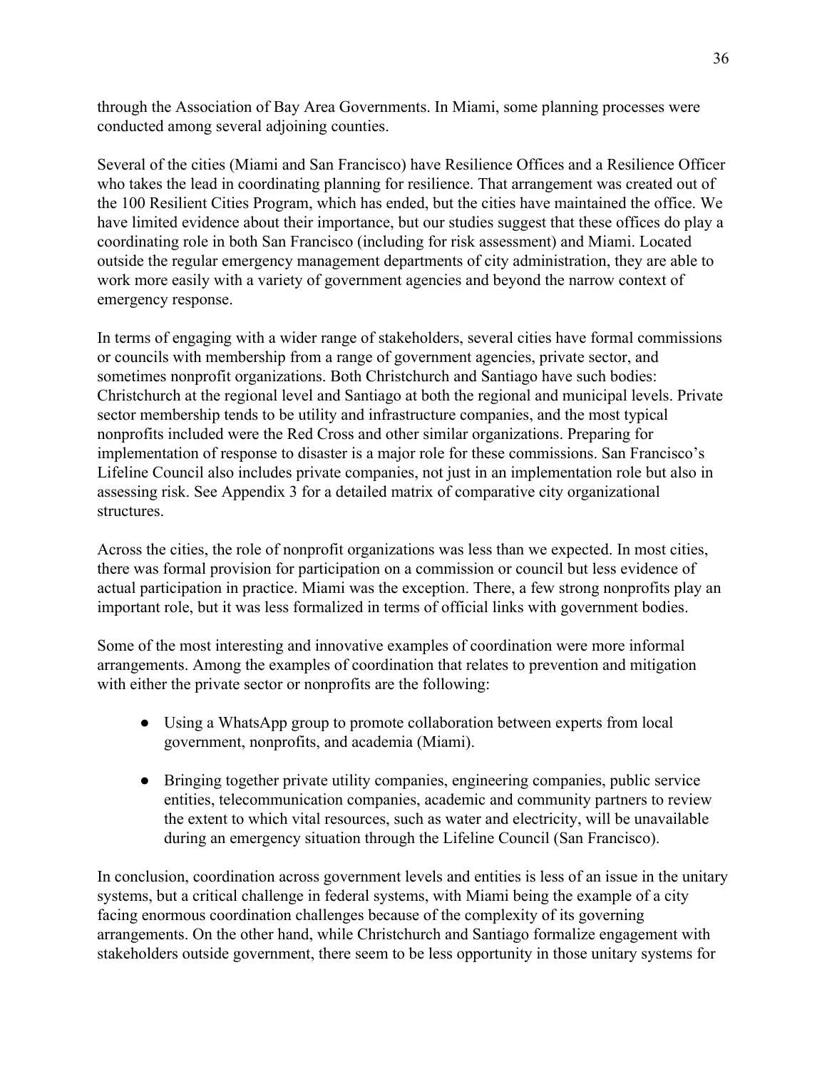through the Association of Bay Area Governments. In Miami, some planning processes were conducted among several adjoining counties.

Several of the cities (Miami and San Francisco) have Resilience Offices and a Resilience Officer who takes the lead in coordinating planning for resilience. That arrangement was created out of the 100 Resilient Cities Program, which has ended, but the cities have maintained the office. We have limited evidence about their importance, but our studies suggest that these offices do play a coordinating role in both San Francisco (including for risk assessment) and Miami. Located outside the regular emergency management departments of city administration, they are able to work more easily with a variety of government agencies and beyond the narrow context of emergency response.

In terms of engaging with a wider range of stakeholders, several cities have formal commissions or councils with membership from a range of government agencies, private sector, and sometimes nonprofit organizations. Both Christchurch and Santiago have such bodies: Christchurch at the regional level and Santiago at both the regional and municipal levels. Private sector membership tends to be utility and infrastructure companies, and the most typical nonprofits included were the Red Cross and other similar organizations. Preparing for implementation of response to disaster is a major role for these commissions. San Francisco's Lifeline Council also includes private companies, not just in an implementation role but also in assessing risk. See Appendix 3 for a detailed matrix of comparative city organizational structures.

Across the cities, the role of nonprofit organizations was less than we expected. In most cities, there was formal provision for participation on a commission or council but less evidence of actual participation in practice. Miami was the exception. There, a few strong nonprofits play an important role, but it was less formalized in terms of official links with government bodies.

Some of the most interesting and innovative examples of coordination were more informal arrangements. Among the examples of coordination that relates to prevention and mitigation with either the private sector or nonprofits are the following:

- Using a WhatsApp group to promote collaboration between experts from local government, nonprofits, and academia (Miami).
- Bringing together private utility companies, engineering companies, public service entities, telecommunication companies, academic and community partners to review the extent to which vital resources, such as water and electricity, will be unavailable during an emergency situation through the Lifeline Council (San Francisco).

In conclusion, coordination across government levels and entities is less of an issue in the unitary systems, but a critical challenge in federal systems, with Miami being the example of a city facing enormous coordination challenges because of the complexity of its governing arrangements. On the other hand, while Christchurch and Santiago formalize engagement with stakeholders outside government, there seem to be less opportunity in those unitary systems for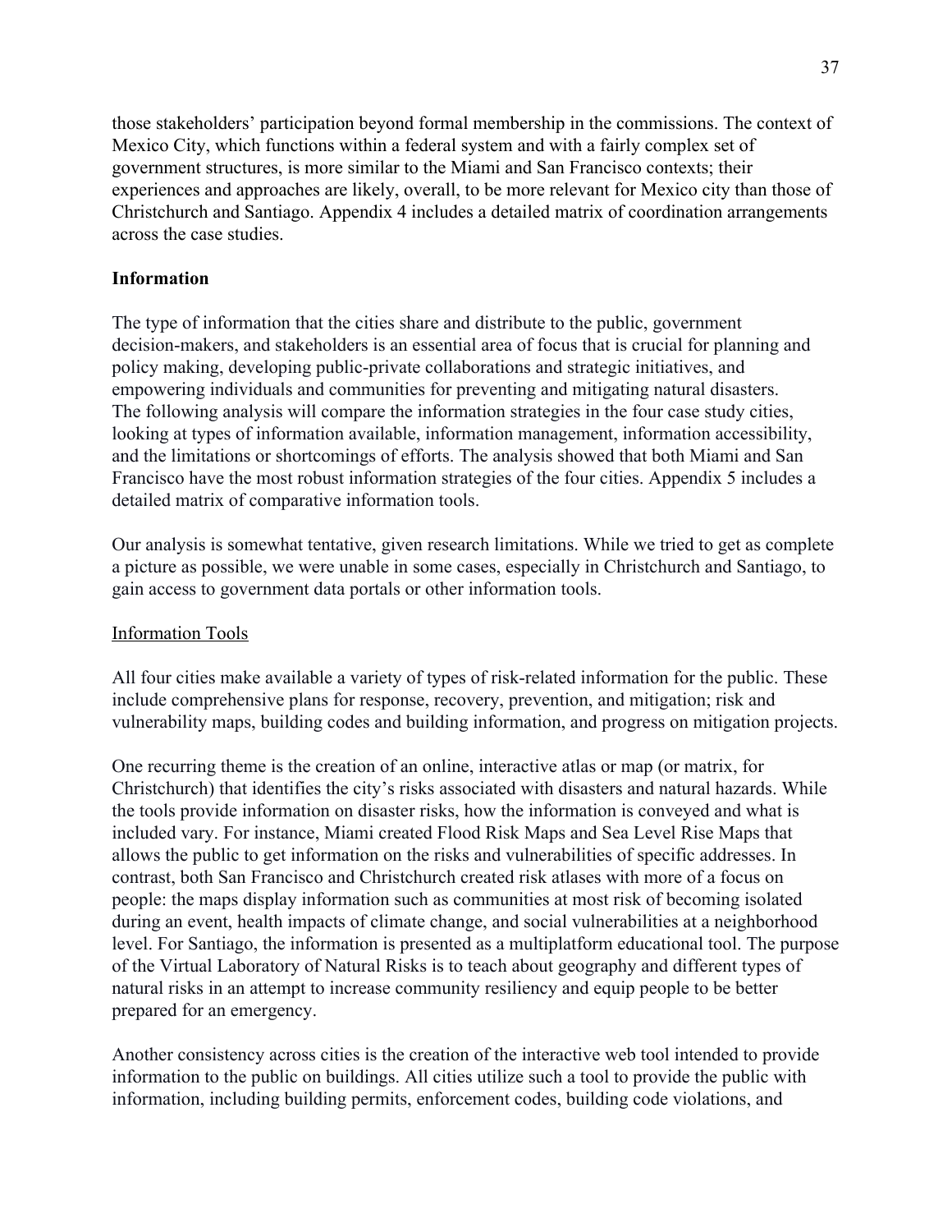those stakeholders' participation beyond formal membership in the commissions. The context of Mexico City, which functions within a federal system and with a fairly complex set of government structures, is more similar to the Miami and San Francisco contexts; their experiences and approaches are likely, overall, to be more relevant for Mexico city than those of Christchurch and Santiago. Appendix 4 includes a detailed matrix of coordination arrangements across the case studies.

**Information**

The type of information that the cities share and distribute to the public, government decision-makers, and stakeholders is an essential area of focus that is crucial for planning and policy making, developing public-private collaborations and strategic initiatives, and empowering individuals and communities for preventing and mitigating natural disasters. The following analysis will compare the information strategies in the four case study cities, looking at types of information available, information management, information accessibility, and the limitations or shortcomings of efforts. The analysis showed that both Miami and San Francisco have the most robust information strategies of the four cities. Appendix 5 includes a detailed matrix of comparative information tools.

Our analysis is somewhat tentative, given research limitations. While we tried to get as complete a picture as possible, we were unable in some cases, especially in Christchurch and Santiago, to gain access to government data portals or other information tools.

<u>Information Tools</u>

All four cities make available a variety of types of risk-related information for the public. These include comprehensive plans for response, recovery, prevention, and mitigation; risk and vulnerability maps, building codes and building information, and progress on mitigation projects.

One recurring theme is the creation of an online, interactive atlas or map (or matrix, for Christchurch) that identifies the city's risks associated with disasters and natural hazards. While the tools provide information on disaster risks, how the information is conveyed and what is included vary. For instance, Miami created Flood Risk Maps and Sea Level Rise Maps that allows the public to get information on the risks and vulnerabilities of specific addresses. In contrast, both San Francisco and Christchurch created risk atlases with more of a focus on people: the maps display information such as communities at most risk of becoming isolated during an event, health impacts of climate change, and social vulnerabilities at a neighborhood level. For Santiago, the information is presented as a multiplatform educational tool. The purpose of the Virtual Laboratory of Natural Risks is to teach about geography and different types of natural risks in an attempt to increase community resiliency and equip people to be better prepared for an emergency.

Another consistency across cities is the creation of the interactive web tool intended to provide information to the public on buildings. All cities utilize such a tool to provide the public with information, including building permits, enforcement codes, building code violations, and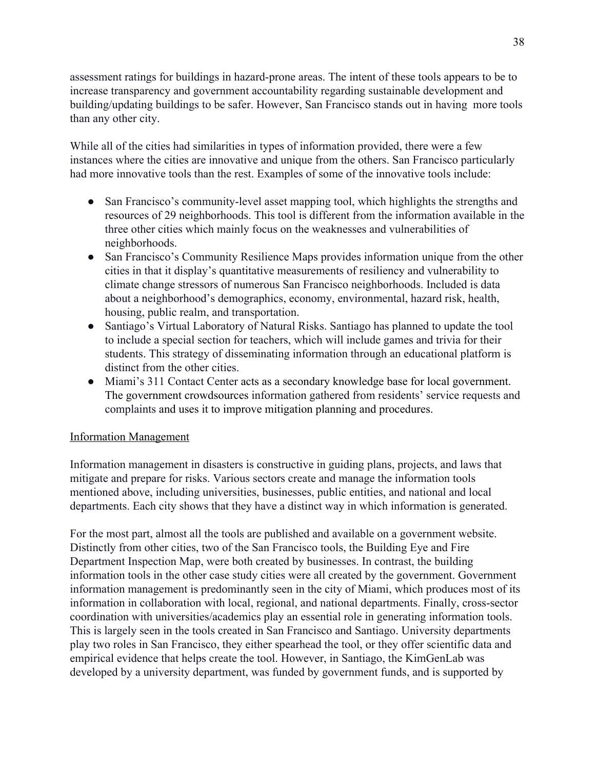assessment ratings for buildings in hazard-prone areas. The intent of these tools appears to be to increase transparency and government accountability regarding sustainable development and building/updating buildings to be safer. However, San Francisco stands out in having more tools than any other city.

While all of the cities had similarities in types of information provided, there were a few instances where the cities are innovative and unique from the others. San Francisco particularly had more innovative tools than the rest. Examples of some of the innovative tools include:

- San Francisco's community-level asset mapping tool, which highlights the strengths and resources of 29 neighborhoods. This tool is different from the information available in the three other cities which mainly focus on the weaknesses and vulnerabilities of neighborhoods.
- San Francisco's Community Resilience Maps provides information unique from the other cities in that it display's quantitative measurements of resiliency and vulnerability to climate change stressors of numerous San Francisco neighborhoods. Included is data about a neighborhood's demographics, economy, environmental, hazard risk, health, housing, public realm, and transportation.
- Santiago's Virtual Laboratory of Natural Risks. Santiago has planned to update the tool to include a special section for teachers, which will include games and trivia for their students. This strategy of disseminating information through an educational platform is distinct from the other cities.
- Miami's 311 Contact Center acts as a secondary knowledge base for local government. The government crowdsources information gathered from residents' service requests and complaints and uses it to improve mitigation planning and procedures.

<u>Information Management</u>

Information management in disasters is constructive in guiding plans, projects, and laws that mitigate and prepare for risks. Various sectors create and manage the information tools mentioned above, including universities, businesses, public entities, and national and local departments. Each city shows that they have a distinct way in which information is generated.

For the most part, almost all the tools are published and available on a government website. Distinctly from other cities, two of the San Francisco tools, the Building Eye and Fire Department Inspection Map, were both created by businesses. In contrast, the building information tools in the other case study cities were all created by the government. Government information management is predominantly seen in the city of Miami, which produces most of its information in collaboration with local, regional, and national departments. Finally, cross-sector coordination with universities/academics play an essential role in generating information tools. This is largely seen in the tools created in San Francisco and Santiago. University departments play two roles in San Francisco, they either spearhead the tool, or they offer scientific data and empirical evidence that helps create the tool. However, in Santiago, the KimGenLab was developed by a university department, was funded by government funds, and is supported by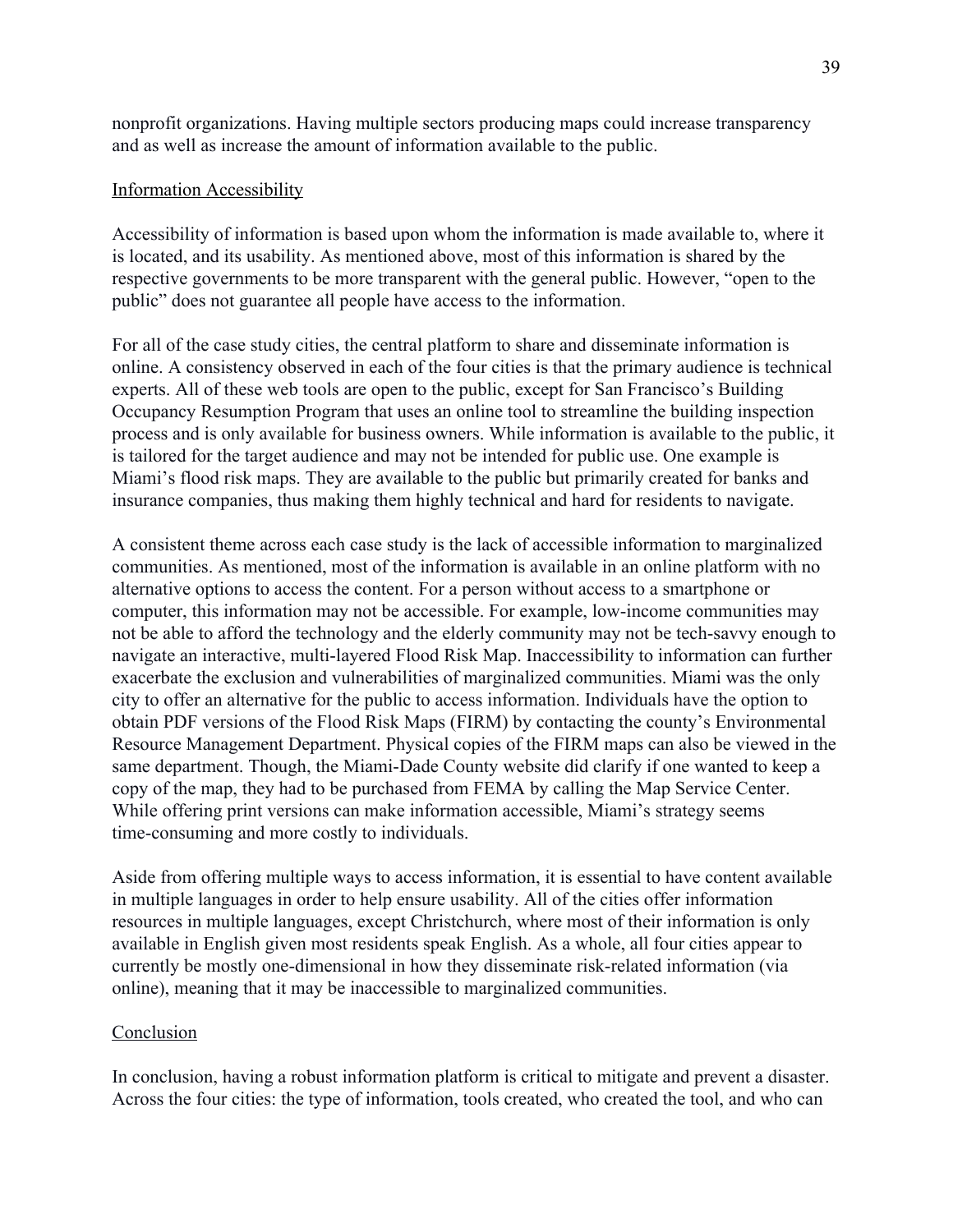nonprofit organizations. Having multiple sectors producing maps could increase transparency and as well as increase the amount of information available to the public.

## Information Accessibility

Accessibility of information is based upon whom the information is made available to, where it is located, and its usability. As mentioned above, most of this information is shared by the respective governments to be more transparent with the general public. However, "open to the public" does not guarantee all people have access to the information.

For all of the case study cities, the central platform to share and disseminate information is online. A consistency observed in each of the four cities is that the primary audience is technical experts. All of these web tools are open to the public, except for San Francisco's Building Occupancy Resumption Program that uses an online tool to streamline the building inspection process and is only available for business owners. While information is available to the public, it is tailored for the target audience and may not be intended for public use. One example is Miami's flood risk maps. They are available to the public but primarily created for banks and insurance companies, thus making them highly technical and hard for residents to navigate.

A consistent theme across each case study is the lack of accessible information to marginalized communities. As mentioned, most of the information is available in an online platform with no alternative options to access the content. For a person without access to a smartphone or computer, this information may not be accessible. For example, low-income communities may not be able to afford the technology and the elderly community may not be tech-savvy enough to navigate an interactive, multi-layered Flood Risk Map. Inaccessibility to information can further exacerbate the exclusion and vulnerabilities of marginalized communities. Miami was the only city to offer an alternative for the public to access information. Individuals have the option to obtain PDF versions of the Flood Risk Maps (FIRM) by contacting the county's Environmental Resource Management Department. Physical copies of the FIRM maps can also be viewed in the same department. Though, the Miami-Dade County website did clarify if one wanted to keep a copy of the map, they had to be purchased from FEMA by calling the Map Service Center. While offering print versions can make information accessible, Miami's strategy seems time-consuming and more costly to individuals.

Aside from offering multiple ways to access information, it is essential to have content available in multiple languages in order to help ensure usability. All of the cities offer information resources in multiple languages, except Christchurch, where most of their information is only available in English given most residents speak English. As a whole, all four cities appear to currently be mostly one-dimensional in how they disseminate risk-related information (via online), meaning that it may be inaccessible to marginalized communities.

## Conclusion

In conclusion, having a robust information platform is critical to mitigate and prevent a disaster. Across the four cities: the type of information, tools created, who created the tool, and who can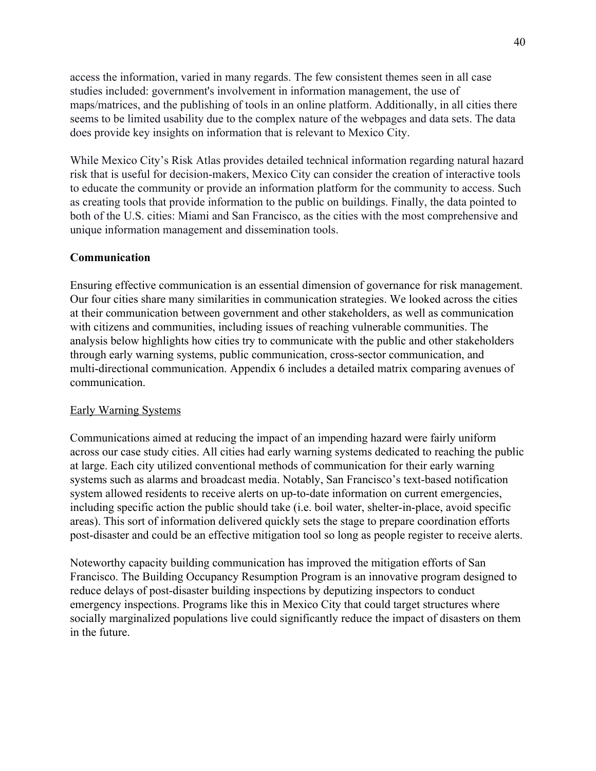access the information, varied in many regards. The few consistent themes seen in all case studies included: government's involvement in information management, the use of maps/matrices, and the publishing of tools in an online platform. Additionally, in all cities there seems to be limited usability due to the complex nature of the webpages and data sets. The data does provide key insights on information that is relevant to Mexico City.

While Mexico City's Risk Atlas provides detailed technical information regarding natural hazard risk that is useful for decision-makers, Mexico City can consider the creation of interactive tools to educate the community or provide an information platform for the community to access. Such as creating tools that provide information to the public on buildings. Finally, the data pointed to both of the U.S. cities: Miami and San Francisco, as the cities with the most comprehensive and unique information management and dissemination tools.

**Communication**

Ensuring effective communication is an essential dimension of governance for risk management. Our four cities share many similarities in communication strategies. We looked across the cities at their communication between government and other stakeholders, as well as communication with citizens and communities, including issues of reaching vulnerable communities. The analysis below highlights how cities try to communicate with the public and other stakeholders through early warning systems, public communication, cross-sector communication, and multi-directional communication. Appendix 6 includes a detailed matrix comparing avenues of communication.

<u>Early Warning Systems</u>

Communications aimed at reducing the impact of an impending hazard were fairly uniform across our case study cities. All cities had early warning systems dedicated to reaching the public at large. Each city utilized conventional methods of communication for their early warning systems such as alarms and broadcast media. Notably, San Francisco's text-based notification system allowed residents to receive alerts on up-to-date information on current emergencies, including specific action the public should take (i.e. boil water, shelter-in-place, avoid specific areas). This sort of information delivered quickly sets the stage to prepare coordination efforts post-disaster and could be an effective mitigation tool so long as people register to receive alerts.

Noteworthy capacity building communication has improved the mitigation efforts of San Francisco. The Building Occupancy Resumption Program is an innovative program designed to reduce delays of post-disaster building inspections by deputizing inspectors to conduct emergency inspections. Programs like this in Mexico City that could target structures where socially marginalized populations live could significantly reduce the impact of disasters on them in the future.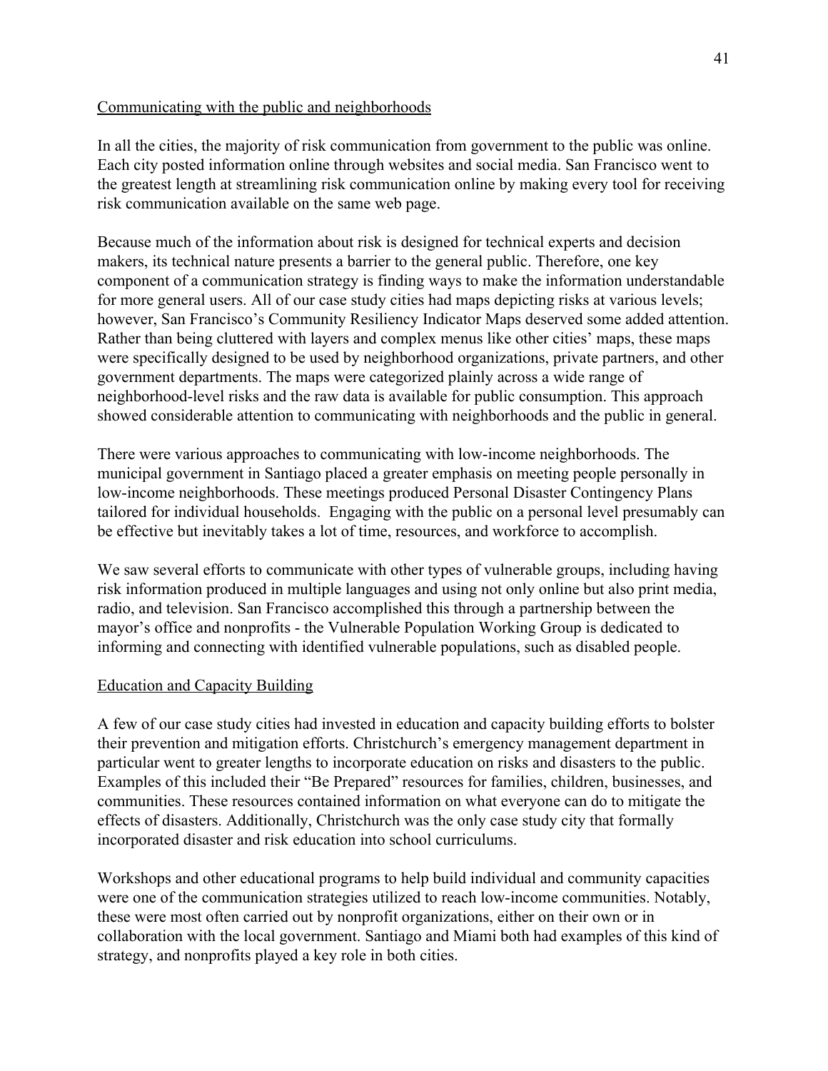Communicating with the public and neighborhoods

In all the cities, the majority of risk communication from government to the public was online. Each city posted information online through websites and social media. San Francisco went to the greatest length at streamlining risk communication online by making every tool for receiving risk communication available on the same web page.

Because much of the information about risk is designed for technical experts and decision makers, its technical nature presents a barrier to the general public. Therefore, one key component of a communication strategy is finding ways to make the information understandable for more general users. All of our case study cities had maps depicting risks at various levels; however, San Francisco's Community Resiliency Indicator Maps deserved some added attention. Rather than being cluttered with layers and complex menus like other cities' maps, these maps were specifically designed to be used by neighborhood organizations, private partners, and other government departments. The maps were categorized plainly across a wide range of neighborhood-level risks and the raw data is available for public consumption. This approach showed considerable attention to communicating with neighborhoods and the public in general.

There were various approaches to communicating with low-income neighborhoods. The municipal government in Santiago placed a greater emphasis on meeting people personally in low-income neighborhoods. These meetings produced Personal Disaster Contingency Plans tailored for individual households. Engaging with the public on a personal level presumably can be effective but inevitably takes a lot of time, resources, and workforce to accomplish.

We saw several efforts to communicate with other types of vulnerable groups, including having risk information produced in multiple languages and using not only online but also print media, radio, and television. San Francisco accomplished this through a partnership between the mayor's office and nonprofits - the Vulnerable Population Working Group is dedicated to informing and connecting with identified vulnerable populations, such as disabled people.

Education and Capacity Building

A few of our case study cities had invested in education and capacity building efforts to bolster their prevention and mitigation efforts. Christchurch's emergency management department in particular went to greater lengths to incorporate education on risks and disasters to the public. Examples of this included their "Be Prepared" resources for families, children, businesses, and communities. These resources contained information on what everyone can do to mitigate the effects of disasters. Additionally, Christchurch was the only case study city that formally incorporated disaster and risk education into school curriculums.

Workshops and other educational programs to help build individual and community capacities were one of the communication strategies utilized to reach low-income communities. Notably, these were most often carried out by nonprofit organizations, either on their own or in collaboration with the local government. Santiago and Miami both had examples of this kind of strategy, and nonprofits played a key role in both cities.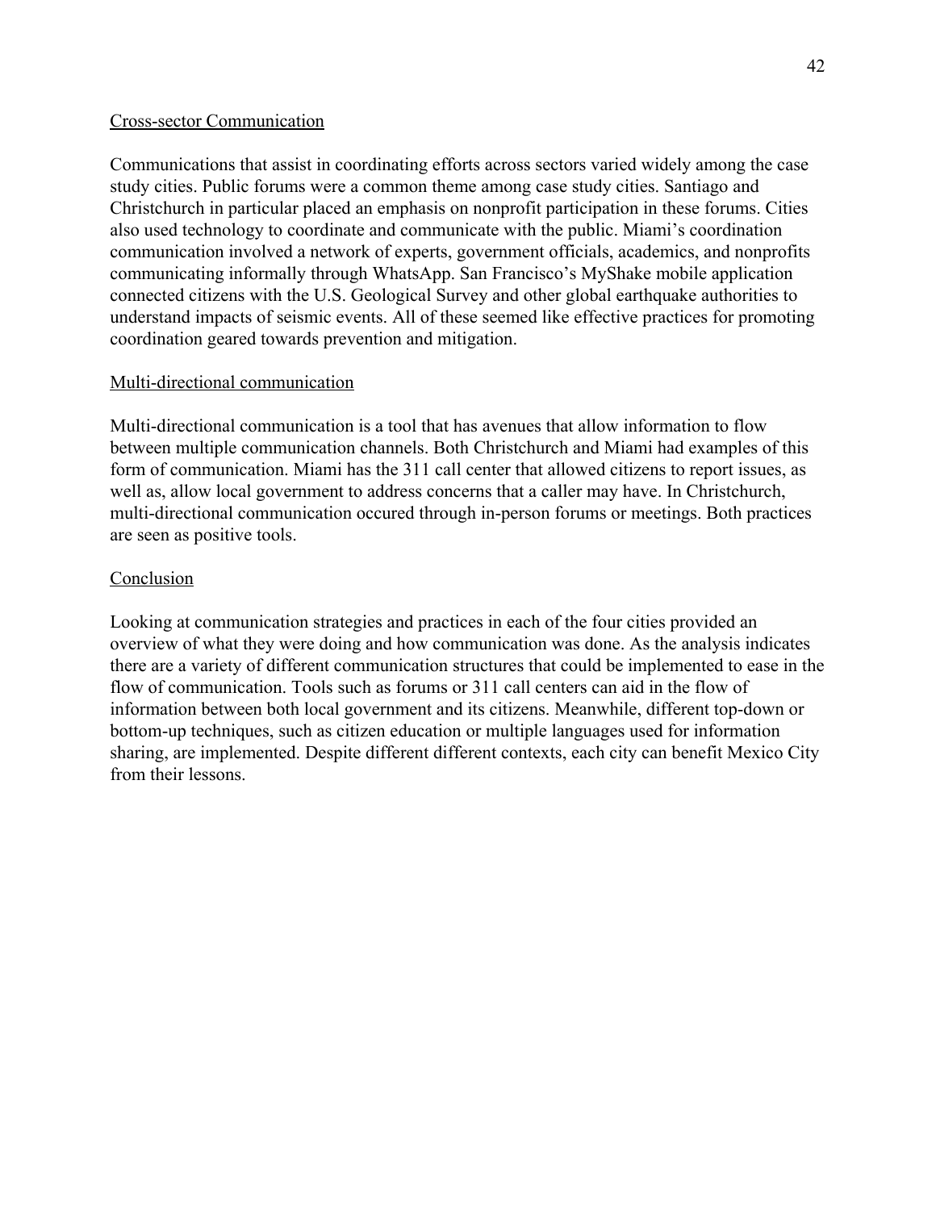Cross-sector Communication

Communications that assist in coordinating efforts across sectors varied widely among the case study cities. Public forums were a common theme among case study cities. Santiago and Christchurch in particular placed an emphasis on nonprofit participation in these forums. Cities also used technology to coordinate and communicate with the public. Miami's coordination communication involved a network of experts, government officials, academics, and nonprofits communicating informally through WhatsApp. San Francisco's MyShake mobile application connected citizens with the U.S. Geological Survey and other global earthquake authorities to understand impacts of seismic events. All of these seemed like effective practices for promoting coordination geared towards prevention and mitigation.

Multi-directional communication

Multi-directional communication is a tool that has avenues that allow information to flow between multiple communication channels. Both Christchurch and Miami had examples of this form of communication. Miami has the 311 call center that allowed citizens to report issues, as well as, allow local government to address concerns that a caller may have. In Christchurch, multi-directional communication occured through in-person forums or meetings. Both practices are seen as positive tools.

Conclusion

Looking at communication strategies and practices in each of the four cities provided an overview of what they were doing and how communication was done. As the analysis indicates there are a variety of different communication structures that could be implemented to ease in the flow of communication. Tools such as forums or 311 call centers can aid in the flow of information between both local government and its citizens. Meanwhile, different top-down or bottom-up techniques, such as citizen education or multiple languages used for information sharing, are implemented. Despite different different contexts, each city can benefit Mexico City from their lessons.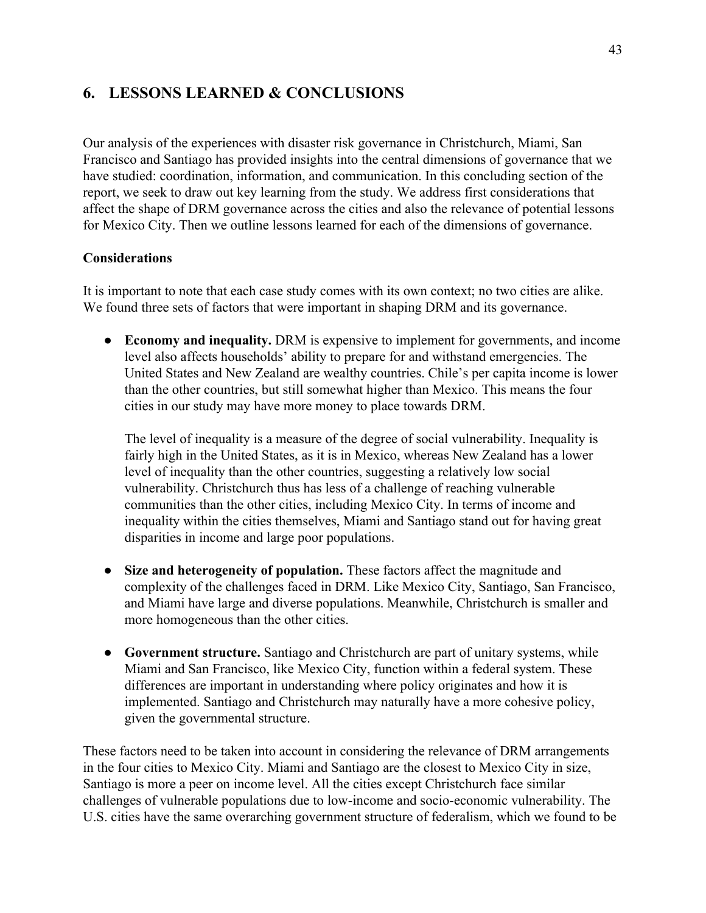## 6. LESSONS LEARNED & CONCLUSIONS

Our analysis of the experiences with disaster risk governance in Christchurch, Miami, San Francisco and Santiago has provided insights into the central dimensions of governance that we have studied: coordination, information, and communication. In this concluding section of the report, we seek to draw out key learning from the study. We address first considerations that affect the shape of DRM governance across the cities and also the relevance of potential lessons for Mexico City. Then we outline lessons learned for each of the dimensions of governance.

**Considerations**

It is important to note that each case study comes with its own context; no two cities are alike. We found three sets of factors that were important in shaping DRM and its governance.

- **Economy and inequality.** DRM is expensive to implement for governments, and income level also affects households' ability to prepare for and withstand emergencies. The United States and New Zealand are wealthy countries. Chile's per capita income is lower than the other countries, but still somewhat higher than Mexico. This means the four cities in our study may have more money to place towards DRM.

  The level of inequality is a measure of the degree of social vulnerability. Inequality is fairly high in the United States, as it is in Mexico, whereas New Zealand has a lower level of inequality than the other countries, suggesting a relatively low social vulnerability. Christchurch thus has less of a challenge of reaching vulnerable communities than the other cities, including Mexico City. In terms of income and inequality within the cities themselves, Miami and Santiago stand out for having great disparities in income and large poor populations.

- **Size and heterogeneity of population.** These factors affect the magnitude and complexity of the challenges faced in DRM. Like Mexico City, Santiago, San Francisco, and Miami have large and diverse populations. Meanwhile, Christchurch is smaller and more homogeneous than the other cities.

- **Government structure.** Santiago and Christchurch are part of unitary systems, while Miami and San Francisco, like Mexico City, function within a federal system. These differences are important in understanding where policy originates and how it is implemented. Santiago and Christchurch may naturally have a more cohesive policy, given the governmental structure.

These factors need to be taken into account in considering the relevance of DRM arrangements in the four cities to Mexico City. Miami and Santiago are the closest to Mexico City in size, Santiago is more a peer on income level. All the cities except Christchurch face similar challenges of vulnerable populations due to low-income and socio-economic vulnerability. The U.S. cities have the same overarching government structure of federalism, which we found to be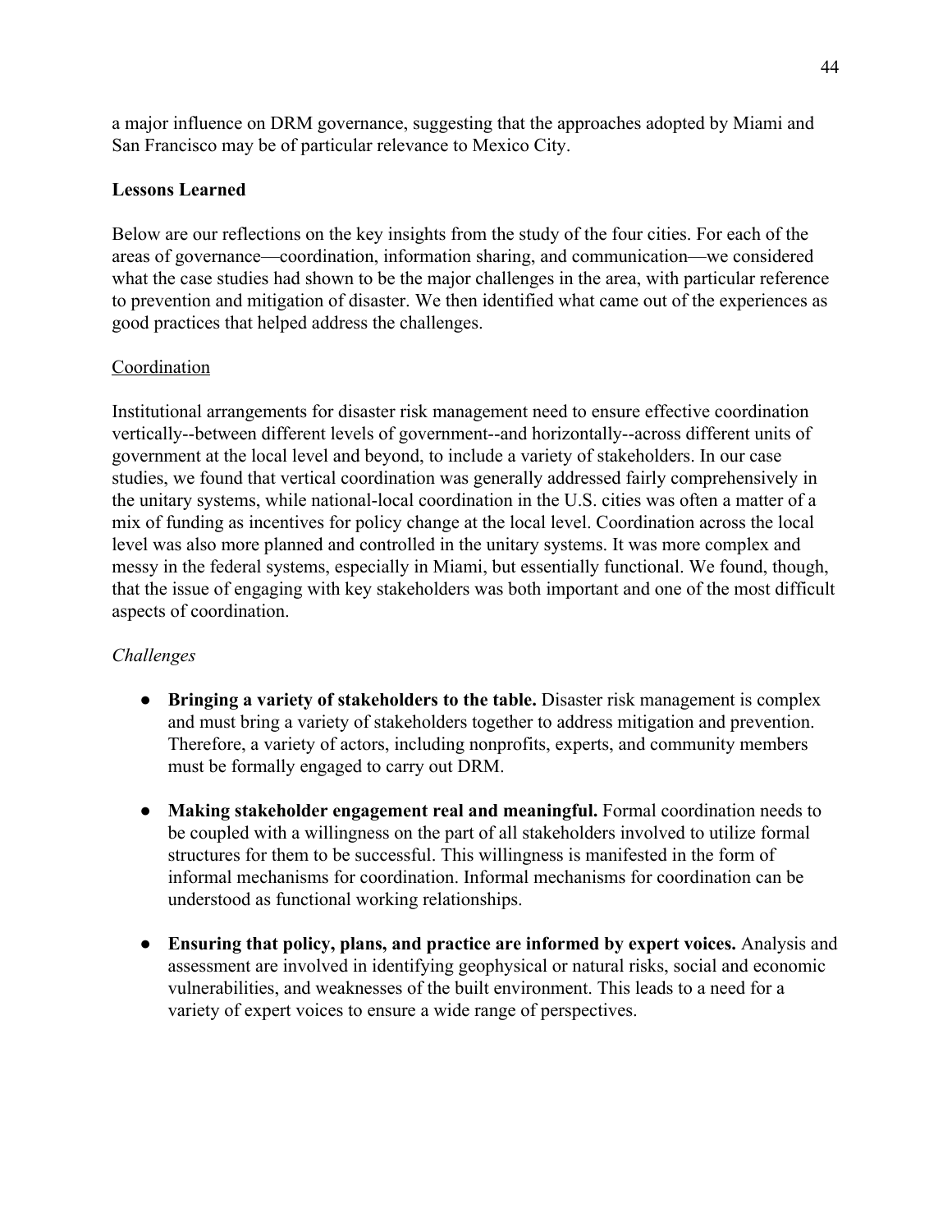a major influence on DRM governance, suggesting that the approaches adopted by Miami and San Francisco may be of particular relevance to Mexico City.

**Lessons Learned**

Below are our reflections on the key insights from the study of the four cities. For each of the areas of governance—coordination, information sharing, and communication—we considered what the case studies had shown to be the major challenges in the area, with particular reference to prevention and mitigation of disaster. We then identified what came out of the experiences as good practices that helped address the challenges.

Coordination

Institutional arrangements for disaster risk management need to ensure effective coordination vertically--between different levels of government--and horizontally--across different units of government at the local level and beyond, to include a variety of stakeholders. In our case studies, we found that vertical coordination was generally addressed fairly comprehensively in the unitary systems, while national-local coordination in the U.S. cities was often a matter of a mix of funding as incentives for policy change at the local level. Coordination across the local level was also more planned and controlled in the unitary systems. It was more complex and messy in the federal systems, especially in Miami, but essentially functional. We found, though, that the issue of engaging with key stakeholders was both important and one of the most difficult aspects of coordination.

*Challenges*

- **Bringing a variety of stakeholders to the table.** Disaster risk management is complex and must bring a variety of stakeholders together to address mitigation and prevention. Therefore, a variety of actors, including nonprofits, experts, and community members must be formally engaged to carry out DRM.

- **Making stakeholder engagement real and meaningful.** Formal coordination needs to be coupled with a willingness on the part of all stakeholders involved to utilize formal structures for them to be successful. This willingness is manifested in the form of informal mechanisms for coordination. Informal mechanisms for coordination can be understood as functional working relationships.

- **Ensuring that policy, plans, and practice are informed by expert voices.** Analysis and assessment are involved in identifying geophysical or natural risks, social and economic vulnerabilities, and weaknesses of the built environment. This leads to a need for a variety of expert voices to ensure a wide range of perspectives.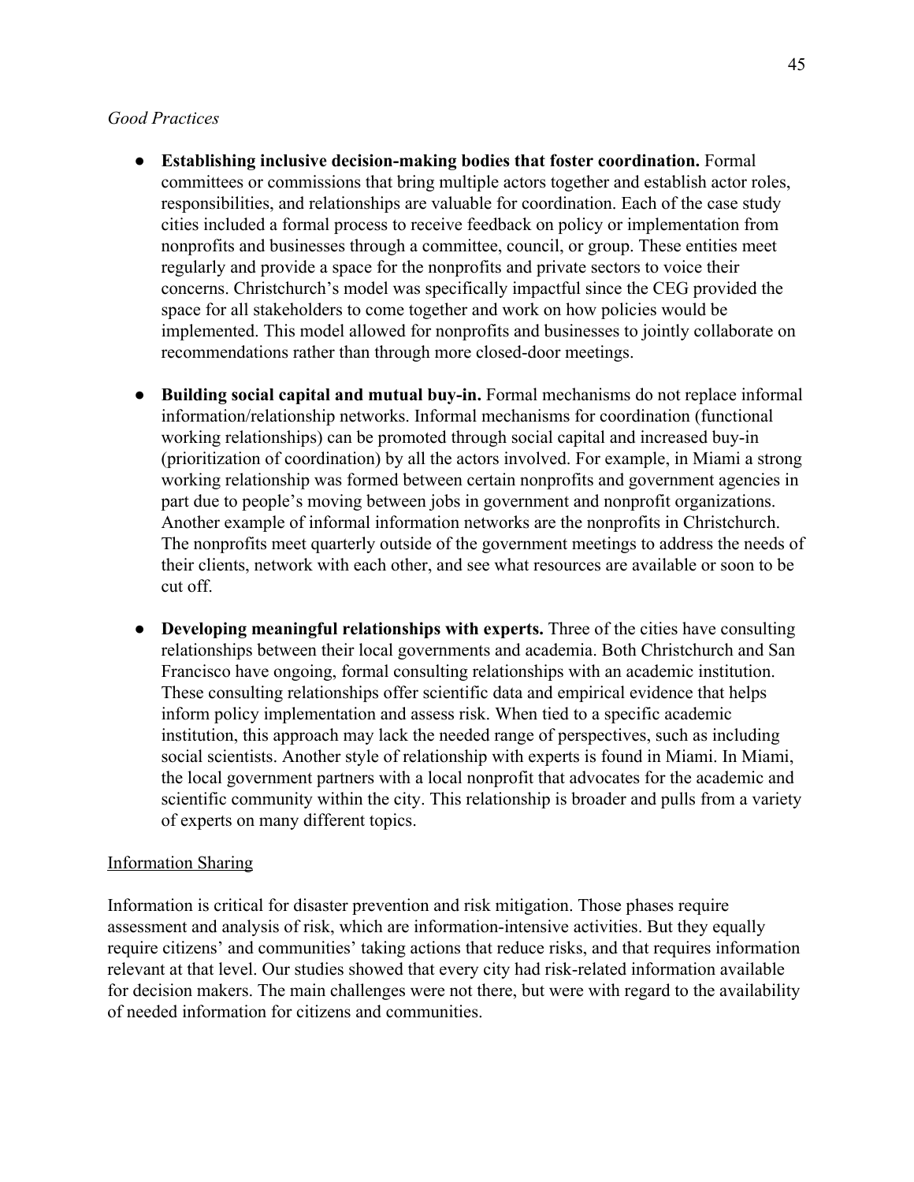*Good Practices*

- **Establishing inclusive decision-making bodies that foster coordination.** Formal committees or commissions that bring multiple actors together and establish actor roles, responsibilities, and relationships are valuable for coordination. Each of the case study cities included a formal process to receive feedback on policy or implementation from nonprofits and businesses through a committee, council, or group. These entities meet regularly and provide a space for the nonprofits and private sectors to voice their concerns. Christchurch's model was specifically impactful since the CEG provided the space for all stakeholders to come together and work on how policies would be implemented. This model allowed for nonprofits and businesses to jointly collaborate on recommendations rather than through more closed-door meetings.

- **Building social capital and mutual buy-in.** Formal mechanisms do not replace informal information/relationship networks. Informal mechanisms for coordination (functional working relationships) can be promoted through social capital and increased buy-in (prioritization of coordination) by all the actors involved. For example, in Miami a strong working relationship was formed between certain nonprofits and government agencies in part due to people's moving between jobs in government and nonprofit organizations. Another example of informal information networks are the nonprofits in Christchurch. The nonprofits meet quarterly outside of the government meetings to address the needs of their clients, network with each other, and see what resources are available or soon to be cut off.

- **Developing meaningful relationships with experts.** Three of the cities have consulting relationships between their local governments and academia. Both Christchurch and San Francisco have ongoing, formal consulting relationships with an academic institution. These consulting relationships offer scientific data and empirical evidence that helps inform policy implementation and assess risk. When tied to a specific academic institution, this approach may lack the needed range of perspectives, such as including social scientists. Another style of relationship with experts is found in Miami. In Miami, the local government partners with a local nonprofit that advocates for the academic and scientific community within the city. This relationship is broader and pulls from a variety of experts on many different topics.

<u>Information Sharing</u>

Information is critical for disaster prevention and risk mitigation. Those phases require assessment and analysis of risk, which are information-intensive activities. But they equally require citizens' and communities' taking actions that reduce risks, and that requires information relevant at that level. Our studies showed that every city had risk-related information available for decision makers. The main challenges were not there, but were with regard to the availability of needed information for citizens and communities.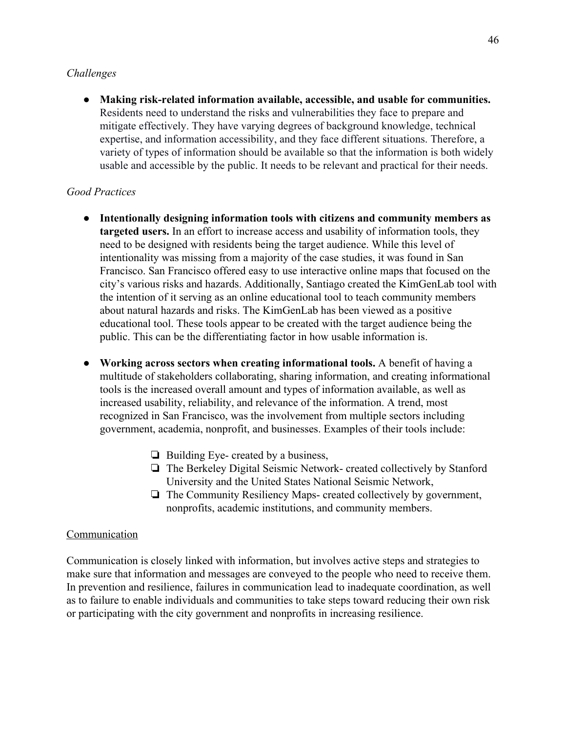*Challenges*

- **Making risk-related information available, accessible, and usable for communities.** Residents need to understand the risks and vulnerabilities they face to prepare and mitigate effectively. They have varying degrees of background knowledge, technical expertise, and information accessibility, and they face different situations. Therefore, a variety of types of information should be available so that the information is both widely usable and accessible by the public. It needs to be relevant and practical for their needs.

*Good Practices*

- **Intentionally designing information tools with citizens and community members as targeted users.** In an effort to increase access and usability of information tools, they need to be designed with residents being the target audience. While this level of intentionality was missing from a majority of the case studies, it was found in San Francisco. San Francisco offered easy to use interactive online maps that focused on the city's various risks and hazards. Additionally, Santiago created the KimGenLab tool with the intention of it serving as an online educational tool to teach community members about natural hazards and risks. The KimGenLab has been viewed as a positive educational tool. These tools appear to be created with the target audience being the public. This can be the differentiating factor in how usable information is.

- **Working across sectors when creating informational tools.** A benefit of having a multitude of stakeholders collaborating, sharing information, and creating informational tools is the increased overall amount and types of information available, as well as increased usability, reliability, and relevance of the information. A trend, most recognized in San Francisco, was the involvement from multiple sectors including government, academia, nonprofit, and businesses. Examples of their tools include:
    - Building Eye- created by a business,
    - The Berkeley Digital Seismic Network- created collectively by Stanford University and the United States National Seismic Network,
    - The Community Resiliency Maps- created collectively by government, nonprofits, academic institutions, and community members.

<u>Communication</u>

Communication is closely linked with information, but involves active steps and strategies to make sure that information and messages are conveyed to the people who need to receive them. In prevention and resilience, failures in communication lead to inadequate coordination, as well as to failure to enable individuals and communities to take steps toward reducing their own risk or participating with the city government and nonprofits in increasing resilience.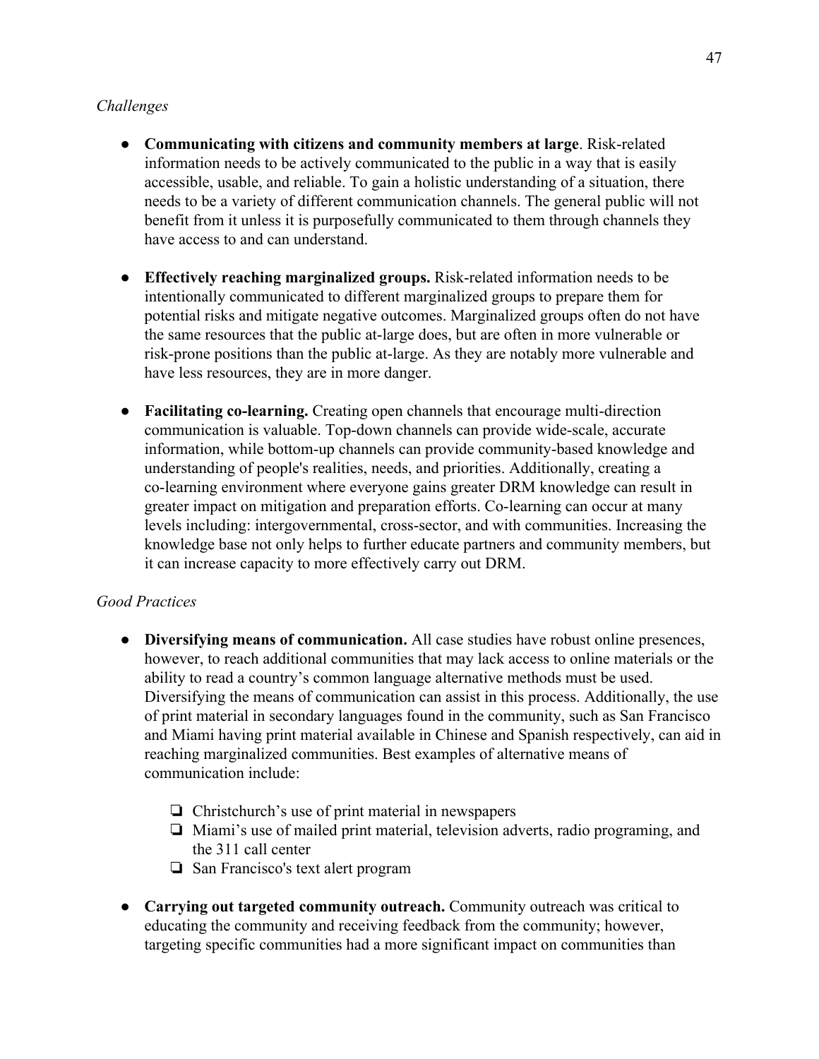*Challenges*

- **Communicating with citizens and community members at large**. Risk-related information needs to be actively communicated to the public in a way that is easily accessible, usable, and reliable. To gain a holistic understanding of a situation, there needs to be a variety of different communication channels. The general public will not benefit from it unless it is purposefully communicated to them through channels they have access to and can understand.

- **Effectively reaching marginalized groups.** Risk-related information needs to be intentionally communicated to different marginalized groups to prepare them for potential risks and mitigate negative outcomes. Marginalized groups often do not have the same resources that the public at-large does, but are often in more vulnerable or risk-prone positions than the public at-large. As they are notably more vulnerable and have less resources, they are in more danger.

- **Facilitating co-learning.** Creating open channels that encourage multi-direction communication is valuable. Top-down channels can provide wide-scale, accurate information, while bottom-up channels can provide community-based knowledge and understanding of people's realities, needs, and priorities. Additionally, creating a co-learning environment where everyone gains greater DRM knowledge can result in greater impact on mitigation and preparation efforts. Co-learning can occur at many levels including: intergovernmental, cross-sector, and with communities. Increasing the knowledge base not only helps to further educate partners and community members, but it can increase capacity to more effectively carry out DRM.

*Good Practices*

- **Diversifying means of communication.** All case studies have robust online presences, however, to reach additional communities that may lack access to online materials or the ability to read a country's common language alternative methods must be used. Diversifying the means of communication can assist in this process. Additionally, the use of print material in secondary languages found in the community, such as San Francisco and Miami having print material available in Chinese and Spanish respectively, can aid in reaching marginalized communities. Best examples of alternative means of communication include:
  - ❏ Christchurch's use of print material in newspapers
  - ❏ Miami's use of mailed print material, television adverts, radio programing, and the 311 call center
  - ❏ San Francisco's text alert program

- **Carrying out targeted community outreach.** Community outreach was critical to educating the community and receiving feedback from the community; however, targeting specific communities had a more significant impact on communities than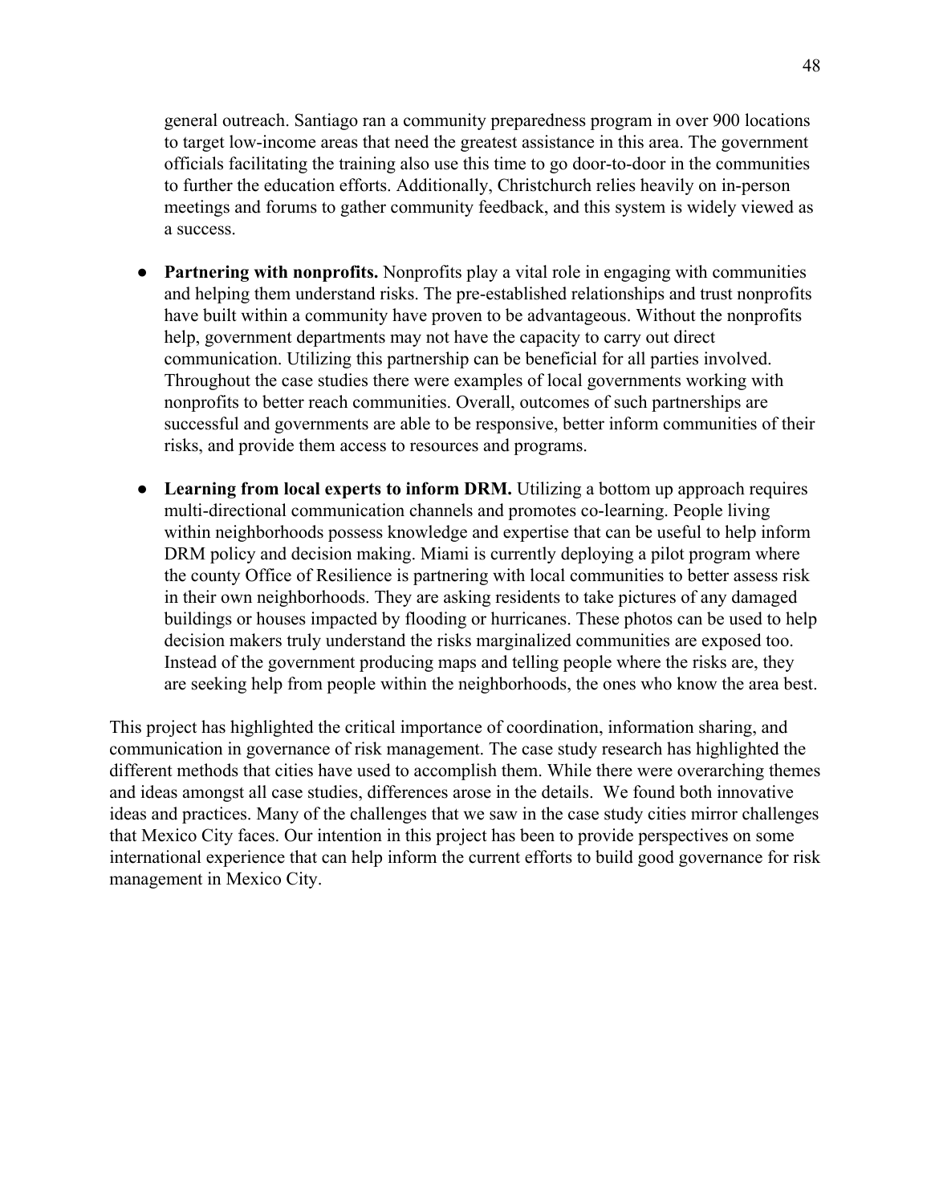general outreach. Santiago ran a community preparedness program in over 900 locations to target low-income areas that need the greatest assistance in this area. The government officials facilitating the training also use this time to go door-to-door in the communities to further the education efforts. Additionally, Christchurch relies heavily on in-person meetings and forums to gather community feedback, and this system is widely viewed as a success.

- **Partnering with nonprofits.** Nonprofits play a vital role in engaging with communities and helping them understand risks. The pre-established relationships and trust nonprofits have built within a community have proven to be advantageous. Without the nonprofits help, government departments may not have the capacity to carry out direct communication. Utilizing this partnership can be beneficial for all parties involved. Throughout the case studies there were examples of local governments working with nonprofits to better reach communities. Overall, outcomes of such partnerships are successful and governments are able to be responsive, better inform communities of their risks, and provide them access to resources and programs.

- **Learning from local experts to inform DRM.** Utilizing a bottom up approach requires multi-directional communication channels and promotes co-learning. People living within neighborhoods possess knowledge and expertise that can be useful to help inform DRM policy and decision making. Miami is currently deploying a pilot program where the county Office of Resilience is partnering with local communities to better assess risk in their own neighborhoods. They are asking residents to take pictures of any damaged buildings or houses impacted by flooding or hurricanes. These photos can be used to help decision makers truly understand the risks marginalized communities are exposed too. Instead of the government producing maps and telling people where the risks are, they are seeking help from people within the neighborhoods, the ones who know the area best.

This project has highlighted the critical importance of coordination, information sharing, and communication in governance of risk management. The case study research has highlighted the different methods that cities have used to accomplish them. While there were overarching themes and ideas amongst all case studies, differences arose in the details. We found both innovative ideas and practices. Many of the challenges that we saw in the case study cities mirror challenges that Mexico City faces. Our intention in this project has been to provide perspectives on some international experience that can help inform the current efforts to build good governance for risk management in Mexico City.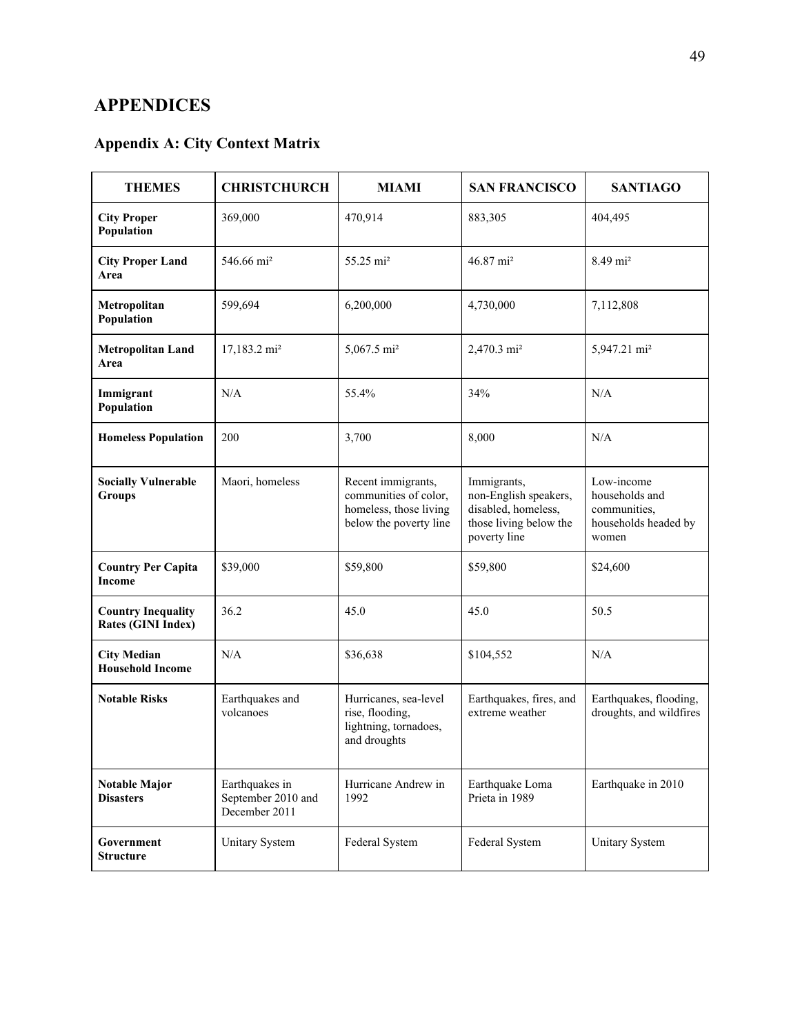# APPENDICES

## Appendix A: City Context Matrix

| THEMES | CHRISTCHURCH | MIAMI | SAN FRANCISCO | SANTIAGO |
|---|---|---|---|---|
| **City Proper Population** | 369,000 | 470,914 | 883,305 | 404,495 |
| **City Proper Land Area** | 546.66 mi² | 55.25 mi² | 46.87 mi² | 8.49 mi² |
| **Metropolitan Population** | 599,694 | 6,200,000 | 4,730,000 | 7,112,808 |
| **Metropolitan Land Area** | 17,183.2 mi² | 5,067.5 mi² | 2,470.3 mi² | 5,947.21 mi² |
| **Immigrant Population** | N/A | 55.4% | 34% | N/A |
| **Homeless Population** | 200 | 3,700 | 8,000 | N/A |
| **Socially Vulnerable Groups** | Maori, homeless | Recent immigrants, communities of color, homeless, those living below the poverty line | Immigrants, non-English speakers, disabled, homeless, those living below the poverty line | Low-income households and communities, households headed by women |
| **Country Per Capita Income** | $39,000 | $59,800 | $59,800 | $24,600 |
| **Country Inequality Rates (GINI Index)** | 36.2 | 45.0 | 45.0 | 50.5 |
| **City Median Household Income** | N/A | $36,638 | $104,552 | N/A |
| **Notable Risks** | Earthquakes and volcanoes | Hurricanes, sea-level rise, flooding, lightning, tornadoes, and droughts | Earthquakes, fires, and extreme weather | Earthquakes, flooding, droughts, and wildfires |
| **Notable Major Disasters** | Earthquakes in September 2010 and December 2011 | Hurricane Andrew in 1992 | Earthquake Loma Prieta in 1989 | Earthquake in 2010 |
| **Government Structure** | Unitary System | Federal System | Federal System | Unitary System |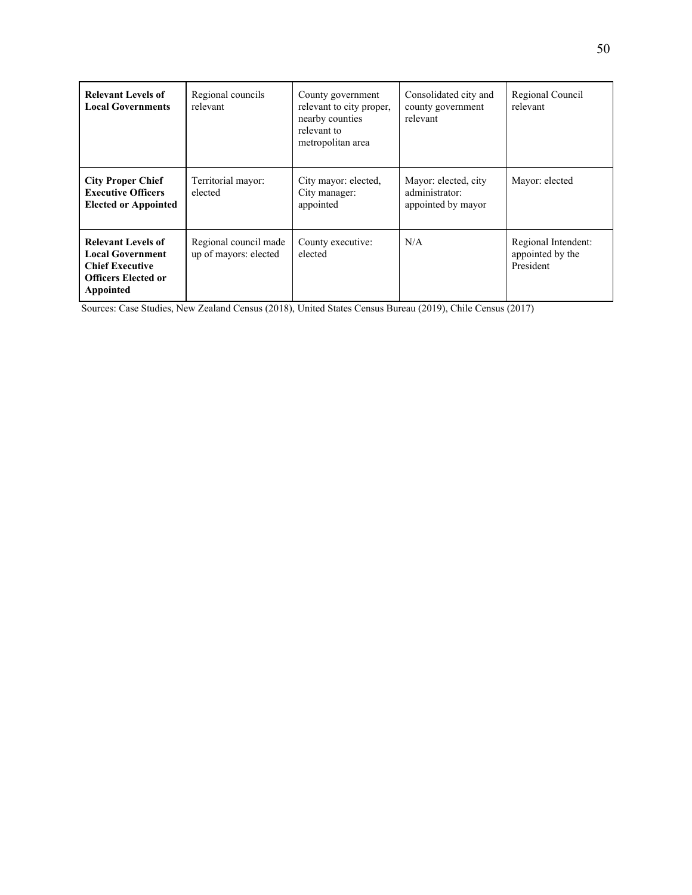| **Relevant Levels of Local Governments** | Regional councils relevant | County government relevant to city proper, nearby counties relevant to metropolitan area | Consolidated city and county government relevant | Regional Council relevant |
|---|---|---|---|---|
| **City Proper Chief Executive Officers Elected or Appointed** | Territorial mayor: elected | City mayor: elected, City manager: appointed | Mayor: elected, city administrator: appointed by mayor | Mayor: elected |
| **Relevant Levels of Local Government Chief Executive Officers Elected or Appointed** | Regional council made up of mayors: elected | County executive: elected | N/A | Regional Intendent: appointed by the President |

Sources: Case Studies, New Zealand Census (2018), United States Census Bureau (2019), Chile Census (2017)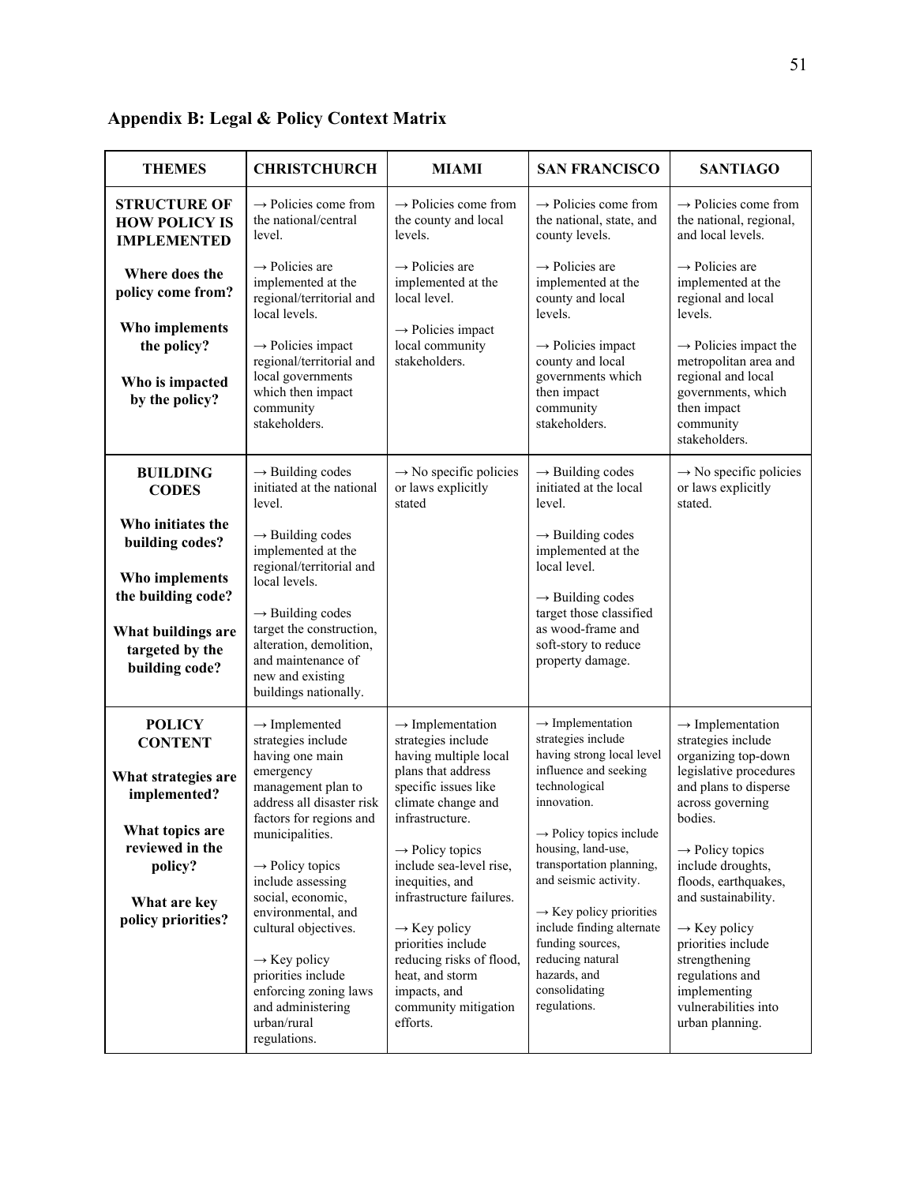## Appendix B: Legal & Policy Context Matrix

| THEMES | CHRISTCHURCH | MIAMI | SAN FRANCISCO | SANTIAGO |
|---|---|---|---|---|
| **STRUCTURE OF HOW POLICY IS IMPLEMENTED**<br><br>**Where does the policy come from?**<br><br>**Who implements the policy?**<br><br>**Who is impacted by the policy?** | → Policies come from the national/central level.<br><br>→ Policies are implemented at the regional/territorial and local levels.<br><br>→ Policies impact regional/territorial and local governments which then impact community stakeholders. | → Policies come from the county and local levels.<br><br>→ Policies are implemented at the local level.<br><br>→ Policies impact local community stakeholders. | → Policies come from the national, state, and county levels.<br><br>→ Policies are implemented at the county and local levels.<br><br>→ Policies impact county and local governments which then impact community stakeholders. | → Policies come from the national, regional, and local levels.<br><br>→ Policies are implemented at the regional and local levels.<br><br>→ Policies impact the metropolitan area and regional and local governments, which then impact community stakeholders. |
| **BUILDING CODES**<br><br>**Who initiates the building codes?**<br><br>**Who implements the building code?**<br><br>**What buildings are targeted by the building code?** | → Building codes initiated at the national level.<br><br>→ Building codes implemented at the regional/territorial and local levels.<br><br>→ Building codes target the construction, alteration, demolition, and maintenance of new and existing buildings nationally. | → No specific policies or laws explicitly stated | → Building codes initiated at the local level.<br><br>→ Building codes implemented at the local level.<br><br>→ Building codes target those classified as wood-frame and soft-story to reduce property damage. | → No specific policies or laws explicitly stated. |
| **POLICY CONTENT**<br><br>**What strategies are implemented?**<br><br>**What topics are reviewed in the policy?**<br><br>**What are key policy priorities?** | → Implemented strategies include having one main emergency management plan to address all disaster risk factors for regions and municipalities.<br><br>→ Policy topics include assessing social, economic, environmental, and cultural objectives.<br><br>→ Key policy priorities include enforcing zoning laws and administering urban/rural regulations. | → Implementation strategies include having multiple local plans that address specific issues like climate change and infrastructure.<br><br>→ Policy topics include sea-level rise, inequities, and infrastructure failures.<br><br>→ Key policy priorities include reducing risks of flood, heat, and storm impacts, and community mitigation efforts. | → Implementation strategies include having strong local level influence and seeking technological innovation.<br><br>→ Policy topics include housing, land-use, transportation planning, and seismic activity.<br><br>→ Key policy priorities include finding alternate funding sources, reducing natural hazards, and consolidating regulations. | → Implementation strategies include organizing top-down legislative procedures and plans to disperse across governing bodies.<br><br>→ Policy topics include droughts, floods, earthquakes, and sustainability.<br><br>→ Key policy priorities include strengthening regulations and implementing vulnerabilities into urban planning. |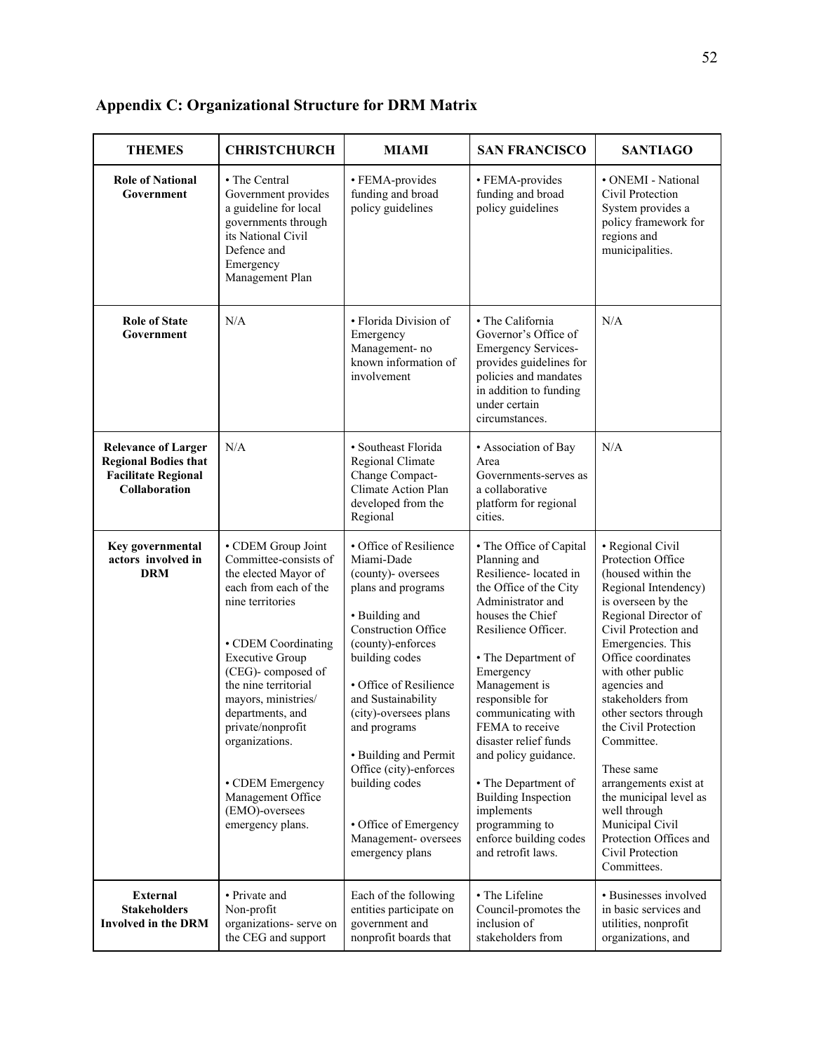## Appendix C: Organizational Structure for DRM Matrix

| THEMES | CHRISTCHURCH | MIAMI | SAN FRANCISCO | SANTIAGO |
|---|---|---|---|---|
| **Role of National Government** | • The Central Government provides a guideline for local governments through its National Civil Defence and Emergency Management Plan | • FEMA-provides funding and broad policy guidelines | • FEMA-provides funding and broad policy guidelines | • ONEMI - National Civil Protection System provides a policy framework for regions and municipalities. |
| **Role of State Government** | N/A | • Florida Division of Emergency Management- no known information of involvement | • The California Governor's Office of Emergency Services-provides guidelines for policies and mandates in addition to funding under certain circumstances. | N/A |
| **Relevance of Larger Regional Bodies that Facilitate Regional Collaboration** | N/A | • Southeast Florida Regional Climate Change Compact-Climate Action Plan developed from the Regional | • Association of Bay Area Governments-serves as a collaborative platform for regional cities. | N/A |
| **Key governmental actors involved in DRM** | • CDEM Group Joint Committee-consists of the elected Mayor of each from each of the nine territories<br><br>• CDEM Coordinating Executive Group (CEG)- composed of the nine territorial mayors, ministries/ departments, and private/nonprofit organizations.<br><br>• CDEM Emergency Management Office (EMO)-oversees emergency plans. | • Office of Resilience Miami-Dade (county)- oversees plans and programs<br><br>• Building and Construction Office (county)-enforces building codes<br><br>• Office of Resilience and Sustainability (city)-oversees plans and programs<br><br>• Building and Permit Office (city)-enforces building codes<br><br>• Office of Emergency Management- oversees emergency plans | • The Office of Capital Planning and Resilience- located in the Office of the City Administrator and houses the Chief Resilience Officer.<br><br>• The Department of Emergency Management is responsible for communicating with FEMA to receive disaster relief funds and policy guidance.<br><br>• The Department of Building Inspection implements programming to enforce building codes and retrofit laws. | • Regional Civil Protection Office (housed within the Regional Intendency) is overseen by the Regional Director of Civil Protection and Emergencies. This Office coordinates with other public agencies and stakeholders from other sectors through the Civil Protection Committee.<br><br>These same arrangements exist at the municipal level as well through Municipal Civil Protection Offices and Civil Protection Committees. |
| **External Stakeholders Involved in the DRM** | • Private and Non-profit organizations- serve on the CEG and support | Each of the following entities participate on government and nonprofit boards that | • The Lifeline Council-promotes the inclusion of stakeholders from | • Businesses involved in basic services and utilities, nonprofit organizations, and |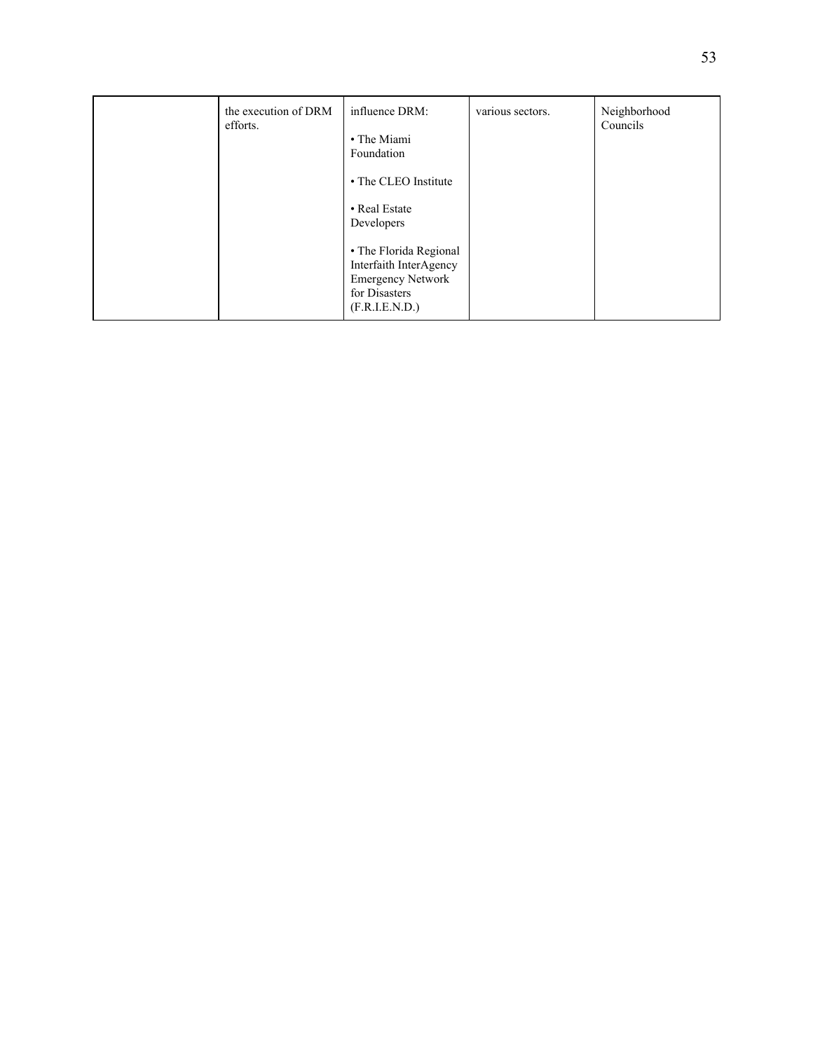| | | | | |
|---|---|---|---|---|
| | the execution of DRM efforts. | influence DRM:<br><br>• The Miami Foundation<br><br>• The CLEO Institute<br><br>• Real Estate Developers<br><br>• The Florida Regional Interfaith InterAgency Emergency Network for Disasters (F.R.I.E.N.D.) | various sectors. | Neighborhood Councils |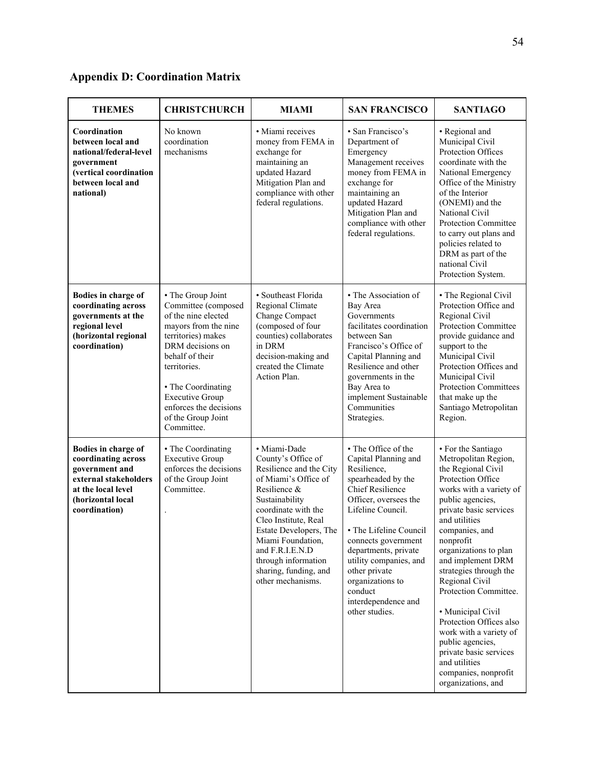## Appendix D: Coordination Matrix

| THEMES | CHRISTCHURCH | MIAMI | SAN FRANCISCO | SANTIAGO |
|---|---|---|---|---|
| **Coordination between local and national/federal-level government (vertical coordination between local and national)** | No known coordination mechanisms | • Miami receives money from FEMA in exchange for maintaining an updated Hazard Mitigation Plan and compliance with other federal regulations. | • San Francisco's Department of Emergency Management receives money from FEMA in exchange for maintaining an updated Hazard Mitigation Plan and compliance with other federal regulations. | • Regional and Municipal Civil Protection Offices coordinate with the National Emergency Office of the Ministry of the Interior (ONEMI) and the National Civil Protection Committee to carry out plans and policies related to DRM as part of the national Civil Protection System. |
| **Bodies in charge of coordinating across governments at the regional level (horizontal regional coordination)** | • The Group Joint Committee (composed of the nine elected mayors from the nine territories) makes DRM decisions on behalf of their territories.<br><br>• The Coordinating Executive Group enforces the decisions of the Group Joint Committee. | • Southeast Florida Regional Climate Change Compact (composed of four counties) collaborates in DRM decision-making and created the Climate Action Plan. | • The Association of Bay Area Governments facilitates coordination between San Francisco's Office of Capital Planning and Resilience and other governments in the Bay Area to implement Sustainable Communities Strategies. | • The Regional Civil Protection Office and Regional Civil Protection Committee provide guidance and support to the Municipal Civil Protection Offices and Municipal Civil Protection Committees that make up the Santiago Metropolitan Region. |
| **Bodies in charge of coordinating across government and external stakeholders at the local level (horizontal local coordination)** | • The Coordinating Executive Group enforces the decisions of the Group Joint Committee.<br><br>. | • Miami-Dade County's Office of Resilience and the City of Miami's Office of Resilience & Sustainability coordinate with the Cleo Institute, Real Estate Developers, The Miami Foundation, and F.R.I.E.N.D through information sharing, funding, and other mechanisms. | • The Office of the Capital Planning and Resilience, spearheaded by the Chief Resilience Officer, oversees the Lifeline Council.<br><br>• The Lifeline Council connects government departments, private utility companies, and other private organizations to conduct interdependence and other studies. | • For the Santiago Metropolitan Region, the Regional Civil Protection Office works with a variety of public agencies, private basic services and utilities companies, and nonprofit organizations to plan and implement DRM strategies through the Regional Civil Protection Committee.<br><br>• Municipal Civil Protection Offices also work with a variety of public agencies, private basic services and utilities companies, nonprofit organizations, and |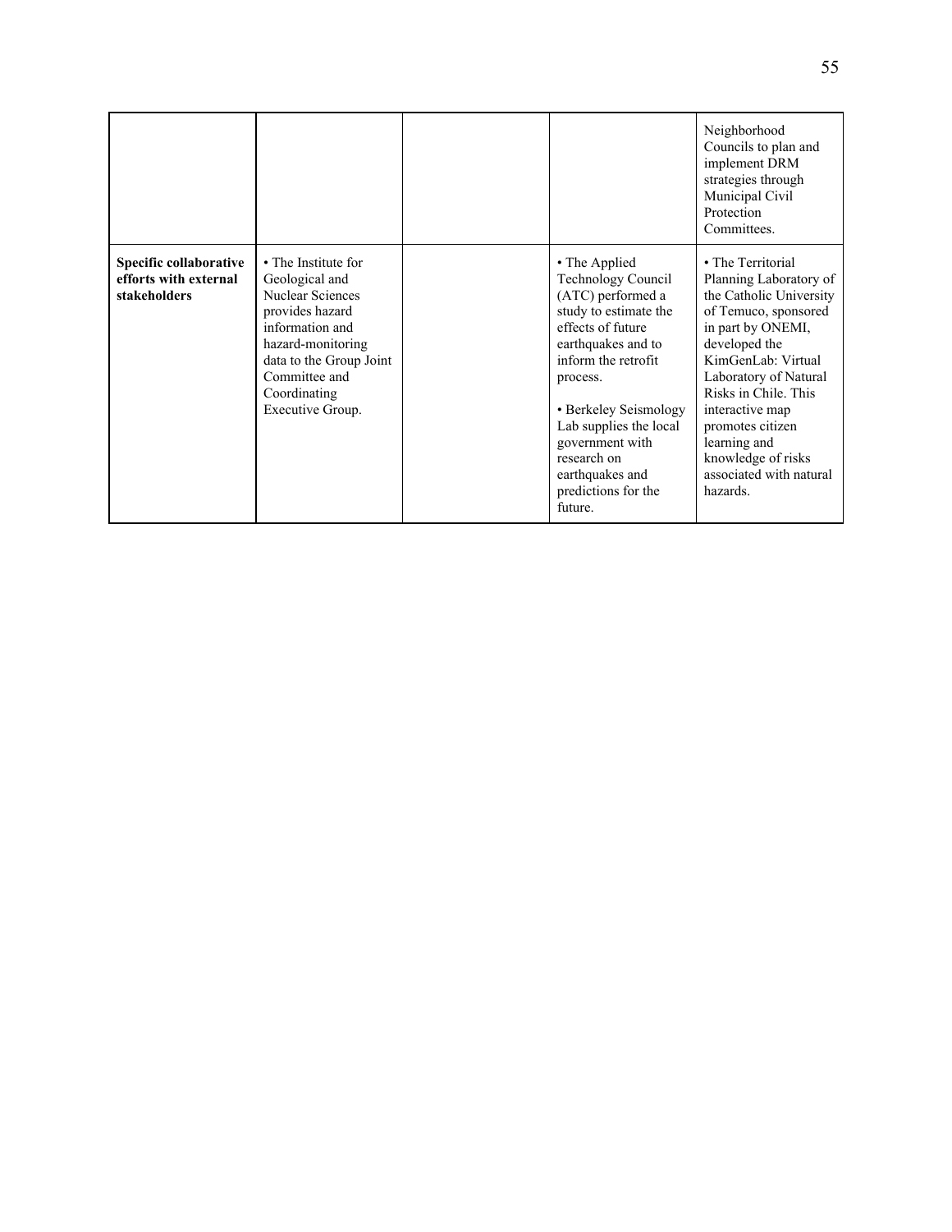| | | | | |
|---|---|---|---|---|
| | | | | Neighborhood Councils to plan and implement DRM strategies through Municipal Civil Protection Committees. |
| **Specific collaborative efforts with external stakeholders** | • The Institute for Geological and Nuclear Sciences provides hazard information and hazard-monitoring data to the Group Joint Committee and Coordinating Executive Group. | | • The Applied Technology Council (ATC) performed a study to estimate the effects of future earthquakes and to inform the retrofit process.<br><br>• Berkeley Seismology Lab supplies the local government with research on earthquakes and predictions for the future. | • The Territorial Planning Laboratory of the Catholic University of Temuco, sponsored in part by ONEMI, developed the KimGenLab: Virtual Laboratory of Natural Risks in Chile. This interactive map promotes citizen learning and knowledge of risks associated with natural hazards. |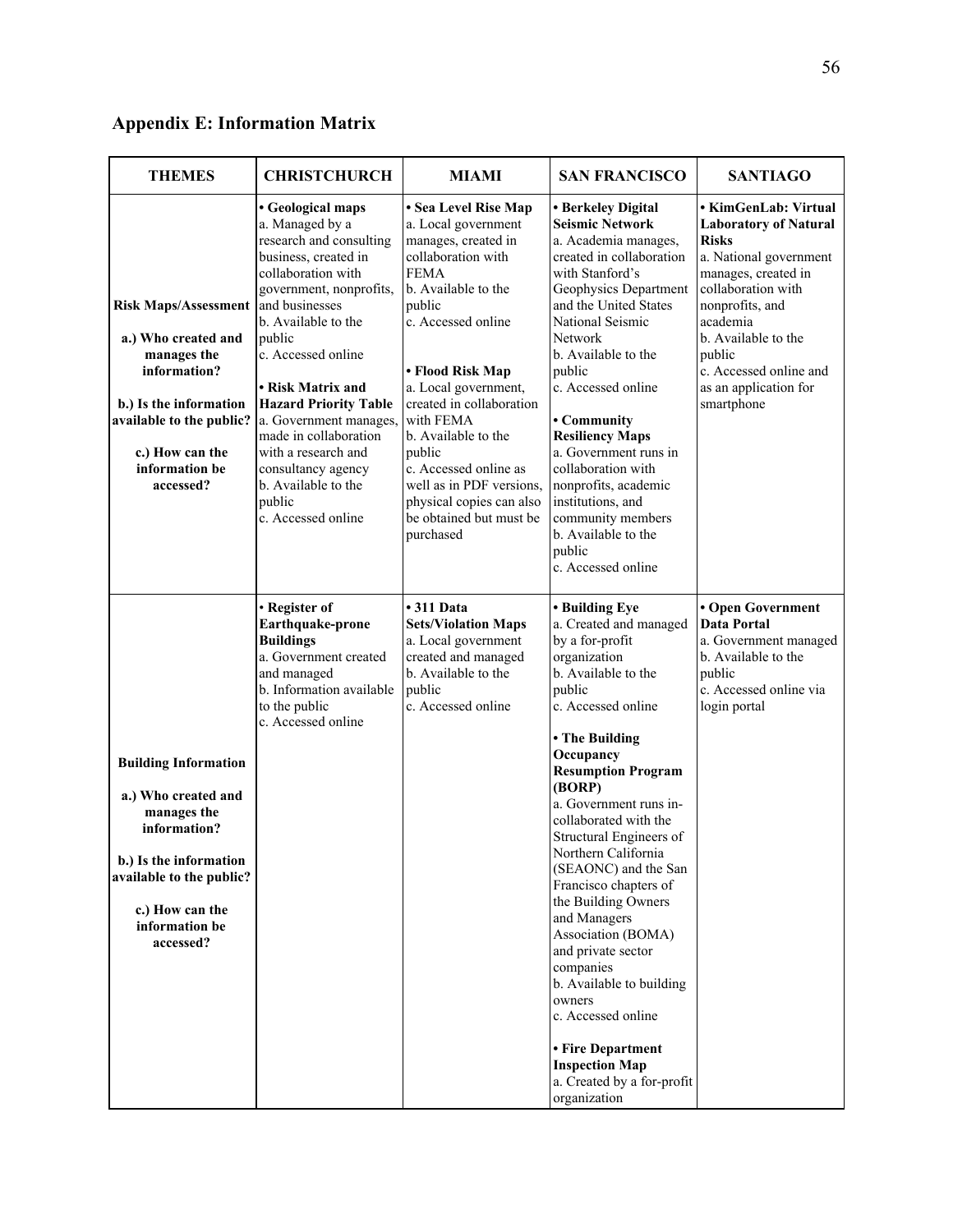## Appendix E: Information Matrix

| THEMES | CHRISTCHURCH | MIAMI | SAN FRANCISCO | SANTIAGO |
|---|---|---|---|---|
| **Risk Maps/Assessment**<br><br>**a.) Who created and manages the information?**<br><br>**b.) Is the information available to the public?**<br><br>**c.) How can the information be accessed?** | **• Geological maps**<br>a. Managed by a research and consulting business, created in collaboration with government, nonprofits, and businesses<br>b. Available to the public<br>c. Accessed online<br><br>**• Risk Matrix and Hazard Priority Table**<br>a. Government manages, made in collaboration with a research and consultancy agency<br>b. Available to the public<br>c. Accessed online | **• Sea Level Rise Map**<br>a. Local government manages, created in collaboration with FEMA<br>b. Available to the public<br>c. Accessed online<br><br>**• Flood Risk Map**<br>a. Local government, created in collaboration with FEMA<br>b. Available to the public<br>c. Accessed online as well as in PDF versions, physical copies can also be obtained but must be purchased | **• Berkeley Digital Seismic Network**<br>a. Academia manages, created in collaboration with Stanford's Geophysics Department and the United States National Seismic Network<br>b. Available to the public<br>c. Accessed online<br><br>**• Community Resiliency Maps**<br>a. Government runs in collaboration with nonprofits, academic institutions, and community members<br>b. Available to the public<br>c. Accessed online | **• KimGenLab: Virtual Laboratory of Natural Risks**<br>a. National government manages, created in collaboration with nonprofits, and academia<br>b. Available to the public<br>c. Accessed online and as an application for smartphone |
| **Building Information**<br><br>**a.) Who created and manages the information?**<br><br>**b.) Is the information available to the public?**<br><br>**c.) How can the information be accessed?** | • **Register of Earthquake-prone Buildings**<br>a. Government created and managed<br>b. Information available to the public<br>c. Accessed online | **• 311 Data Sets/Violation Maps**<br>a. Local government created and managed<br>b. Available to the public<br>c. Accessed online | **• Building Eye**<br>a. Created and managed by a for-profit organization<br>b. Available to the public<br>c. Accessed online<br><br>**• The Building Occupancy Resumption Program (BORP)**<br>a. Government runs in-collaborated with the Structural Engineers of Northern California (SEAONC) and the San Francisco chapters of the Building Owners and Managers Association (BOMA) and private sector companies<br>b. Available to building owners<br>c. Accessed online<br><br>**• Fire Department Inspection Map**<br>a. Created by a for-profit organization | **• Open Government Data Portal**<br>a. Government managed<br>b. Available to the public<br>c. Accessed online via login portal |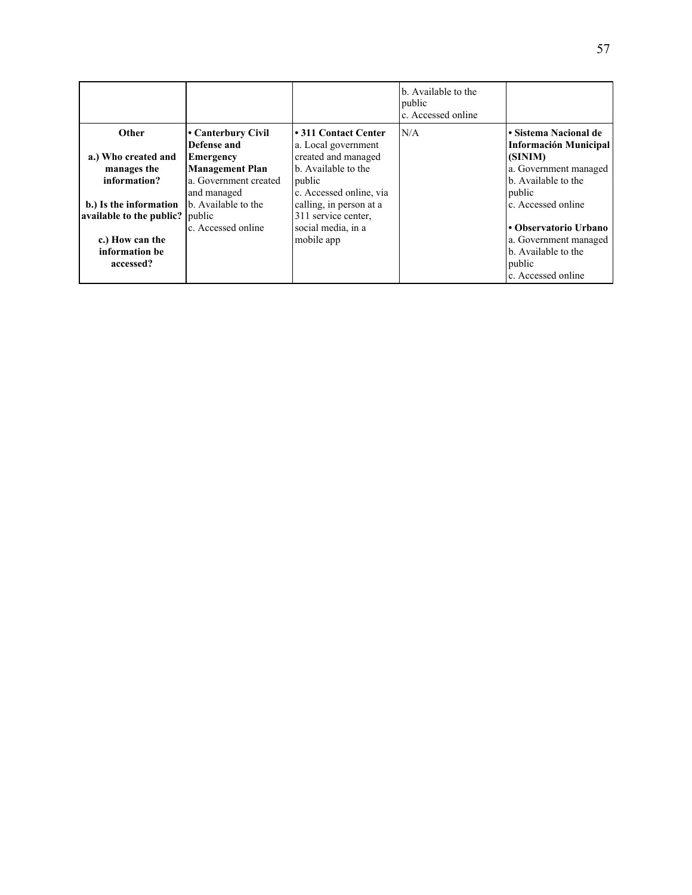| | | | | |
|---|---|---|---|---|
| | | | b. Available to the public<br>c. Accessed online | |
| **Other**<br><br>**a.) Who created and manages the information?**<br><br>**b.) Is the information available to the public?**<br><br>**c.) How can the information be accessed?** | **• Canterbury Civil Defense and Emergency Management Plan**<br>a. Government created and managed<br>b. Available to the public<br>c. Accessed online | **• 311 Contact Center**<br>a. Local government created and managed<br>b. Available to the public<br>c. Accessed online, via calling, in person at a 311 service center, social media, in a mobile app | N/A | **• Sistema Nacional de Información Municipal (SINIM)**<br>a. Government managed<br>b. Available to the public<br>c. Accessed online<br><br>**• Observatorio Urbano**<br>a. Government managed<br>b. Available to the public<br>c. Accessed online |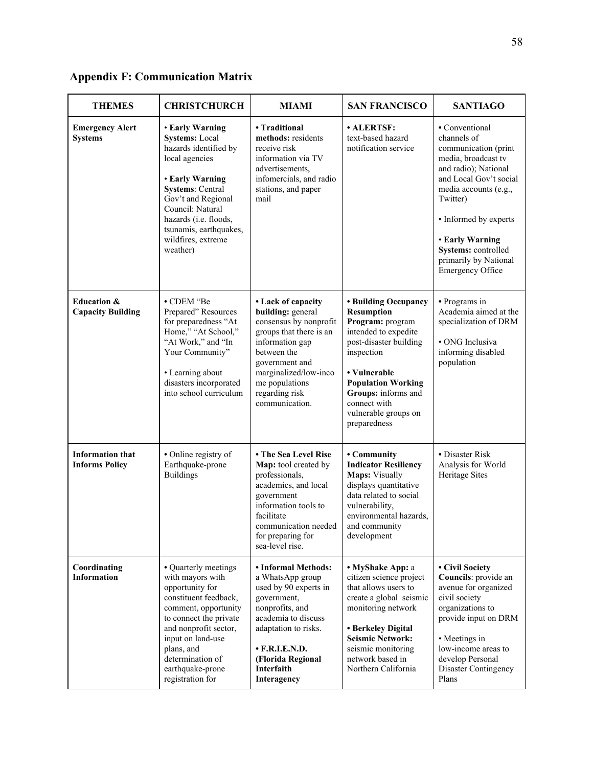## Appendix F: Communication Matrix

| THEMES | CHRISTCHURCH | MIAMI | SAN FRANCISCO | SANTIAGO |
|---|---|---|---|---|
| **Emergency Alert Systems** | • **Early Warning Systems:** Local hazards identified by local agencies<br><br>• **Early Warning Systems**: Central Gov't and Regional Council: Natural hazards (i.e. floods, tsunamis, earthquakes, wildfires, extreme weather) | • **Traditional methods:** residents receive risk information via TV advertisements, infomercials, and radio stations, and paper mail | • **ALERTSF:** text-based hazard notification service | • Conventional channels of communication (print media, broadcast tv and radio); National and Local Gov't social media accounts (e.g., Twitter)<br><br>• Informed by experts<br><br>• **Early Warning Systems:** controlled primarily by National Emergency Office |
| **Education & Capacity Building** | • CDEM "Be Prepared" Resources for preparedness "At Home," "At School," "At Work," and "In Your Community"<br><br>• Learning about disasters incorporated into school curriculum | • **Lack of capacity building:** general consensus by nonprofit groups that there is an information gap between the government and marginalized/low-income populations regarding risk communication. | • **Building Occupancy Resumption Program:** program intended to expedite post-disaster building inspection<br><br>• **Vulnerable Population Working Groups:** informs and connect with vulnerable groups on preparedness | • Programs in Academia aimed at the specialization of DRM<br><br>• ONG Inclusiva informing disabled population |
| **Information that Informs Policy** | • Online registry of Earthquake-prone Buildings | • **The Sea Level Rise Map:** tool created by professionals, academics, and local government information tools to facilitate communication needed for preparing for sea-level rise. | • **Community Indicator Resiliency Maps:** Visually displays quantitative data related to social vulnerability, environmental hazards, and community development | • Disaster Risk Analysis for World Heritage Sites |
| **Coordinating Information** | • Quarterly meetings with mayors with opportunity for constituent feedback, comment, opportunity to connect the private and nonprofit sector, input on land-use plans, and determination of earthquake-prone registration for | • **Informal Methods:** a WhatsApp group used by 90 experts in government, nonprofits, and academia to discuss adaptation to risks.<br><br>• **F.R.I.E.N.D. (Florida Regional Interfaith Interagency** | • **MyShake App:** a citizen science project that allows users to create a global seismic monitoring network<br><br>• **Berkeley Digital Seismic Network:** seismic monitoring network based in Northern California | • **Civil Society Councils**: provide an avenue for organized civil society organizations to provide input on DRM<br><br>• Meetings in low-income areas to develop Personal Disaster Contingency Plans |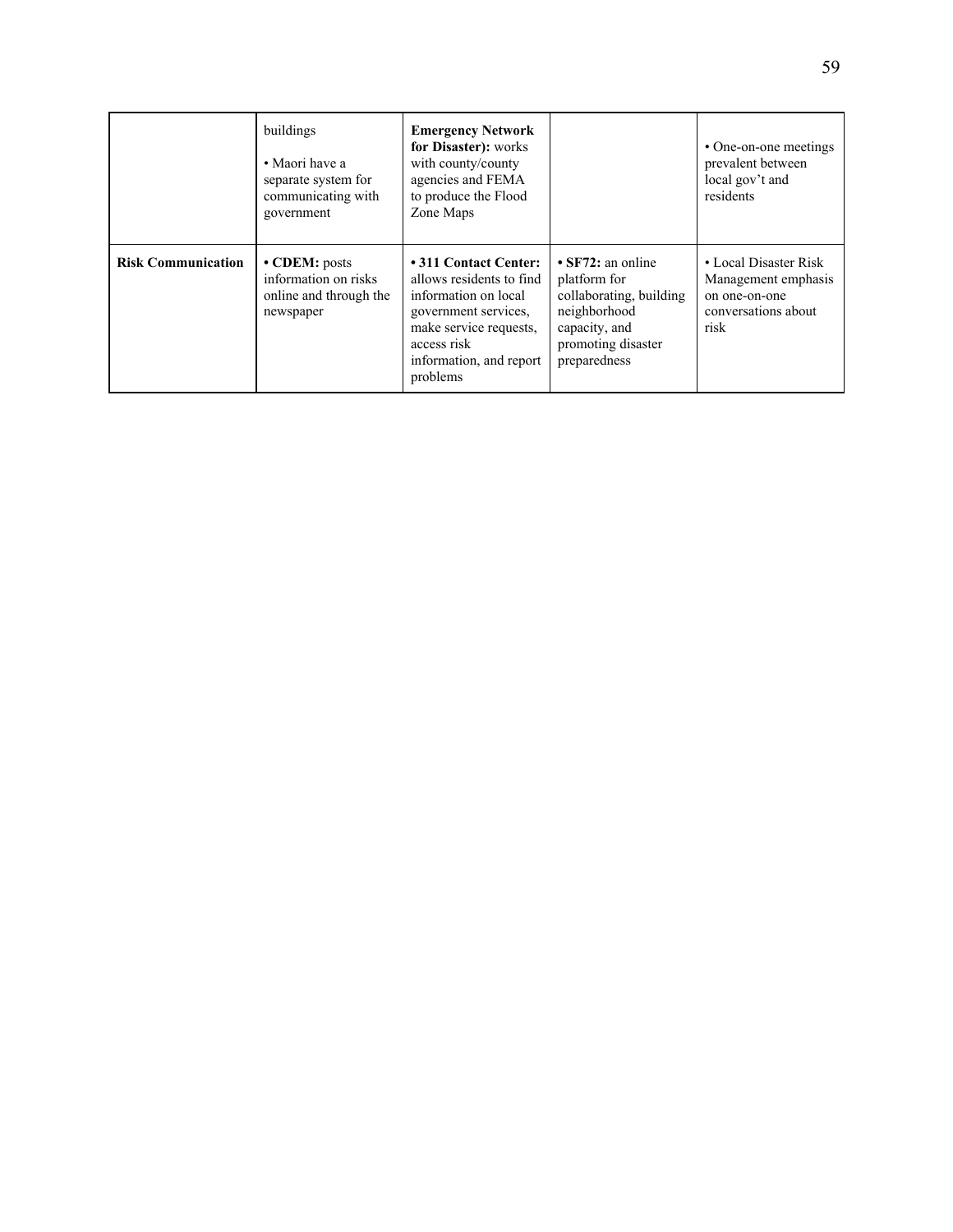| | | | | |
|---|---|---|---|---|
| | buildings<br><br>• Maori have a separate system for communicating with government | **Emergency Network for Disaster):** works with county/county agencies and FEMA to produce the Flood Zone Maps | | • One-on-one meetings prevalent between local gov't and residents |
| **Risk Communication** | • **CDEM:** posts information on risks online and through the newspaper | • **311 Contact Center:** allows residents to find information on local government services, make service requests, access risk information, and report problems | • **SF72:** an online platform for collaborating, building neighborhood capacity, and promoting disaster preparedness | • Local Disaster Risk Management emphasis on one-on-one conversations about risk |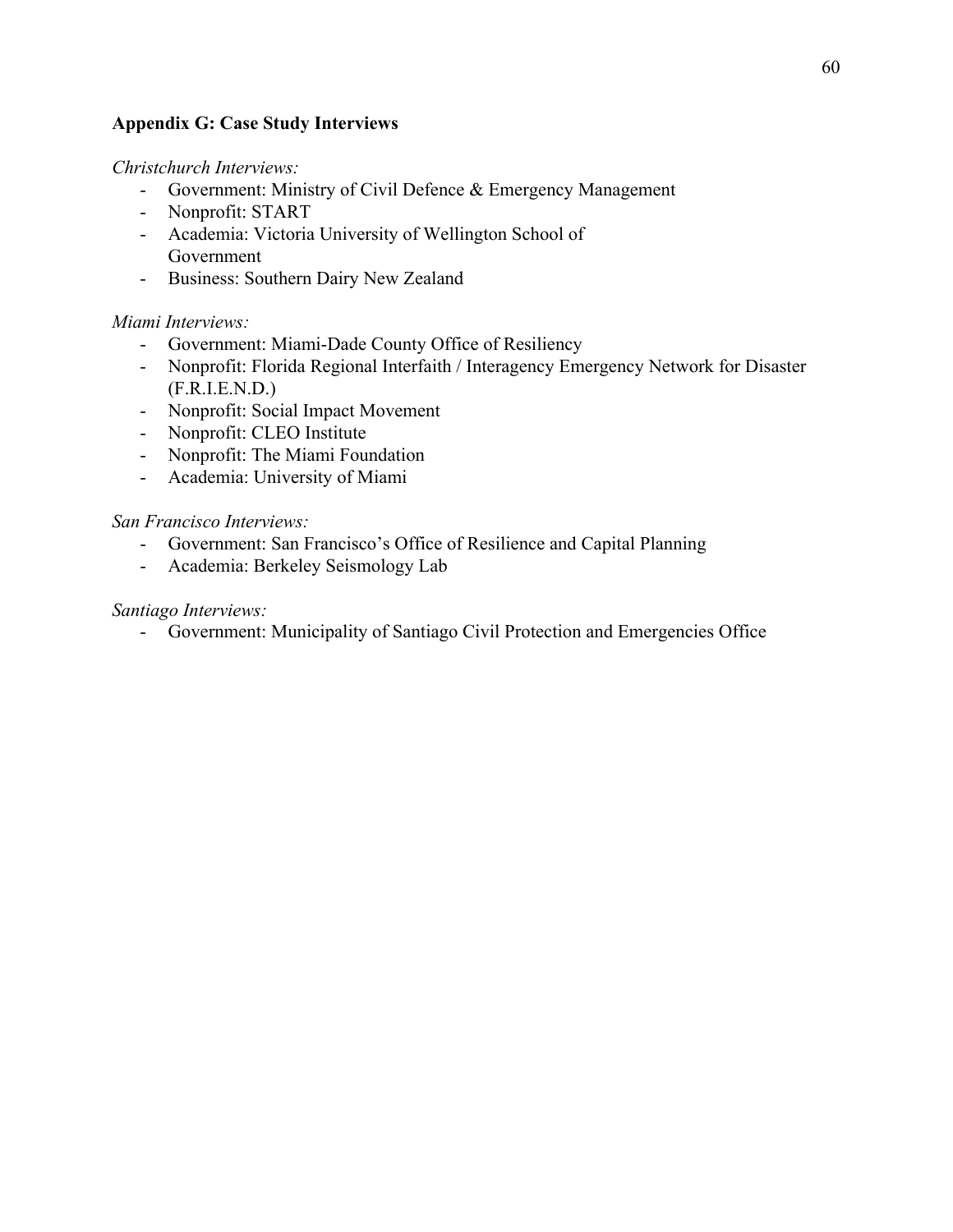## Appendix G: Case Study Interviews

*Christchurch Interviews:*

- Government: Ministry of Civil Defence & Emergency Management
- Nonprofit: START
- Academia: Victoria University of Wellington School of Government
- Business: Southern Dairy New Zealand

*Miami Interviews:*

- Government: Miami-Dade County Office of Resiliency
- Nonprofit: Florida Regional Interfaith / Interagency Emergency Network for Disaster (F.R.I.E.N.D.)
- Nonprofit: Social Impact Movement
- Nonprofit: CLEO Institute
- Nonprofit: The Miami Foundation
- Academia: University of Miami

*San Francisco Interviews:*

- Government: San Francisco's Office of Resilience and Capital Planning
- Academia: Berkeley Seismology Lab

*Santiago Interviews:*

- Government: Municipality of Santiago Civil Protection and Emergencies Office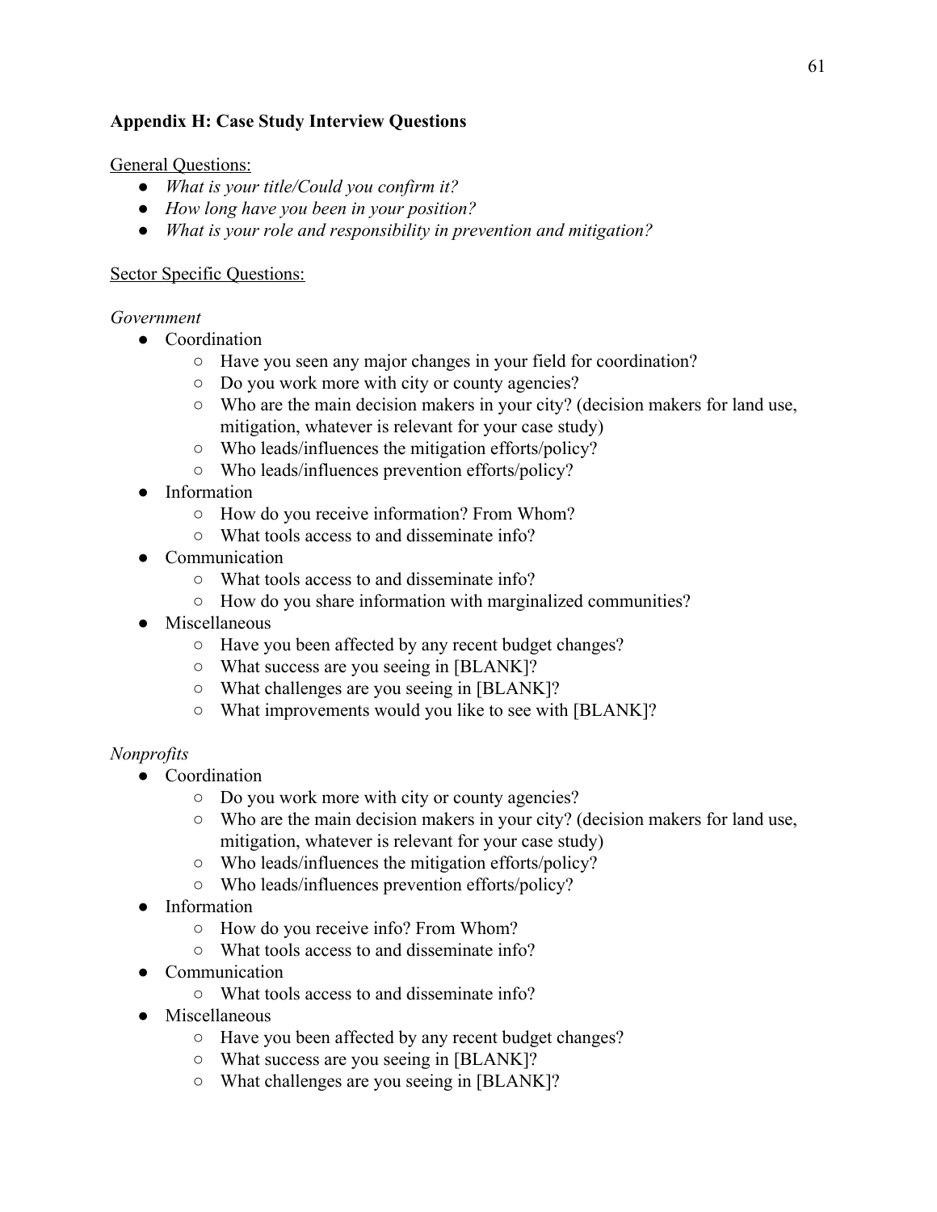## Appendix H: Case Study Interview Questions

<u>General Questions:</u>

- *What is your title/Could you confirm it?*
- *How long have you been in your position?*
- *What is your role and responsibility in prevention and mitigation?*

<u>Sector Specific Questions:</u>

*Government*

- Coordination
  - Have you seen any major changes in your field for coordination?
  - Do you work more with city or county agencies?
  - Who are the main decision makers in your city? (decision makers for land use, mitigation, whatever is relevant for your case study)
  - Who leads/influences the mitigation efforts/policy?
  - Who leads/influences prevention efforts/policy?
- Information
  - How do you receive information? From Whom?
  - What tools access to and disseminate info?
- Communication
  - What tools access to and disseminate info?
  - How do you share information with marginalized communities?
- Miscellaneous
  - Have you been affected by any recent budget changes?
  - What success are you seeing in [BLANK]?
  - What challenges are you seeing in [BLANK]?
  - What improvements would you like to see with [BLANK]?

*Nonprofits*

- Coordination
  - Do you work more with city or county agencies?
  - Who are the main decision makers in your city? (decision makers for land use, mitigation, whatever is relevant for your case study)
  - Who leads/influences the mitigation efforts/policy?
  - Who leads/influences prevention efforts/policy?
- Information
  - How do you receive info? From Whom?
  - What tools access to and disseminate info?
- Communication
  - What tools access to and disseminate info?
- Miscellaneous
  - Have you been affected by any recent budget changes?
  - What success are you seeing in [BLANK]?
  - What challenges are you seeing in [BLANK]?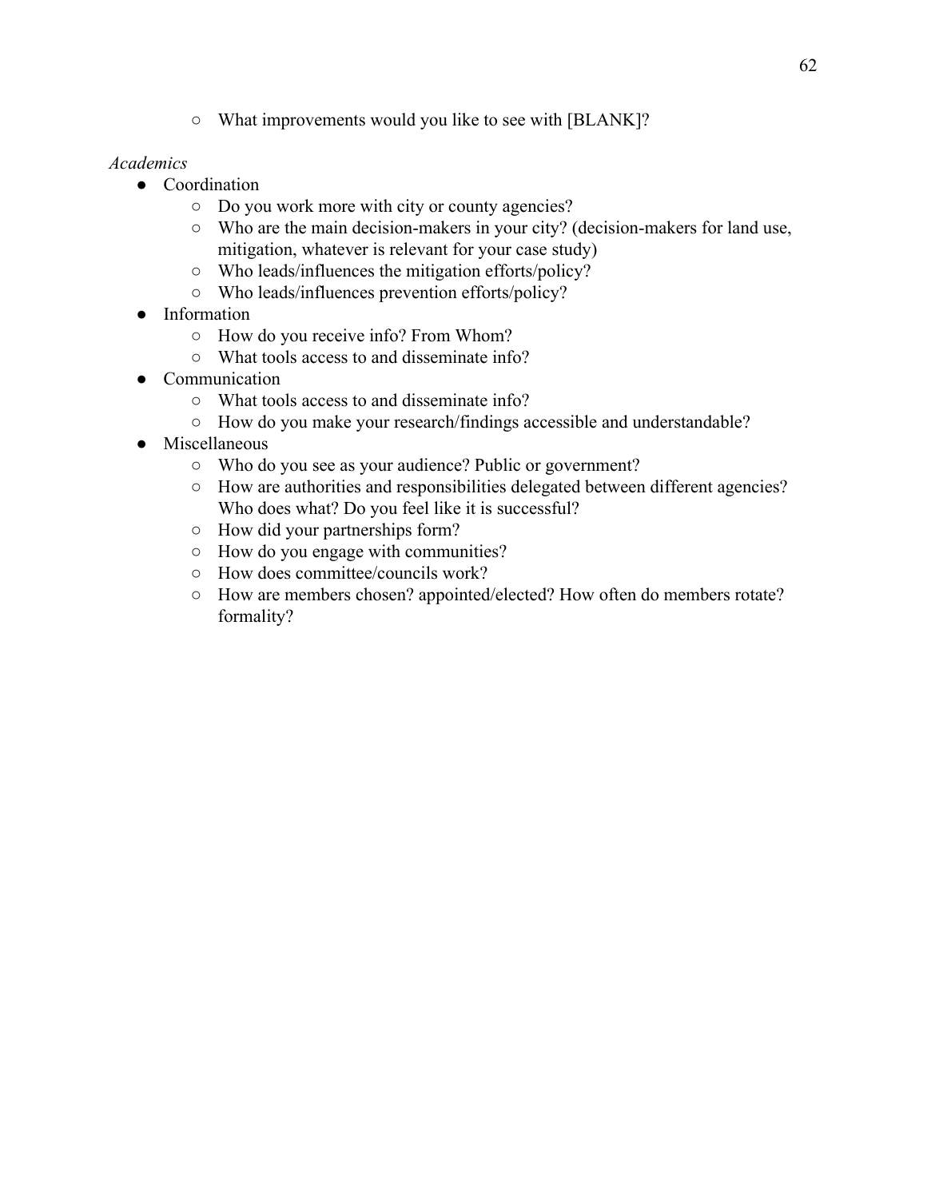- What improvements would you like to see with [BLANK]?

*Academics*

- Coordination
  - Do you work more with city or county agencies?
  - Who are the main decision-makers in your city? (decision-makers for land use, mitigation, whatever is relevant for your case study)
  - Who leads/influences the mitigation efforts/policy?
  - Who leads/influences prevention efforts/policy?
- Information
  - How do you receive info? From Whom?
  - What tools access to and disseminate info?
- Communication
  - What tools access to and disseminate info?
  - How do you make your research/findings accessible and understandable?
- Miscellaneous
  - Who do you see as your audience? Public or government?
  - How are authorities and responsibilities delegated between different agencies? Who does what? Do you feel like it is successful?
  - How did your partnerships form?
  - How do you engage with communities?
  - How does committee/councils work?
  - How are members chosen? appointed/elected? How often do members rotate? formality?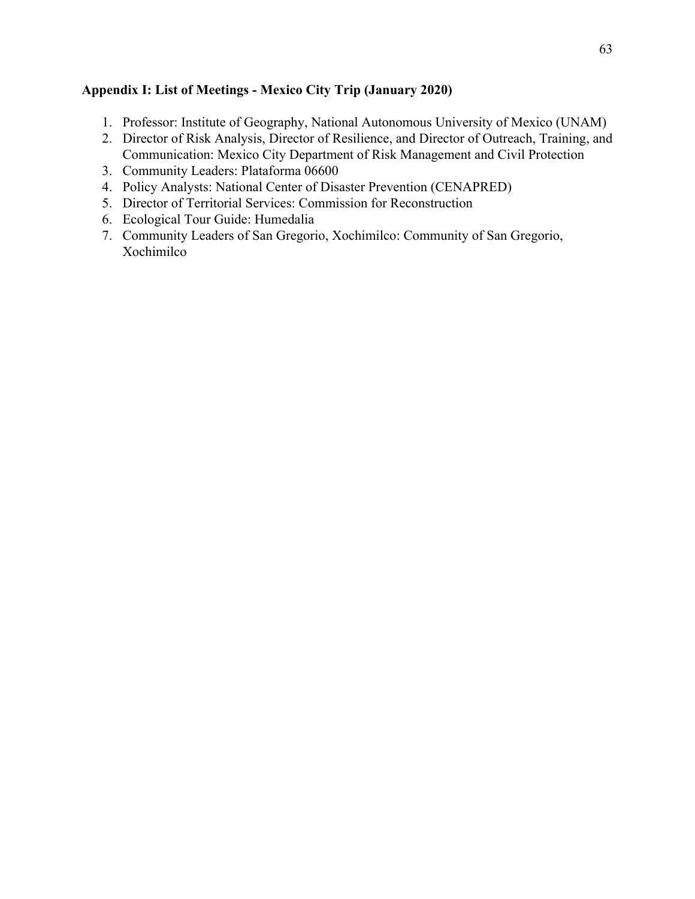## Appendix I: List of Meetings - Mexico City Trip (January 2020)

1. Professor: Institute of Geography, National Autonomous University of Mexico (UNAM)
2. Director of Risk Analysis, Director of Resilience, and Director of Outreach, Training, and Communication: Mexico City Department of Risk Management and Civil Protection
3. Community Leaders: Plataforma 06600
4. Policy Analysts: National Center of Disaster Prevention (CENAPRED)
5. Director of Territorial Services: Commission for Reconstruction
6. Ecological Tour Guide: Humedalia
7. Community Leaders of San Gregorio, Xochimilco: Community of San Gregorio, Xochimilco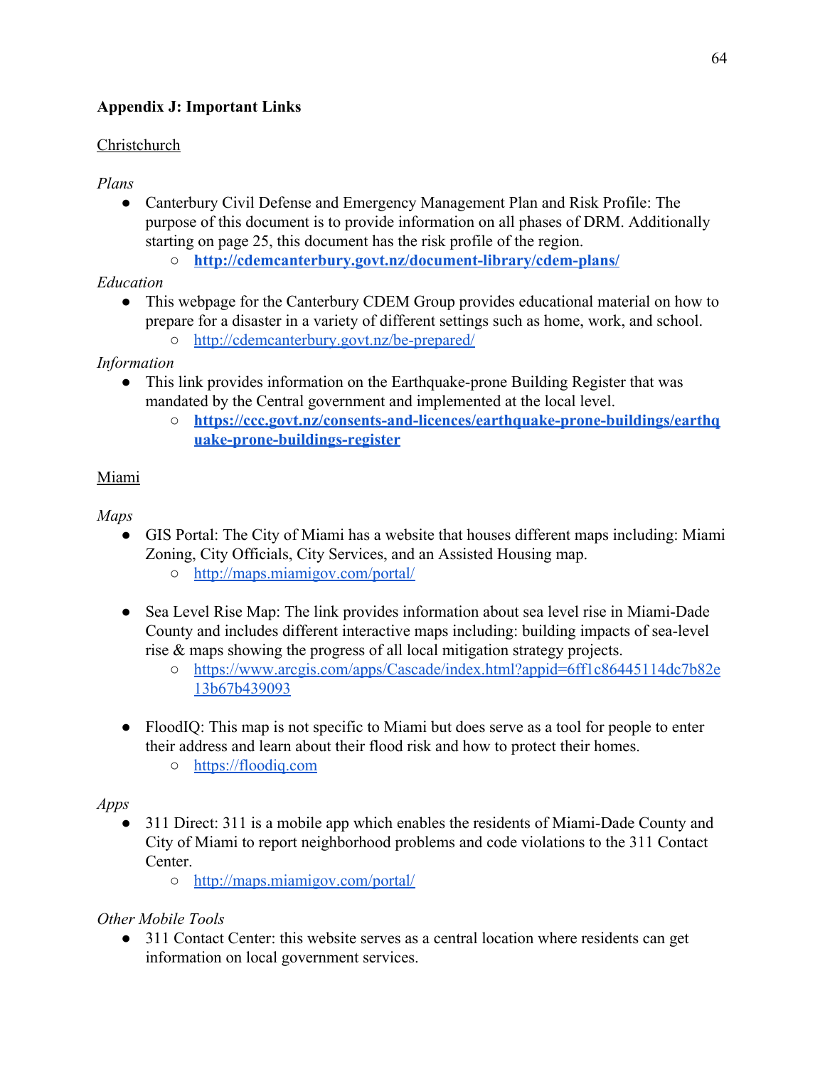**Appendix J: Important Links**

Christchurch

*Plans*

- Canterbury Civil Defense and Emergency Management Plan and Risk Profile: The purpose of this document is to provide information on all phases of DRM. Additionally starting on page 25, this document has the risk profile of the region.
  - **http://cdemcanterbury.govt.nz/document-library/cdem-plans/**

*Education*

- This webpage for the Canterbury CDEM Group provides educational material on how to prepare for a disaster in a variety of different settings such as home, work, and school.
  - http://cdemcanterbury.govt.nz/be-prepared/

*Information*

- This link provides information on the Earthquake-prone Building Register that was mandated by the Central government and implemented at the local level.
  - **https://ccc.govt.nz/consents-and-licences/earthquake-prone-buildings/earthquake-prone-buildings-register**

Miami

*Maps*

- GIS Portal: The City of Miami has a website that houses different maps including: Miami Zoning, City Officials, City Services, and an Assisted Housing map.
  - http://maps.miamigov.com/portal/

- Sea Level Rise Map: The link provides information about sea level rise in Miami-Dade County and includes different interactive maps including: building impacts of sea-level rise & maps showing the progress of all local mitigation strategy projects.
  - https://www.arcgis.com/apps/Cascade/index.html?appid=6ff1c86445114dc7b82e13b67b439093

- FloodIQ: This map is not specific to Miami but does serve as a tool for people to enter their address and learn about their flood risk and how to protect their homes.
  - https://floodiq.com

*Apps*

- 311 Direct: 311 is a mobile app which enables the residents of Miami-Dade County and City of Miami to report neighborhood problems and code violations to the 311 Contact Center.
  - http://maps.miamigov.com/portal/

*Other Mobile Tools*

- 311 Contact Center: this website serves as a central location where residents can get information on local government services.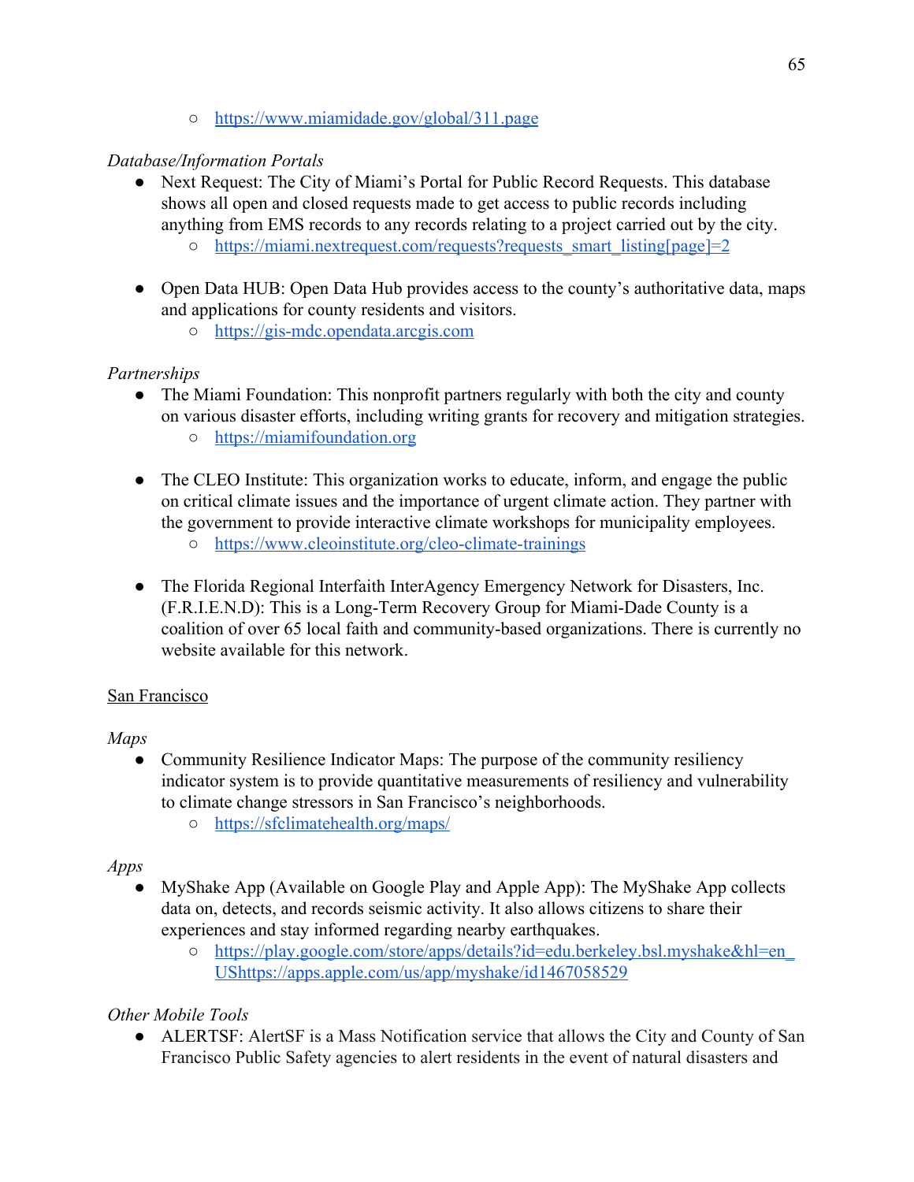- https://www.miamidade.gov/global/311.page

*Database/Information Portals*

- Next Request: The City of Miami's Portal for Public Record Requests. This database shows all open and closed requests made to get access to public records including anything from EMS records to any records relating to a project carried out by the city.
    - https://miami.nextrequest.com/requests?requests_smart_listing[page]=2

- Open Data HUB: Open Data Hub provides access to the county's authoritative data, maps and applications for county residents and visitors.
    - https://gis-mdc.opendata.arcgis.com

*Partnerships*

- The Miami Foundation: This nonprofit partners regularly with both the city and county on various disaster efforts, including writing grants for recovery and mitigation strategies.
    - https://miamifoundation.org

- The CLEO Institute: This organization works to educate, inform, and engage the public on critical climate issues and the importance of urgent climate action. They partner with the government to provide interactive climate workshops for municipality employees.
    - https://www.cleoinstitute.org/cleo-climate-trainings

- The Florida Regional Interfaith InterAgency Emergency Network for Disasters, Inc. (F.R.I.E.N.D): This is a Long-Term Recovery Group for Miami-Dade County is a coalition of over 65 local faith and community-based organizations. There is currently no website available for this network.

San Francisco

*Maps*

- Community Resilience Indicator Maps: The purpose of the community resiliency indicator system is to provide quantitative measurements of resiliency and vulnerability to climate change stressors in San Francisco's neighborhoods.
    - https://sfclimatehealth.org/maps/

*Apps*

- MyShake App (Available on Google Play and Apple App): The MyShake App collects data on, detects, and records seismic activity. It also allows citizens to share their experiences and stay informed regarding nearby earthquakes.
    - https://play.google.com/store/apps/details?id=edu.berkeley.bsl.myshake&hl=en_USttps://apps.apple.com/us/app/myshake/id1467058529

*Other Mobile Tools*

- ALERTSF: AlertSF is a Mass Notification service that allows the City and County of San Francisco Public Safety agencies to alert residents in the event of natural disasters and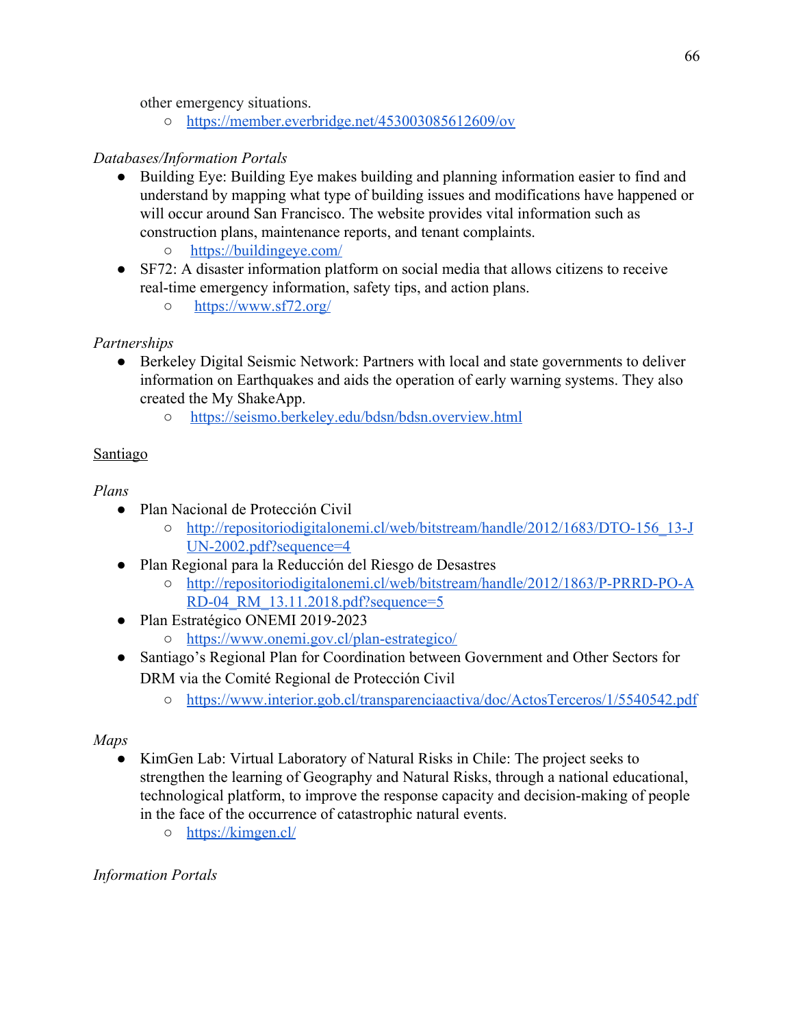other emergency situations.

- https://member.everbridge.net/453003085612609/ov

*Databases/Information Portals*

- Building Eye: Building Eye makes building and planning information easier to find and understand by mapping what type of building issues and modifications have happened or will occur around San Francisco. The website provides vital information such as construction plans, maintenance reports, and tenant complaints.
    - https://buildingeye.com/
- SF72: A disaster information platform on social media that allows citizens to receive real-time emergency information, safety tips, and action plans.
    - https://www.sf72.org/

*Partnerships*

- Berkeley Digital Seismic Network: Partners with local and state governments to deliver information on Earthquakes and aids the operation of early warning systems. They also created the My ShakeApp.
    - https://seismo.berkeley.edu/bdsn/bdsn.overview.html

<u>Santiago</u>

*Plans*

- Plan Nacional de Protección Civil
    - http://repositoriodigitalonemi.cl/web/bitstream/handle/2012/1683/DTO-156_13-JUN-2002.pdf?sequence=4
- Plan Regional para la Reducción del Riesgo de Desastres
    - http://repositoriodigitalonemi.cl/web/bitstream/handle/2012/1863/P-PRRD-PO-ARD-04_RM_13.11.2018.pdf?sequence=5
- Plan Estratégico ONEMI 2019-2023
    - https://www.onemi.gov.cl/plan-estrategico/
- Santiago's Regional Plan for Coordination between Government and Other Sectors for DRM via the Comité Regional de Protección Civil
    - https://www.interior.gob.cl/transparenciaactiva/doc/ActosTerceros/1/5540542.pdf

*Maps*

- KimGen Lab: Virtual Laboratory of Natural Risks in Chile: The project seeks to strengthen the learning of Geography and Natural Risks, through a national educational, technological platform, to improve the response capacity and decision-making of people in the face of the occurrence of catastrophic natural events.
    - https://kimgen.cl/

*Information Portals*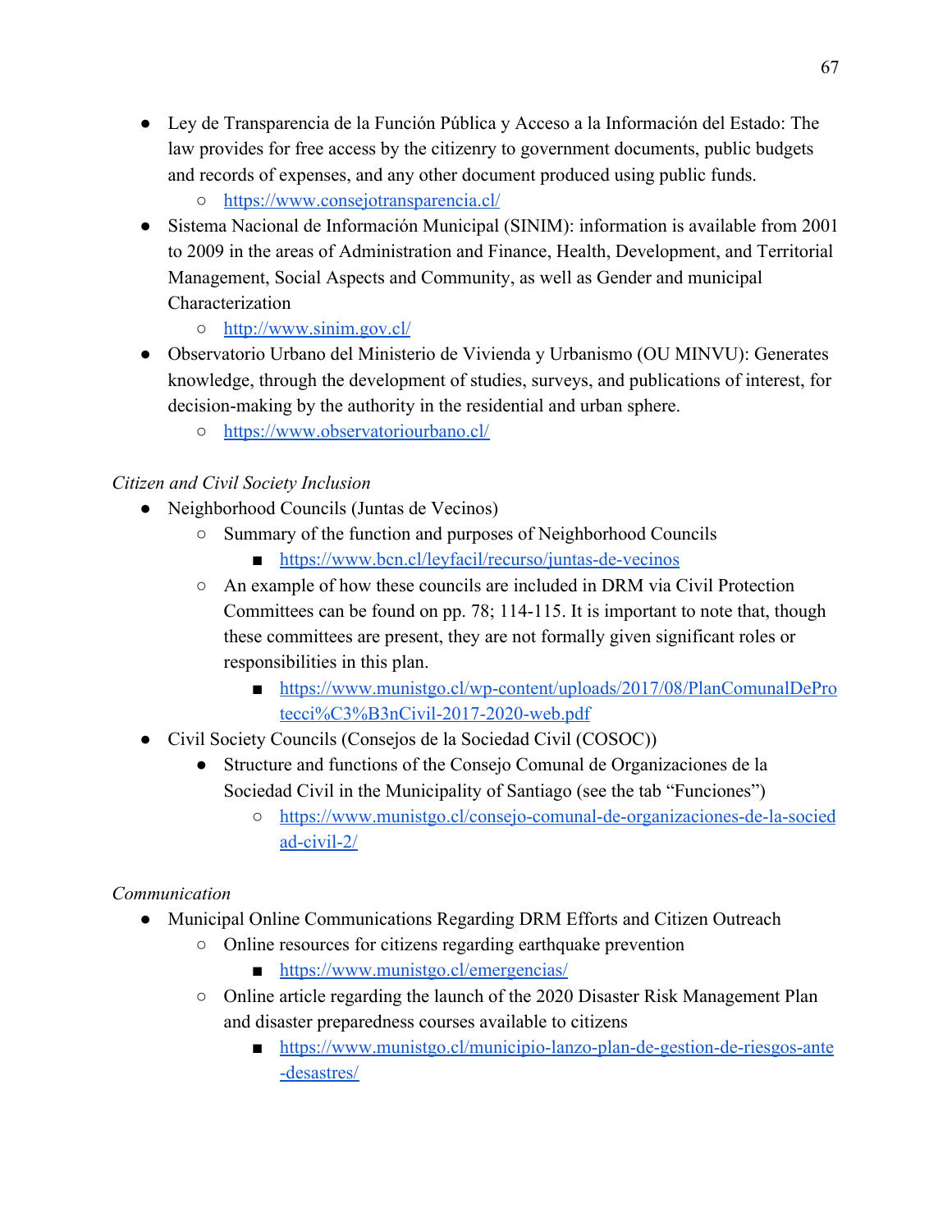- Ley de Transparencia de la Función Pública y Acceso a la Información del Estado: The law provides for free access by the citizenry to government documents, public budgets and records of expenses, and any other document produced using public funds.
  - https://www.consejotransparencia.cl/
- Sistema Nacional de Información Municipal (SINIM): information is available from 2001 to 2009 in the areas of Administration and Finance, Health, Development, and Territorial Management, Social Aspects and Community, as well as Gender and municipal Characterization
  - http://www.sinim.gov.cl/
- Observatorio Urbano del Ministerio de Vivienda y Urbanismo (OU MINVU): Generates knowledge, through the development of studies, surveys, and publications of interest, for decision-making by the authority in the residential and urban sphere.
  - https://www.observatoriourbano.cl/

*Citizen and Civil Society Inclusion*

- Neighborhood Councils (Juntas de Vecinos)
  - Summary of the function and purposes of Neighborhood Councils
    - https://www.bcn.cl/leyfacil/recurso/juntas-de-vecinos
  - An example of how these councils are included in DRM via Civil Protection Committees can be found on pp. 78; 114-115. It is important to note that, though these committees are present, they are not formally given significant roles or responsibilities in this plan.
    - https://www.munistgo.cl/wp-content/uploads/2017/08/PlanComunalDeProtecci%C3%B3nCivil-2017-2020-web.pdf
- Civil Society Councils (Consejos de la Sociedad Civil (COSOC))
  - Structure and functions of the Consejo Comunal de Organizaciones de la Sociedad Civil in the Municipality of Santiago (see the tab "Funciones")
    - https://www.munistgo.cl/consejo-comunal-de-organizaciones-de-la-sociedad-civil-2/

*Communication*

- Municipal Online Communications Regarding DRM Efforts and Citizen Outreach
  - Online resources for citizens regarding earthquake prevention
    - https://www.munistgo.cl/emergencias/
  - Online article regarding the launch of the 2020 Disaster Risk Management Plan and disaster preparedness courses available to citizens
    - https://www.munistgo.cl/municipio-lanzo-plan-de-gestion-de-riesgos-ante-desastres/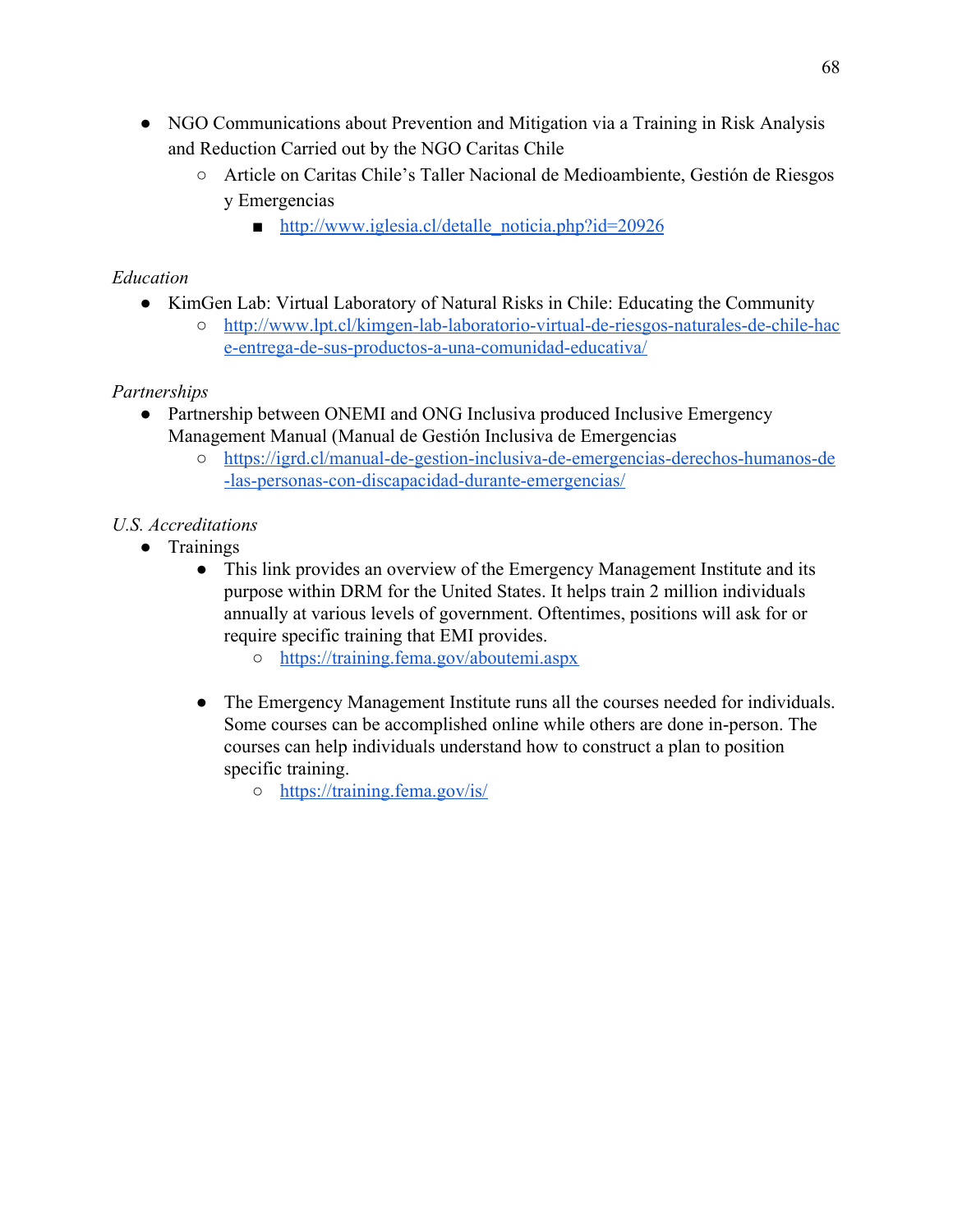- NGO Communications about Prevention and Mitigation via a Training in Risk Analysis and Reduction Carried out by the NGO Caritas Chile
    - Article on Caritas Chile's Taller Nacional de Medioambiente, Gestión de Riesgos y Emergencias
        - http://www.iglesia.cl/detalle_noticia.php?id=20926

*Education*

- KimGen Lab: Virtual Laboratory of Natural Risks in Chile: Educating the Community
    - http://www.lpt.cl/kimgen-lab-laboratorio-virtual-de-riesgos-naturales-de-chile-hace-entrega-de-sus-productos-a-una-comunidad-educativa/

*Partnerships*

- Partnership between ONEMI and ONG Inclusiva produced Inclusive Emergency Management Manual (Manual de Gestión Inclusiva de Emergencias
    - https://igrd.cl/manual-de-gestion-inclusiva-de-emergencias-derechos-humanos-de-las-personas-con-discapacidad-durante-emergencias/

*U.S. Accreditations*

- Trainings
    - This link provides an overview of the Emergency Management Institute and its purpose within DRM for the United States. It helps train 2 million individuals annually at various levels of government. Oftentimes, positions will ask for or require specific training that EMI provides.
        - https://training.fema.gov/aboutemi.aspx
    - The Emergency Management Institute runs all the courses needed for individuals. Some courses can be accomplished online while others are done in-person. The courses can help individuals understand how to construct a plan to position specific training.
        - https://training.fema.gov/is/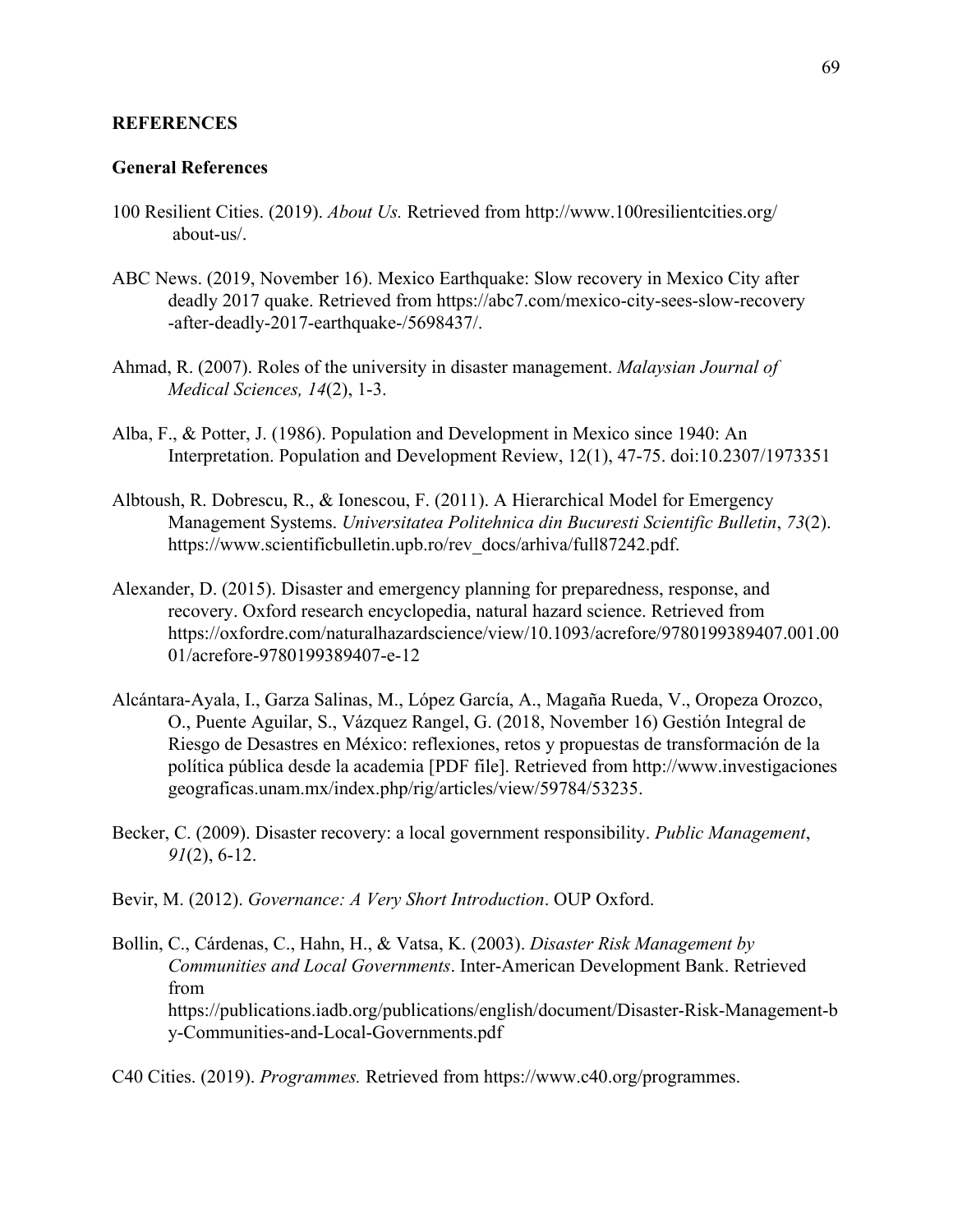## REFERENCES

### General References

100 Resilient Cities. (2019). *About Us.* Retrieved from http://www.100resilientcities.org/about-us/.

ABC News. (2019, November 16). Mexico Earthquake: Slow recovery in Mexico City after deadly 2017 quake. Retrieved from https://abc7.com/mexico-city-sees-slow-recovery-after-deadly-2017-earthquake-/5698437/.

Ahmad, R. (2007). Roles of the university in disaster management. *Malaysian Journal of Medical Sciences, 14*(2), 1-3.

Alba, F., & Potter, J. (1986). Population and Development in Mexico since 1940: An Interpretation. Population and Development Review, 12(1), 47-75. doi:10.2307/1973351

Albtoush, R. Dobrescu, R., & Ionescou, F. (2011). A Hierarchical Model for Emergency Management Systems. *Universitatea Politehnica din Bucuresti Scientific Bulletin*, *73*(2). https://www.scientificbulletin.upb.ro/rev_docs/arhiva/full87242.pdf.

Alexander, D. (2015). Disaster and emergency planning for preparedness, response, and recovery. Oxford research encyclopedia, natural hazard science. Retrieved from https://oxfordre.com/naturalhazardscience/view/10.1093/acrefore/9780199389407.001.0001/acrefore-9780199389407-e-12

Alcántara-Ayala, I., Garza Salinas, M., López García, A., Magaña Rueda, V., Oropeza Orozco, O., Puente Aguilar, S., Vázquez Rangel, G. (2018, November 16) Gestión Integral de Riesgo de Desastres en México: reflexiones, retos y propuestas de transformación de la política pública desde la academia [PDF file]. Retrieved from http://www.investigacionesgeograficas.unam.mx/index.php/rig/articles/view/59784/53235.

Becker, C. (2009). Disaster recovery: a local government responsibility. *Public Management*, *91*(2), 6-12.

Bevir, M. (2012). *Governance: A Very Short Introduction*. OUP Oxford.

Bollin, C., Cárdenas, C., Hahn, H., & Vatsa, K. (2003). *Disaster Risk Management by Communities and Local Governments*. Inter-American Development Bank. Retrieved from https://publications.iadb.org/publications/english/document/Disaster-Risk-Management-by-Communities-and-Local-Governments.pdf

C40 Cities. (2019). *Programmes.* Retrieved from https://www.c40.org/programmes.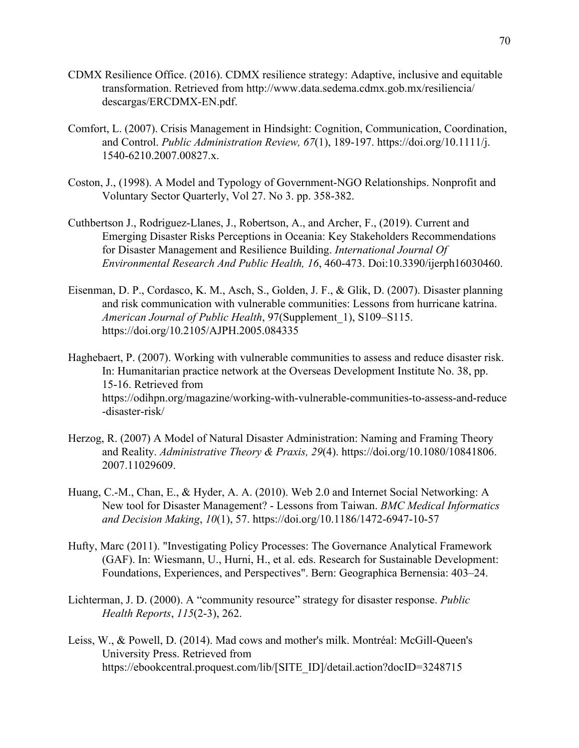CDMX Resilience Office. (2016). CDMX resilience strategy: Adaptive, inclusive and equitable transformation. Retrieved from http://www.data.sedema.cdmx.gob.mx/resiliencia/descargas/ERCDMX-EN.pdf.

Comfort, L. (2007). Crisis Management in Hindsight: Cognition, Communication, Coordination, and Control. *Public Administration Review, 67*(1), 189-197. https://doi.org/10.1111/j.1540-6210.2007.00827.x.

Coston, J., (1998). A Model and Typology of Government-NGO Relationships. Nonprofit and Voluntary Sector Quarterly, Vol 27. No 3. pp. 358-382.

Cuthbertson J., Rodriguez-Llanes, J., Robertson, A., and Archer, F., (2019). Current and Emerging Disaster Risks Perceptions in Oceania: Key Stakeholders Recommendations for Disaster Management and Resilience Building. *International Journal Of Environmental Research And Public Health, 16*, 460-473. Doi:10.3390/ijerph16030460.

Eisenman, D. P., Cordasco, K. M., Asch, S., Golden, J. F., & Glik, D. (2007). Disaster planning and risk communication with vulnerable communities: Lessons from hurricane katrina. *American Journal of Public Health*, 97(Supplement_1), S109–S115. https://doi.org/10.2105/AJPH.2005.084335

Haghebaert, P. (2007). Working with vulnerable communities to assess and reduce disaster risk. In: Humanitarian practice network at the Overseas Development Institute No. 38, pp. 15-16. Retrieved from https://odihpn.org/magazine/working-with-vulnerable-communities-to-assess-and-reduce-disaster-risk/

Herzog, R. (2007) A Model of Natural Disaster Administration: Naming and Framing Theory and Reality. *Administrative Theory & Praxis, 29*(4). https://doi.org/10.1080/10841806.2007.11029609.

Huang, C.-M., Chan, E., & Hyder, A. A. (2010). Web 2.0 and Internet Social Networking: A New tool for Disaster Management? - Lessons from Taiwan. *BMC Medical Informatics and Decision Making*, *10*(1), 57. https://doi.org/10.1186/1472-6947-10-57

Hufty, Marc (2011). "Investigating Policy Processes: The Governance Analytical Framework (GAF). In: Wiesmann, U., Hurni, H., et al. eds. Research for Sustainable Development: Foundations, Experiences, and Perspectives". Bern: Geographica Bernensia: 403–24.

Lichterman, J. D. (2000). A "community resource" strategy for disaster response. *Public Health Reports*, *115*(2-3), 262.

Leiss, W., & Powell, D. (2014). Mad cows and mother's milk. Montréal: McGill-Queen's University Press. Retrieved from https://ebookcentral.proquest.com/lib/[SITE_ID]/detail.action?docID=3248715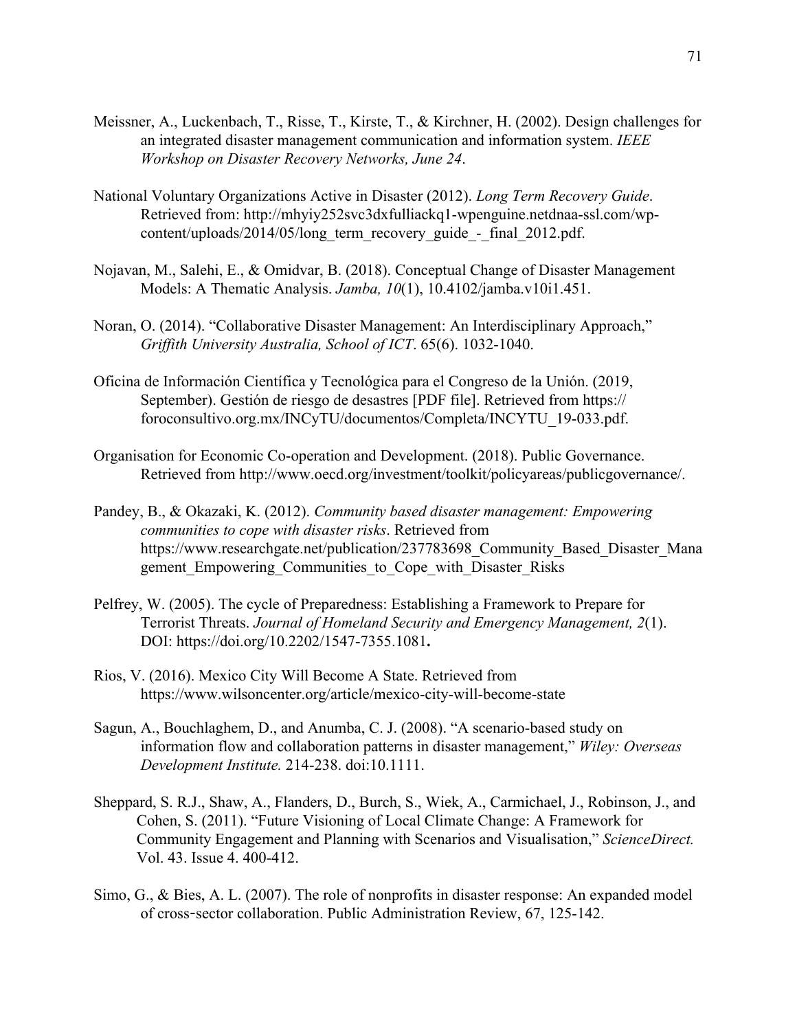Meissner, A., Luckenbach, T., Risse, T., Kirste, T., & Kirchner, H. (2002). Design challenges for an integrated disaster management communication and information system. *IEEE Workshop on Disaster Recovery Networks, June 24*.

National Voluntary Organizations Active in Disaster (2012). *Long Term Recovery Guide*. Retrieved from: http://mhyiy252svc3dxfulliackq1-wpenguine.netdnaa-ssl.com/wp-content/uploads/2014/05/long_term_recovery_guide_-_final_2012.pdf.

Nojavan, M., Salehi, E., & Omidvar, B. (2018). Conceptual Change of Disaster Management Models: A Thematic Analysis. *Jamba, 10*(1), 10.4102/jamba.v10i1.451.

Noran, O. (2014). "Collaborative Disaster Management: An Interdisciplinary Approach," *Griffith University Australia, School of ICT*. 65(6). 1032-1040.

Oficina de Información Científica y Tecnológica para el Congreso de la Unión. (2019, September). Gestión de riesgo de desastres [PDF file]. Retrieved from https:// foroconsultivo.org.mx/INCyTU/documentos/Completa/INCYTU_19-033.pdf.

Organisation for Economic Co-operation and Development. (2018). Public Governance. Retrieved from http://www.oecd.org/investment/toolkit/policyareas/publicgovernance/.

Pandey, B., & Okazaki, K. (2012). *Community based disaster management: Empowering communities to cope with disaster risks*. Retrieved from https://www.researchgate.net/publication/237783698_Community_Based_Disaster_Management_Empowering_Communities_to_Cope_with_Disaster_Risks

Pelfrey, W. (2005). The cycle of Preparedness: Establishing a Framework to Prepare for Terrorist Threats. *Journal of Homeland Security and Emergency Management, 2*(1). DOI: https://doi.org/10.2202/1547-7355.1081**.**

Rios, V. (2016). Mexico City Will Become A State. Retrieved from https://www.wilsoncenter.org/article/mexico-city-will-become-state

Sagun, A., Bouchlaghem, D., and Anumba, C. J. (2008). "A scenario-based study on information flow and collaboration patterns in disaster management," *Wiley: Overseas Development Institute.* 214-238. doi:10.1111.

Sheppard, S. R.J., Shaw, A., Flanders, D., Burch, S., Wiek, A., Carmichael, J., Robinson, J., and Cohen, S. (2011). "Future Visioning of Local Climate Change: A Framework for Community Engagement and Planning with Scenarios and Visualisation," *ScienceDirect.* Vol. 43. Issue 4. 400-412.

Simo, G., & Bies, A. L. (2007). The role of nonprofits in disaster response: An expanded model of cross-sector collaboration. Public Administration Review, 67, 125-142.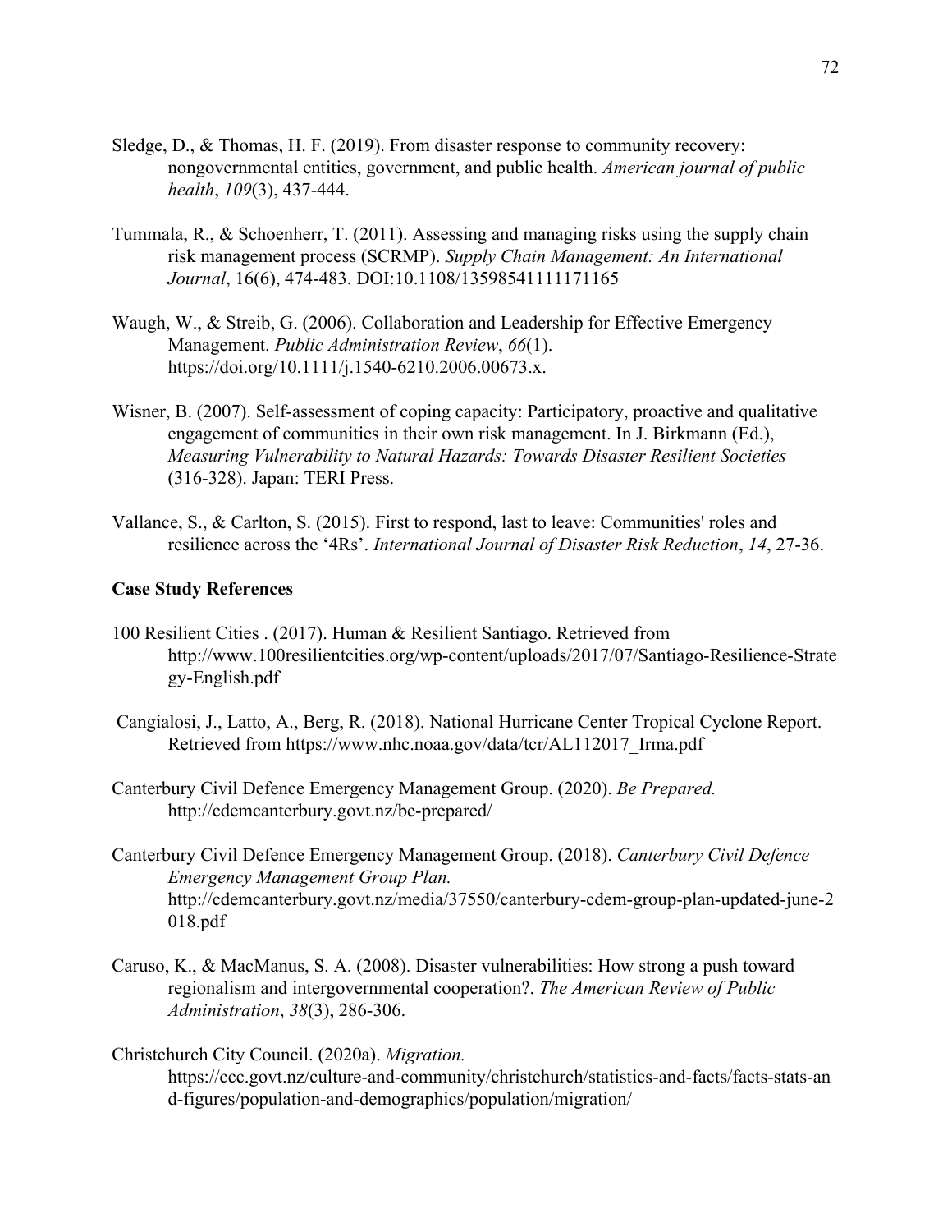Sledge, D., & Thomas, H. F. (2019). From disaster response to community recovery: nongovernmental entities, government, and public health. *American journal of public health*, *109*(3), 437-444.

Tummala, R., & Schoenherr, T. (2011). Assessing and managing risks using the supply chain risk management process (SCRMP). *Supply Chain Management: An International Journal*, 16(6), 474-483. DOI:10.1108/13598541111171165

Waugh, W., & Streib, G. (2006). Collaboration and Leadership for Effective Emergency Management. *Public Administration Review*, *66*(1). https://doi.org/10.1111/j.1540-6210.2006.00673.x.

Wisner, B. (2007). Self-assessment of coping capacity: Participatory, proactive and qualitative engagement of communities in their own risk management. In J. Birkmann (Ed.), *Measuring Vulnerability to Natural Hazards: Towards Disaster Resilient Societies* (316-328). Japan: TERI Press.

Vallance, S., & Carlton, S. (2015). First to respond, last to leave: Communities' roles and resilience across the '4Rs'. *International Journal of Disaster Risk Reduction*, *14*, 27-36.

**Case Study References**

100 Resilient Cities . (2017). Human & Resilient Santiago. Retrieved from http://www.100resilientcities.org/wp-content/uploads/2017/07/Santiago-Resilience-Strategy-English.pdf

Cangialosi, J., Latto, A., Berg, R. (2018). National Hurricane Center Tropical Cyclone Report. Retrieved from https://www.nhc.noaa.gov/data/tcr/AL112017_Irma.pdf

Canterbury Civil Defence Emergency Management Group. (2020). *Be Prepared.* http://cdemcanterbury.govt.nz/be-prepared/

Canterbury Civil Defence Emergency Management Group. (2018). *Canterbury Civil Defence Emergency Management Group Plan.* http://cdemcanterbury.govt.nz/media/37550/canterbury-cdem-group-plan-updated-june-2018.pdf

Caruso, K., & MacManus, S. A. (2008). Disaster vulnerabilities: How strong a push toward regionalism and intergovernmental cooperation?. *The American Review of Public Administration*, *38*(3), 286-306.

Christchurch City Council. (2020a). *Migration.* https://ccc.govt.nz/culture-and-community/christchurch/statistics-and-facts/facts-stats-and-figures/population-and-demographics/population/migration/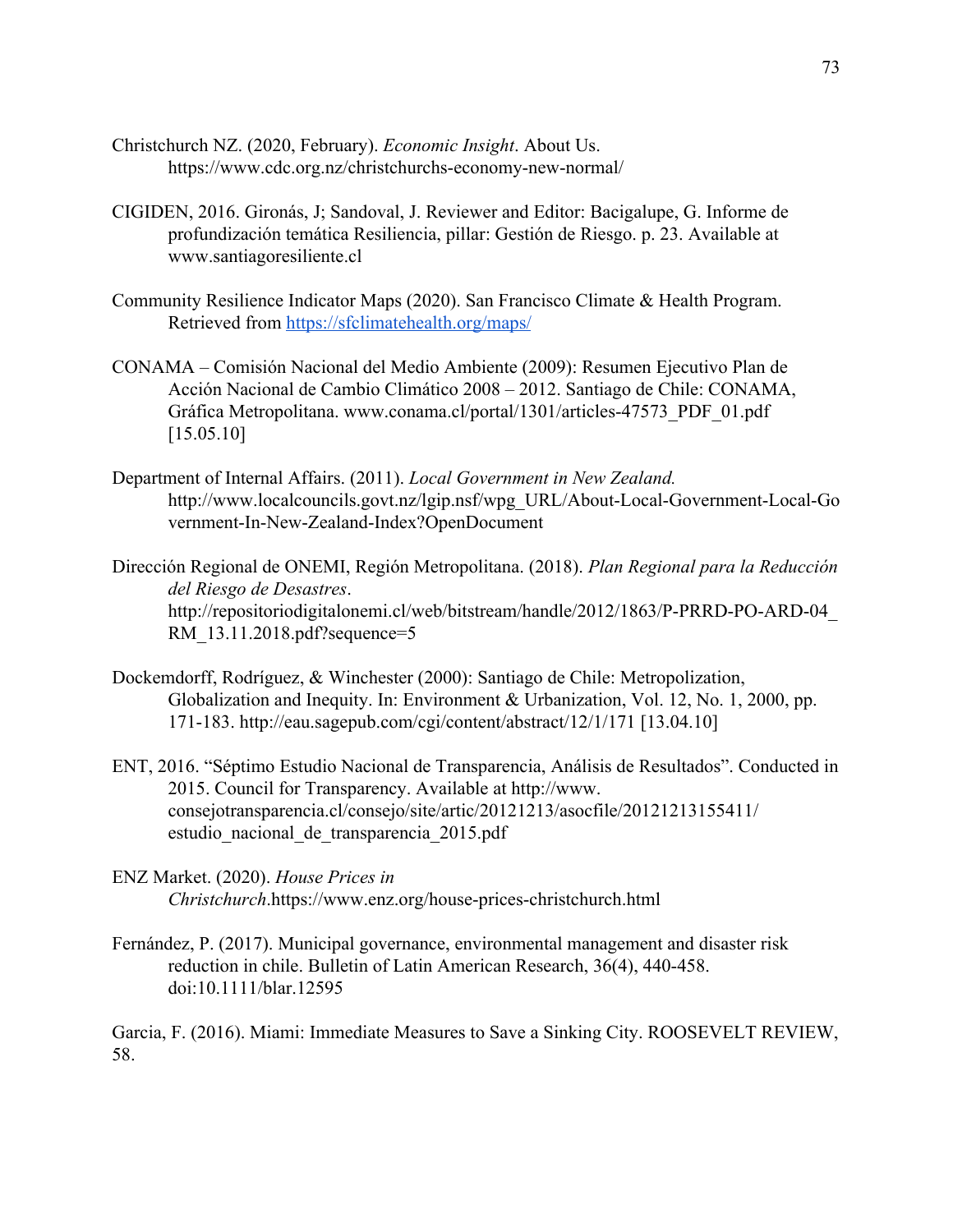Christchurch NZ. (2020, February). *Economic Insight*. About Us. https://www.cdc.org.nz/christchurchs-economy-new-normal/

CIGIDEN, 2016. Gironás, J; Sandoval, J. Reviewer and Editor: Bacigalupe, G. Informe de profundización temática Resiliencia, pillar: Gestión de Riesgo. p. 23. Available at www.santiagoresiliente.cl

Community Resilience Indicator Maps (2020). San Francisco Climate & Health Program. Retrieved from https://sfclimatehealth.org/maps/

CONAMA – Comisión Nacional del Medio Ambiente (2009): Resumen Ejecutivo Plan de Acción Nacional de Cambio Climático 2008 – 2012. Santiago de Chile: CONAMA, Gráfica Metropolitana. www.conama.cl/portal/1301/articles-47573_PDF_01.pdf [15.05.10]

Department of Internal Affairs. (2011). *Local Government in New Zealand.* http://www.localcouncils.govt.nz/lgip.nsf/wpg_URL/About-Local-Government-Local-Government-In-New-Zealand-Index?OpenDocument

Dirección Regional de ONEMI, Región Metropolitana. (2018). *Plan Regional para la Reducción del Riesgo de Desastres*. http://repositoriodigitalonemi.cl/web/bitstream/handle/2012/1863/P-PRRD-PO-ARD-04_RM_13.11.2018.pdf?sequence=5

Dockemdorff, Rodríguez, & Winchester (2000): Santiago de Chile: Metropolization, Globalization and Inequity. In: Environment & Urbanization, Vol. 12, No. 1, 2000, pp. 171-183. http://eau.sagepub.com/cgi/content/abstract/12/1/171 [13.04.10]

ENT, 2016. "Séptimo Estudio Nacional de Transparencia, Análisis de Resultados". Conducted in 2015. Council for Transparency. Available at http://www.consejotransparencia.cl/consejo/site/artic/20121213/asocfile/20121213155411/estudio_nacional_de_transparencia_2015.pdf

ENZ Market. (2020). *House Prices in Christchurch*.https://www.enz.org/house-prices-christchurch.html

Fernández, P. (2017). Municipal governance, environmental management and disaster risk reduction in chile. Bulletin of Latin American Research, 36(4), 440-458. doi:10.1111/blar.12595

Garcia, F. (2016). Miami: Immediate Measures to Save a Sinking City. ROOSEVELT REVIEW, 58.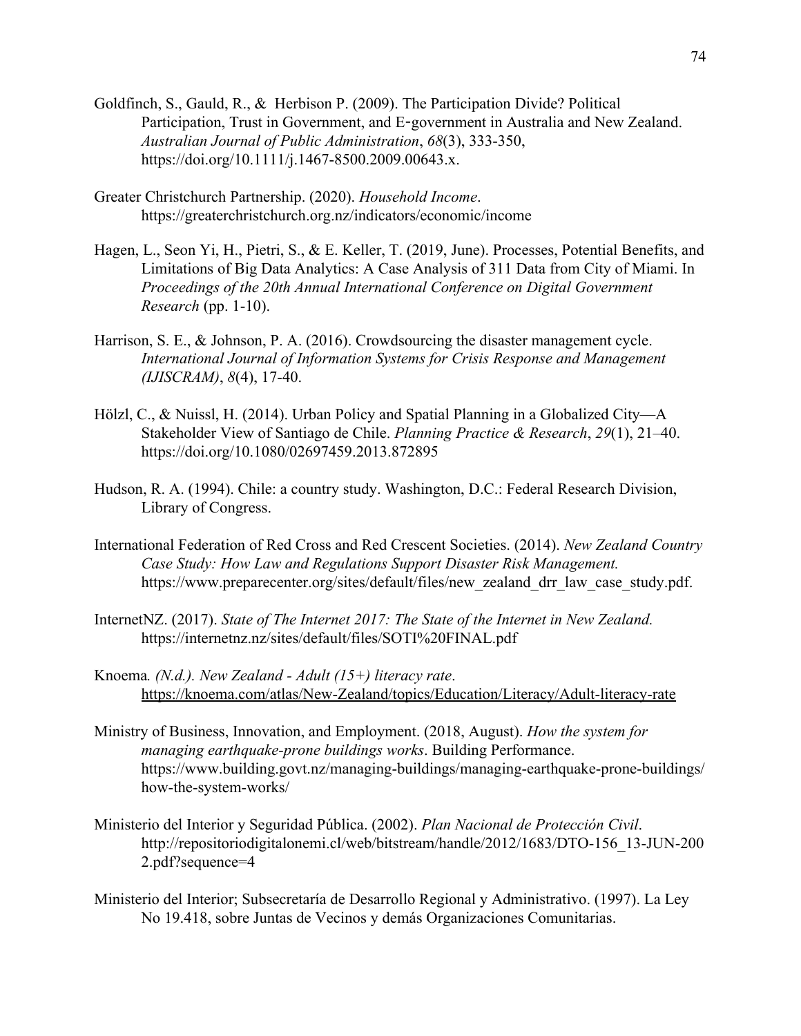Goldfinch, S., Gauld, R., & Herbison P. (2009). The Participation Divide? Political Participation, Trust in Government, and E‐government in Australia and New Zealand. *Australian Journal of Public Administration*, *68*(3), 333-350, https://doi.org/10.1111/j.1467-8500.2009.00643.x.

Greater Christchurch Partnership. (2020). *Household Income*. https://greaterchristchurch.org.nz/indicators/economic/income

Hagen, L., Seon Yi, H., Pietri, S., & E. Keller, T. (2019, June). Processes, Potential Benefits, and Limitations of Big Data Analytics: A Case Analysis of 311 Data from City of Miami. In *Proceedings of the 20th Annual International Conference on Digital Government Research* (pp. 1-10).

Harrison, S. E., & Johnson, P. A. (2016). Crowdsourcing the disaster management cycle. *International Journal of Information Systems for Crisis Response and Management (IJISCRAM)*, *8*(4), 17-40.

Hölzl, C., & Nuissl, H. (2014). Urban Policy and Spatial Planning in a Globalized City—A Stakeholder View of Santiago de Chile. *Planning Practice & Research*, *29*(1), 21–40. https://doi.org/10.1080/02697459.2013.872895

Hudson, R. A. (1994). Chile: a country study. Washington, D.C.: Federal Research Division, Library of Congress.

International Federation of Red Cross and Red Crescent Societies. (2014). *New Zealand Country Case Study: How Law and Regulations Support Disaster Risk Management.* https://www.preparecenter.org/sites/default/files/new_zealand_drr_law_case_study.pdf.

InternetNZ. (2017). *State of The Internet 2017: The State of the Internet in New Zealand.* https://internetnz.nz/sites/default/files/SOTI%20FINAL.pdf

Knoema*. (N.d.). New Zealand - Adult (15+) literacy rate*. https://knoema.com/atlas/New-Zealand/topics/Education/Literacy/Adult-literacy-rate

Ministry of Business, Innovation, and Employment. (2018, August). *How the system for managing earthquake-prone buildings works*. Building Performance. https://www.building.govt.nz/managing-buildings/managing-earthquake-prone-buildings/how-the-system-works/

Ministerio del Interior y Seguridad Pública. (2002). *Plan Nacional de Protección Civil*. http://repositoriodigitalonemi.cl/web/bitstream/handle/2012/1683/DTO-156_13-JUN-2002.pdf?sequence=4

Ministerio del Interior; Subsecretaría de Desarrollo Regional y Administrativo. (1997). La Ley No 19.418, sobre Juntas de Vecinos y demás Organizaciones Comunitarias.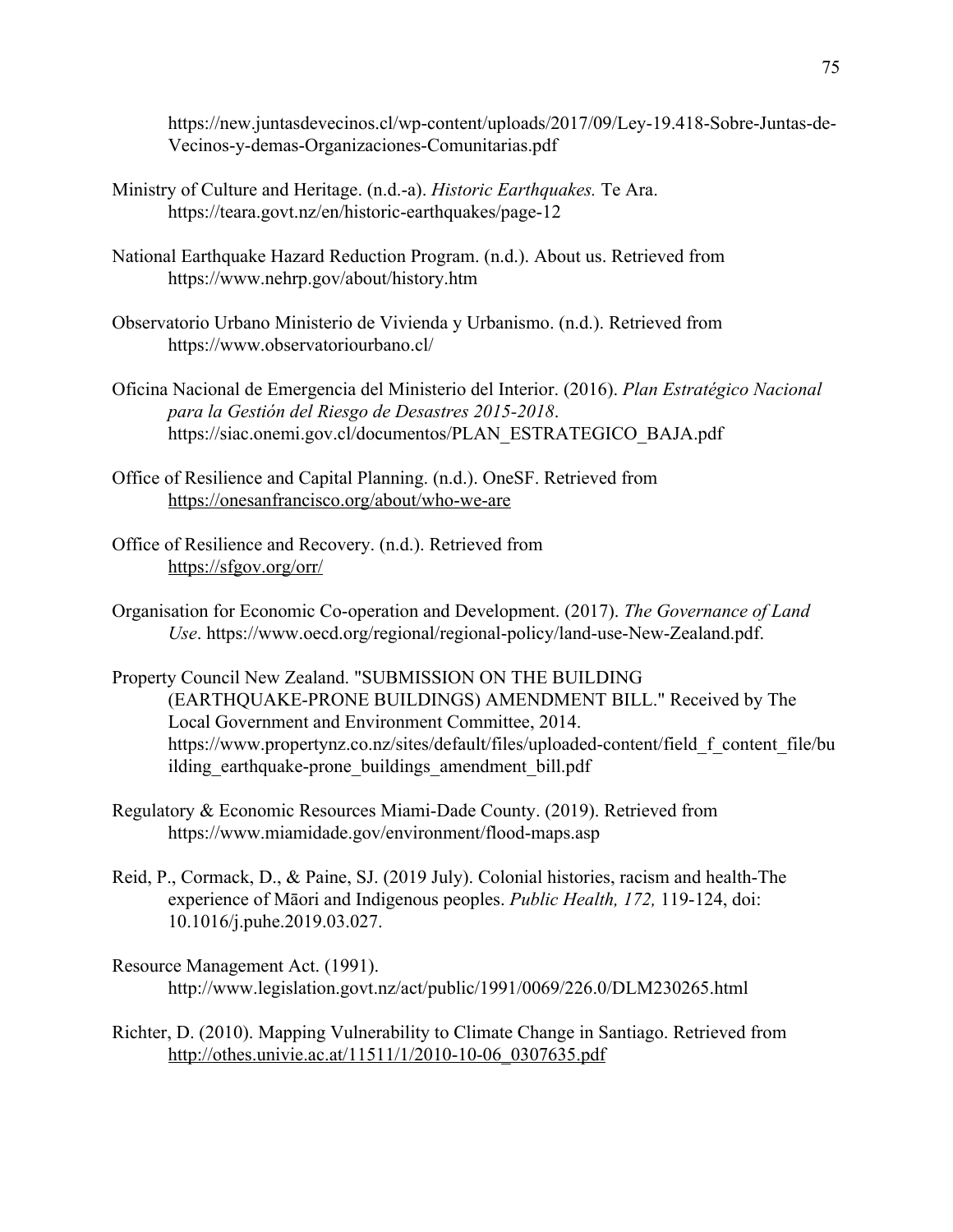https://new.juntasdevecinos.cl/wp-content/uploads/2017/09/Ley-19.418-Sobre-Juntas-de-Vecinos-y-demas-Organizaciones-Comunitarias.pdf

Ministry of Culture and Heritage. (n.d.-a). *Historic Earthquakes.* Te Ara. https://teara.govt.nz/en/historic-earthquakes/page-12

National Earthquake Hazard Reduction Program. (n.d.). About us. Retrieved from https://www.nehrp.gov/about/history.htm

Observatorio Urbano Ministerio de Vivienda y Urbanismo. (n.d.). Retrieved from https://www.observatoriourbano.cl/

Oficina Nacional de Emergencia del Ministerio del Interior. (2016). *Plan Estratégico Nacional para la Gestión del Riesgo de Desastres 2015-2018*. https://siac.onemi.gov.cl/documentos/PLAN_ESTRATEGICO_BAJA.pdf

Office of Resilience and Capital Planning. (n.d.). OneSF. Retrieved from https://onesanfrancisco.org/about/who-we-are

Office of Resilience and Recovery. (n.d.). Retrieved from https://sfgov.org/orr/

Organisation for Economic Co-operation and Development. (2017). *The Governance of Land Use*. https://www.oecd.org/regional/regional-policy/land-use-New-Zealand.pdf.

Property Council New Zealand. "SUBMISSION ON THE BUILDING (EARTHQUAKE-PRONE BUILDINGS) AMENDMENT BILL." Received by The Local Government and Environment Committee, 2014. https://www.propertynz.co.nz/sites/default/files/uploaded-content/field_f_content_file/building_earthquake-prone_buildings_amendment_bill.pdf

Regulatory & Economic Resources Miami-Dade County. (2019). Retrieved from https://www.miamidade.gov/environment/flood-maps.asp

Reid, P., Cormack, D., & Paine, SJ. (2019 July). Colonial histories, racism and health-The experience of Māori and Indigenous peoples. *Public Health, 172,* 119-124, doi: 10.1016/j.puhe.2019.03.027.

Resource Management Act. (1991). http://www.legislation.govt.nz/act/public/1991/0069/226.0/DLM230265.html

Richter, D. (2010). Mapping Vulnerability to Climate Change in Santiago. Retrieved from http://othes.univie.ac.at/11511/1/2010-10-06_0307635.pdf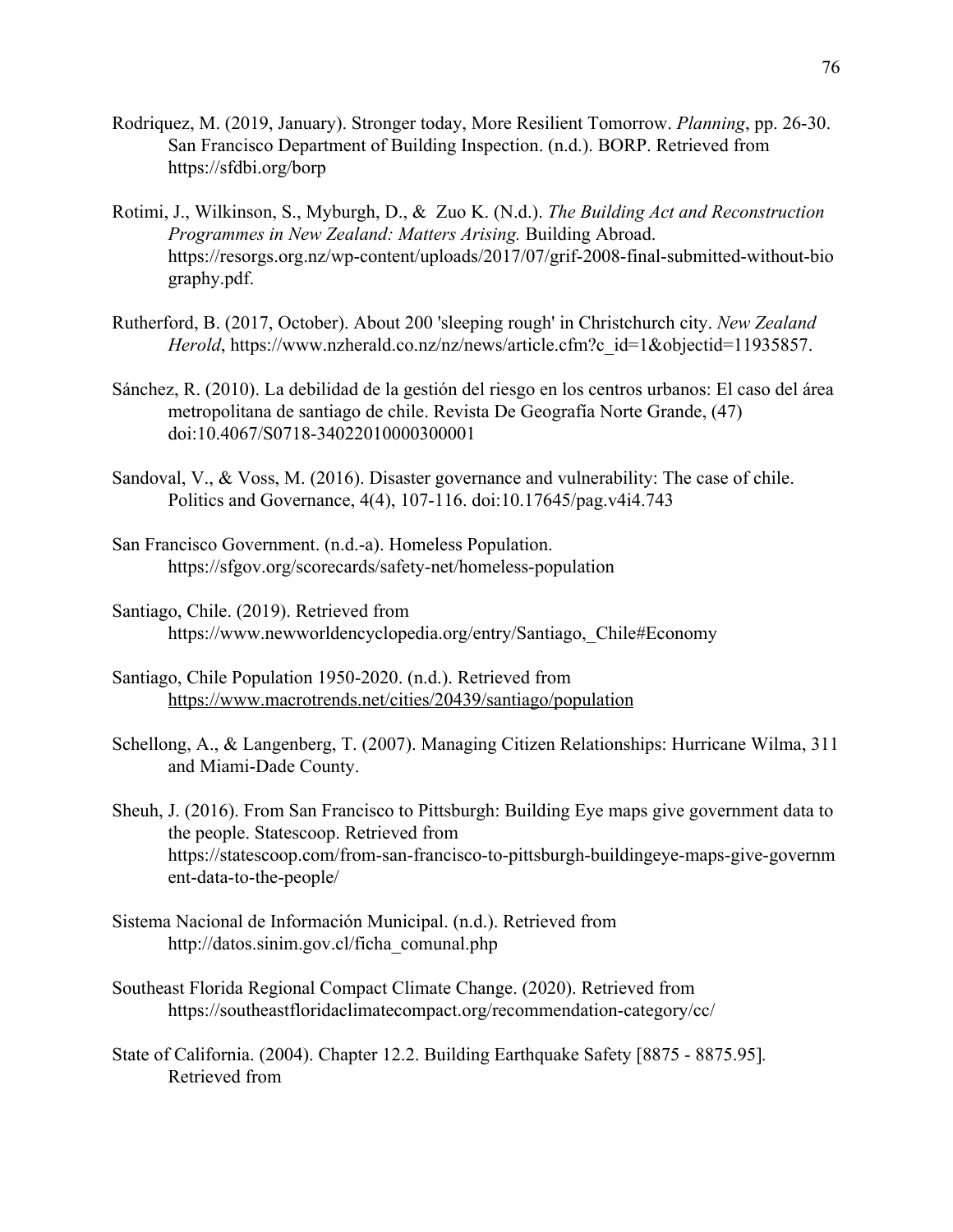Rodriquez, M. (2019, January). Stronger today, More Resilient Tomorrow. *Planning*, pp. 26-30.
San Francisco Department of Building Inspection. (n.d.). BORP. Retrieved from https://sfdbi.org/borp

Rotimi, J., Wilkinson, S., Myburgh, D., & Zuo K. (N.d.). *The Building Act and Reconstruction Programmes in New Zealand: Matters Arising.* Building Abroad. https://resorgs.org.nz/wp-content/uploads/2017/07/grif-2008-final-submitted-without-biography.pdf.

Rutherford, B. (2017, October). About 200 'sleeping rough' in Christchurch city. *New Zealand Herold*, https://www.nzherald.co.nz/nz/news/article.cfm?c_id=1&objectid=11935857.

Sánchez, R. (2010). La debilidad de la gestión del riesgo en los centros urbanos: El caso del área metropolitana de santiago de chile. Revista De Geografía Norte Grande, (47) doi:10.4067/S0718-34022010000300001

Sandoval, V., & Voss, M. (2016). Disaster governance and vulnerability: The case of chile. Politics and Governance, 4(4), 107-116. doi:10.17645/pag.v4i4.743

San Francisco Government. (n.d.-a). Homeless Population. https://sfgov.org/scorecards/safety-net/homeless-population

Santiago, Chile. (2019). Retrieved from https://www.newworldencyclopedia.org/entry/Santiago,_Chile#Economy

Santiago, Chile Population 1950-2020. (n.d.). Retrieved from https://www.macrotrends.net/cities/20439/santiago/population

Schellong, A., & Langenberg, T. (2007). Managing Citizen Relationships: Hurricane Wilma, 311 and Miami-Dade County.

Sheuh, J. (2016). From San Francisco to Pittsburgh: Building Eye maps give government data to the people. Statescoop. Retrieved from https://statescoop.com/from-san-francisco-to-pittsburgh-buildingeye-maps-give-government-data-to-the-people/

Sistema Nacional de Información Municipal. (n.d.). Retrieved from http://datos.sinim.gov.cl/ficha_comunal.php

Southeast Florida Regional Compact Climate Change. (2020). Retrieved from https://southeastfloridaclimatecompact.org/recommendation-category/cc/

State of California. (2004). Chapter 12.2. Building Earthquake Safety [8875 - 8875.95]. Retrieved from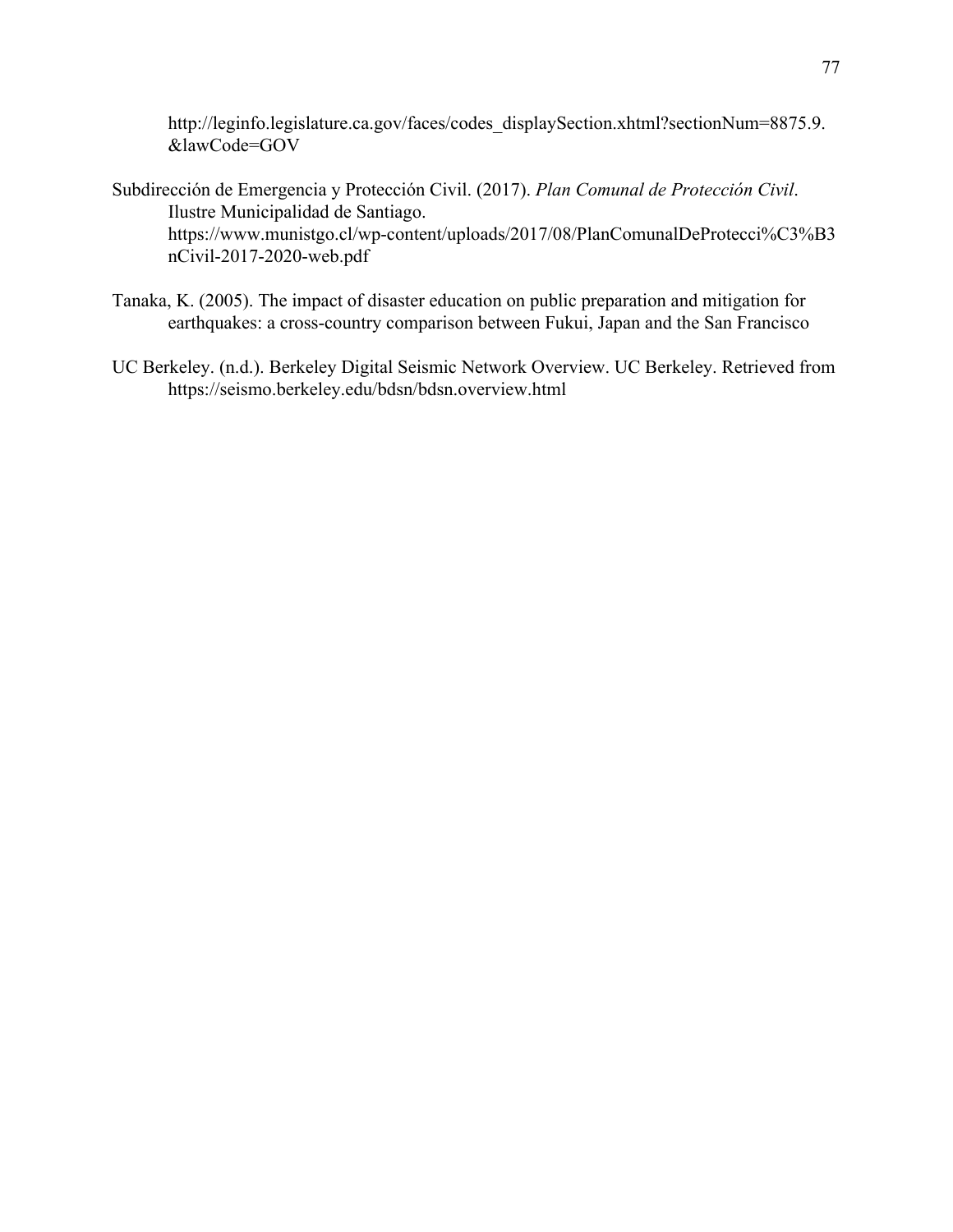http://leginfo.legislature.ca.gov/faces/codes_displaySection.xhtml?sectionNum=8875.9.&lawCode=GOV

Subdirección de Emergencia y Protección Civil. (2017). *Plan Comunal de Protección Civil*. Ilustre Municipalidad de Santiago. https://www.munistgo.cl/wp-content/uploads/2017/08/PlanComunalDeProtecci%C3%B3nCivil-2017-2020-web.pdf

Tanaka, K. (2005). The impact of disaster education on public preparation and mitigation for earthquakes: a cross-country comparison between Fukui, Japan and the San Francisco

UC Berkeley. (n.d.). Berkeley Digital Seismic Network Overview. UC Berkeley. Retrieved from https://seismo.berkeley.edu/bdsn/bdsn.overview.html